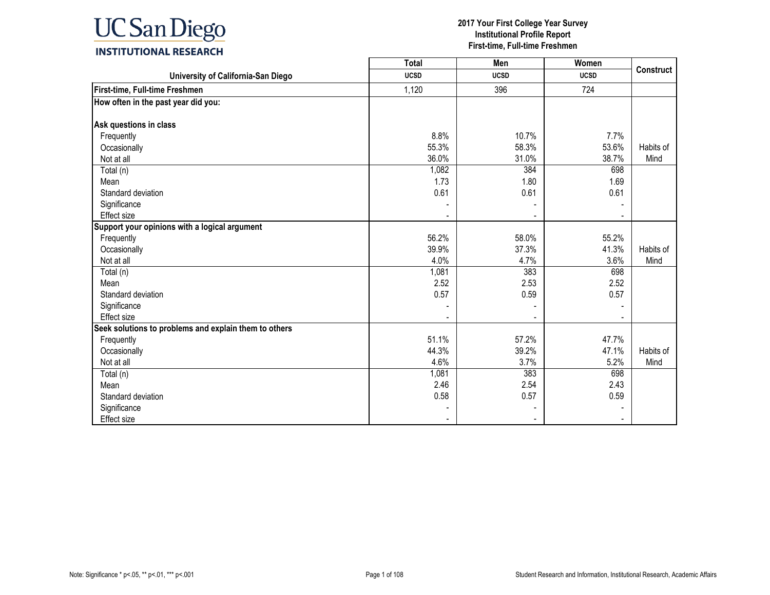UC San Diego INSTITUTIONAL RESEARCH

# 2017 Your First College Year Survey
## Institutional Profile Report
## First-time, Full-time Freshmen

| University of California-San Diego | Total UCSD | Men UCSD | Women UCSD | Construct |
|---|---|---|---|---|
| **First-time, Full-time Freshmen** | 1,120 | 396 | 724 | |
| **How often in the past year did you:** | | | | |
| **Ask questions in class** | | | | |
| Frequently | 8.8% | 10.7% | 7.7% | |
| Occasionally | 55.3% | 58.3% | 53.6% | Habits of |
| Not at all | 36.0% | 31.0% | 38.7% | Mind |
| Total (n) | 1,082 | 384 | 698 | |
| Mean | 1.73 | 1.80 | 1.69 | |
| Standard deviation | 0.61 | 0.61 | 0.61 | |
| Significance | - | - | - | |
| Effect size | - | - | - | |
| **Support your opinions with a logical argument** | | | | |
| Frequently | 56.2% | 58.0% | 55.2% | |
| Occasionally | 39.9% | 37.3% | 41.3% | Habits of |
| Not at all | 4.0% | 4.7% | 3.6% | Mind |
| Total (n) | 1,081 | 383 | 698 | |
| Mean | 2.52 | 2.53 | 2.52 | |
| Standard deviation | 0.57 | 0.59 | 0.57 | |
| Significance | - | - | - | |
| Effect size | - | - | - | |
| **Seek solutions to problems and explain them to others** | | | | |
| Frequently | 51.1% | 57.2% | 47.7% | |
| Occasionally | 44.3% | 39.2% | 47.1% | Habits of |
| Not at all | 4.6% | 3.7% | 5.2% | Mind |
| Total (n) | 1,081 | 383 | 698 | |
| Mean | 2.46 | 2.54 | 2.43 | |
| Standard deviation | 0.58 | 0.57 | 0.59 | |
| Significance | - | - | - | |
| Effect size | - | - | - | |

Note: Significance * p<.05, ** p<.01, *** p<.001

Student Research and Information, Institutional Research, Academic Affairs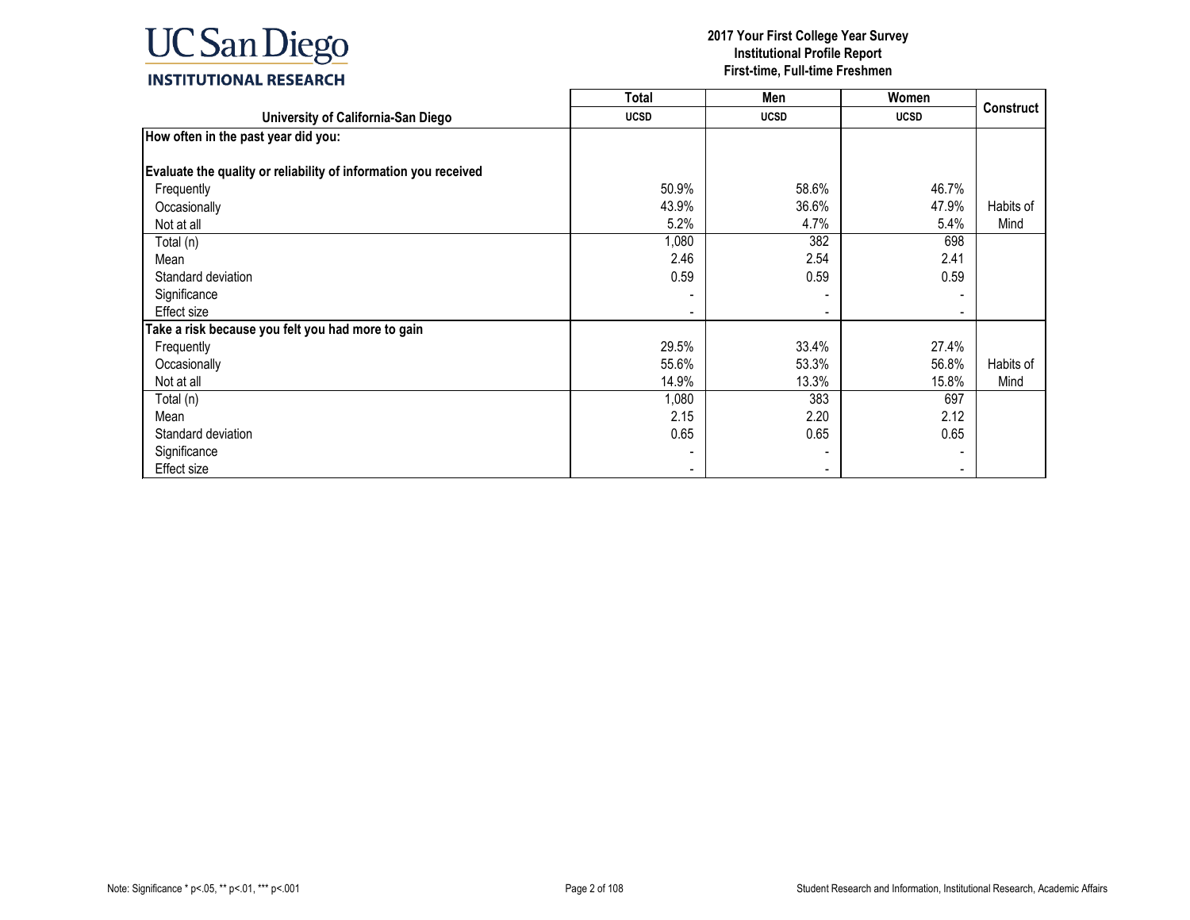| University of California-San Diego | Total UCSD | Men UCSD | Women UCSD | Construct |
|---|---|---|---|---|
| **How often in the past year did you:** | | | | |
| **Evaluate the quality or reliability of information you received** | | | | |
| Frequently | 50.9% | 58.6% | 46.7% | |
| Occasionally | 43.9% | 36.6% | 47.9% | Habits of Mind |
| Not at all | 5.2% | 4.7% | 5.4% | |
| Total (n) | 1,080 | 382 | 698 | |
| Mean | 2.46 | 2.54 | 2.41 | |
| Standard deviation | 0.59 | 0.59 | 0.59 | |
| Significance | - | - | - | |
| Effect size | - | - | - | |
| **Take a risk because you felt you had more to gain** | | | | |
| Frequently | 29.5% | 33.4% | 27.4% | |
| Occasionally | 55.6% | 53.3% | 56.8% | Habits of Mind |
| Not at all | 14.9% | 13.3% | 15.8% | |
| Total (n) | 1,080 | 383 | 697 | |
| Mean | 2.15 | 2.20 | 2.12 | |
| Standard deviation | 0.65 | 0.65 | 0.65 | |
| Significance | - | - | - | |
| Effect size | - | - | - | |

Note: Significance * p<.05, ** p<.01, *** p<.001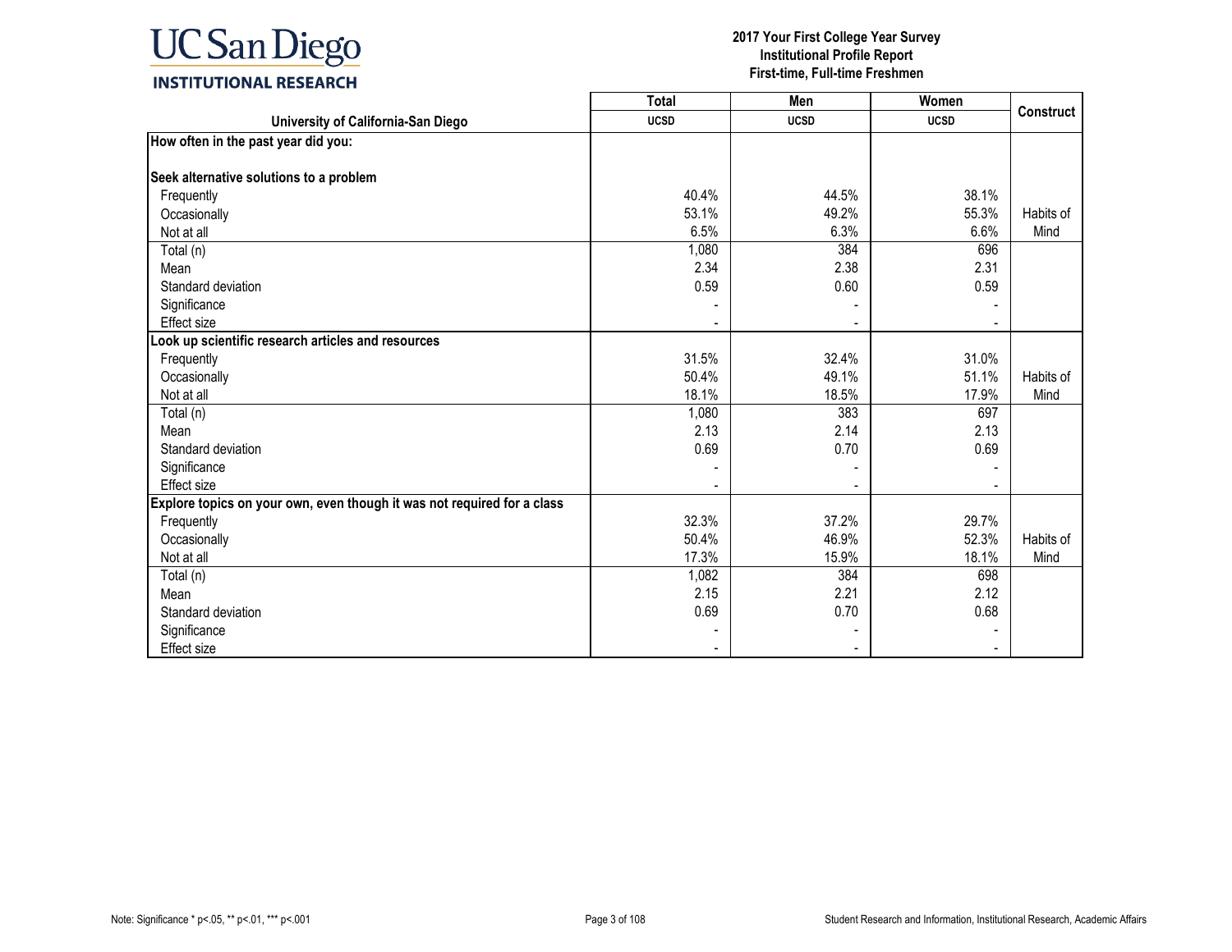**UC San Diego INSTITUTIONAL RESEARCH**

**2017 Your First College Year Survey**
**Institutional Profile Report**
**First-time, Full-time Freshmen**

| University of California-San Diego | Total<br>UCSD | Men<br>UCSD | Women<br>UCSD | Construct |
|---|---|---|---|---|
| **How often in the past year did you:** | | | | |
| **Seek alternative solutions to a problem** | | | | |
| Frequently | 40.4% | 44.5% | 38.1% | |
| Occasionally | 53.1% | 49.2% | 55.3% | Habits of |
| Not at all | 6.5% | 6.3% | 6.6% | Mind |
| Total (n) | 1,080 | 384 | 696 | |
| Mean | 2.34 | 2.38 | 2.31 | |
| Standard deviation | 0.59 | 0.60 | 0.59 | |
| Significance | - | - | - | |
| Effect size | - | - | - | |
| **Look up scientific research articles and resources** | | | | |
| Frequently | 31.5% | 32.4% | 31.0% | |
| Occasionally | 50.4% | 49.1% | 51.1% | Habits of |
| Not at all | 18.1% | 18.5% | 17.9% | Mind |
| Total (n) | 1,080 | 383 | 697 | |
| Mean | 2.13 | 2.14 | 2.13 | |
| Standard deviation | 0.69 | 0.70 | 0.69 | |
| Significance | - | - | - | |
| Effect size | - | - | - | |
| **Explore topics on your own, even though it was not required for a class** | | | | |
| Frequently | 32.3% | 37.2% | 29.7% | |
| Occasionally | 50.4% | 46.9% | 52.3% | Habits of |
| Not at all | 17.3% | 15.9% | 18.1% | Mind |
| Total (n) | 1,082 | 384 | 698 | |
| Mean | 2.15 | 2.21 | 2.12 | |
| Standard deviation | 0.69 | 0.70 | 0.68 | |
| Significance | - | - | - | |
| Effect size | - | - | - | |

Note: Significance * p<.05, ** p<.01, *** p<.001

Student Research and Information, Institutional Research, Academic Affairs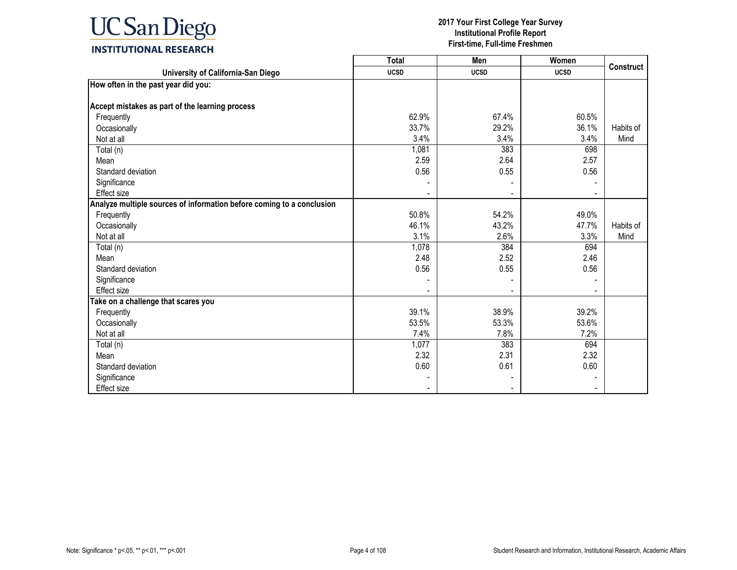| University of California-San Diego | Total UCSD | Men UCSD | Women UCSD | Construct |
|---|---|---|---|---|
| **How often in the past year did you:** | | | | |
| **Accept mistakes as part of the learning process** | | | | |
| Frequently | 62.9% | 67.4% | 60.5% | |
| Occasionally | 33.7% | 29.2% | 36.1% | Habits of Mind |
| Not at all | 3.4% | 3.4% | 3.4% | |
| Total (n) | 1,081 | 383 | 698 | |
| Mean | 2.59 | 2.64 | 2.57 | |
| Standard deviation | 0.56 | 0.55 | 0.56 | |
| Significance | - | - | - | |
| Effect size | - | - | - | |
| **Analyze multiple sources of information before coming to a conclusion** | | | | |
| Frequently | 50.8% | 54.2% | 49.0% | |
| Occasionally | 46.1% | 43.2% | 47.7% | Habits of Mind |
| Not at all | 3.1% | 2.6% | 3.3% | |
| Total (n) | 1,078 | 384 | 694 | |
| Mean | 2.48 | 2.52 | 2.46 | |
| Standard deviation | 0.56 | 0.55 | 0.56 | |
| Significance | - | - | - | |
| Effect size | - | - | - | |
| **Take on a challenge that scares you** | | | | |
| Frequently | 39.1% | 38.9% | 39.2% | |
| Occasionally | 53.5% | 53.3% | 53.6% | |
| Not at all | 7.4% | 7.8% | 7.2% | |
| Total (n) | 1,077 | 383 | 694 | |
| Mean | 2.32 | 2.31 | 2.32 | |
| Standard deviation | 0.60 | 0.61 | 0.60 | |
| Significance | - | - | - | |
| Effect size | - | - | - | |

Note: Significance * p<.05, ** p<.01, *** p<.001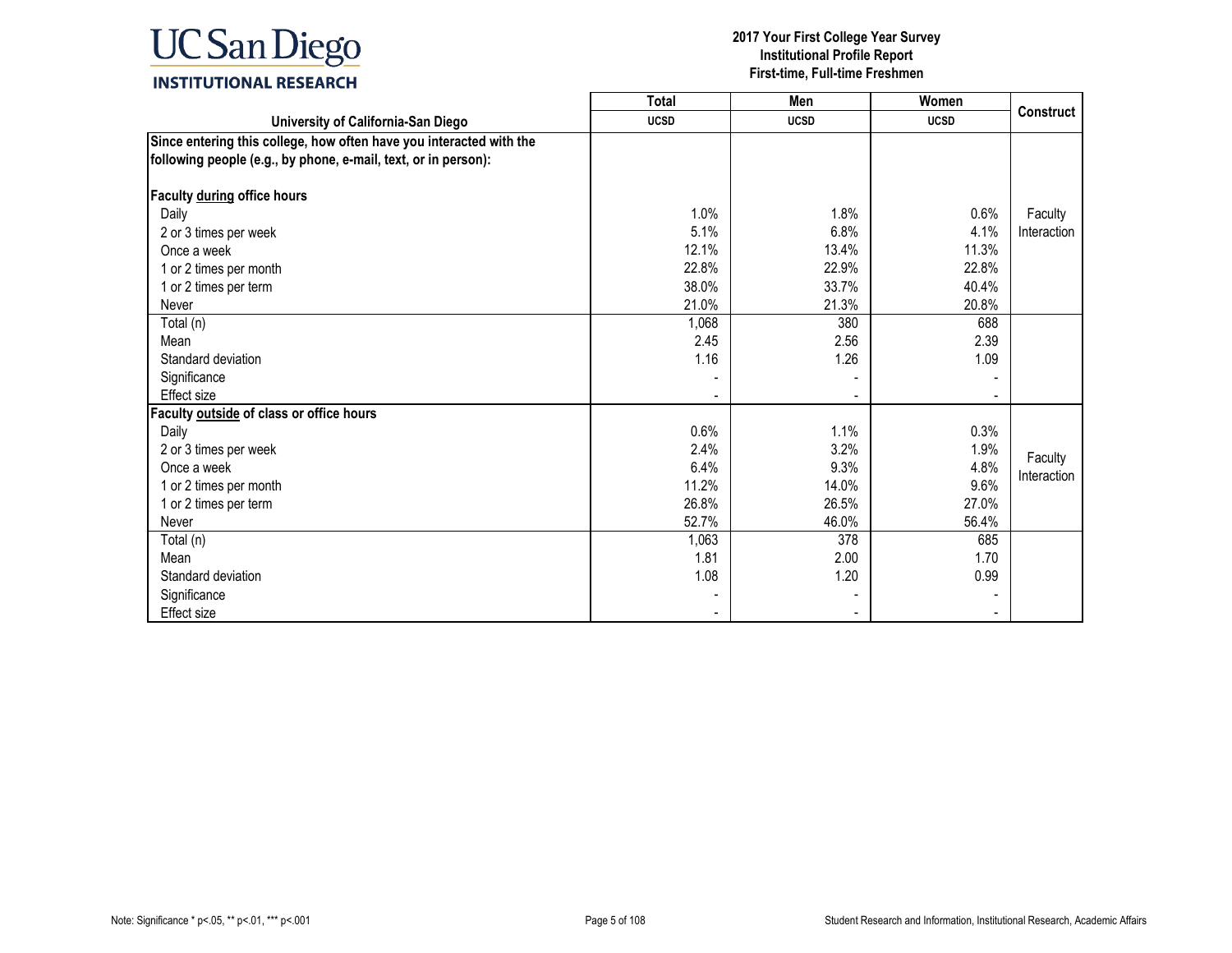| University of California-San Diego | Total UCSD | Men UCSD | Women UCSD | Construct |
|---|---|---|---|---|
| **Since entering this college, how often have you interacted with the following people (e.g., by phone, e-mail, text, or in person):** | | | | |
| **Faculty during office hours** | | | | |
| Daily | 1.0% | 1.8% | 0.6% | Faculty Interaction |
| 2 or 3 times per week | 5.1% | 6.8% | 4.1% | |
| Once a week | 12.1% | 13.4% | 11.3% | |
| 1 or 2 times per month | 22.8% | 22.9% | 22.8% | |
| 1 or 2 times per term | 38.0% | 33.7% | 40.4% | |
| Never | 21.0% | 21.3% | 20.8% | |
| Total (n) | 1,068 | 380 | 688 | |
| Mean | 2.45 | 2.56 | 2.39 | |
| Standard deviation | 1.16 | 1.26 | 1.09 | |
| Significance | - | - | - | |
| Effect size | - | - | - | |
| **Faculty outside of class or office hours** | | | | |
| Daily | 0.6% | 1.1% | 0.3% | Faculty Interaction |
| 2 or 3 times per week | 2.4% | 3.2% | 1.9% | |
| Once a week | 6.4% | 9.3% | 4.8% | |
| 1 or 2 times per month | 11.2% | 14.0% | 9.6% | |
| 1 or 2 times per term | 26.8% | 26.5% | 27.0% | |
| Never | 52.7% | 46.0% | 56.4% | |
| Total (n) | 1,063 | 378 | 685 | |
| Mean | 1.81 | 2.00 | 1.70 | |
| Standard deviation | 1.08 | 1.20 | 0.99 | |
| Significance | - | - | - | |
| Effect size | - | - | - | |

Note: Significance * p<.05, ** p<.01, *** p<.001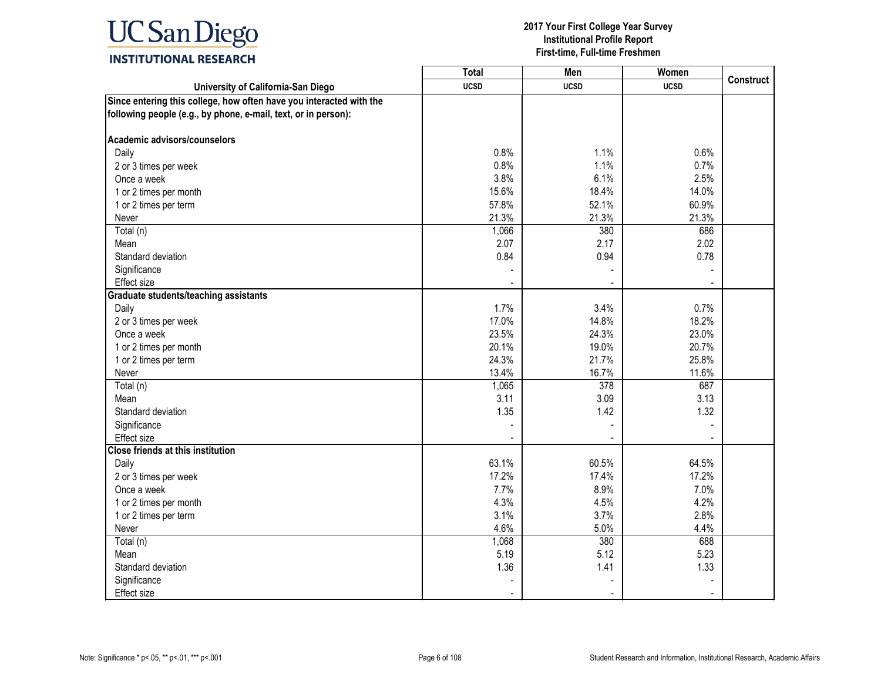# 2017 Your First College Year Survey
## Institutional Profile Report
### First-time, Full-time Freshmen

| University of California-San Diego | Total UCSD | Men UCSD | Women UCSD | Construct |
|---|---|---|---|---|
| **Since entering this college, how often have you interacted with the following people (e.g., by phone, e-mail, text, or in person):** | | | | |
| **Academic advisors/counselors** | | | | |
| Daily | 0.8% | 1.1% | 0.6% | |
| 2 or 3 times per week | 0.8% | 1.1% | 0.7% | |
| Once a week | 3.8% | 6.1% | 2.5% | |
| 1 or 2 times per month | 15.6% | 18.4% | 14.0% | |
| 1 or 2 times per term | 57.8% | 52.1% | 60.9% | |
| Never | 21.3% | 21.3% | 21.3% | |
| Total (n) | 1,066 | 380 | 686 | |
| Mean | 2.07 | 2.17 | 2.02 | |
| Standard deviation | 0.84 | 0.94 | 0.78 | |
| Significance | - | - | - | |
| Effect size | - | - | - | |
| **Graduate students/teaching assistants** | | | | |
| Daily | 1.7% | 3.4% | 0.7% | |
| 2 or 3 times per week | 17.0% | 14.8% | 18.2% | |
| Once a week | 23.5% | 24.3% | 23.0% | |
| 1 or 2 times per month | 20.1% | 19.0% | 20.7% | |
| 1 or 2 times per term | 24.3% | 21.7% | 25.8% | |
| Never | 13.4% | 16.7% | 11.6% | |
| Total (n) | 1,065 | 378 | 687 | |
| Mean | 3.11 | 3.09 | 3.13 | |
| Standard deviation | 1.35 | 1.42 | 1.32 | |
| Significance | - | - | - | |
| Effect size | - | - | - | |
| **Close friends at this institution** | | | | |
| Daily | 63.1% | 60.5% | 64.5% | |
| 2 or 3 times per week | 17.2% | 17.4% | 17.2% | |
| Once a week | 7.7% | 8.9% | 7.0% | |
| 1 or 2 times per month | 4.3% | 4.5% | 4.2% | |
| 1 or 2 times per term | 3.1% | 3.7% | 2.8% | |
| Never | 4.6% | 5.0% | 4.4% | |
| Total (n) | 1,068 | 380 | 688 | |
| Mean | 5.19 | 5.12 | 5.23 | |
| Standard deviation | 1.36 | 1.41 | 1.33 | |
| Significance | - | - | - | |
| Effect size | - | - | - | |

Note: Significance * p<.05, ** p<.01, *** p<.001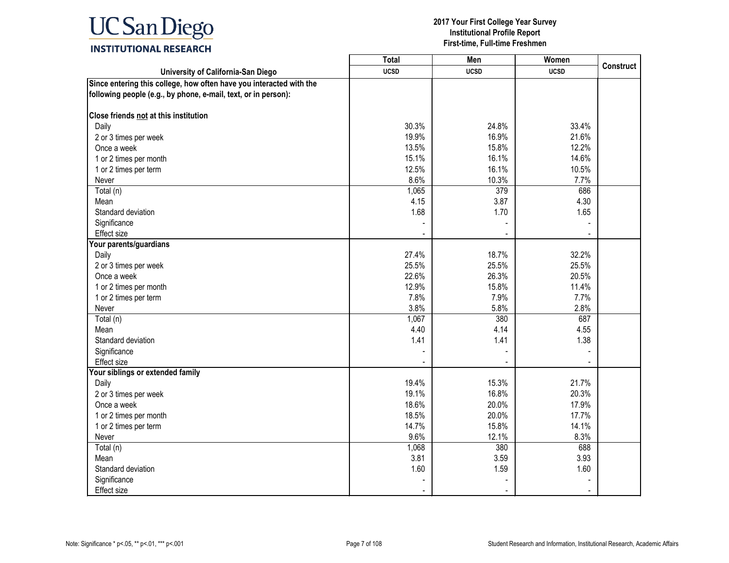**2017 Your First College Year Survey**
**Institutional Profile Report**
**First-time, Full-time Freshmen**

| University of California-San Diego | Total<br>UCSD | Men<br>UCSD | Women<br>UCSD | Construct |
|---|---|---|---|---|
| **Since entering this college, how often have you interacted with the following people (e.g., by phone, e-mail, text, or in person):** | | | | |
| **Close friends not at this institution** | | | | |
| Daily | 30.3% | 24.8% | 33.4% | |
| 2 or 3 times per week | 19.9% | 16.9% | 21.6% | |
| Once a week | 13.5% | 15.8% | 12.2% | |
| 1 or 2 times per month | 15.1% | 16.1% | 14.6% | |
| 1 or 2 times per term | 12.5% | 16.1% | 10.5% | |
| Never | 8.6% | 10.3% | 7.7% | |
| Total (n) | 1,065 | 379 | 686 | |
| Mean | 4.15 | 3.87 | 4.30 | |
| Standard deviation | 1.68 | 1.70 | 1.65 | |
| Significance | - | - | - | |
| Effect size | - | - | - | |
| **Your parents/guardians** | | | | |
| Daily | 27.4% | 18.7% | 32.2% | |
| 2 or 3 times per week | 25.5% | 25.5% | 25.5% | |
| Once a week | 22.6% | 26.3% | 20.5% | |
| 1 or 2 times per month | 12.9% | 15.8% | 11.4% | |
| 1 or 2 times per term | 7.8% | 7.9% | 7.7% | |
| Never | 3.8% | 5.8% | 2.8% | |
| Total (n) | 1,067 | 380 | 687 | |
| Mean | 4.40 | 4.14 | 4.55 | |
| Standard deviation | 1.41 | 1.41 | 1.38 | |
| Significance | - | - | - | |
| Effect size | - | - | - | |
| **Your siblings or extended family** | | | | |
| Daily | 19.4% | 15.3% | 21.7% | |
| 2 or 3 times per week | 19.1% | 16.8% | 20.3% | |
| Once a week | 18.6% | 20.0% | 17.9% | |
| 1 or 2 times per month | 18.5% | 20.0% | 17.7% | |
| 1 or 2 times per term | 14.7% | 15.8% | 14.1% | |
| Never | 9.6% | 12.1% | 8.3% | |
| Total (n) | 1,068 | 380 | 688 | |
| Mean | 3.81 | 3.59 | 3.93 | |
| Standard deviation | 1.60 | 1.59 | 1.60 | |
| Significance | - | - | - | |
| Effect size | - | - | - | |

Note: Significance * p<.05, ** p<.01, *** p<.001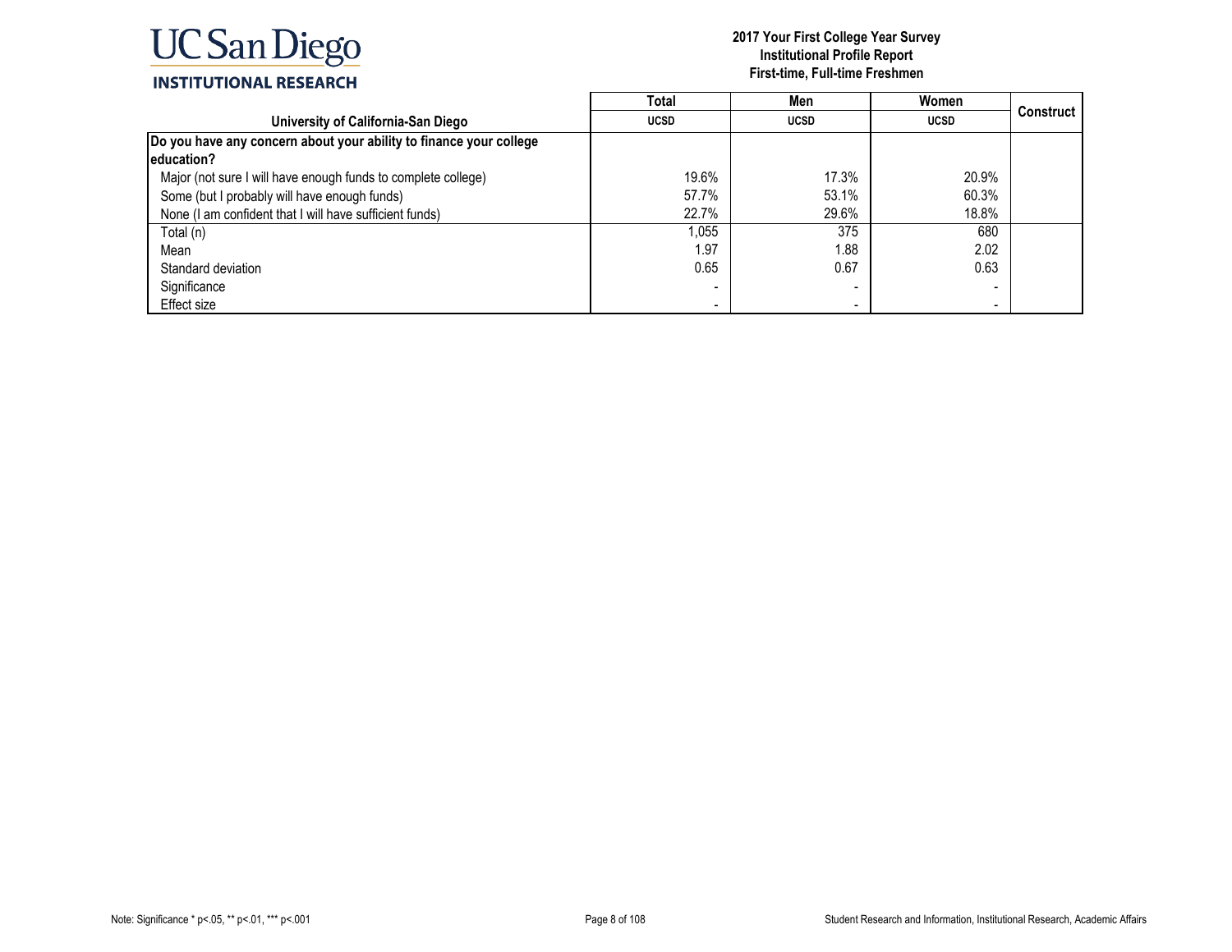| University of California-San Diego | Total | Men | Women | Construct |
|---|---|---|---|---|
| | UCSD | UCSD | UCSD | |
| **Do you have any concern about your ability to finance your college education?** | | | | |
| Major (not sure I will have enough funds to complete college) | 19.6% | 17.3% | 20.9% | |
| Some (but I probably will have enough funds) | 57.7% | 53.1% | 60.3% | |
| None (I am confident that I will have sufficient funds) | 22.7% | 29.6% | 18.8% | |
| Total (n) | 1,055 | 375 | 680 | |
| Mean | 1.97 | 1.88 | 2.02 | |
| Standard deviation | 0.65 | 0.67 | 0.63 | |
| Significance | - | - | - | |
| Effect size | - | - | - | |

Note: Significance * p<.05, ** p<.01, *** p<.001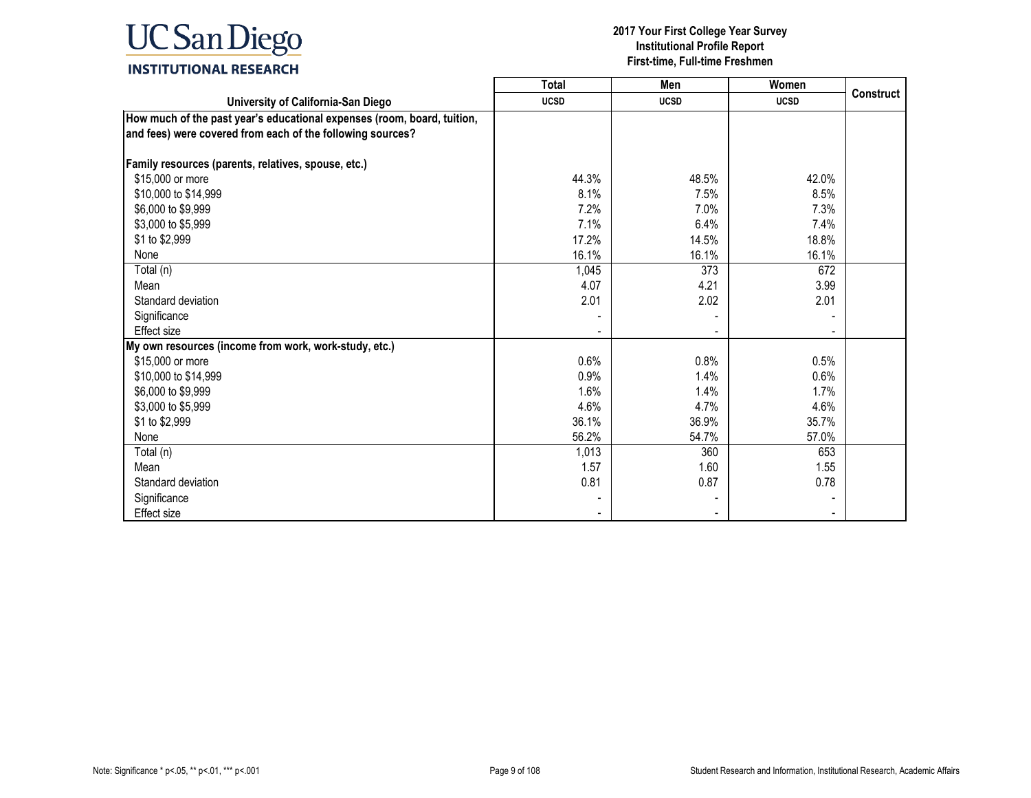**UC San Diego**
**INSTITUTIONAL RESEARCH**

**2017 Your First College Year Survey**
**Institutional Profile Report**
**First-time, Full-time Freshmen**

| University of California-San Diego | Total UCSD | Men UCSD | Women UCSD | Construct |
|---|---|---|---|---|
| **How much of the past year's educational expenses (room, board, tuition, and fees) were covered from each of the following sources?** | | | | |
| **Family resources (parents, relatives, spouse, etc.)** | | | | |
| $15,000 or more | 44.3% | 48.5% | 42.0% | |
| $10,000 to $14,999 | 8.1% | 7.5% | 8.5% | |
| $6,000 to $9,999 | 7.2% | 7.0% | 7.3% | |
| $3,000 to $5,999 | 7.1% | 6.4% | 7.4% | |
| $1 to $2,999 | 17.2% | 14.5% | 18.8% | |
| None | 16.1% | 16.1% | 16.1% | |
| Total (n) | 1,045 | 373 | 672 | |
| Mean | 4.07 | 4.21 | 3.99 | |
| Standard deviation | 2.01 | 2.02 | 2.01 | |
| Significance | - | - | - | |
| Effect size | - | - | - | |
| **My own resources (income from work, work-study, etc.)** | | | | |
| $15,000 or more | 0.6% | 0.8% | 0.5% | |
| $10,000 to $14,999 | 0.9% | 1.4% | 0.6% | |
| $6,000 to $9,999 | 1.6% | 1.4% | 1.7% | |
| $3,000 to $5,999 | 4.6% | 4.7% | 4.6% | |
| $1 to $2,999 | 36.1% | 36.9% | 35.7% | |
| None | 56.2% | 54.7% | 57.0% | |
| Total (n) | 1,013 | 360 | 653 | |
| Mean | 1.57 | 1.60 | 1.55 | |
| Standard deviation | 0.81 | 0.87 | 0.78 | |
| Significance | - | - | - | |
| Effect size | - | - | - | |

Note: Significance * p<.05, ** p<.01, *** p<.001

Student Research and Information, Institutional Research, Academic Affairs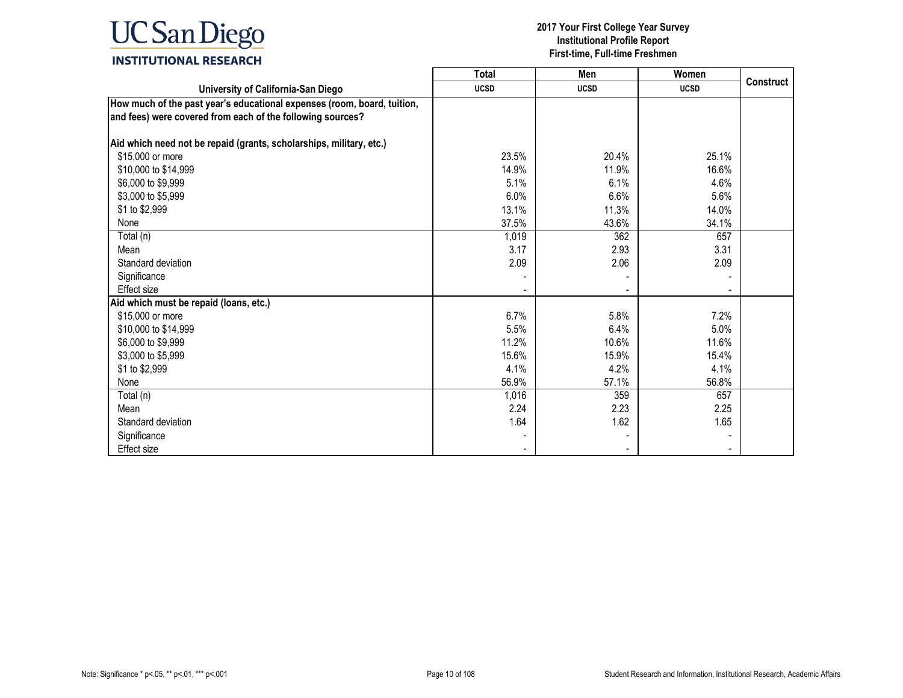# 2017 Your First College Year Survey
## Institutional Profile Report
### First-time, Full-time Freshmen

| University of California-San Diego | Total | Men | Women | Construct |
|---|---|---|---|---|
| | UCSD | UCSD | UCSD | |
| **How much of the past year's educational expenses (room, board, tuition, and fees) were covered from each of the following sources?** | | | | |
| **Aid which need not be repaid (grants, scholarships, military, etc.)** | | | | |
| $15,000 or more | 23.5% | 20.4% | 25.1% | |
| $10,000 to $14,999 | 14.9% | 11.9% | 16.6% | |
| $6,000 to $9,999 | 5.1% | 6.1% | 4.6% | |
| $3,000 to $5,999 | 6.0% | 6.6% | 5.6% | |
| $1 to $2,999 | 13.1% | 11.3% | 14.0% | |
| None | 37.5% | 43.6% | 34.1% | |
| Total (n) | 1,019 | 362 | 657 | |
| Mean | 3.17 | 2.93 | 3.31 | |
| Standard deviation | 2.09 | 2.06 | 2.09 | |
| Significance | - | - | - | |
| Effect size | - | - | - | |
| **Aid which must be repaid (loans, etc.)** | | | | |
| $15,000 or more | 6.7% | 5.8% | 7.2% | |
| $10,000 to $14,999 | 5.5% | 6.4% | 5.0% | |
| $6,000 to $9,999 | 11.2% | 10.6% | 11.6% | |
| $3,000 to $5,999 | 15.6% | 15.9% | 15.4% | |
| $1 to $2,999 | 4.1% | 4.2% | 4.1% | |
| None | 56.9% | 57.1% | 56.8% | |
| Total (n) | 1,016 | 359 | 657 | |
| Mean | 2.24 | 2.23 | 2.25 | |
| Standard deviation | 1.64 | 1.62 | 1.65 | |
| Significance | - | - | - | |
| Effect size | - | - | - | |

Note: Significance * p<.05, ** p<.01, *** p<.001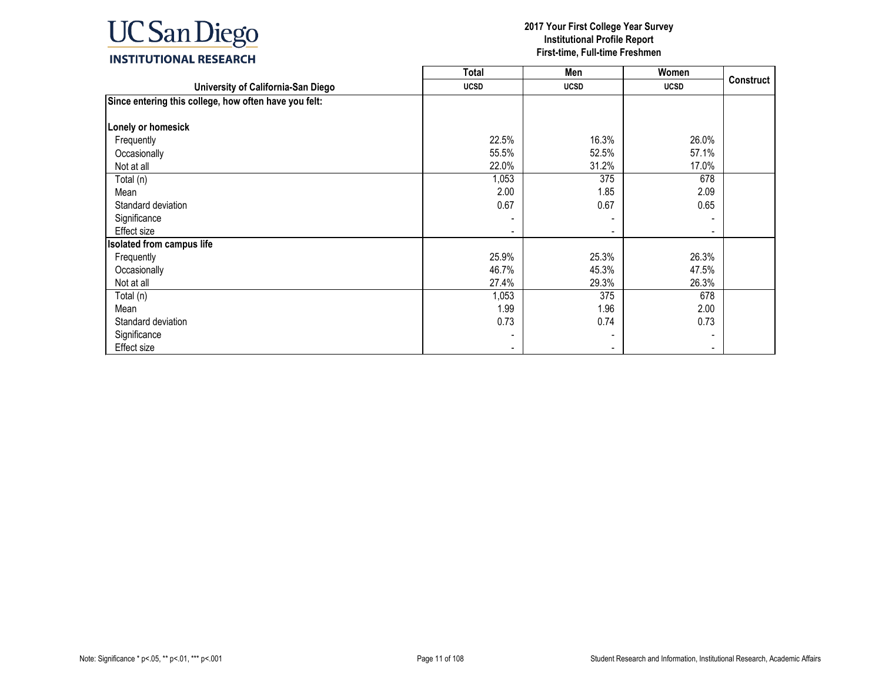UC San Diego
INSTITUTIONAL RESEARCH

**2017 Your First College Year Survey**
**Institutional Profile Report**
**First-time, Full-time Freshmen**

| University of California-San Diego | Total<br>UCSD | Men<br>UCSD | Women<br>UCSD | Construct |
|---|---|---|---|---|
| **Since entering this college, how often have you felt:** | | | | |
| **Lonely or homesick** | | | | |
| Frequently | 22.5% | 16.3% | 26.0% | |
| Occasionally | 55.5% | 52.5% | 57.1% | |
| Not at all | 22.0% | 31.2% | 17.0% | |
| Total (n) | 1,053 | 375 | 678 | |
| Mean | 2.00 | 1.85 | 2.09 | |
| Standard deviation | 0.67 | 0.67 | 0.65 | |
| Significance | - | - | - | |
| Effect size | - | - | - | |
| **Isolated from campus life** | | | | |
| Frequently | 25.9% | 25.3% | 26.3% | |
| Occasionally | 46.7% | 45.3% | 47.5% | |
| Not at all | 27.4% | 29.3% | 26.3% | |
| Total (n) | 1,053 | 375 | 678 | |
| Mean | 1.99 | 1.96 | 2.00 | |
| Standard deviation | 0.73 | 0.74 | 0.73 | |
| Significance | - | - | - | |
| Effect size | - | - | - | |

Note: Significance * p<.05, ** p<.01, *** p<.001

Student Research and Information, Institutional Research, Academic Affairs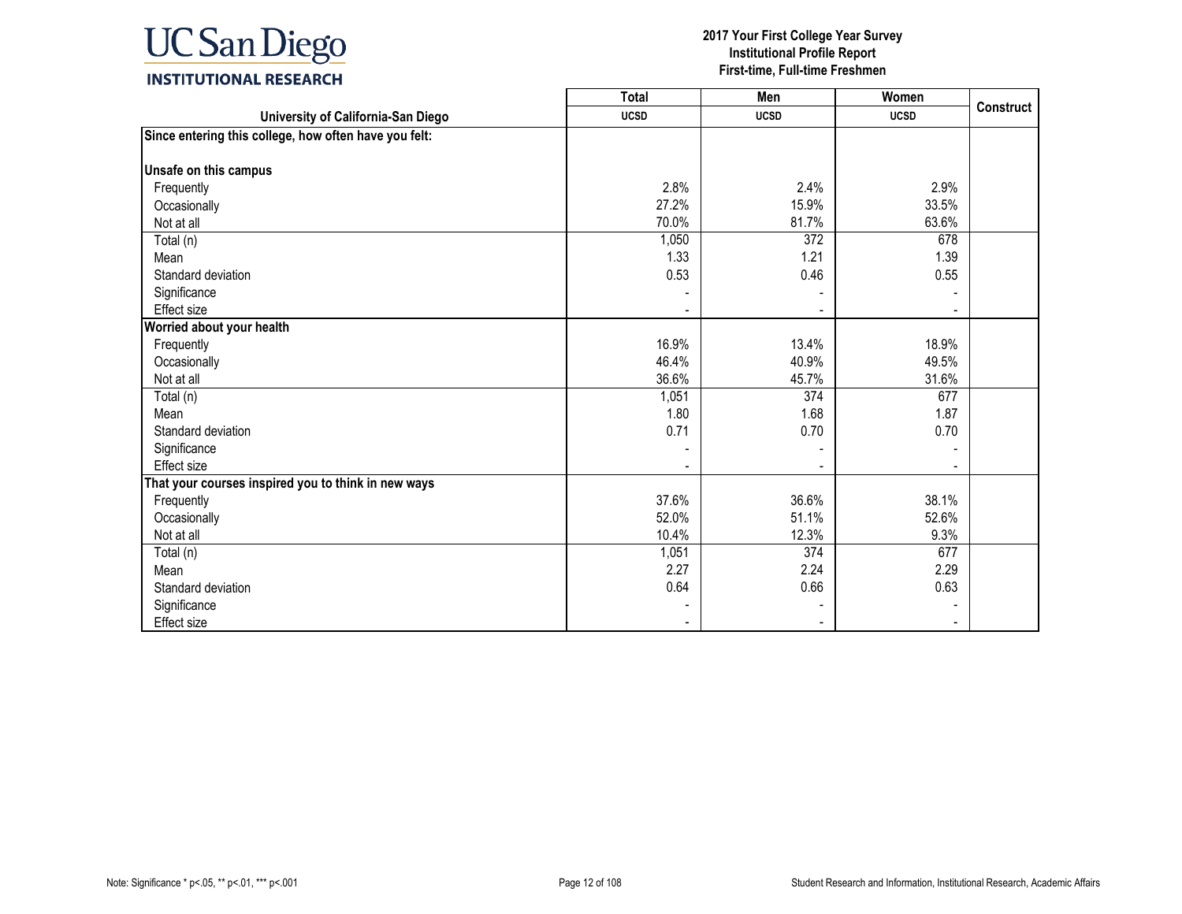# 2017 Your First College Year Survey
## Institutional Profile Report
### First-time, Full-time Freshmen

| University of California-San Diego | Total<br>UCSD | Men<br>UCSD | Women<br>UCSD | Construct |
|---|---|---|---|---|
| **Since entering this college, how often have you felt:** | | | | |
| **Unsafe on this campus** | | | | |
| Frequently | 2.8% | 2.4% | 2.9% | |
| Occasionally | 27.2% | 15.9% | 33.5% | |
| Not at all | 70.0% | 81.7% | 63.6% | |
| Total (n) | 1,050 | 372 | 678 | |
| Mean | 1.33 | 1.21 | 1.39 | |
| Standard deviation | 0.53 | 0.46 | 0.55 | |
| Significance | - | - | - | |
| Effect size | - | - | - | |
| **Worried about your health** | | | | |
| Frequently | 16.9% | 13.4% | 18.9% | |
| Occasionally | 46.4% | 40.9% | 49.5% | |
| Not at all | 36.6% | 45.7% | 31.6% | |
| Total (n) | 1,051 | 374 | 677 | |
| Mean | 1.80 | 1.68 | 1.87 | |
| Standard deviation | 0.71 | 0.70 | 0.70 | |
| Significance | - | - | - | |
| Effect size | - | - | - | |
| **That your courses inspired you to think in new ways** | | | | |
| Frequently | 37.6% | 36.6% | 38.1% | |
| Occasionally | 52.0% | 51.1% | 52.6% | |
| Not at all | 10.4% | 12.3% | 9.3% | |
| Total (n) | 1,051 | 374 | 677 | |
| Mean | 2.27 | 2.24 | 2.29 | |
| Standard deviation | 0.64 | 0.66 | 0.63 | |
| Significance | - | - | - | |
| Effect size | - | - | - | |

Note: Significance * p<.05, ** p<.01, *** p<.001

Student Research and Information, Institutional Research, Academic Affairs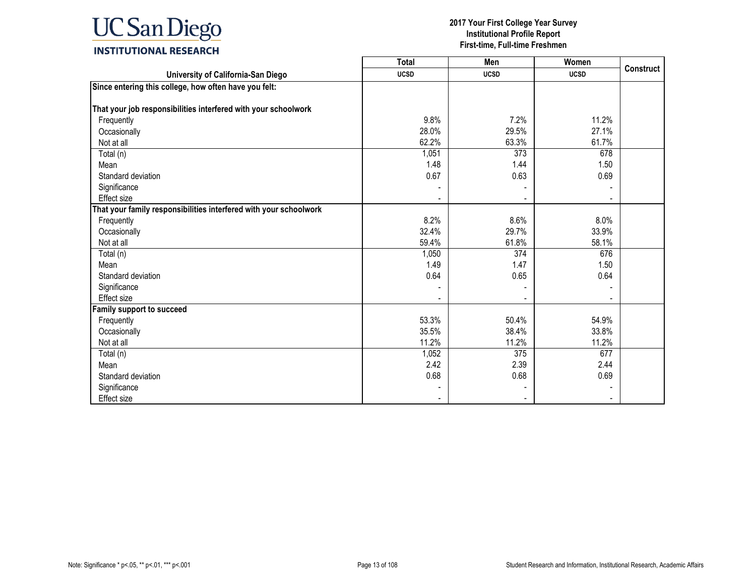| University of California-San Diego | Total<br>UCSD | Men<br>UCSD | Women<br>UCSD | Construct |
|---|---|---|---|---|
| **Since entering this college, how often have you felt:** | | | | |
| **That your job responsibilities interfered with your schoolwork** | | | | |
| Frequently | 9.8% | 7.2% | 11.2% | |
| Occasionally | 28.0% | 29.5% | 27.1% | |
| Not at all | 62.2% | 63.3% | 61.7% | |
| Total (n) | 1,051 | 373 | 678 | |
| Mean | 1.48 | 1.44 | 1.50 | |
| Standard deviation | 0.67 | 0.63 | 0.69 | |
| Significance | - | - | - | |
| Effect size | - | - | - | |
| **That your family responsibilities interfered with your schoolwork** | | | | |
| Frequently | 8.2% | 8.6% | 8.0% | |
| Occasionally | 32.4% | 29.7% | 33.9% | |
| Not at all | 59.4% | 61.8% | 58.1% | |
| Total (n) | 1,050 | 374 | 676 | |
| Mean | 1.49 | 1.47 | 1.50 | |
| Standard deviation | 0.64 | 0.65 | 0.64 | |
| Significance | - | - | - | |
| Effect size | - | - | - | |
| **Family support to succeed** | | | | |
| Frequently | 53.3% | 50.4% | 54.9% | |
| Occasionally | 35.5% | 38.4% | 33.8% | |
| Not at all | 11.2% | 11.2% | 11.2% | |
| Total (n) | 1,052 | 375 | 677 | |
| Mean | 2.42 | 2.39 | 2.44 | |
| Standard deviation | 0.68 | 0.68 | 0.69 | |
| Significance | - | - | - | |
| Effect size | - | - | - | |

Note: Significance * p<.05, ** p<.01, *** p<.001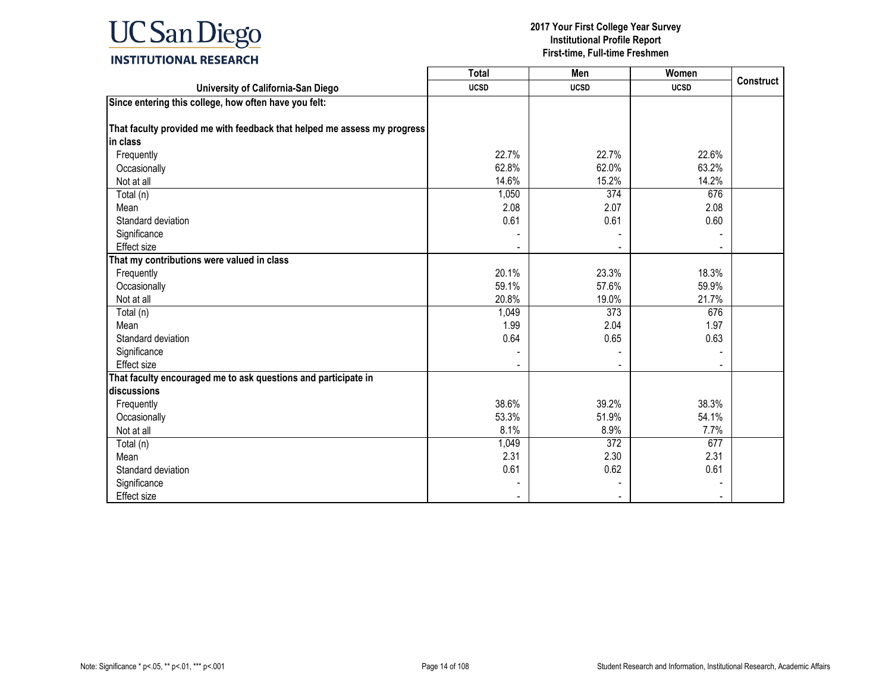| University of California-San Diego | Total UCSD | Men UCSD | Women UCSD | Construct |
|---|---|---|---|---|
| **Since entering this college, how often have you felt:** | | | | |
| **That faculty provided me with feedback that helped me assess my progress in class** | | | | |
| Frequently | 22.7% | 22.7% | 22.6% | |
| Occasionally | 62.8% | 62.0% | 63.2% | |
| Not at all | 14.6% | 15.2% | 14.2% | |
| Total (n) | 1,050 | 374 | 676 | |
| Mean | 2.08 | 2.07 | 2.08 | |
| Standard deviation | 0.61 | 0.61 | 0.60 | |
| Significance | - | - | - | |
| Effect size | - | - | - | |
| **That my contributions were valued in class** | | | | |
| Frequently | 20.1% | 23.3% | 18.3% | |
| Occasionally | 59.1% | 57.6% | 59.9% | |
| Not at all | 20.8% | 19.0% | 21.7% | |
| Total (n) | 1,049 | 373 | 676 | |
| Mean | 1.99 | 2.04 | 1.97 | |
| Standard deviation | 0.64 | 0.65 | 0.63 | |
| Significance | - | - | - | |
| Effect size | - | - | - | |
| **That faculty encouraged me to ask questions and participate in discussions** | | | | |
| Frequently | 38.6% | 39.2% | 38.3% | |
| Occasionally | 53.3% | 51.9% | 54.1% | |
| Not at all | 8.1% | 8.9% | 7.7% | |
| Total (n) | 1,049 | 372 | 677 | |
| Mean | 2.31 | 2.30 | 2.31 | |
| Standard deviation | 0.61 | 0.62 | 0.61 | |
| Significance | - | - | - | |
| Effect size | - | - | - | |

Note: Significance * p<.05, ** p<.01, *** p<.001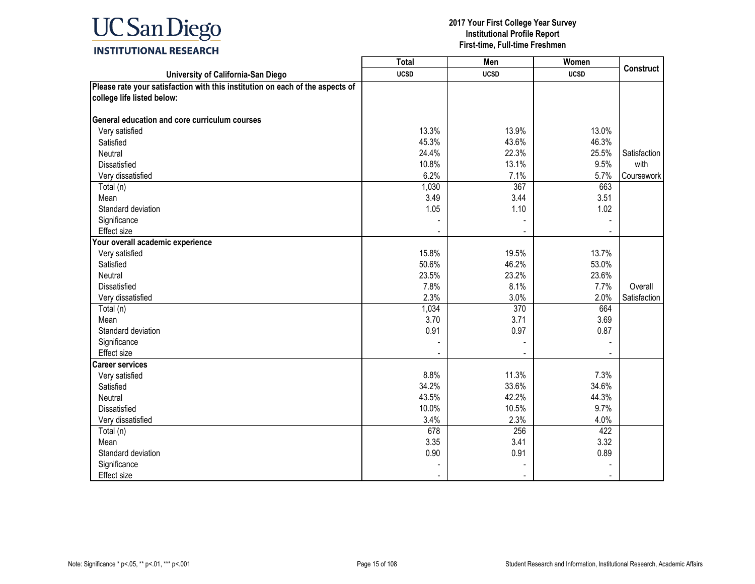| University of California-San Diego | Total UCSD | Men UCSD | Women UCSD | Construct |
|---|---|---|---|---|
| **Please rate your satisfaction with this institution on each of the aspects of college life listed below:** | | | | |
| **General education and core curriculum courses** | | | | |
| Very satisfied | 13.3% | 13.9% | 13.0% | |
| Satisfied | 45.3% | 43.6% | 46.3% | |
| Neutral | 24.4% | 22.3% | 25.5% | Satisfaction with Coursework |
| Dissatisfied | 10.8% | 13.1% | 9.5% | |
| Very dissatisfied | 6.2% | 7.1% | 5.7% | |
| Total (n) | 1,030 | 367 | 663 | |
| Mean | 3.49 | 3.44 | 3.51 | |
| Standard deviation | 1.05 | 1.10 | 1.02 | |
| Significance | - | - | - | |
| Effect size | - | - | - | |
| **Your overall academic experience** | | | | |
| Very satisfied | 15.8% | 19.5% | 13.7% | |
| Satisfied | 50.6% | 46.2% | 53.0% | |
| Neutral | 23.5% | 23.2% | 23.6% | |
| Dissatisfied | 7.8% | 8.1% | 7.7% | Overall Satisfaction |
| Very dissatisfied | 2.3% | 3.0% | 2.0% | |
| Total (n) | 1,034 | 370 | 664 | |
| Mean | 3.70 | 3.71 | 3.69 | |
| Standard deviation | 0.91 | 0.97 | 0.87 | |
| Significance | - | - | - | |
| Effect size | - | - | - | |
| **Career services** | | | | |
| Very satisfied | 8.8% | 11.3% | 7.3% | |
| Satisfied | 34.2% | 33.6% | 34.6% | |
| Neutral | 43.5% | 42.2% | 44.3% | |
| Dissatisfied | 10.0% | 10.5% | 9.7% | |
| Very dissatisfied | 3.4% | 2.3% | 4.0% | |
| Total (n) | 678 | 256 | 422 | |
| Mean | 3.35 | 3.41 | 3.32 | |
| Standard deviation | 0.90 | 0.91 | 0.89 | |
| Significance | - | - | - | |
| Effect size | - | - | - | |

Note: Significance * p<.05, ** p<.01, *** p<.001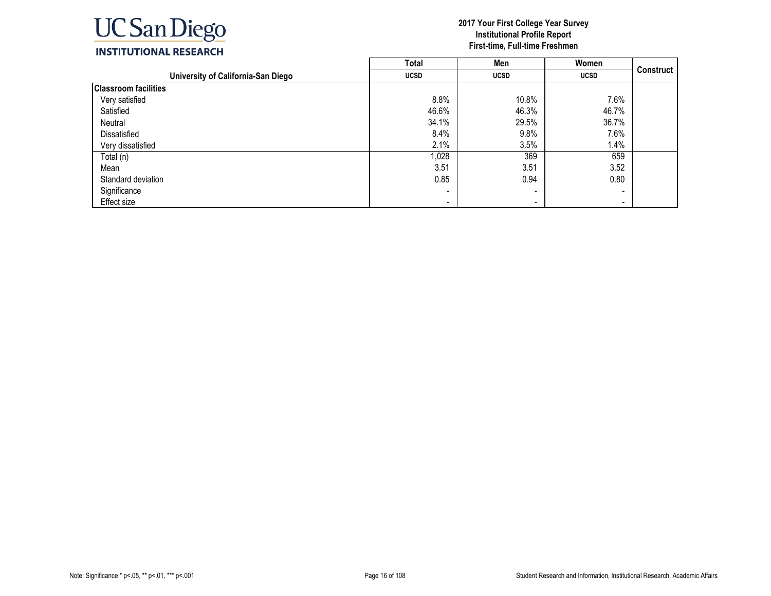# 2017 Your First College Year Survey
## Institutional Profile Report
### First-time, Full-time Freshmen

| University of California-San Diego | Total | Men | Women | Construct |
|---|---|---|---|---|
| | UCSD | UCSD | UCSD | |
| **Classroom facilities** | | | | |
| Very satisfied | 8.8% | 10.8% | 7.6% | |
| Satisfied | 46.6% | 46.3% | 46.7% | |
| Neutral | 34.1% | 29.5% | 36.7% | |
| Dissatisfied | 8.4% | 9.8% | 7.6% | |
| Very dissatisfied | 2.1% | 3.5% | 1.4% | |
| Total (n) | 1,028 | 369 | 659 | |
| Mean | 3.51 | 3.51 | 3.52 | |
| Standard deviation | 0.85 | 0.94 | 0.80 | |
| Significance | - | - | - | |
| Effect size | - | - | - | |

Note: Significance * p<.05, ** p<.01, *** p<.001

Student Research and Information, Institutional Research, Academic Affairs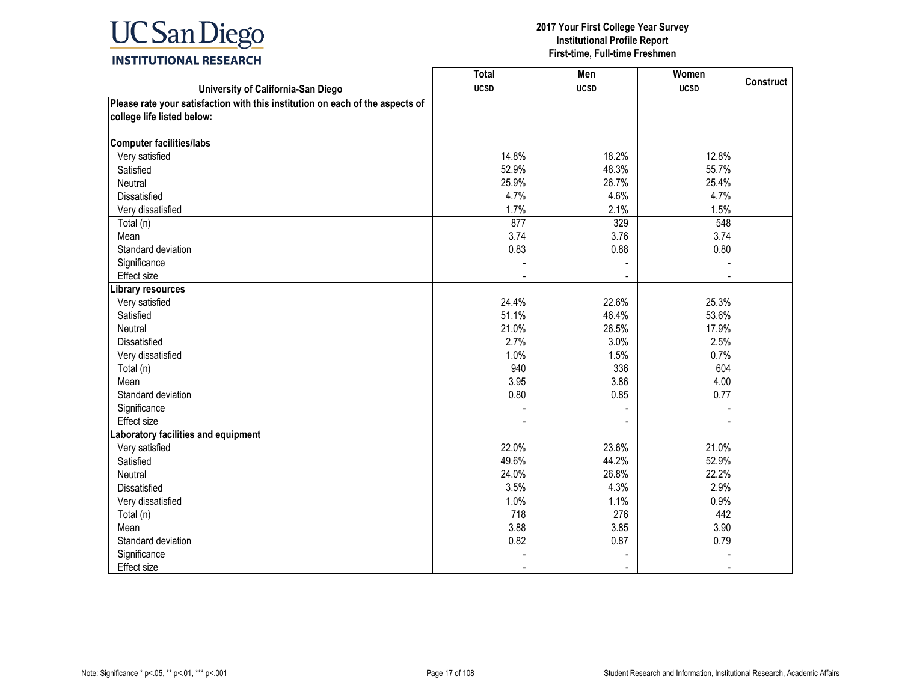| University of California-San Diego | Total UCSD | Men UCSD | Women UCSD | Construct |
|---|---|---|---|---|
| **Please rate your satisfaction with this institution on each of the aspects of college life listed below:** | | | | |
| **Computer facilities/labs** | | | | |
| Very satisfied | 14.8% | 18.2% | 12.8% | |
| Satisfied | 52.9% | 48.3% | 55.7% | |
| Neutral | 25.9% | 26.7% | 25.4% | |
| Dissatisfied | 4.7% | 4.6% | 4.7% | |
| Very dissatisfied | 1.7% | 2.1% | 1.5% | |
| Total (n) | 877 | 329 | 548 | |
| Mean | 3.74 | 3.76 | 3.74 | |
| Standard deviation | 0.83 | 0.88 | 0.80 | |
| Significance | - | - | - | |
| Effect size | - | - | - | |
| **Library resources** | | | | |
| Very satisfied | 24.4% | 22.6% | 25.3% | |
| Satisfied | 51.1% | 46.4% | 53.6% | |
| Neutral | 21.0% | 26.5% | 17.9% | |
| Dissatisfied | 2.7% | 3.0% | 2.5% | |
| Very dissatisfied | 1.0% | 1.5% | 0.7% | |
| Total (n) | 940 | 336 | 604 | |
| Mean | 3.95 | 3.86 | 4.00 | |
| Standard deviation | 0.80 | 0.85 | 0.77 | |
| Significance | - | - | - | |
| Effect size | - | - | - | |
| **Laboratory facilities and equipment** | | | | |
| Very satisfied | 22.0% | 23.6% | 21.0% | |
| Satisfied | 49.6% | 44.2% | 52.9% | |
| Neutral | 24.0% | 26.8% | 22.2% | |
| Dissatisfied | 3.5% | 4.3% | 2.9% | |
| Very dissatisfied | 1.0% | 1.1% | 0.9% | |
| Total (n) | 718 | 276 | 442 | |
| Mean | 3.88 | 3.85 | 3.90 | |
| Standard deviation | 0.82 | 0.87 | 0.79 | |
| Significance | - | - | - | |
| Effect size | - | - | - | |

Note: Significance * p<.05, ** p<.01, *** p<.001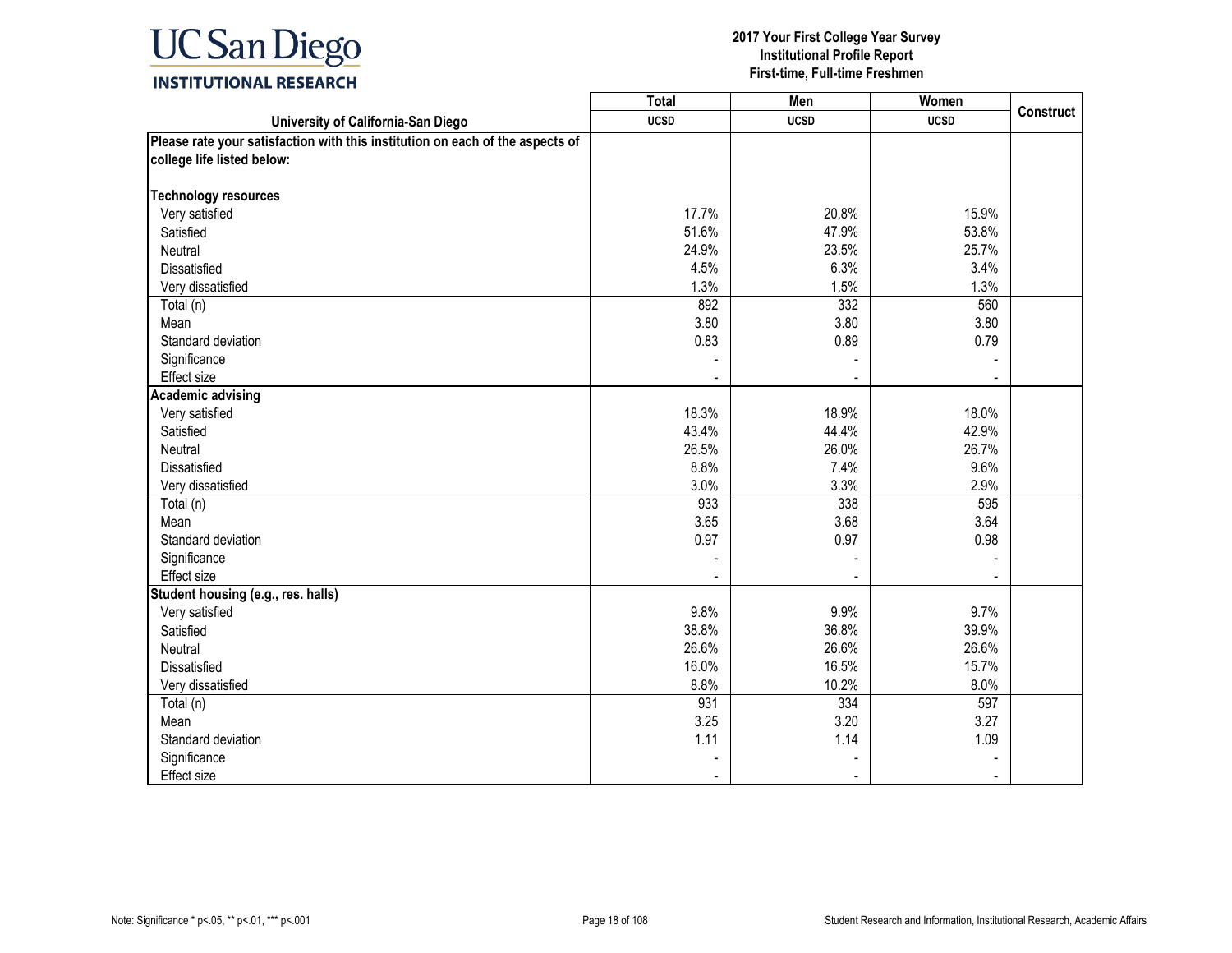**UC San Diego**
**INSTITUTIONAL RESEARCH**

**2017 Your First College Year Survey**
**Institutional Profile Report**
**First-time, Full-time Freshmen**

| University of California-San Diego | Total UCSD | Men UCSD | Women UCSD | Construct |
|---|---|---|---|---|
| **Please rate your satisfaction with this institution on each of the aspects of college life listed below:** | | | | |
| **Technology resources** | | | | |
| Very satisfied | 17.7% | 20.8% | 15.9% | |
| Satisfied | 51.6% | 47.9% | 53.8% | |
| Neutral | 24.9% | 23.5% | 25.7% | |
| Dissatisfied | 4.5% | 6.3% | 3.4% | |
| Very dissatisfied | 1.3% | 1.5% | 1.3% | |
| Total (n) | 892 | 332 | 560 | |
| Mean | 3.80 | 3.80 | 3.80 | |
| Standard deviation | 0.83 | 0.89 | 0.79 | |
| Significance | - | - | - | |
| Effect size | - | - | - | |
| **Academic advising** | | | | |
| Very satisfied | 18.3% | 18.9% | 18.0% | |
| Satisfied | 43.4% | 44.4% | 42.9% | |
| Neutral | 26.5% | 26.0% | 26.7% | |
| Dissatisfied | 8.8% | 7.4% | 9.6% | |
| Very dissatisfied | 3.0% | 3.3% | 2.9% | |
| Total (n) | 933 | 338 | 595 | |
| Mean | 3.65 | 3.68 | 3.64 | |
| Standard deviation | 0.97 | 0.97 | 0.98 | |
| Significance | - | - | - | |
| Effect size | - | - | - | |
| **Student housing (e.g., res. halls)** | | | | |
| Very satisfied | 9.8% | 9.9% | 9.7% | |
| Satisfied | 38.8% | 36.8% | 39.9% | |
| Neutral | 26.6% | 26.6% | 26.6% | |
| Dissatisfied | 16.0% | 16.5% | 15.7% | |
| Very dissatisfied | 8.8% | 10.2% | 8.0% | |
| Total (n) | 931 | 334 | 597 | |
| Mean | 3.25 | 3.20 | 3.27 | |
| Standard deviation | 1.11 | 1.14 | 1.09 | |
| Significance | - | - | - | |
| Effect size | - | - | - | |

Note: Significance * p<.05, ** p<.01, *** p<.001

Student Research and Information, Institutional Research, Academic Affairs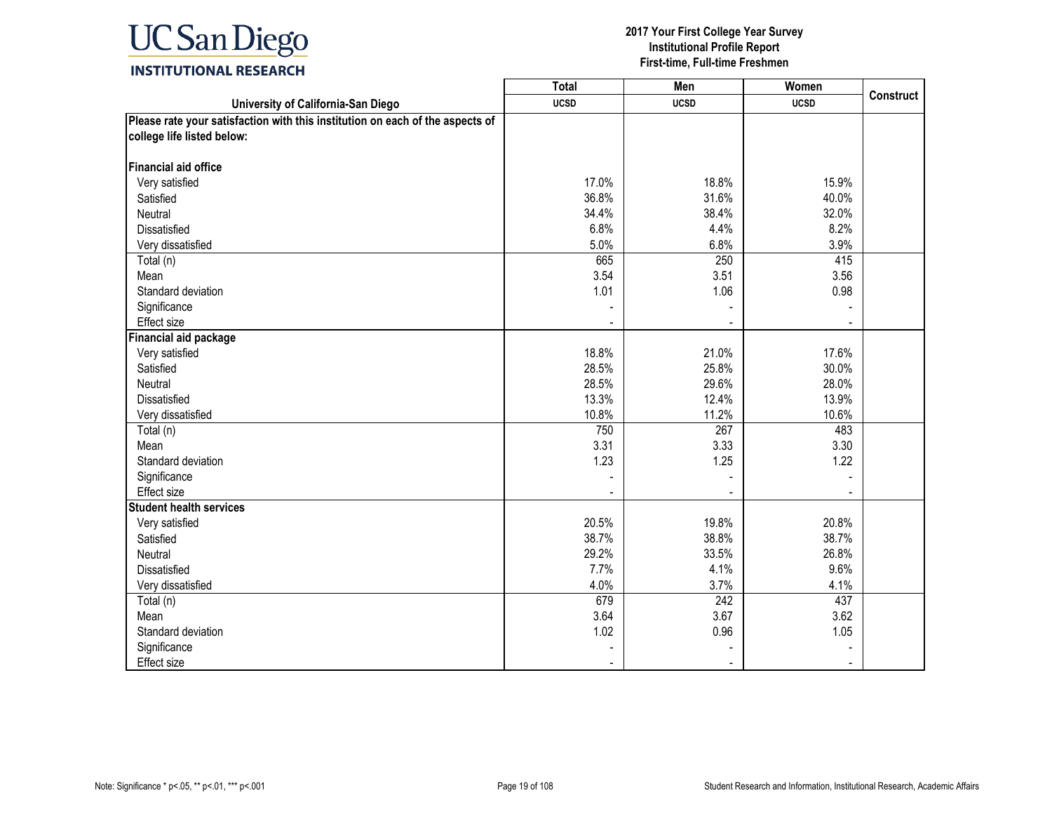**UC San Diego INSTITUTIONAL RESEARCH**

**2017 Your First College Year Survey**
**Institutional Profile Report**
**First-time, Full-time Freshmen**

| University of California-San Diego | Total UCSD | Men UCSD | Women UCSD | Construct |
|---|---|---|---|---|
| **Please rate your satisfaction with this institution on each of the aspects of college life listed below:** | | | | |
| **Financial aid office** | | | | |
| Very satisfied | 17.0% | 18.8% | 15.9% | |
| Satisfied | 36.8% | 31.6% | 40.0% | |
| Neutral | 34.4% | 38.4% | 32.0% | |
| Dissatisfied | 6.8% | 4.4% | 8.2% | |
| Very dissatisfied | 5.0% | 6.8% | 3.9% | |
| Total (n) | 665 | 250 | 415 | |
| Mean | 3.54 | 3.51 | 3.56 | |
| Standard deviation | 1.01 | 1.06 | 0.98 | |
| Significance | - | - | - | |
| Effect size | - | - | - | |
| **Financial aid package** | | | | |
| Very satisfied | 18.8% | 21.0% | 17.6% | |
| Satisfied | 28.5% | 25.8% | 30.0% | |
| Neutral | 28.5% | 29.6% | 28.0% | |
| Dissatisfied | 13.3% | 12.4% | 13.9% | |
| Very dissatisfied | 10.8% | 11.2% | 10.6% | |
| Total (n) | 750 | 267 | 483 | |
| Mean | 3.31 | 3.33 | 3.30 | |
| Standard deviation | 1.23 | 1.25 | 1.22 | |
| Significance | - | - | - | |
| Effect size | - | - | - | |
| **Student health services** | | | | |
| Very satisfied | 20.5% | 19.8% | 20.8% | |
| Satisfied | 38.7% | 38.8% | 38.7% | |
| Neutral | 29.2% | 33.5% | 26.8% | |
| Dissatisfied | 7.7% | 4.1% | 9.6% | |
| Very dissatisfied | 4.0% | 3.7% | 4.1% | |
| Total (n) | 679 | 242 | 437 | |
| Mean | 3.64 | 3.67 | 3.62 | |
| Standard deviation | 1.02 | 0.96 | 1.05 | |
| Significance | - | - | - | |
| Effect size | - | - | - | |

Note: Significance * p<.05, ** p<.01, *** p<.001

Student Research and Information, Institutional Research, Academic Affairs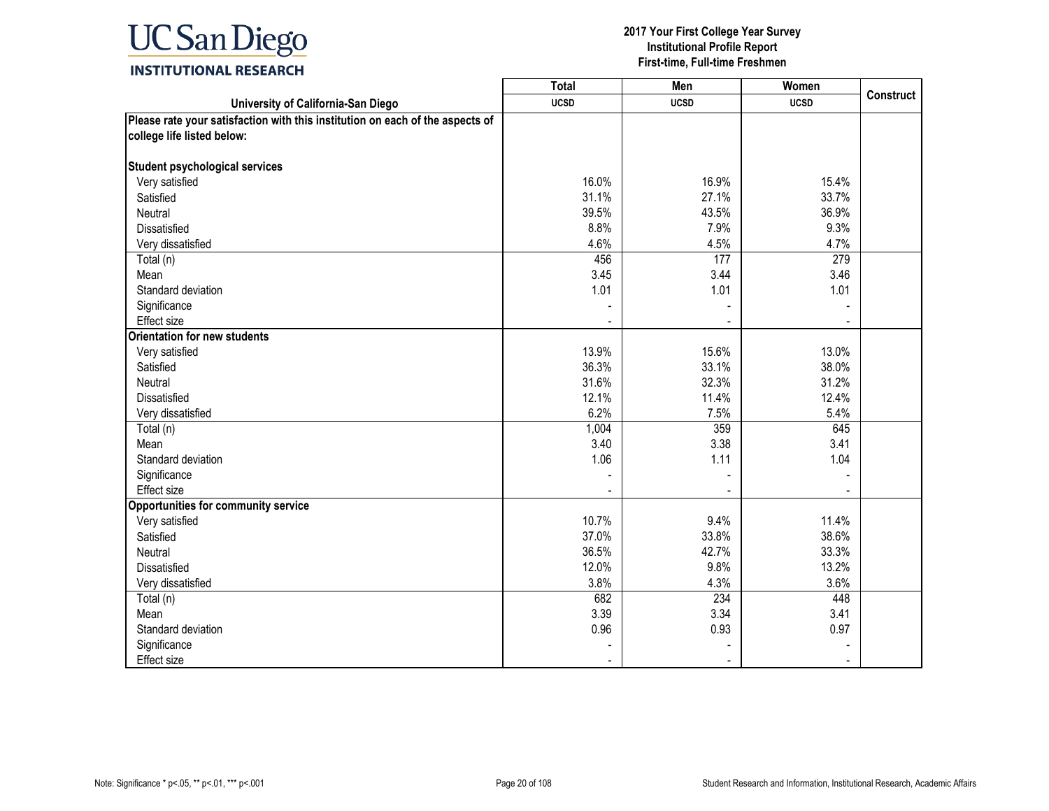**UC San Diego**
**INSTITUTIONAL RESEARCH**

**2017 Your First College Year Survey**
**Institutional Profile Report**
**First-time, Full-time Freshmen**

| University of California-San Diego | Total<br>UCSD | Men<br>UCSD | Women<br>UCSD | Construct |
|---|---|---|---|---|
| **Please rate your satisfaction with this institution on each of the aspects of college life listed below:** | | | | |
| **Student psychological services** | | | | |
| Very satisfied | 16.0% | 16.9% | 15.4% | |
| Satisfied | 31.1% | 27.1% | 33.7% | |
| Neutral | 39.5% | 43.5% | 36.9% | |
| Dissatisfied | 8.8% | 7.9% | 9.3% | |
| Very dissatisfied | 4.6% | 4.5% | 4.7% | |
| Total (n) | 456 | 177 | 279 | |
| Mean | 3.45 | 3.44 | 3.46 | |
| Standard deviation | 1.01 | 1.01 | 1.01 | |
| Significance | - | - | - | |
| Effect size | - | - | - | |
| **Orientation for new students** | | | | |
| Very satisfied | 13.9% | 15.6% | 13.0% | |
| Satisfied | 36.3% | 33.1% | 38.0% | |
| Neutral | 31.6% | 32.3% | 31.2% | |
| Dissatisfied | 12.1% | 11.4% | 12.4% | |
| Very dissatisfied | 6.2% | 7.5% | 5.4% | |
| Total (n) | 1,004 | 359 | 645 | |
| Mean | 3.40 | 3.38 | 3.41 | |
| Standard deviation | 1.06 | 1.11 | 1.04 | |
| Significance | - | - | - | |
| Effect size | - | - | - | |
| **Opportunities for community service** | | | | |
| Very satisfied | 10.7% | 9.4% | 11.4% | |
| Satisfied | 37.0% | 33.8% | 38.6% | |
| Neutral | 36.5% | 42.7% | 33.3% | |
| Dissatisfied | 12.0% | 9.8% | 13.2% | |
| Very dissatisfied | 3.8% | 4.3% | 3.6% | |
| Total (n) | 682 | 234 | 448 | |
| Mean | 3.39 | 3.34 | 3.41 | |
| Standard deviation | 0.96 | 0.93 | 0.97 | |
| Significance | - | - | - | |
| Effect size | - | - | - | |

Note: Significance * p<.05, ** p<.01, *** p<.001

Student Research and Information, Institutional Research, Academic Affairs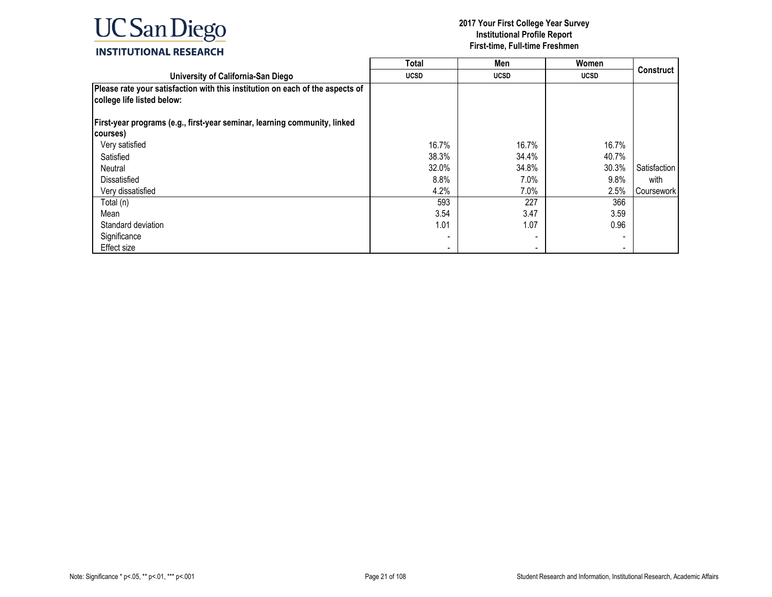| University of California-San Diego | Total | Men | Women | Construct |
|---|---|---|---|---|
| | UCSD | UCSD | UCSD | |
| **Please rate your satisfaction with this institution on each of the aspects of college life listed below:** | | | | |
| **First-year programs (e.g., first-year seminar, learning community, linked courses)** | | | | |
| Very satisfied | 16.7% | 16.7% | 16.7% | |
| Satisfied | 38.3% | 34.4% | 40.7% | |
| Neutral | 32.0% | 34.8% | 30.3% | Satisfaction with Coursework |
| Dissatisfied | 8.8% | 7.0% | 9.8% | |
| Very dissatisfied | 4.2% | 7.0% | 2.5% | |
| Total (n) | 593 | 227 | 366 | |
| Mean | 3.54 | 3.47 | 3.59 | |
| Standard deviation | 1.01 | 1.07 | 0.96 | |
| Significance | - | - | - | |
| Effect size | - | - | - | |

Note: Significance * p<.05, ** p<.01, *** p<.001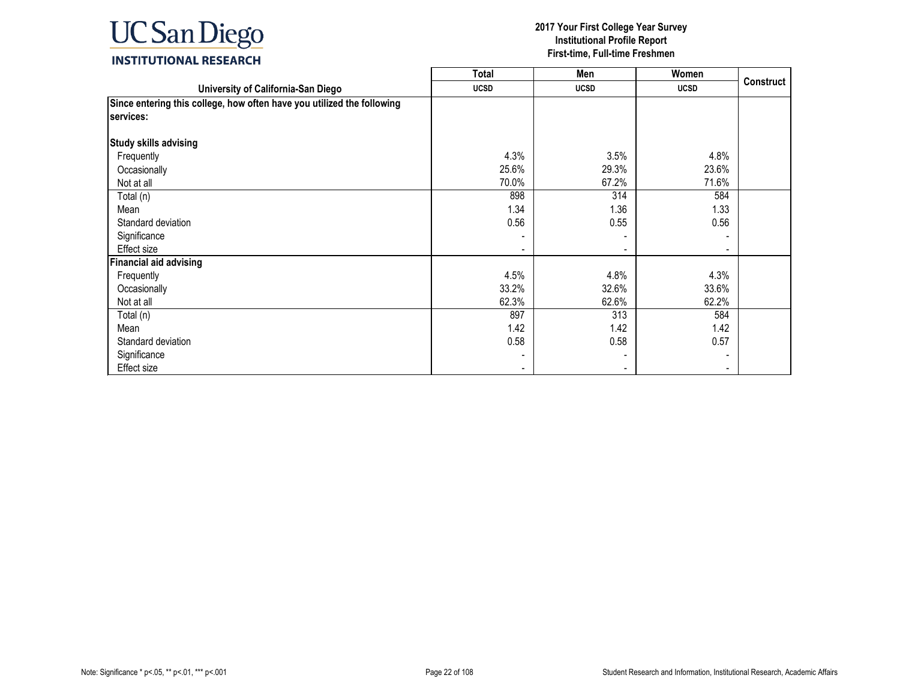| University of California-San Diego | Total | Men | Women | Construct |
|---|---|---|---|---|
| | UCSD | UCSD | UCSD | |
| **Since entering this college, how often have you utilized the following services:** | | | | |
| **Study skills advising** | | | | |
| Frequently | 4.3% | 3.5% | 4.8% | |
| Occasionally | 25.6% | 29.3% | 23.6% | |
| Not at all | 70.0% | 67.2% | 71.6% | |
| Total (n) | 898 | 314 | 584 | |
| Mean | 1.34 | 1.36 | 1.33 | |
| Standard deviation | 0.56 | 0.55 | 0.56 | |
| Significance | - | - | - | |
| Effect size | - | - | - | |
| **Financial aid advising** | | | | |
| Frequently | 4.5% | 4.8% | 4.3% | |
| Occasionally | 33.2% | 32.6% | 33.6% | |
| Not at all | 62.3% | 62.6% | 62.2% | |
| Total (n) | 897 | 313 | 584 | |
| Mean | 1.42 | 1.42 | 1.42 | |
| Standard deviation | 0.58 | 0.58 | 0.57 | |
| Significance | - | - | - | |
| Effect size | - | - | - | |

Note: Significance * p<.05, ** p<.01, *** p<.001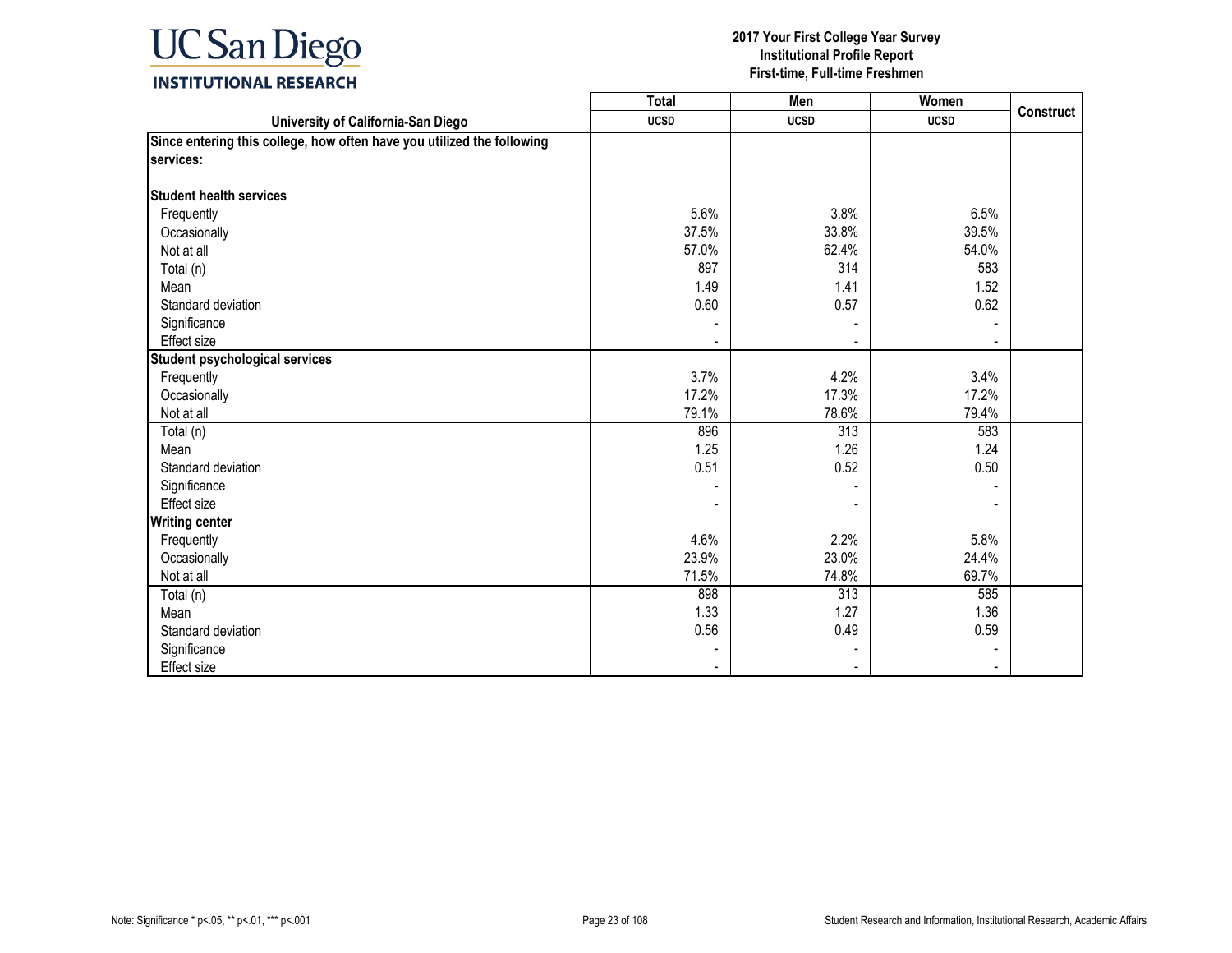**UC San Diego**
**INSTITUTIONAL RESEARCH**

**2017 Your First College Year Survey**
**Institutional Profile Report**
**First-time, Full-time Freshmen**

| University of California-San Diego | Total<br>UCSD | Men<br>UCSD | Women<br>UCSD | Construct |
|---|---|---|---|---|
| **Since entering this college, how often have you utilized the following services:** | | | | |
| **Student health services** | | | | |
| Frequently | 5.6% | 3.8% | 6.5% | |
| Occasionally | 37.5% | 33.8% | 39.5% | |
| Not at all | 57.0% | 62.4% | 54.0% | |
| Total (n) | 897 | 314 | 583 | |
| Mean | 1.49 | 1.41 | 1.52 | |
| Standard deviation | 0.60 | 0.57 | 0.62 | |
| Significance | - | - | - | |
| Effect size | - | - | - | |
| **Student psychological services** | | | | |
| Frequently | 3.7% | 4.2% | 3.4% | |
| Occasionally | 17.2% | 17.3% | 17.2% | |
| Not at all | 79.1% | 78.6% | 79.4% | |
| Total (n) | 896 | 313 | 583 | |
| Mean | 1.25 | 1.26 | 1.24 | |
| Standard deviation | 0.51 | 0.52 | 0.50 | |
| Significance | - | - | - | |
| Effect size | - | - | - | |
| **Writing center** | | | | |
| Frequently | 4.6% | 2.2% | 5.8% | |
| Occasionally | 23.9% | 23.0% | 24.4% | |
| Not at all | 71.5% | 74.8% | 69.7% | |
| Total (n) | 898 | 313 | 585 | |
| Mean | 1.33 | 1.27 | 1.36 | |
| Standard deviation | 0.56 | 0.49 | 0.59 | |
| Significance | - | - | - | |
| Effect size | - | - | - | |

Note: Significance * p<.05, ** p<.01, *** p<.001

Student Research and Information, Institutional Research, Academic Affairs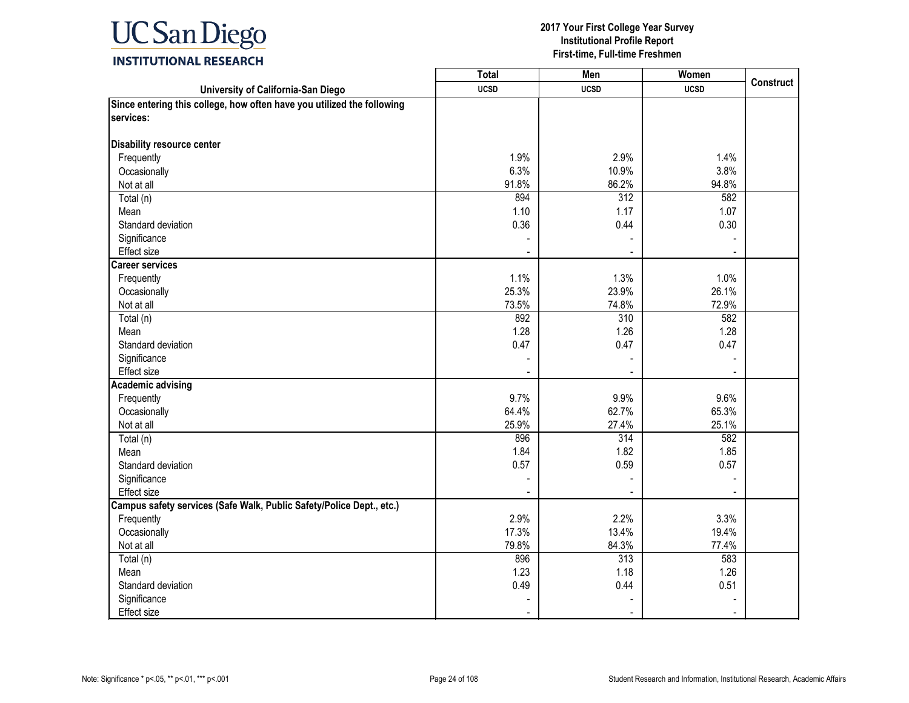| University of California-San Diego | Total UCSD | Men UCSD | Women UCSD | Construct |
|---|---|---|---|---|
| **Since entering this college, how often have you utilized the following services:** | | | | |
| **Disability resource center** | | | | |
| Frequently | 1.9% | 2.9% | 1.4% | |
| Occasionally | 6.3% | 10.9% | 3.8% | |
| Not at all | 91.8% | 86.2% | 94.8% | |
| Total (n) | 894 | 312 | 582 | |
| Mean | 1.10 | 1.17 | 1.07 | |
| Standard deviation | 0.36 | 0.44 | 0.30 | |
| Significance | - | - | - | |
| Effect size | - | - | - | |
| **Career services** | | | | |
| Frequently | 1.1% | 1.3% | 1.0% | |
| Occasionally | 25.3% | 23.9% | 26.1% | |
| Not at all | 73.5% | 74.8% | 72.9% | |
| Total (n) | 892 | 310 | 582 | |
| Mean | 1.28 | 1.26 | 1.28 | |
| Standard deviation | 0.47 | 0.47 | 0.47 | |
| Significance | - | - | - | |
| Effect size | - | - | - | |
| **Academic advising** | | | | |
| Frequently | 9.7% | 9.9% | 9.6% | |
| Occasionally | 64.4% | 62.7% | 65.3% | |
| Not at all | 25.9% | 27.4% | 25.1% | |
| Total (n) | 896 | 314 | 582 | |
| Mean | 1.84 | 1.82 | 1.85 | |
| Standard deviation | 0.57 | 0.59 | 0.57 | |
| Significance | - | - | - | |
| Effect size | - | - | - | |
| **Campus safety services (Safe Walk, Public Safety/Police Dept., etc.)** | | | | |
| Frequently | 2.9% | 2.2% | 3.3% | |
| Occasionally | 17.3% | 13.4% | 19.4% | |
| Not at all | 79.8% | 84.3% | 77.4% | |
| Total (n) | 896 | 313 | 583 | |
| Mean | 1.23 | 1.18 | 1.26 | |
| Standard deviation | 0.49 | 0.44 | 0.51 | |
| Significance | - | - | - | |
| Effect size | - | - | - | |

Note: Significance * p<.05, ** p<.01, *** p<.001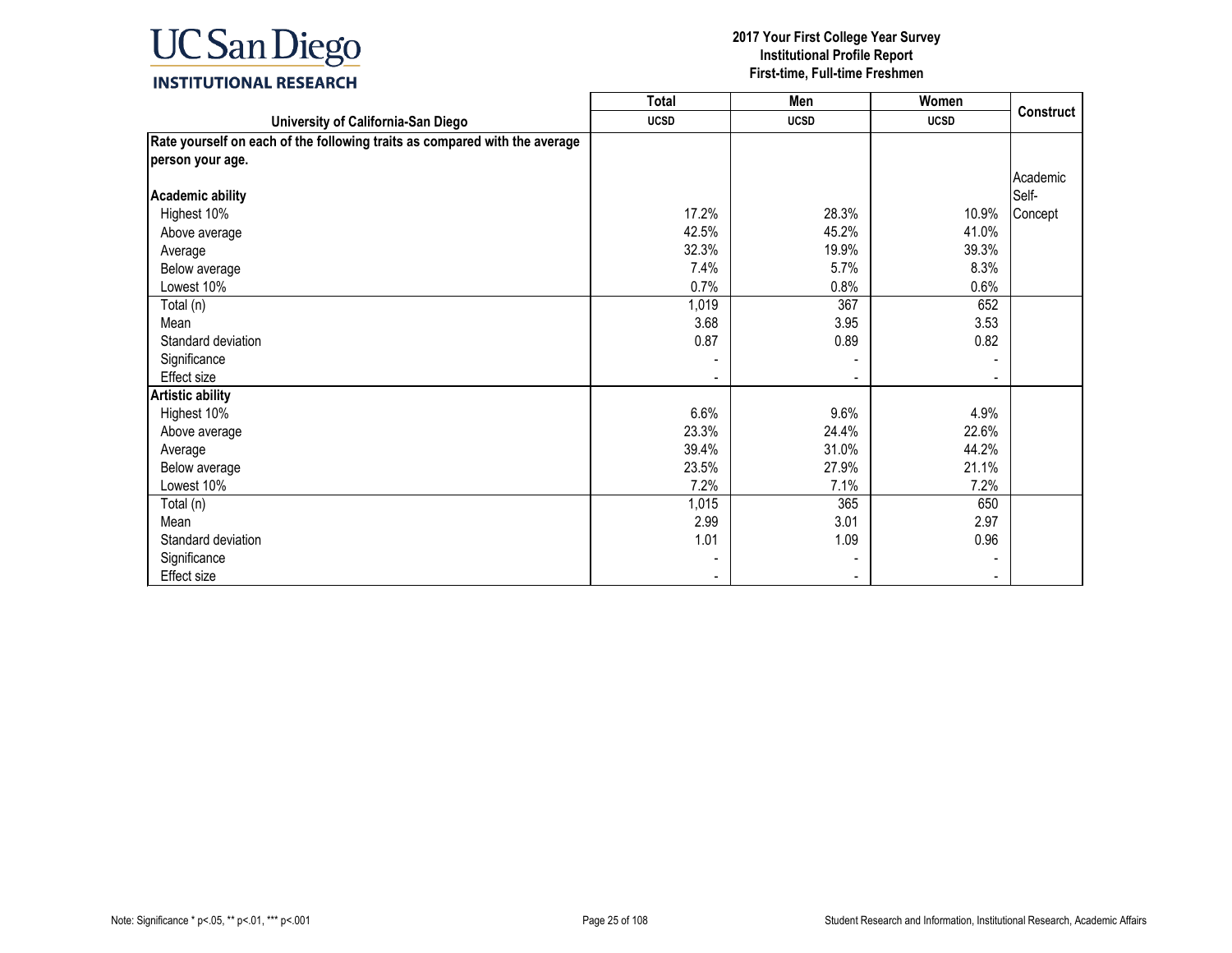**2017 Your First College Year Survey**
**Institutional Profile Report**
**First-time, Full-time Freshmen**

| University of California-San Diego | Total UCSD | Men UCSD | Women UCSD | Construct |
|---|---|---|---|---|
| **Rate yourself on each of the following traits as compared with the average person your age.** | | | | |
| **Academic ability** | | | | Academic Self-Concept |
| Highest 10% | 17.2% | 28.3% | 10.9% | |
| Above average | 42.5% | 45.2% | 41.0% | |
| Average | 32.3% | 19.9% | 39.3% | |
| Below average | 7.4% | 5.7% | 8.3% | |
| Lowest 10% | 0.7% | 0.8% | 0.6% | |
| Total (n) | 1,019 | 367 | 652 | |
| Mean | 3.68 | 3.95 | 3.53 | |
| Standard deviation | 0.87 | 0.89 | 0.82 | |
| Significance | - | - | - | |
| Effect size | - | - | - | |
| **Artistic ability** | | | | |
| Highest 10% | 6.6% | 9.6% | 4.9% | |
| Above average | 23.3% | 24.4% | 22.6% | |
| Average | 39.4% | 31.0% | 44.2% | |
| Below average | 23.5% | 27.9% | 21.1% | |
| Lowest 10% | 7.2% | 7.1% | 7.2% | |
| Total (n) | 1,015 | 365 | 650 | |
| Mean | 2.99 | 3.01 | 2.97 | |
| Standard deviation | 1.01 | 1.09 | 0.96 | |
| Significance | - | - | - | |
| Effect size | - | - | - | |

Note: Significance * p<.05, ** p<.01, *** p<.001

Student Research and Information, Institutional Research, Academic Affairs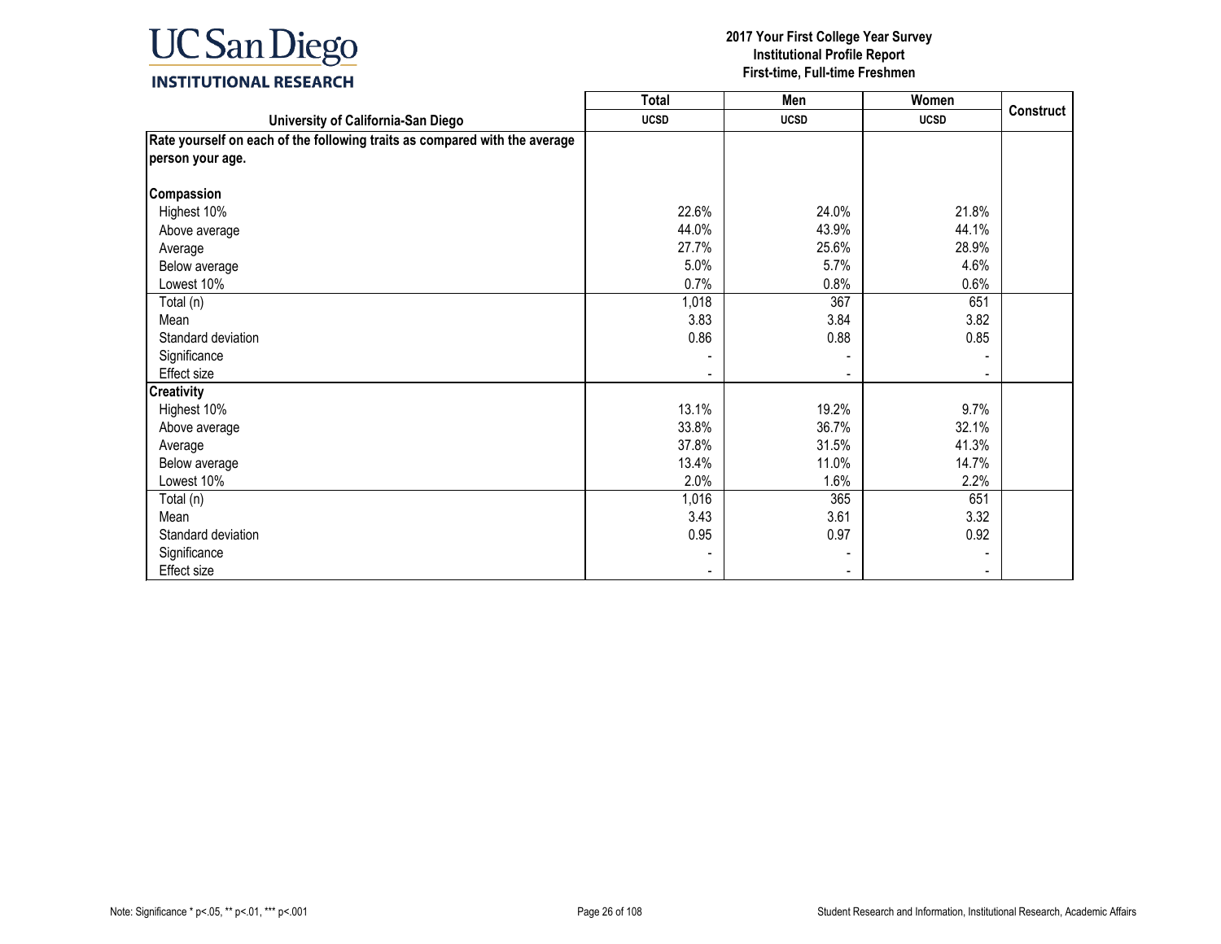| University of California-San Diego | Total | Men | Women | Construct |
|---|---|---|---|---|
| | UCSD | UCSD | UCSD | |
| **Rate yourself on each of the following traits as compared with the average person your age.** | | | | |
| **Compassion** | | | | |
| Highest 10% | 22.6% | 24.0% | 21.8% | |
| Above average | 44.0% | 43.9% | 44.1% | |
| Average | 27.7% | 25.6% | 28.9% | |
| Below average | 5.0% | 5.7% | 4.6% | |
| Lowest 10% | 0.7% | 0.8% | 0.6% | |
| Total (n) | 1,018 | 367 | 651 | |
| Mean | 3.83 | 3.84 | 3.82 | |
| Standard deviation | 0.86 | 0.88 | 0.85 | |
| Significance | - | - | - | |
| Effect size | - | - | - | |
| **Creativity** | | | | |
| Highest 10% | 13.1% | 19.2% | 9.7% | |
| Above average | 33.8% | 36.7% | 32.1% | |
| Average | 37.8% | 31.5% | 41.3% | |
| Below average | 13.4% | 11.0% | 14.7% | |
| Lowest 10% | 2.0% | 1.6% | 2.2% | |
| Total (n) | 1,016 | 365 | 651 | |
| Mean | 3.43 | 3.61 | 3.32 | |
| Standard deviation | 0.95 | 0.97 | 0.92 | |
| Significance | - | - | - | |
| Effect size | - | - | - | |

Note: Significance * p<.05, ** p<.01, *** p<.001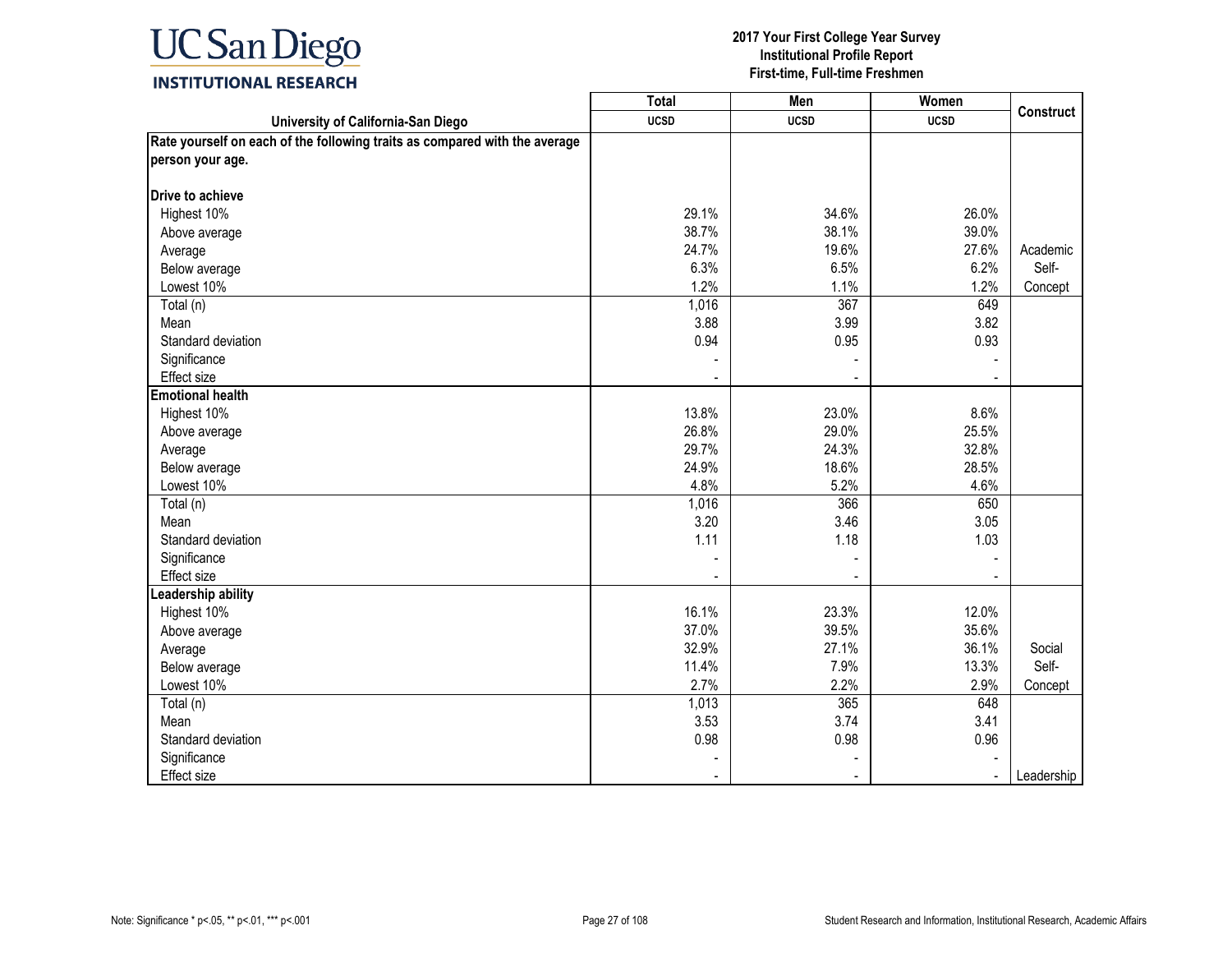2017 Your First College Year Survey
Institutional Profile Report
First-time, Full-time Freshmen

| University of California-San Diego | Total UCSD | Men UCSD | Women UCSD | Construct |
|---|---|---|---|---|
| **Rate yourself on each of the following traits as compared with the average person your age.** | | | | |
| **Drive to achieve** | | | | |
| Highest 10% | 29.1% | 34.6% | 26.0% | |
| Above average | 38.7% | 38.1% | 39.0% | |
| Average | 24.7% | 19.6% | 27.6% | Academic |
| Below average | 6.3% | 6.5% | 6.2% | Self- |
| Lowest 10% | 1.2% | 1.1% | 1.2% | Concept |
| Total (n) | 1,016 | 367 | 649 | |
| Mean | 3.88 | 3.99 | 3.82 | |
| Standard deviation | 0.94 | 0.95 | 0.93 | |
| Significance | - | - | - | |
| Effect size | - | - | - | |
| **Emotional health** | | | | |
| Highest 10% | 13.8% | 23.0% | 8.6% | |
| Above average | 26.8% | 29.0% | 25.5% | |
| Average | 29.7% | 24.3% | 32.8% | |
| Below average | 24.9% | 18.6% | 28.5% | |
| Lowest 10% | 4.8% | 5.2% | 4.6% | |
| Total (n) | 1,016 | 366 | 650 | |
| Mean | 3.20 | 3.46 | 3.05 | |
| Standard deviation | 1.11 | 1.18 | 1.03 | |
| Significance | - | - | - | |
| Effect size | - | - | - | |
| **Leadership ability** | | | | |
| Highest 10% | 16.1% | 23.3% | 12.0% | |
| Above average | 37.0% | 39.5% | 35.6% | |
| Average | 32.9% | 27.1% | 36.1% | Social |
| Below average | 11.4% | 7.9% | 13.3% | Self- |
| Lowest 10% | 2.7% | 2.2% | 2.9% | Concept |
| Total (n) | 1,013 | 365 | 648 | |
| Mean | 3.53 | 3.74 | 3.41 | |
| Standard deviation | 0.98 | 0.98 | 0.96 | |
| Significance | - | - | - | |
| Effect size | - | - | - | Leadership |

Note: Significance * p<.05, ** p<.01, *** p<.001

Student Research and Information, Institutional Research, Academic Affairs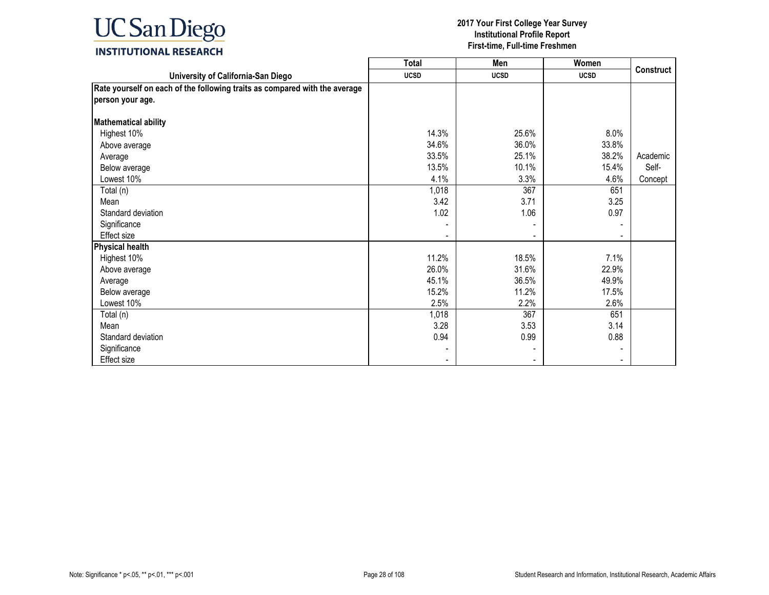**UC San Diego INSTITUTIONAL RESEARCH**

**2017 Your First College Year Survey**
**Institutional Profile Report**
**First-time, Full-time Freshmen**

| University of California-San Diego | Total UCSD | Men UCSD | Women UCSD | Construct |
|---|---|---|---|---|
| **Rate yourself on each of the following traits as compared with the average person your age.** | | | | |
| **Mathematical ability** | | | | |
| Highest 10% | 14.3% | 25.6% | 8.0% | |
| Above average | 34.6% | 36.0% | 33.8% | |
| Average | 33.5% | 25.1% | 38.2% | Academic |
| Below average | 13.5% | 10.1% | 15.4% | Self- |
| Lowest 10% | 4.1% | 3.3% | 4.6% | Concept |
| Total (n) | 1,018 | 367 | 651 | |
| Mean | 3.42 | 3.71 | 3.25 | |
| Standard deviation | 1.02 | 1.06 | 0.97 | |
| Significance | - | - | - | |
| Effect size | - | - | - | |
| **Physical health** | | | | |
| Highest 10% | 11.2% | 18.5% | 7.1% | |
| Above average | 26.0% | 31.6% | 22.9% | |
| Average | 45.1% | 36.5% | 49.9% | |
| Below average | 15.2% | 11.2% | 17.5% | |
| Lowest 10% | 2.5% | 2.2% | 2.6% | |
| Total (n) | 1,018 | 367 | 651 | |
| Mean | 3.28 | 3.53 | 3.14 | |
| Standard deviation | 0.94 | 0.99 | 0.88 | |
| Significance | - | - | - | |
| Effect size | - | - | - | |

Note: Significance * p<.05, ** p<.01, *** p<.001

Student Research and Information, Institutional Research, Academic Affairs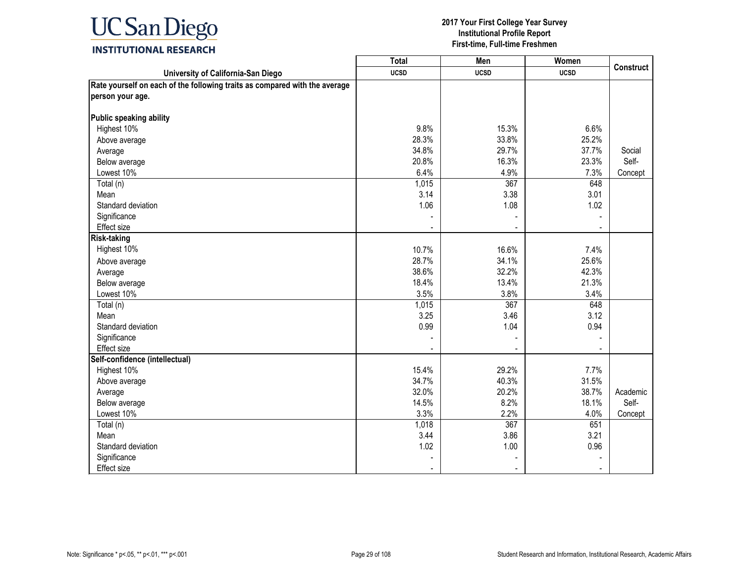| University of California-San Diego | Total UCSD | Men UCSD | Women UCSD | Construct |
|---|---|---|---|---|
| **Rate yourself on each of the following traits as compared with the average person your age.** | | | | |
| **Public speaking ability** | | | | |
| Highest 10% | 9.8% | 15.3% | 6.6% | |
| Above average | 28.3% | 33.8% | 25.2% | |
| Average | 34.8% | 29.7% | 37.7% | Social Self-Concept |
| Below average | 20.8% | 16.3% | 23.3% | |
| Lowest 10% | 6.4% | 4.9% | 7.3% | |
| Total (n) | 1,015 | 367 | 648 | |
| Mean | 3.14 | 3.38 | 3.01 | |
| Standard deviation | 1.06 | 1.08 | 1.02 | |
| Significance | - | - | - | |
| Effect size | - | - | - | |
| **Risk-taking** | | | | |
| Highest 10% | 10.7% | 16.6% | 7.4% | |
| Above average | 28.7% | 34.1% | 25.6% | |
| Average | 38.6% | 32.2% | 42.3% | |
| Below average | 18.4% | 13.4% | 21.3% | |
| Lowest 10% | 3.5% | 3.8% | 3.4% | |
| Total (n) | 1,015 | 367 | 648 | |
| Mean | 3.25 | 3.46 | 3.12 | |
| Standard deviation | 0.99 | 1.04 | 0.94 | |
| Significance | - | - | - | |
| Effect size | - | - | - | |
| **Self-confidence (intellectual)** | | | | |
| Highest 10% | 15.4% | 29.2% | 7.7% | |
| Above average | 34.7% | 40.3% | 31.5% | |
| Average | 32.0% | 20.2% | 38.7% | Academic Self-Concept |
| Below average | 14.5% | 8.2% | 18.1% | |
| Lowest 10% | 3.3% | 2.2% | 4.0% | |
| Total (n) | 1,018 | 367 | 651 | |
| Mean | 3.44 | 3.86 | 3.21 | |
| Standard deviation | 1.02 | 1.00 | 0.96 | |
| Significance | - | - | - | |
| Effect size | - | - | - | |

Note: Significance * p<.05, ** p<.01, *** p<.001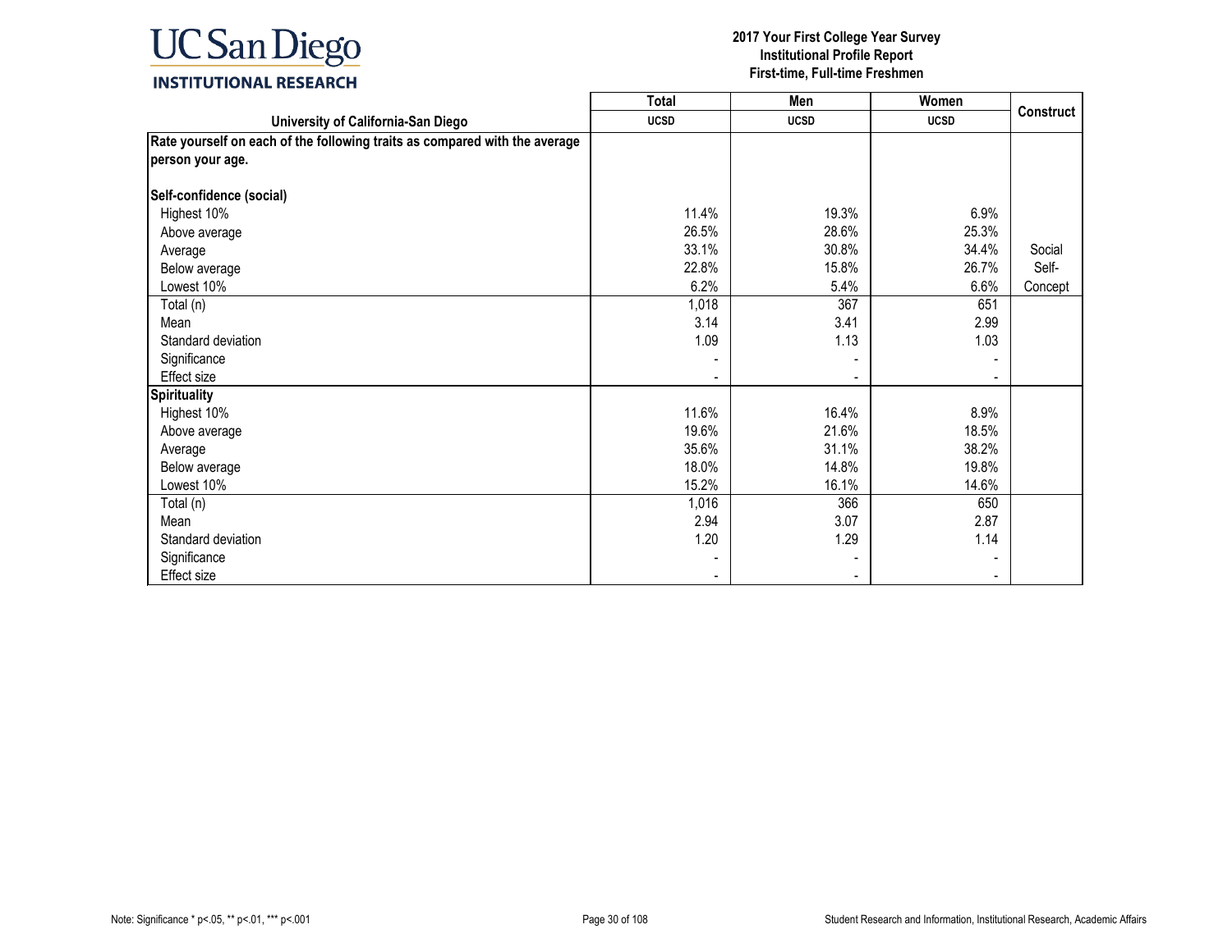UC San Diego
INSTITUTIONAL RESEARCH

**2017 Your First College Year Survey**
**Institutional Profile Report**
**First-time, Full-time Freshmen**

| | Total | Men | Women | Construct |
|---|---|---|---|---|
| **University of California-San Diego** | **UCSD** | **UCSD** | **UCSD** | |
| **Rate yourself on each of the following traits as compared with the average person your age.** | | | | |
| **Self-confidence (social)** | | | | |
| Highest 10% | 11.4% | 19.3% | 6.9% | |
| Above average | 26.5% | 28.6% | 25.3% | |
| Average | 33.1% | 30.8% | 34.4% | Social |
| Below average | 22.8% | 15.8% | 26.7% | Self- |
| Lowest 10% | 6.2% | 5.4% | 6.6% | Concept |
| Total (n) | 1,018 | 367 | 651 | |
| Mean | 3.14 | 3.41 | 2.99 | |
| Standard deviation | 1.09 | 1.13 | 1.03 | |
| Significance | - | - | - | |
| Effect size | - | - | - | |
| **Spirituality** | | | | |
| Highest 10% | 11.6% | 16.4% | 8.9% | |
| Above average | 19.6% | 21.6% | 18.5% | |
| Average | 35.6% | 31.1% | 38.2% | |
| Below average | 18.0% | 14.8% | 19.8% | |
| Lowest 10% | 15.2% | 16.1% | 14.6% | |
| Total (n) | 1,016 | 366 | 650 | |
| Mean | 2.94 | 3.07 | 2.87 | |
| Standard deviation | 1.20 | 1.29 | 1.14 | |
| Significance | - | - | - | |
| Effect size | - | - | - | |

Note: Significance * p<.05, ** p<.01, *** p<.001

Student Research and Information, Institutional Research, Academic Affairs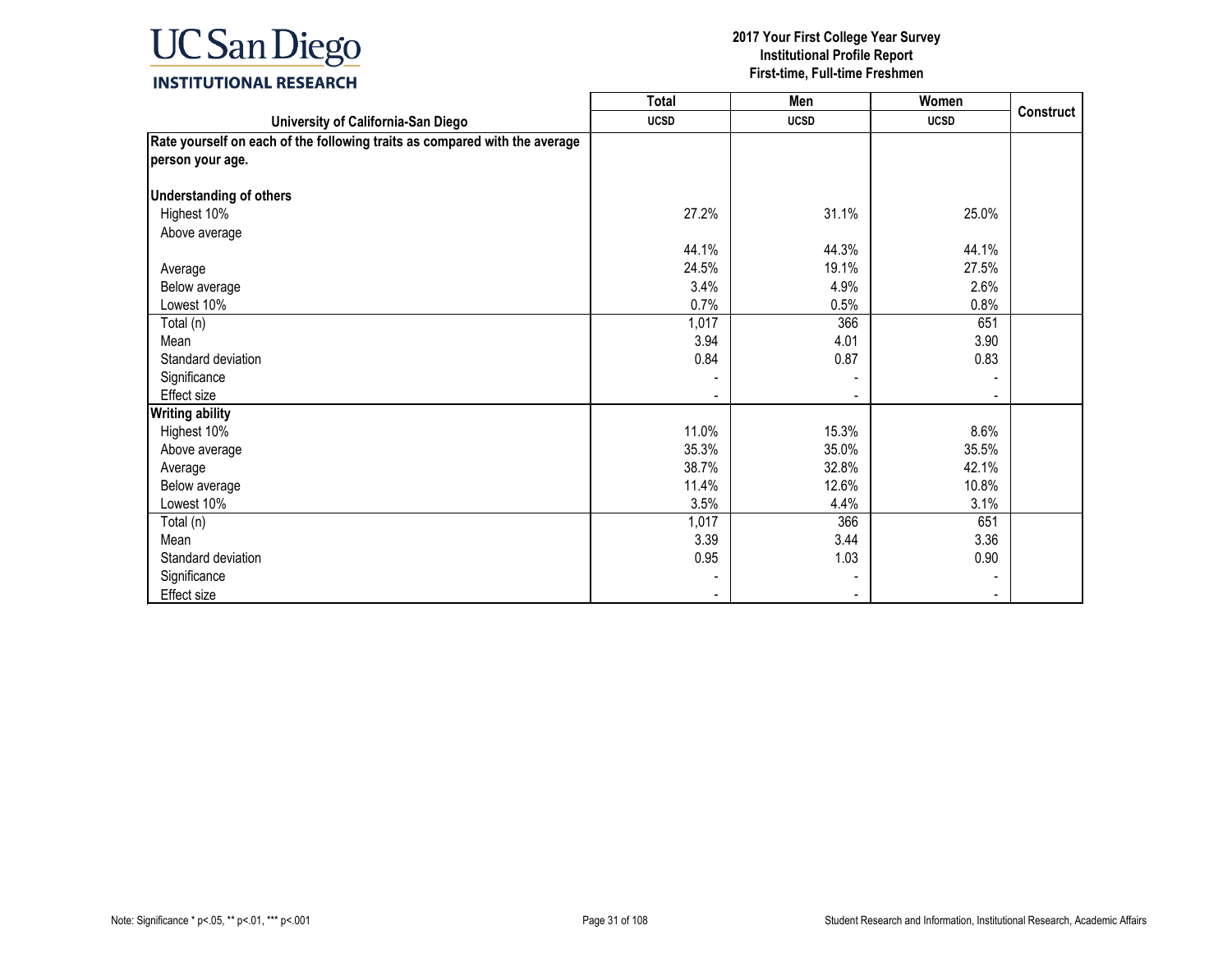| University of California-San Diego | Total<br>UCSD | Men<br>UCSD | Women<br>UCSD | Construct |
|---|---|---|---|---|
| **Rate yourself on each of the following traits as compared with the average person your age.** | | | | |
| **Understanding of others** | | | | |
| Highest 10% | 27.2% | 31.1% | 25.0% | |
| Above average | 44.1% | 44.3% | 44.1% | |
| Average | 24.5% | 19.1% | 27.5% | |
| Below average | 3.4% | 4.9% | 2.6% | |
| Lowest 10% | 0.7% | 0.5% | 0.8% | |
| Total (n) | 1,017 | 366 | 651 | |
| Mean | 3.94 | 4.01 | 3.90 | |
| Standard deviation | 0.84 | 0.87 | 0.83 | |
| Significance | - | - | - | |
| Effect size | - | - | - | |
| **Writing ability** | | | | |
| Highest 10% | 11.0% | 15.3% | 8.6% | |
| Above average | 35.3% | 35.0% | 35.5% | |
| Average | 38.7% | 32.8% | 42.1% | |
| Below average | 11.4% | 12.6% | 10.8% | |
| Lowest 10% | 3.5% | 4.4% | 3.1% | |
| Total (n) | 1,017 | 366 | 651 | |
| Mean | 3.39 | 3.44 | 3.36 | |
| Standard deviation | 0.95 | 1.03 | 0.90 | |
| Significance | - | - | - | |
| Effect size | - | - | - | |

Note: Significance * p<.05, ** p<.01, *** p<.001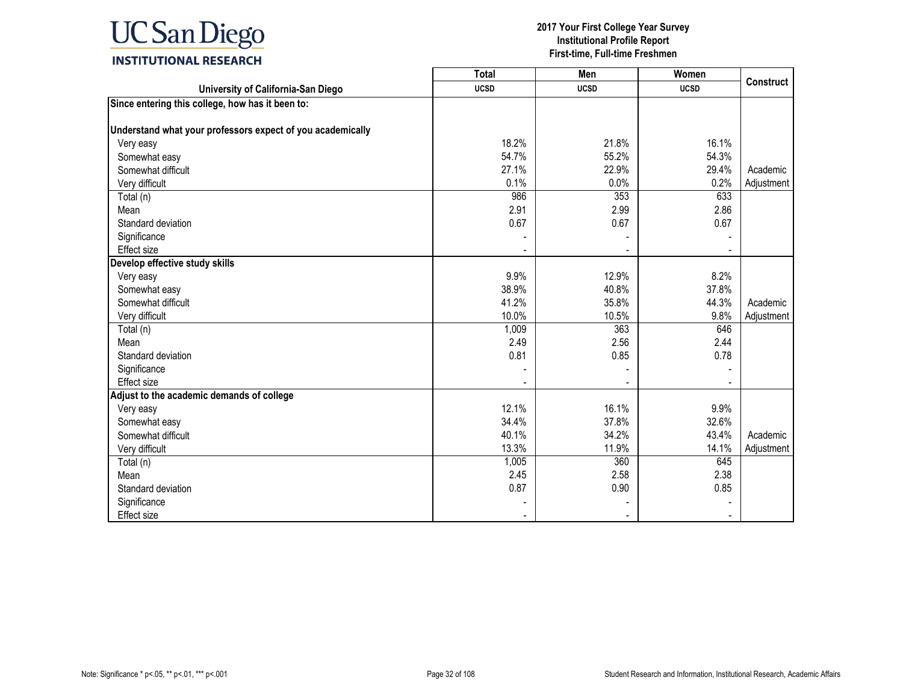**UC San Diego INSTITUTIONAL RESEARCH**

**2017 Your First College Year Survey**
**Institutional Profile Report**
**First-time, Full-time Freshmen**

| University of California-San Diego | Total UCSD | Men UCSD | Women UCSD | Construct |
|---|---|---|---|---|
| **Since entering this college, how has it been to:** | | | | |
| **Understand what your professors expect of you academically** | | | | |
| Very easy | 18.2% | 21.8% | 16.1% | |
| Somewhat easy | 54.7% | 55.2% | 54.3% | |
| Somewhat difficult | 27.1% | 22.9% | 29.4% | Academic |
| Very difficult | 0.1% | 0.0% | 0.2% | Adjustment |
| Total (n) | 986 | 353 | 633 | |
| Mean | 2.91 | 2.99 | 2.86 | |
| Standard deviation | 0.67 | 0.67 | 0.67 | |
| Significance | - | - | - | |
| Effect size | - | - | - | |
| **Develop effective study skills** | | | | |
| Very easy | 9.9% | 12.9% | 8.2% | |
| Somewhat easy | 38.9% | 40.8% | 37.8% | |
| Somewhat difficult | 41.2% | 35.8% | 44.3% | Academic |
| Very difficult | 10.0% | 10.5% | 9.8% | Adjustment |
| Total (n) | 1,009 | 363 | 646 | |
| Mean | 2.49 | 2.56 | 2.44 | |
| Standard deviation | 0.81 | 0.85 | 0.78 | |
| Significance | - | - | - | |
| Effect size | - | - | - | |
| **Adjust to the academic demands of college** | | | | |
| Very easy | 12.1% | 16.1% | 9.9% | |
| Somewhat easy | 34.4% | 37.8% | 32.6% | |
| Somewhat difficult | 40.1% | 34.2% | 43.4% | Academic |
| Very difficult | 13.3% | 11.9% | 14.1% | Adjustment |
| Total (n) | 1,005 | 360 | 645 | |
| Mean | 2.45 | 2.58 | 2.38 | |
| Standard deviation | 0.87 | 0.90 | 0.85 | |
| Significance | - | - | - | |
| Effect size | - | - | - | |

Note: Significance * p<.05, ** p<.01, *** p<.001

Student Research and Information, Institutional Research, Academic Affairs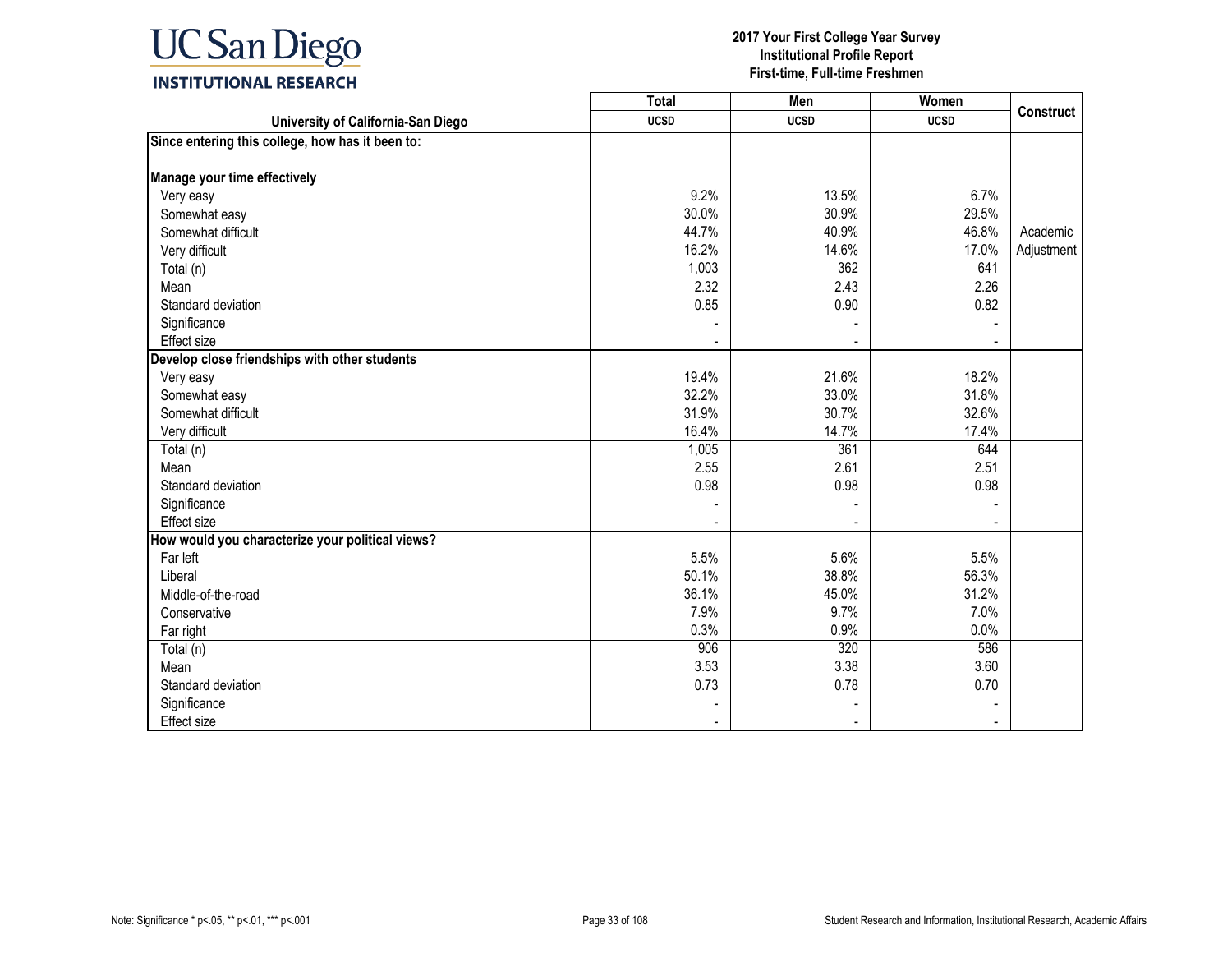UC San Diego
INSTITUTIONAL RESEARCH

**2017 Your First College Year Survey**
**Institutional Profile Report**
**First-time, Full-time Freshmen**

| University of California-San Diego | Total UCSD | Men UCSD | Women UCSD | Construct |
|---|---|---|---|---|
| **Since entering this college, how has it been to:** | | | | |
| **Manage your time effectively** | | | | |
| Very easy | 9.2% | 13.5% | 6.7% | |
| Somewhat easy | 30.0% | 30.9% | 29.5% | |
| Somewhat difficult | 44.7% | 40.9% | 46.8% | Academic |
| Very difficult | 16.2% | 14.6% | 17.0% | Adjustment |
| Total (n) | 1,003 | 362 | 641 | |
| Mean | 2.32 | 2.43 | 2.26 | |
| Standard deviation | 0.85 | 0.90 | 0.82 | |
| Significance | - | - | - | |
| Effect size | - | - | - | |
| **Develop close friendships with other students** | | | | |
| Very easy | 19.4% | 21.6% | 18.2% | |
| Somewhat easy | 32.2% | 33.0% | 31.8% | |
| Somewhat difficult | 31.9% | 30.7% | 32.6% | |
| Very difficult | 16.4% | 14.7% | 17.4% | |
| Total (n) | 1,005 | 361 | 644 | |
| Mean | 2.55 | 2.61 | 2.51 | |
| Standard deviation | 0.98 | 0.98 | 0.98 | |
| Significance | - | - | - | |
| Effect size | - | - | - | |
| **How would you characterize your political views?** | | | | |
| Far left | 5.5% | 5.6% | 5.5% | |
| Liberal | 50.1% | 38.8% | 56.3% | |
| Middle-of-the-road | 36.1% | 45.0% | 31.2% | |
| Conservative | 7.9% | 9.7% | 7.0% | |
| Far right | 0.3% | 0.9% | 0.0% | |
| Total (n) | 906 | 320 | 586 | |
| Mean | 3.53 | 3.38 | 3.60 | |
| Standard deviation | 0.73 | 0.78 | 0.70 | |
| Significance | - | - | - | |
| Effect size | - | - | - | |

Note: Significance * p<.05, ** p<.01, *** p<.001

Student Research and Information, Institutional Research, Academic Affairs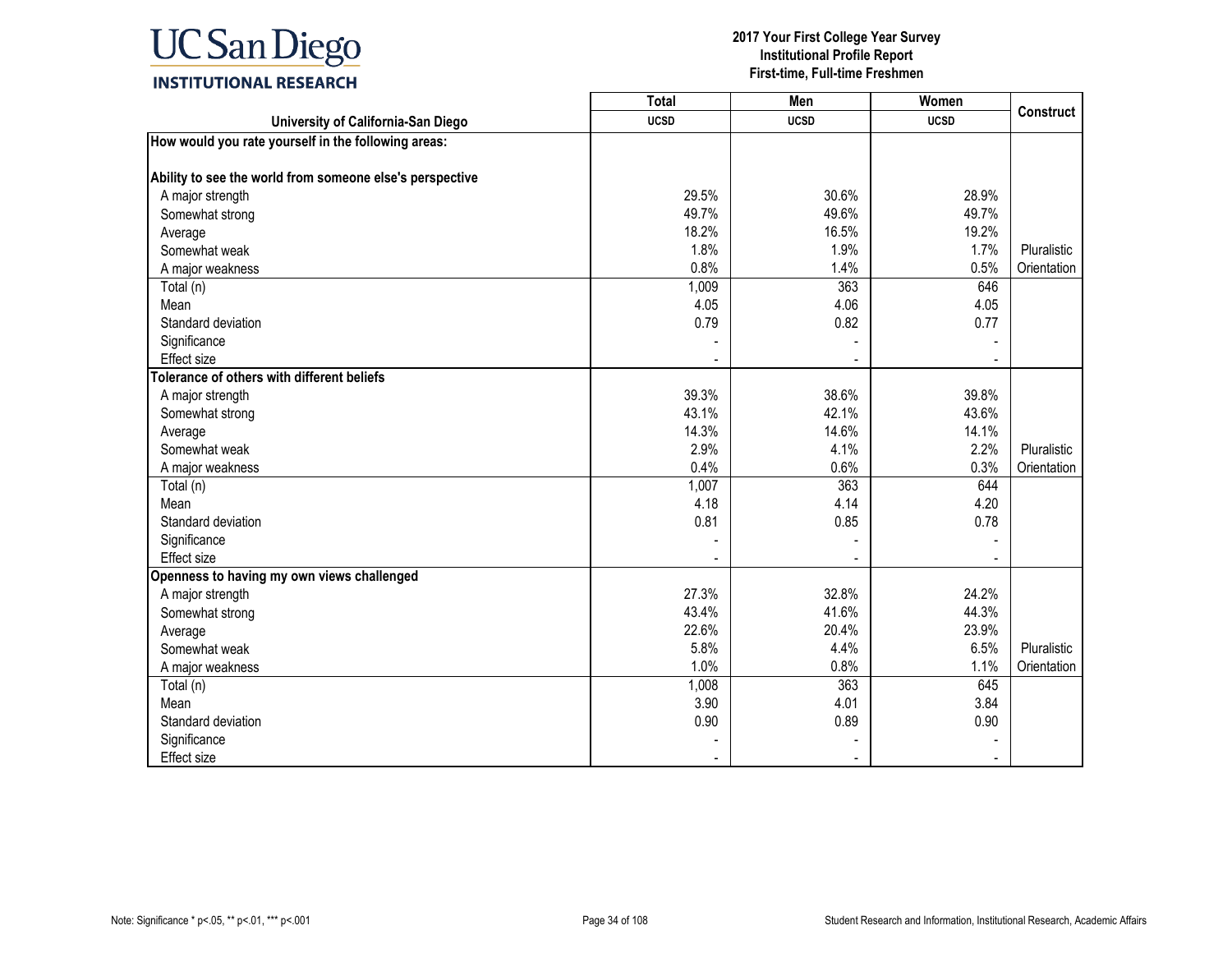**UC San Diego INSTITUTIONAL RESEARCH**

**2017 Your First College Year Survey**
**Institutional Profile Report**
**First-time, Full-time Freshmen**

| University of California-San Diego | Total UCSD | Men UCSD | Women UCSD | Construct |
|---|---|---|---|---|
| **How would you rate yourself in the following areas:** | | | | |
| **Ability to see the world from someone else's perspective** | | | | |
| A major strength | 29.5% | 30.6% | 28.9% | |
| Somewhat strong | 49.7% | 49.6% | 49.7% | |
| Average | 18.2% | 16.5% | 19.2% | |
| Somewhat weak | 1.8% | 1.9% | 1.7% | Pluralistic |
| A major weakness | 0.8% | 1.4% | 0.5% | Orientation |
| Total (n) | 1,009 | 363 | 646 | |
| Mean | 4.05 | 4.06 | 4.05 | |
| Standard deviation | 0.79 | 0.82 | 0.77 | |
| Significance | - | - | - | |
| Effect size | - | - | - | |
| **Tolerance of others with different beliefs** | | | | |
| A major strength | 39.3% | 38.6% | 39.8% | |
| Somewhat strong | 43.1% | 42.1% | 43.6% | |
| Average | 14.3% | 14.6% | 14.1% | |
| Somewhat weak | 2.9% | 4.1% | 2.2% | Pluralistic |
| A major weakness | 0.4% | 0.6% | 0.3% | Orientation |
| Total (n) | 1,007 | 363 | 644 | |
| Mean | 4.18 | 4.14 | 4.20 | |
| Standard deviation | 0.81 | 0.85 | 0.78 | |
| Significance | - | - | - | |
| Effect size | - | - | - | |
| **Openness to having my own views challenged** | | | | |
| A major strength | 27.3% | 32.8% | 24.2% | |
| Somewhat strong | 43.4% | 41.6% | 44.3% | |
| Average | 22.6% | 20.4% | 23.9% | |
| Somewhat weak | 5.8% | 4.4% | 6.5% | Pluralistic |
| A major weakness | 1.0% | 0.8% | 1.1% | Orientation |
| Total (n) | 1,008 | 363 | 645 | |
| Mean | 3.90 | 4.01 | 3.84 | |
| Standard deviation | 0.90 | 0.89 | 0.90 | |
| Significance | - | - | - | |
| Effect size | - | - | - | |

Note: Significance * p<.05, ** p<.01, *** p<.001

Student Research and Information, Institutional Research, Academic Affairs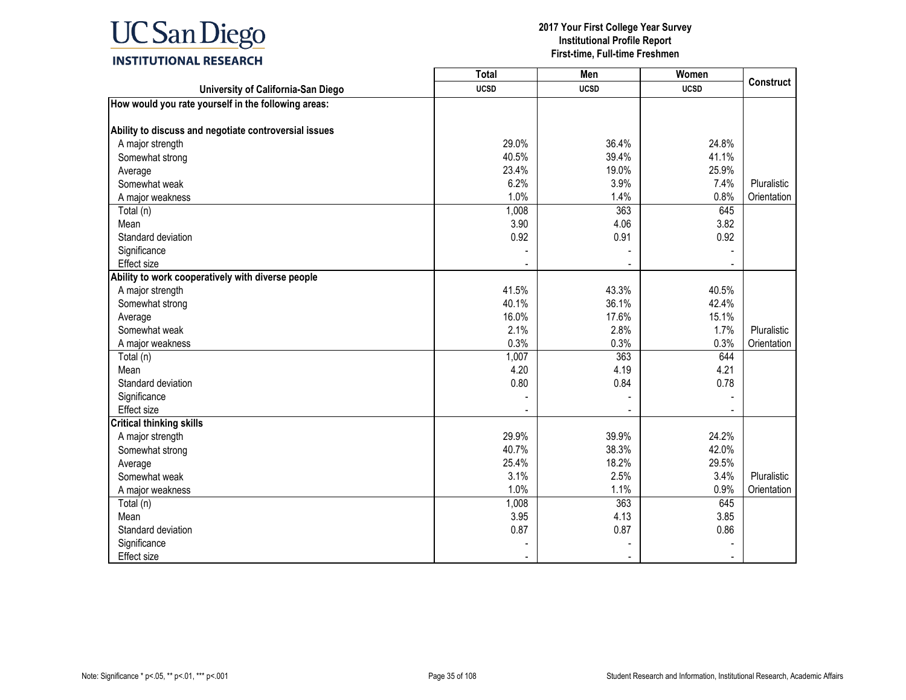| University of California-San Diego | Total UCSD | Men UCSD | Women UCSD | Construct |
|---|---|---|---|---|
| **How would you rate yourself in the following areas:** | | | | |
| **Ability to discuss and negotiate controversial issues** | | | | |
| A major strength | 29.0% | 36.4% | 24.8% | |
| Somewhat strong | 40.5% | 39.4% | 41.1% | |
| Average | 23.4% | 19.0% | 25.9% | |
| Somewhat weak | 6.2% | 3.9% | 7.4% | Pluralistic |
| A major weakness | 1.0% | 1.4% | 0.8% | Orientation |
| Total (n) | 1,008 | 363 | 645 | |
| Mean | 3.90 | 4.06 | 3.82 | |
| Standard deviation | 0.92 | 0.91 | 0.92 | |
| Significance | - | - | - | |
| Effect size | - | - | - | |
| **Ability to work cooperatively with diverse people** | | | | |
| A major strength | 41.5% | 43.3% | 40.5% | |
| Somewhat strong | 40.1% | 36.1% | 42.4% | |
| Average | 16.0% | 17.6% | 15.1% | |
| Somewhat weak | 2.1% | 2.8% | 1.7% | Pluralistic |
| A major weakness | 0.3% | 0.3% | 0.3% | Orientation |
| Total (n) | 1,007 | 363 | 644 | |
| Mean | 4.20 | 4.19 | 4.21 | |
| Standard deviation | 0.80 | 0.84 | 0.78 | |
| Significance | - | - | - | |
| Effect size | - | - | - | |
| **Critical thinking skills** | | | | |
| A major strength | 29.9% | 39.9% | 24.2% | |
| Somewhat strong | 40.7% | 38.3% | 42.0% | |
| Average | 25.4% | 18.2% | 29.5% | |
| Somewhat weak | 3.1% | 2.5% | 3.4% | Pluralistic |
| A major weakness | 1.0% | 1.1% | 0.9% | Orientation |
| Total (n) | 1,008 | 363 | 645 | |
| Mean | 3.95 | 4.13 | 3.85 | |
| Standard deviation | 0.87 | 0.87 | 0.86 | |
| Significance | - | - | - | |
| Effect size | - | - | - | |

Note: Significance * p<.05, ** p<.01, *** p<.001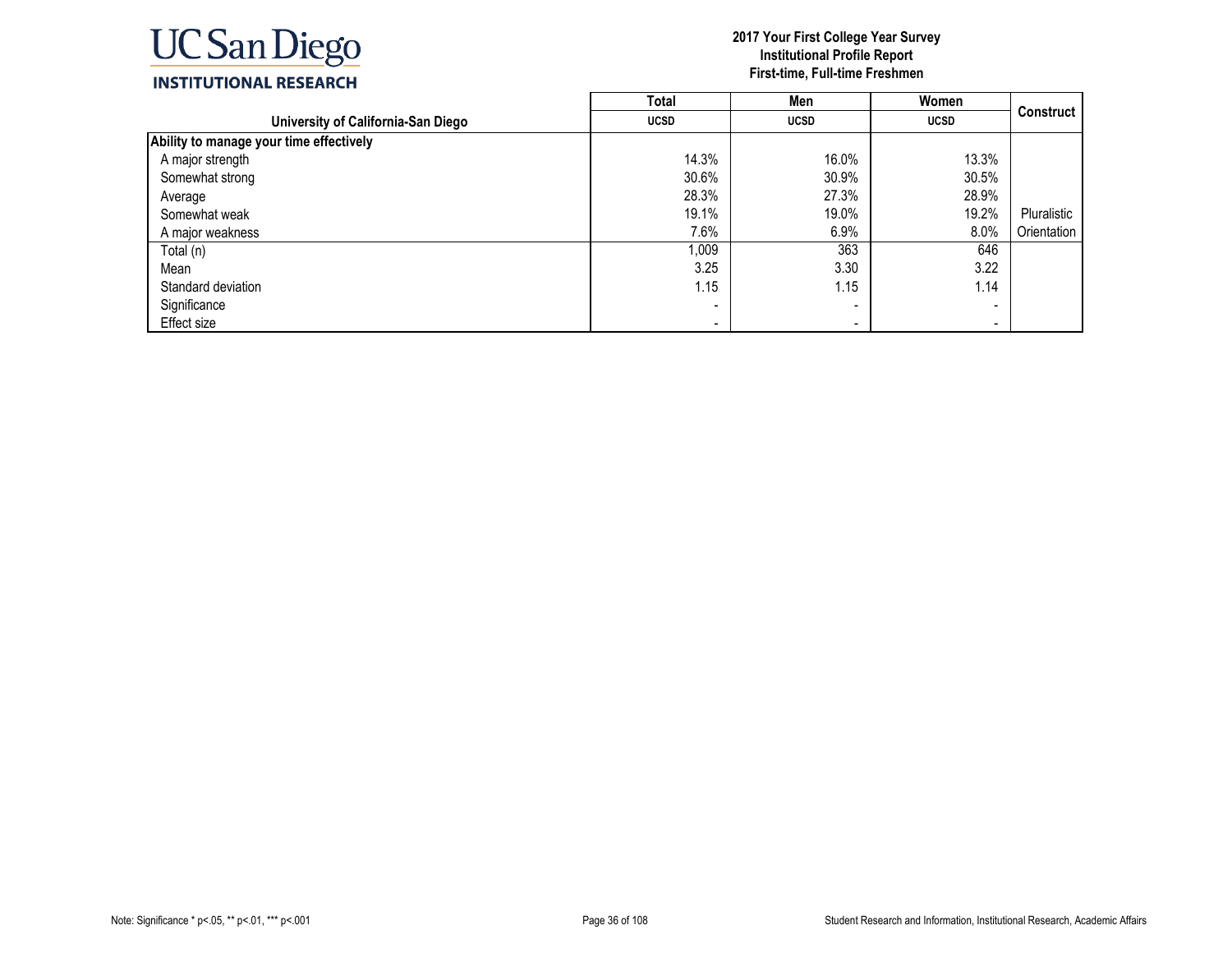**2017 Your First College Year Survey**
**Institutional Profile Report**
**First-time, Full-time Freshmen**

| | Total | Men | Women | Construct |
|---|---|---|---|---|
| **University of California-San Diego** | **UCSD** | **UCSD** | **UCSD** | |
| **Ability to manage your time effectively** | | | | |
| A major strength | 14.3% | 16.0% | 13.3% | |
| Somewhat strong | 30.6% | 30.9% | 30.5% | |
| Average | 28.3% | 27.3% | 28.9% | |
| Somewhat weak | 19.1% | 19.0% | 19.2% | Pluralistic |
| A major weakness | 7.6% | 6.9% | 8.0% | Orientation |
| Total (n) | 1,009 | 363 | 646 | |
| Mean | 3.25 | 3.30 | 3.22 | |
| Standard deviation | 1.15 | 1.15 | 1.14 | |
| Significance | - | - | - | |
| Effect size | - | - | - | |

Note: Significance * p<.05, ** p<.01, *** p<.001

Student Research and Information, Institutional Research, Academic Affairs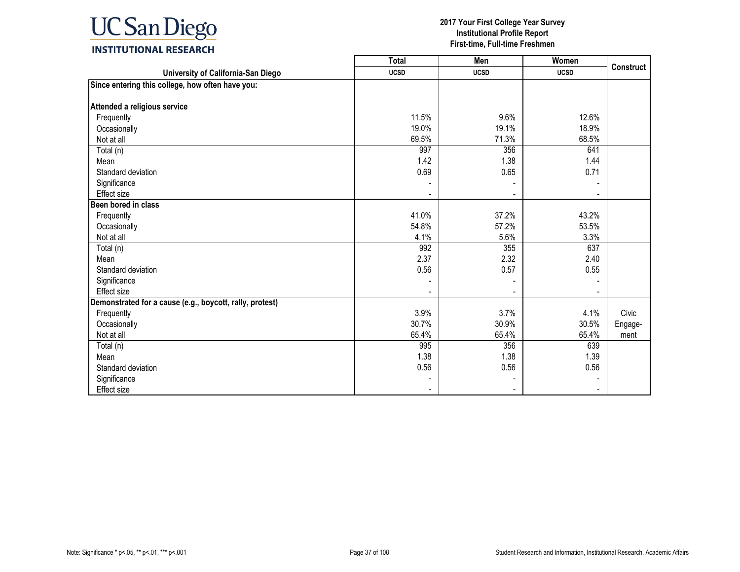**2017 Your First College Year Survey**
**Institutional Profile Report**
**First-time, Full-time Freshmen**

| University of California-San Diego | Total UCSD | Men UCSD | Women UCSD | Construct |
|---|---|---|---|---|
| **Since entering this college, how often have you:** | | | | |
| **Attended a religious service** | | | | |
| Frequently | 11.5% | 9.6% | 12.6% | |
| Occasionally | 19.0% | 19.1% | 18.9% | |
| Not at all | 69.5% | 71.3% | 68.5% | |
| Total (n) | 997 | 356 | 641 | |
| Mean | 1.42 | 1.38 | 1.44 | |
| Standard deviation | 0.69 | 0.65 | 0.71 | |
| Significance | - | - | - | |
| Effect size | - | - | - | |
| **Been bored in class** | | | | |
| Frequently | 41.0% | 37.2% | 43.2% | |
| Occasionally | 54.8% | 57.2% | 53.5% | |
| Not at all | 4.1% | 5.6% | 3.3% | |
| Total (n) | 992 | 355 | 637 | |
| Mean | 2.37 | 2.32 | 2.40 | |
| Standard deviation | 0.56 | 0.57 | 0.55 | |
| Significance | - | - | - | |
| Effect size | - | - | - | |
| **Demonstrated for a cause (e.g., boycott, rally, protest)** | | | | |
| Frequently | 3.9% | 3.7% | 4.1% | Civic Engagement |
| Occasionally | 30.7% | 30.9% | 30.5% | |
| Not at all | 65.4% | 65.4% | 65.4% | |
| Total (n) | 995 | 356 | 639 | |
| Mean | 1.38 | 1.38 | 1.39 | |
| Standard deviation | 0.56 | 0.56 | 0.56 | |
| Significance | - | - | - | |
| Effect size | - | - | - | |

Note: Significance * p<.05, ** p<.01, *** p<.001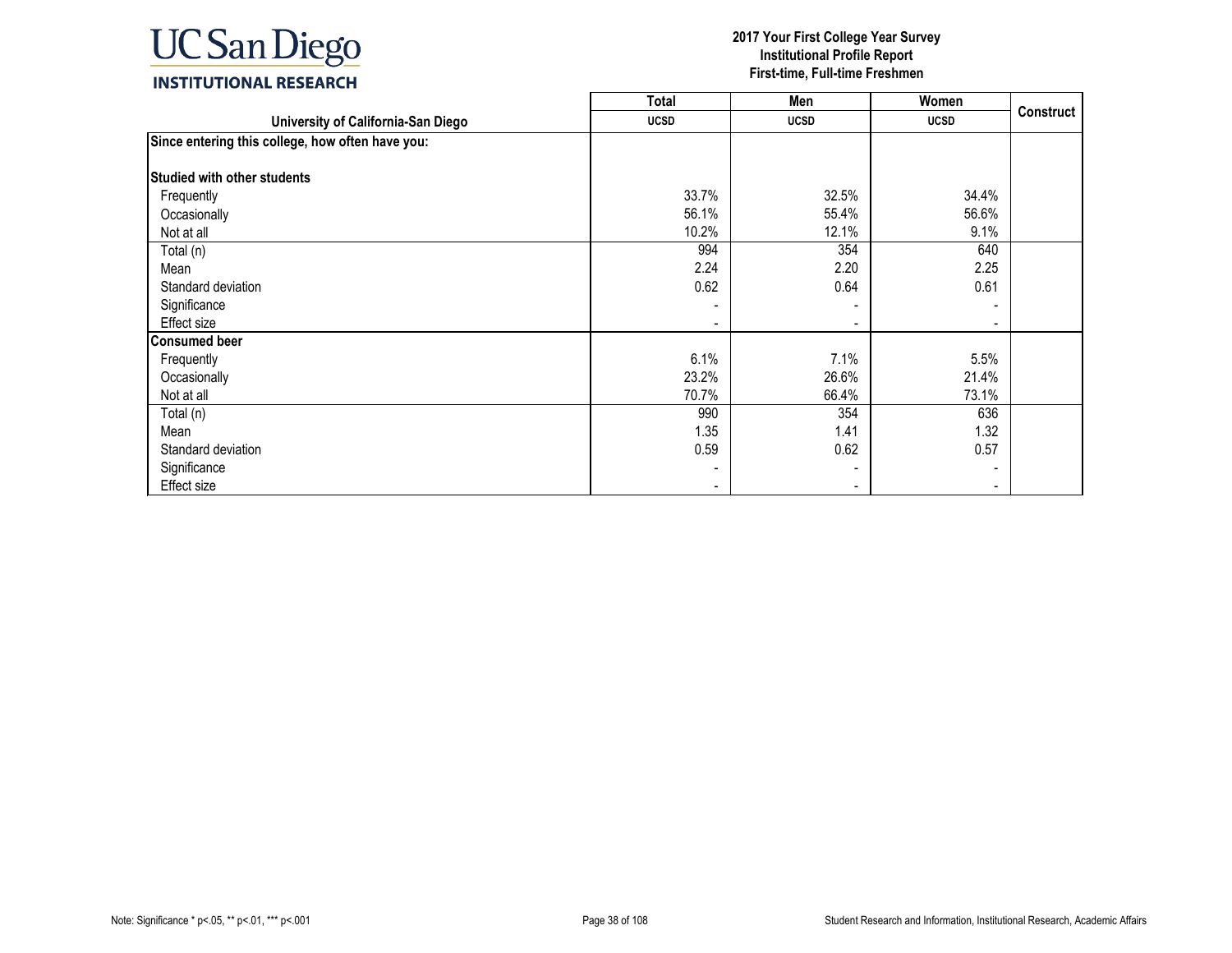**2017 Your First College Year Survey**
**Institutional Profile Report**
**First-time, Full-time Freshmen**

| University of California-San Diego | Total | Men | Women | Construct |
|---|---|---|---|---|
| | UCSD | UCSD | UCSD | |
| **Since entering this college, how often have you:** | | | | |
| **Studied with other students** | | | | |
| Frequently | 33.7% | 32.5% | 34.4% | |
| Occasionally | 56.1% | 55.4% | 56.6% | |
| Not at all | 10.2% | 12.1% | 9.1% | |
| Total (n) | 994 | 354 | 640 | |
| Mean | 2.24 | 2.20 | 2.25 | |
| Standard deviation | 0.62 | 0.64 | 0.61 | |
| Significance | - | - | - | |
| Effect size | - | - | - | |
| **Consumed beer** | | | | |
| Frequently | 6.1% | 7.1% | 5.5% | |
| Occasionally | 23.2% | 26.6% | 21.4% | |
| Not at all | 70.7% | 66.4% | 73.1% | |
| Total (n) | 990 | 354 | 636 | |
| Mean | 1.35 | 1.41 | 1.32 | |
| Standard deviation | 0.59 | 0.62 | 0.57 | |
| Significance | - | - | - | |
| Effect size | - | - | - | |

Note: Significance * p<.05, ** p<.01, *** p<.001

Student Research and Information, Institutional Research, Academic Affairs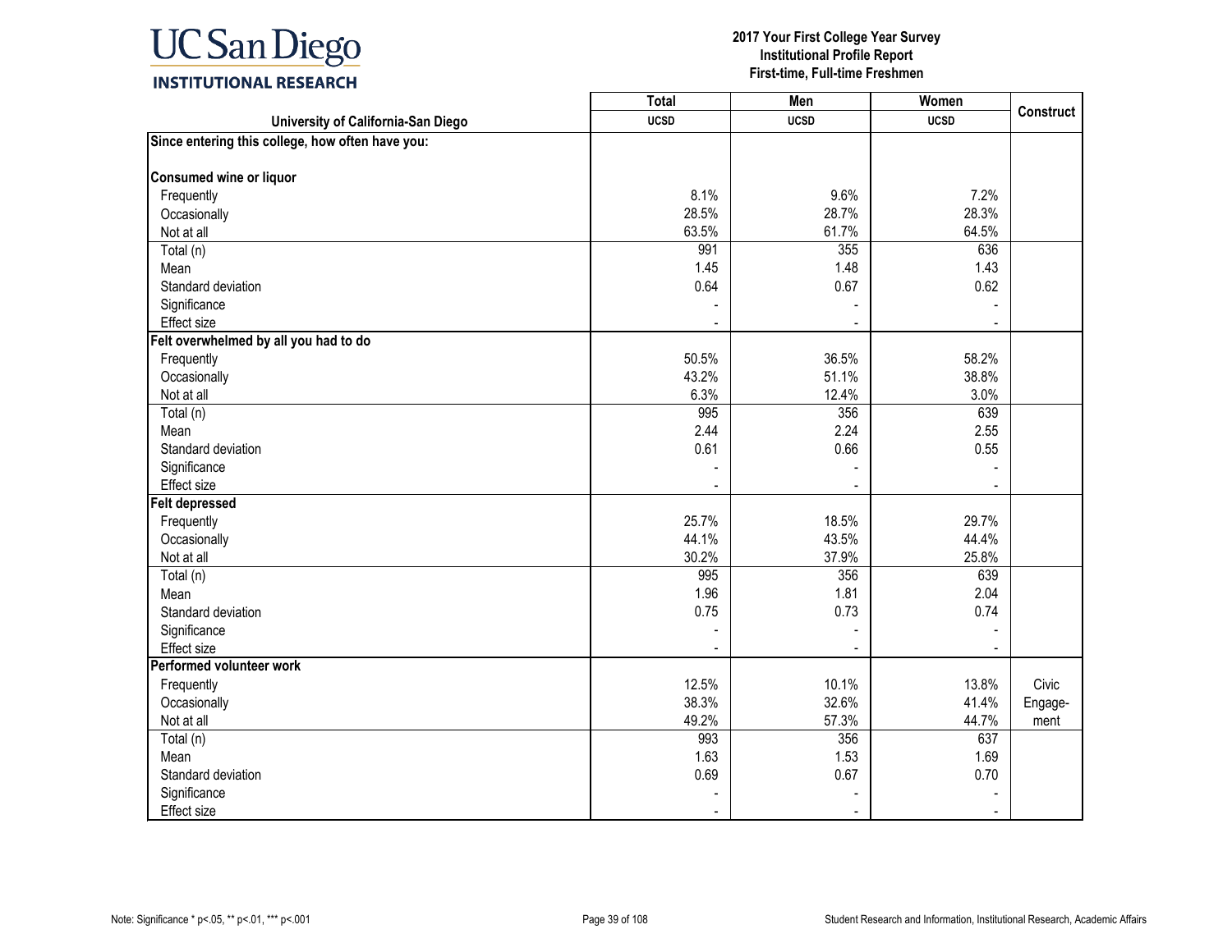# 2017 Your First College Year Survey
## Institutional Profile Report
### First-time, Full-time Freshmen

| University of California-San Diego | Total UCSD | Men UCSD | Women UCSD | Construct |
|---|---|---|---|---|
| **Since entering this college, how often have you:** | | | | |
| **Consumed wine or liquor** | | | | |
| Frequently | 8.1% | 9.6% | 7.2% | |
| Occasionally | 28.5% | 28.7% | 28.3% | |
| Not at all | 63.5% | 61.7% | 64.5% | |
| Total (n) | 991 | 355 | 636 | |
| Mean | 1.45 | 1.48 | 1.43 | |
| Standard deviation | 0.64 | 0.67 | 0.62 | |
| Significance | - | - | - | |
| Effect size | - | - | - | |
| **Felt overwhelmed by all you had to do** | | | | |
| Frequently | 50.5% | 36.5% | 58.2% | |
| Occasionally | 43.2% | 51.1% | 38.8% | |
| Not at all | 6.3% | 12.4% | 3.0% | |
| Total (n) | 995 | 356 | 639 | |
| Mean | 2.44 | 2.24 | 2.55 | |
| Standard deviation | 0.61 | 0.66 | 0.55 | |
| Significance | - | - | - | |
| Effect size | - | - | - | |
| **Felt depressed** | | | | |
| Frequently | 25.7% | 18.5% | 29.7% | |
| Occasionally | 44.1% | 43.5% | 44.4% | |
| Not at all | 30.2% | 37.9% | 25.8% | |
| Total (n) | 995 | 356 | 639 | |
| Mean | 1.96 | 1.81 | 2.04 | |
| Standard deviation | 0.75 | 0.73 | 0.74 | |
| Significance | - | - | - | |
| Effect size | - | - | - | |
| **Performed volunteer work** | | | | |
| Frequently | 12.5% | 10.1% | 13.8% | Civic Engagement |
| Occasionally | 38.3% | 32.6% | 41.4% | |
| Not at all | 49.2% | 57.3% | 44.7% | |
| Total (n) | 993 | 356 | 637 | |
| Mean | 1.63 | 1.53 | 1.69 | |
| Standard deviation | 0.69 | 0.67 | 0.70 | |
| Significance | - | - | - | |
| Effect size | - | - | - | |

Note: Significance * p<.05, ** p<.01, *** p<.001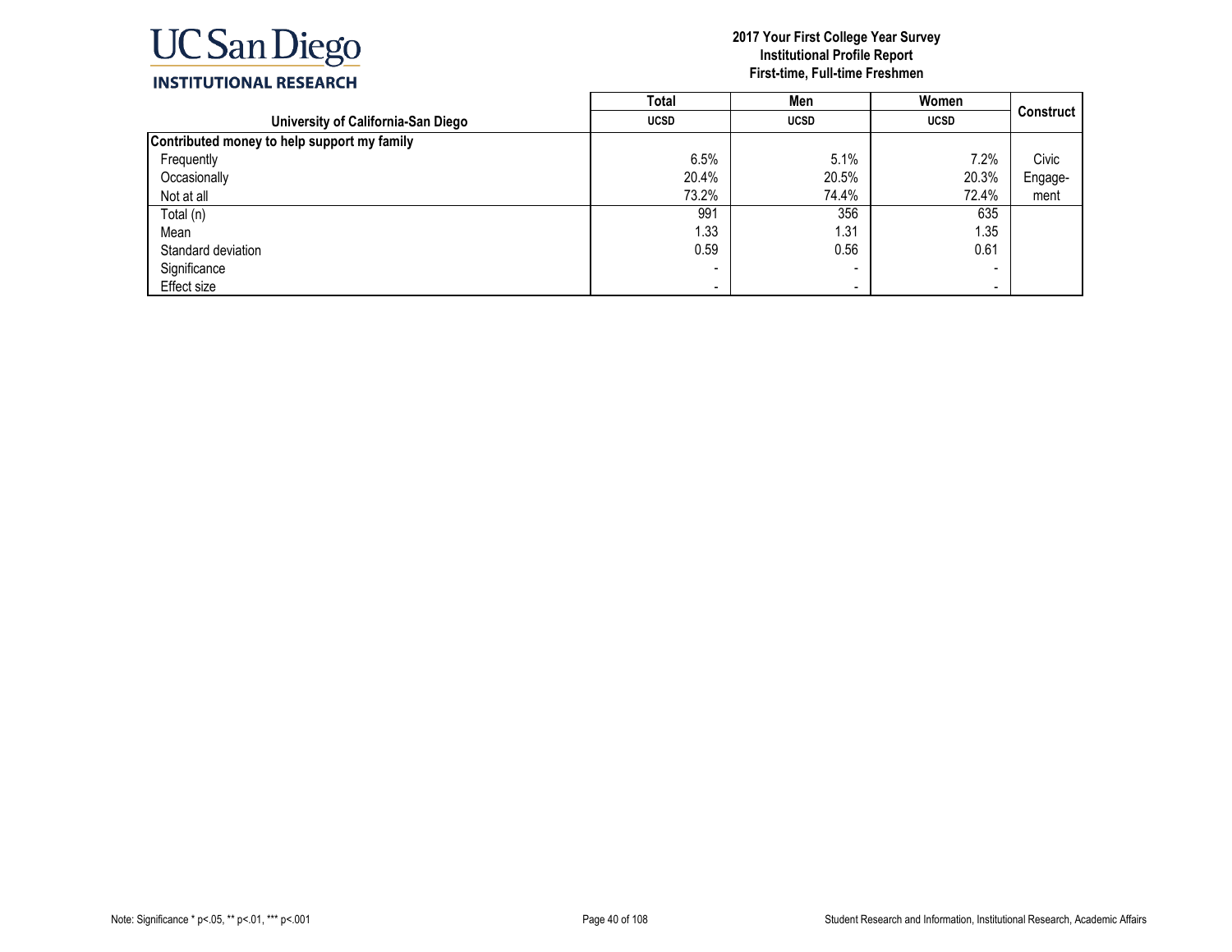**2017 Your First College Year Survey**
**Institutional Profile Report**
**First-time, Full-time Freshmen**

| University of California-San Diego | Total UCSD | Men UCSD | Women UCSD | Construct |
|---|---|---|---|---|
| **Contributed money to help support my family** | | | | |
| Frequently | 6.5% | 5.1% | 7.2% | Civic |
| Occasionally | 20.4% | 20.5% | 20.3% | Engage- |
| Not at all | 73.2% | 74.4% | 72.4% | ment |
| Total (n) | 991 | 356 | 635 | |
| Mean | 1.33 | 1.31 | 1.35 | |
| Standard deviation | 0.59 | 0.56 | 0.61 | |
| Significance | - | - | - | |
| Effect size | - | - | - | |

Note: Significance * p<.05, ** p<.01, *** p<.001

Student Research and Information, Institutional Research, Academic Affairs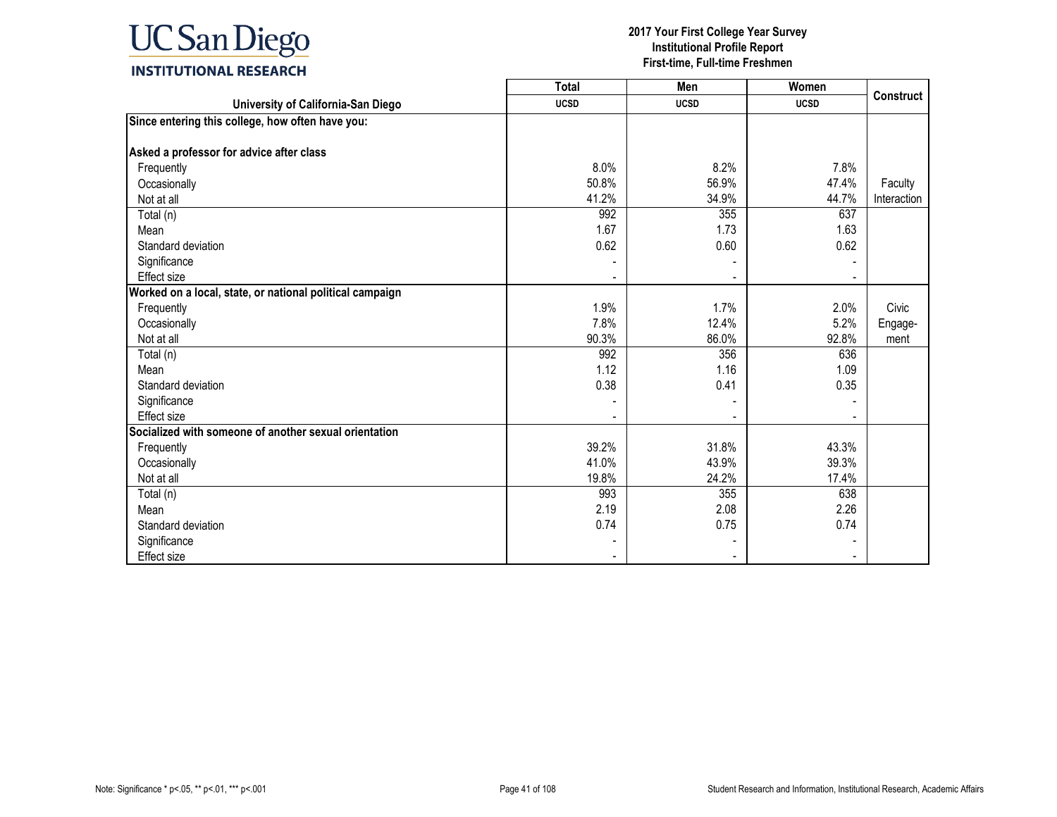UC San Diego
INSTITUTIONAL RESEARCH

**2017 Your First College Year Survey**
**Institutional Profile Report**
**First-time, Full-time Freshmen**

| | Total | Men | Women | Construct |
|---|---|---|---|---|
| **University of California-San Diego** | **UCSD** | **UCSD** | **UCSD** | |
| **Since entering this college, how often have you:** | | | | |
| **Asked a professor for advice after class** | | | | |
| Frequently | 8.0% | 8.2% | 7.8% | |
| Occasionally | 50.8% | 56.9% | 47.4% | Faculty |
| Not at all | 41.2% | 34.9% | 44.7% | Interaction |
| Total (n) | 992 | 355 | 637 | |
| Mean | 1.67 | 1.73 | 1.63 | |
| Standard deviation | 0.62 | 0.60 | 0.62 | |
| Significance | - | - | - | |
| Effect size | - | - | - | |
| **Worked on a local, state, or national political campaign** | | | | |
| Frequently | 1.9% | 1.7% | 2.0% | Civic |
| Occasionally | 7.8% | 12.4% | 5.2% | Engage- |
| Not at all | 90.3% | 86.0% | 92.8% | ment |
| Total (n) | 992 | 356 | 636 | |
| Mean | 1.12 | 1.16 | 1.09 | |
| Standard deviation | 0.38 | 0.41 | 0.35 | |
| Significance | - | - | - | |
| Effect size | - | - | - | |
| **Socialized with someone of another sexual orientation** | | | | |
| Frequently | 39.2% | 31.8% | 43.3% | |
| Occasionally | 41.0% | 43.9% | 39.3% | |
| Not at all | 19.8% | 24.2% | 17.4% | |
| Total (n) | 993 | 355 | 638 | |
| Mean | 2.19 | 2.08 | 2.26 | |
| Standard deviation | 0.74 | 0.75 | 0.74 | |
| Significance | - | - | - | |
| Effect size | - | - | - | |

Note: Significance * p<.05, ** p<.01, *** p<.001

Student Research and Information, Institutional Research, Academic Affairs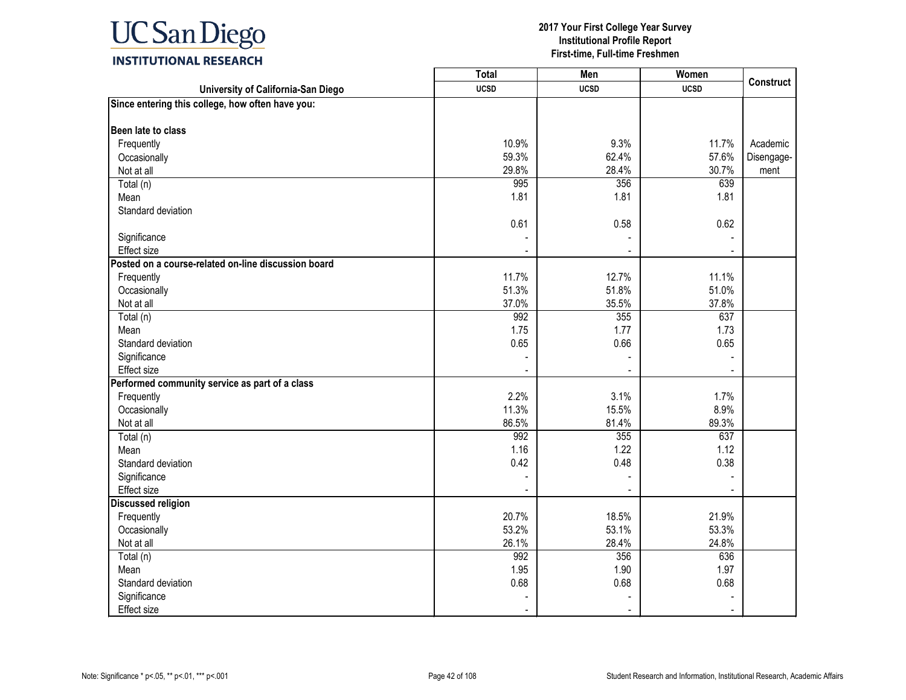**2017 Your First College Year Survey**
**Institutional Profile Report**
**First-time, Full-time Freshmen**

| University of California-San Diego | Total UCSD | Men UCSD | Women UCSD | Construct |
|---|---|---|---|---|
| **Since entering this college, how often have you:** | | | | |
| **Been late to class** | | | | |
| Frequently | 10.9% | 9.3% | 11.7% | Academic Disengage-ment |
| Occasionally | 59.3% | 62.4% | 57.6% | |
| Not at all | 29.8% | 28.4% | 30.7% | |
| Total (n) | 995 | 356 | 639 | |
| Mean | 1.81 | 1.81 | 1.81 | |
| Standard deviation | 0.61 | 0.58 | 0.62 | |
| Significance | - | - | - | |
| Effect size | - | - | - | |
| **Posted on a course-related on-line discussion board** | | | | |
| Frequently | 11.7% | 12.7% | 11.1% | |
| Occasionally | 51.3% | 51.8% | 51.0% | |
| Not at all | 37.0% | 35.5% | 37.8% | |
| Total (n) | 992 | 355 | 637 | |
| Mean | 1.75 | 1.77 | 1.73 | |
| Standard deviation | 0.65 | 0.66 | 0.65 | |
| Significance | - | - | - | |
| Effect size | - | - | - | |
| **Performed community service as part of a class** | | | | |
| Frequently | 2.2% | 3.1% | 1.7% | |
| Occasionally | 11.3% | 15.5% | 8.9% | |
| Not at all | 86.5% | 81.4% | 89.3% | |
| Total (n) | 992 | 355 | 637 | |
| Mean | 1.16 | 1.22 | 1.12 | |
| Standard deviation | 0.42 | 0.48 | 0.38 | |
| Significance | - | - | - | |
| Effect size | - | - | - | |
| **Discussed religion** | | | | |
| Frequently | 20.7% | 18.5% | 21.9% | |
| Occasionally | 53.2% | 53.1% | 53.3% | |
| Not at all | 26.1% | 28.4% | 24.8% | |
| Total (n) | 992 | 356 | 636 | |
| Mean | 1.95 | 1.90 | 1.97 | |
| Standard deviation | 0.68 | 0.68 | 0.68 | |
| Significance | - | - | - | |
| Effect size | - | - | - | |

Note: Significance * p<.05, ** p<.01, *** p<.001

Student Research and Information, Institutional Research, Academic Affairs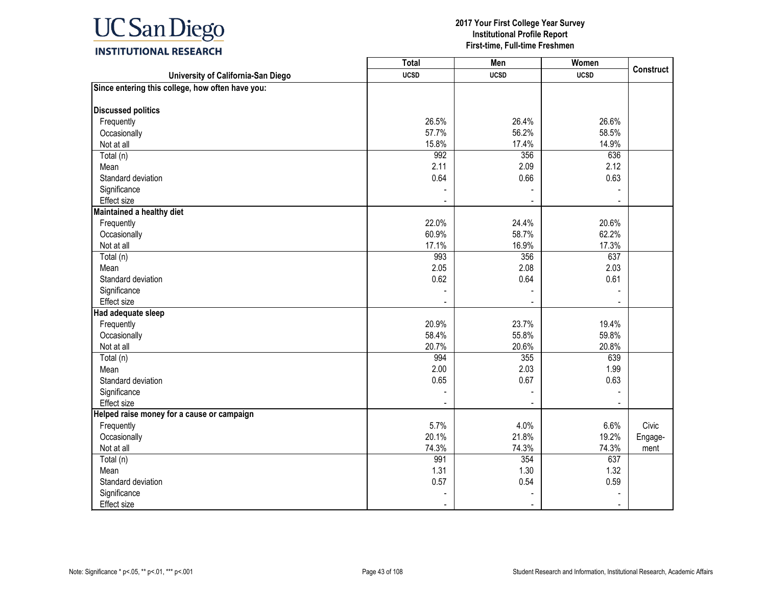**2017 Your First College Year Survey**
**Institutional Profile Report**
**First-time, Full-time Freshmen**

| University of California-San Diego | Total UCSD | Men UCSD | Women UCSD | Construct |
|---|---|---|---|---|
| **Since entering this college, how often have you:** | | | | |
| **Discussed politics** | | | | |
| Frequently | 26.5% | 26.4% | 26.6% | |
| Occasionally | 57.7% | 56.2% | 58.5% | |
| Not at all | 15.8% | 17.4% | 14.9% | |
| Total (n) | 992 | 356 | 636 | |
| Mean | 2.11 | 2.09 | 2.12 | |
| Standard deviation | 0.64 | 0.66 | 0.63 | |
| Significance | - | - | - | |
| Effect size | - | - | - | |
| **Maintained a healthy diet** | | | | |
| Frequently | 22.0% | 24.4% | 20.6% | |
| Occasionally | 60.9% | 58.7% | 62.2% | |
| Not at all | 17.1% | 16.9% | 17.3% | |
| Total (n) | 993 | 356 | 637 | |
| Mean | 2.05 | 2.08 | 2.03 | |
| Standard deviation | 0.62 | 0.64 | 0.61 | |
| Significance | - | - | - | |
| Effect size | - | - | - | |
| **Had adequate sleep** | | | | |
| Frequently | 20.9% | 23.7% | 19.4% | |
| Occasionally | 58.4% | 55.8% | 59.8% | |
| Not at all | 20.7% | 20.6% | 20.8% | |
| Total (n) | 994 | 355 | 639 | |
| Mean | 2.00 | 2.03 | 1.99 | |
| Standard deviation | 0.65 | 0.67 | 0.63 | |
| Significance | - | - | - | |
| Effect size | - | - | - | |
| **Helped raise money for a cause or campaign** | | | | |
| Frequently | 5.7% | 4.0% | 6.6% | Civic Engagement |
| Occasionally | 20.1% | 21.8% | 19.2% | |
| Not at all | 74.3% | 74.3% | 74.3% | |
| Total (n) | 991 | 354 | 637 | |
| Mean | 1.31 | 1.30 | 1.32 | |
| Standard deviation | 0.57 | 0.54 | 0.59 | |
| Significance | - | - | - | |
| Effect size | - | - | - | |

Note: Significance * p<.05, ** p<.01, *** p<.001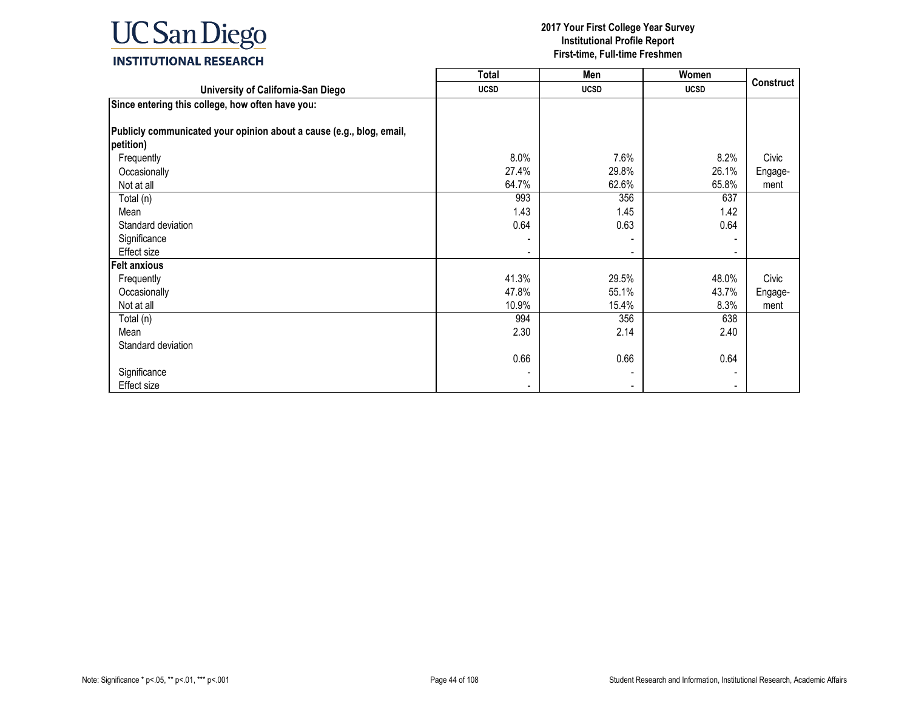| University of California-San Diego | Total UCSD | Men UCSD | Women UCSD | Construct |
|---|---|---|---|---|
| **Since entering this college, how often have you:** | | | | |
| **Publicly communicated your opinion about a cause (e.g., blog, email, petition)** | | | | |
| Frequently | 8.0% | 7.6% | 8.2% | Civic Engagement |
| Occasionally | 27.4% | 29.8% | 26.1% | |
| Not at all | 64.7% | 62.6% | 65.8% | |
| Total (n) | 993 | 356 | 637 | |
| Mean | 1.43 | 1.45 | 1.42 | |
| Standard deviation | 0.64 | 0.63 | 0.64 | |
| Significance | - | - | - | |
| Effect size | - | - | - | |
| **Felt anxious** | | | | |
| Frequently | 41.3% | 29.5% | 48.0% | Civic Engagement |
| Occasionally | 47.8% | 55.1% | 43.7% | |
| Not at all | 10.9% | 15.4% | 8.3% | |
| Total (n) | 994 | 356 | 638 | |
| Mean | 2.30 | 2.14 | 2.40 | |
| Standard deviation | 0.66 | 0.66 | 0.64 | |
| Significance | - | - | - | |
| Effect size | - | - | - | |

Note: Significance * p<.05, ** p<.01, *** p<.001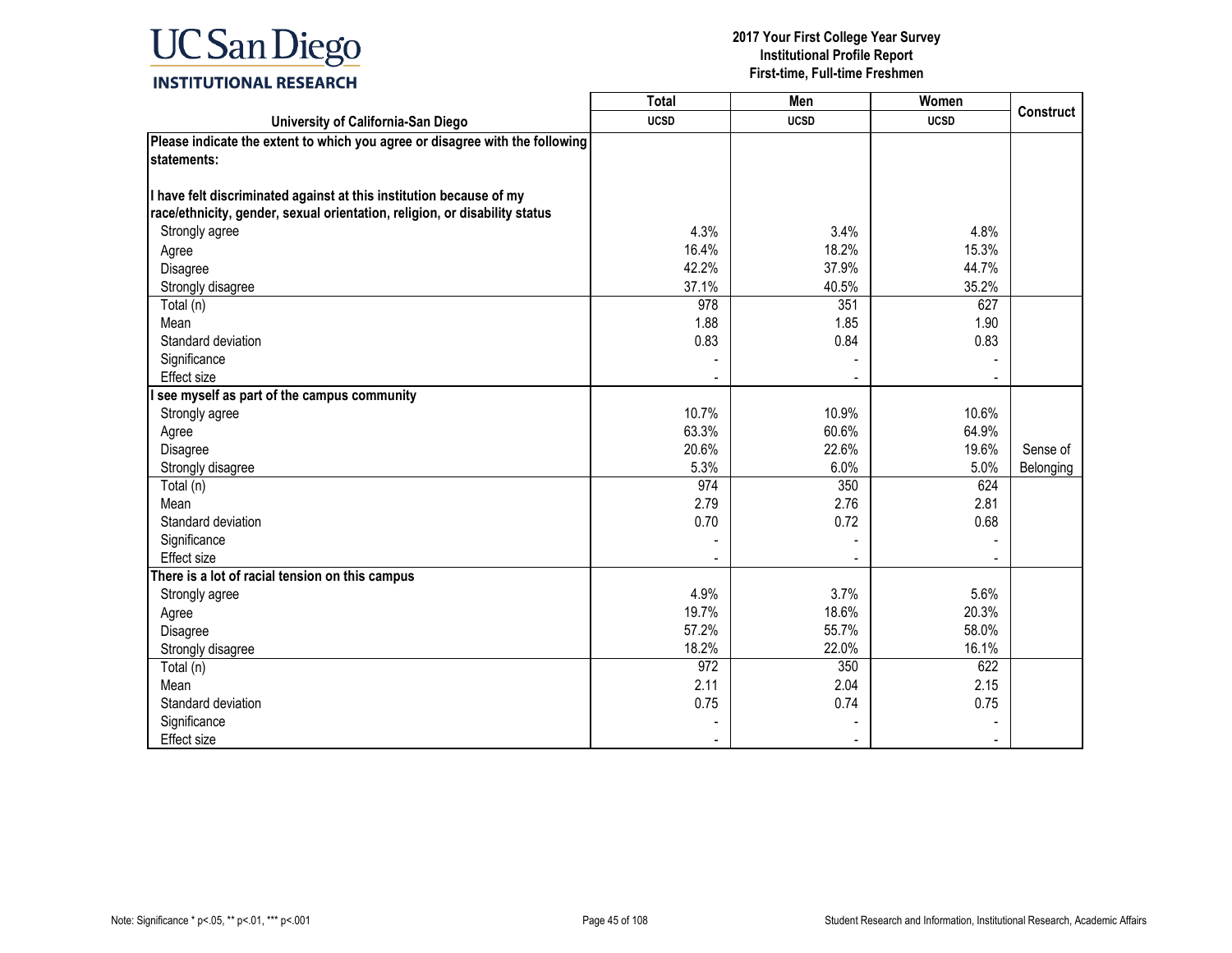**2017 Your First College Year Survey**
**Institutional Profile Report**
**First-time, Full-time Freshmen**

| University of California-San Diego | Total<br>UCSD | Men<br>UCSD | Women<br>UCSD | Construct |
|---|---|---|---|---|
| **Please indicate the extent to which you agree or disagree with the following statements:** | | | | |
| **I have felt discriminated against at this institution because of my race/ethnicity, gender, sexual orientation, religion, or disability status** | | | | |
| Strongly agree | 4.3% | 3.4% | 4.8% | |
| Agree | 16.4% | 18.2% | 15.3% | |
| Disagree | 42.2% | 37.9% | 44.7% | |
| Strongly disagree | 37.1% | 40.5% | 35.2% | |
| Total (n) | 978 | 351 | 627 | |
| Mean | 1.88 | 1.85 | 1.90 | |
| Standard deviation | 0.83 | 0.84 | 0.83 | |
| Significance | - | - | - | |
| Effect size | - | - | - | |
| **I see myself as part of the campus community** | | | | |
| Strongly agree | 10.7% | 10.9% | 10.6% | |
| Agree | 63.3% | 60.6% | 64.9% | |
| Disagree | 20.6% | 22.6% | 19.6% | Sense of Belonging |
| Strongly disagree | 5.3% | 6.0% | 5.0% | |
| Total (n) | 974 | 350 | 624 | |
| Mean | 2.79 | 2.76 | 2.81 | |
| Standard deviation | 0.70 | 0.72 | 0.68 | |
| Significance | - | - | - | |
| Effect size | - | - | - | |
| **There is a lot of racial tension on this campus** | | | | |
| Strongly agree | 4.9% | 3.7% | 5.6% | |
| Agree | 19.7% | 18.6% | 20.3% | |
| Disagree | 57.2% | 55.7% | 58.0% | |
| Strongly disagree | 18.2% | 22.0% | 16.1% | |
| Total (n) | 972 | 350 | 622 | |
| Mean | 2.11 | 2.04 | 2.15 | |
| Standard deviation | 0.75 | 0.74 | 0.75 | |
| Significance | - | - | - | |
| Effect size | - | - | - | |

Note: Significance * p<.05, ** p<.01, *** p<.001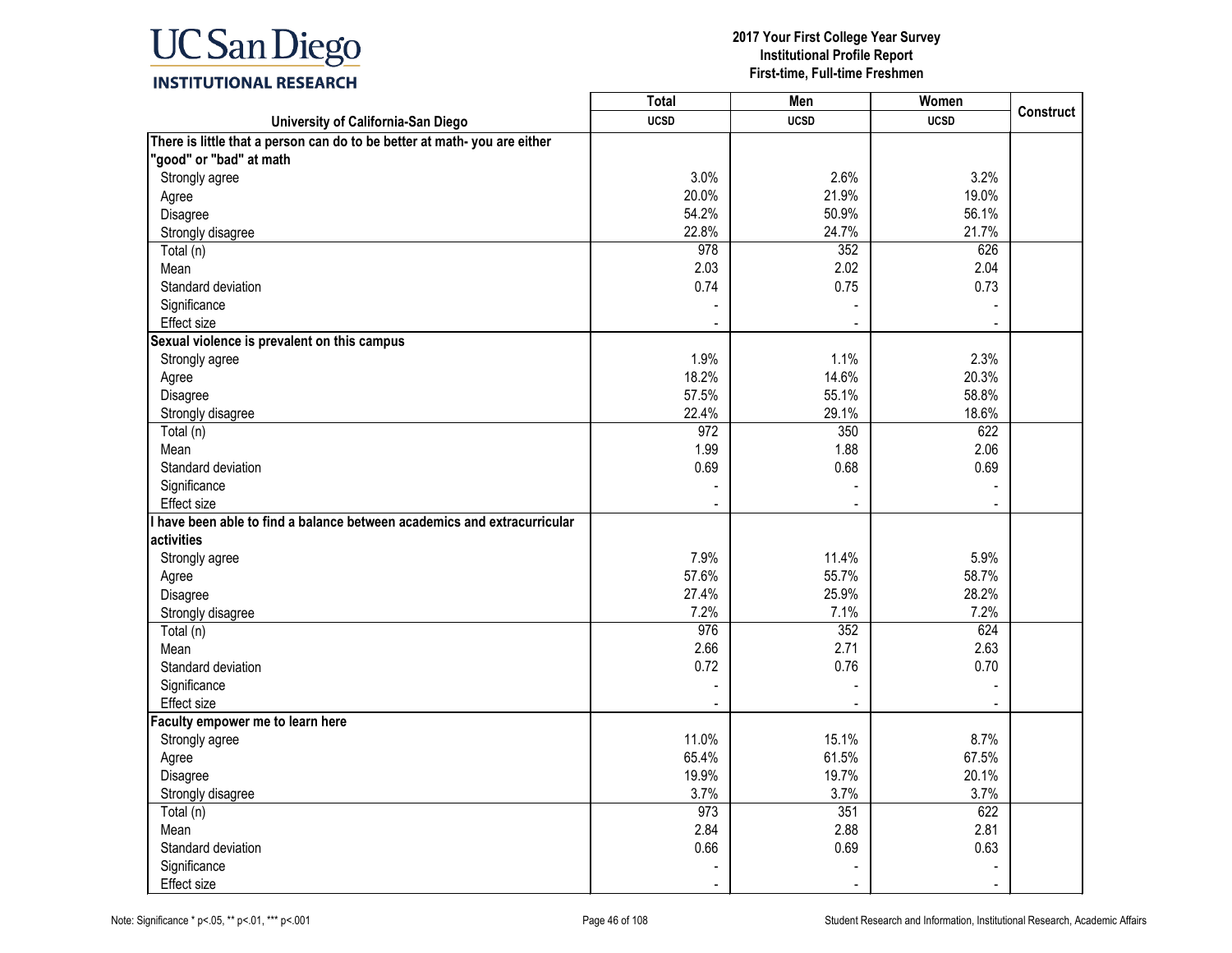UC San Diego
INSTITUTIONAL RESEARCH

**2017 Your First College Year Survey**
**Institutional Profile Report**
**First-time, Full-time Freshmen**

| University of California-San Diego | Total UCSD | Men UCSD | Women UCSD | Construct |
|---|---|---|---|---|
| **There is little that a person can do to be better at math- you are either "good" or "bad" at math** | | | | |
| Strongly agree | 3.0% | 2.6% | 3.2% | |
| Agree | 20.0% | 21.9% | 19.0% | |
| Disagree | 54.2% | 50.9% | 56.1% | |
| Strongly disagree | 22.8% | 24.7% | 21.7% | |
| Total (n) | 978 | 352 | 626 | |
| Mean | 2.03 | 2.02 | 2.04 | |
| Standard deviation | 0.74 | 0.75 | 0.73 | |
| Significance | - | - | - | |
| Effect size | - | - | - | |
| **Sexual violence is prevalent on this campus** | | | | |
| Strongly agree | 1.9% | 1.1% | 2.3% | |
| Agree | 18.2% | 14.6% | 20.3% | |
| Disagree | 57.5% | 55.1% | 58.8% | |
| Strongly disagree | 22.4% | 29.1% | 18.6% | |
| Total (n) | 972 | 350 | 622 | |
| Mean | 1.99 | 1.88 | 2.06 | |
| Standard deviation | 0.69 | 0.68 | 0.69 | |
| Significance | - | - | - | |
| Effect size | - | - | - | |
| **I have been able to find a balance between academics and extracurricular activities** | | | | |
| Strongly agree | 7.9% | 11.4% | 5.9% | |
| Agree | 57.6% | 55.7% | 58.7% | |
| Disagree | 27.4% | 25.9% | 28.2% | |
| Strongly disagree | 7.2% | 7.1% | 7.2% | |
| Total (n) | 976 | 352 | 624 | |
| Mean | 2.66 | 2.71 | 2.63 | |
| Standard deviation | 0.72 | 0.76 | 0.70 | |
| Significance | - | - | - | |
| Effect size | - | - | - | |
| **Faculty empower me to learn here** | | | | |
| Strongly agree | 11.0% | 15.1% | 8.7% | |
| Agree | 65.4% | 61.5% | 67.5% | |
| Disagree | 19.9% | 19.7% | 20.1% | |
| Strongly disagree | 3.7% | 3.7% | 3.7% | |
| Total (n) | 973 | 351 | 622 | |
| Mean | 2.84 | 2.88 | 2.81 | |
| Standard deviation | 0.66 | 0.69 | 0.63 | |
| Significance | - | - | - | |
| Effect size | - | - | - | |

Note: Significance * p<.05, ** p<.01, *** p<.001

Student Research and Information, Institutional Research, Academic Affairs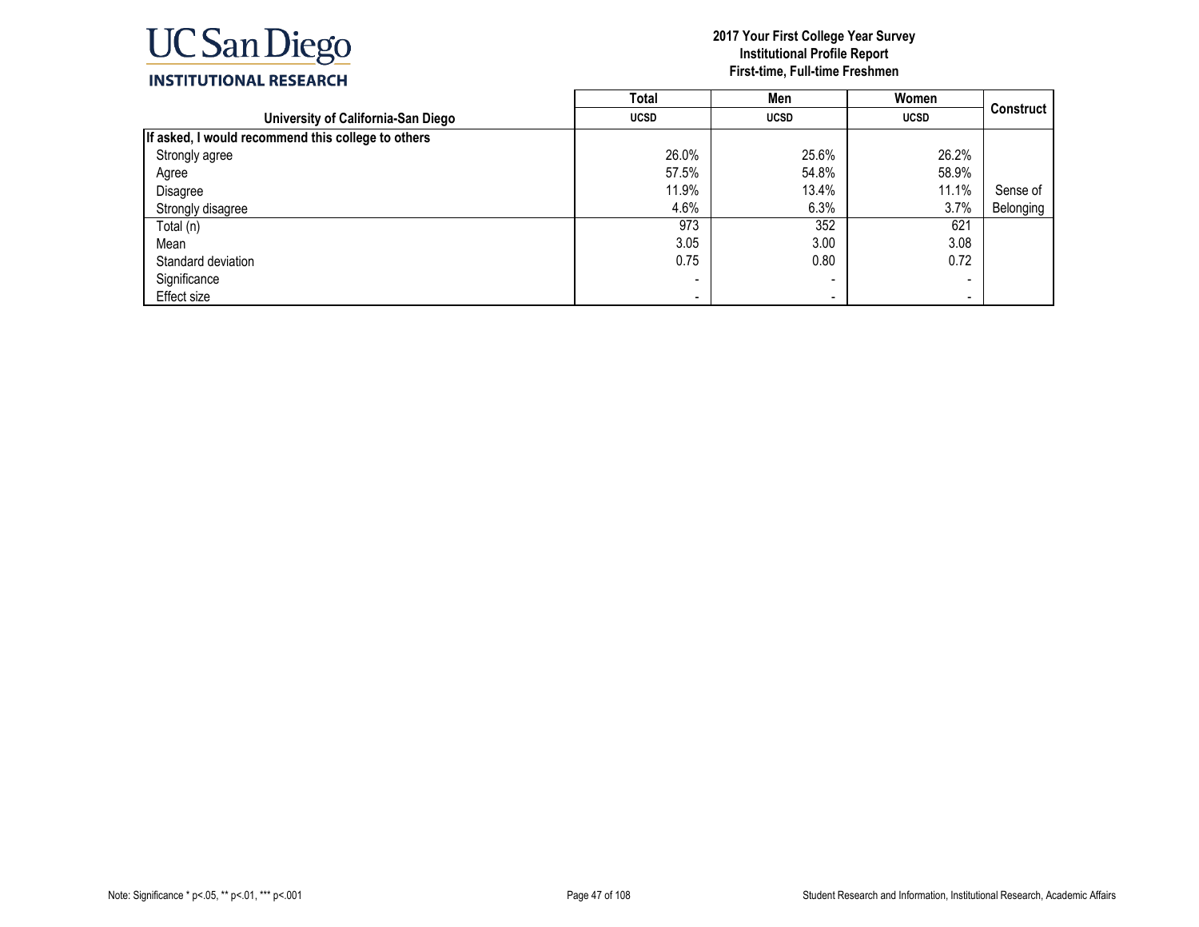# UC San Diego

**INSTITUTIONAL RESEARCH**

**2017 Your First College Year Survey**
**Institutional Profile Report**
**First-time, Full-time Freshmen**

| University of California-San Diego | Total<br>UCSD | Men<br>UCSD | Women<br>UCSD | Construct |
|---|---|---|---|---|
| **If asked, I would recommend this college to others** | | | | |
| Strongly agree | 26.0% | 25.6% | 26.2% | |
| Agree | 57.5% | 54.8% | 58.9% | |
| Disagree | 11.9% | 13.4% | 11.1% | Sense of |
| Strongly disagree | 4.6% | 6.3% | 3.7% | Belonging |
| Total (n) | 973 | 352 | 621 | |
| Mean | 3.05 | 3.00 | 3.08 | |
| Standard deviation | 0.75 | 0.80 | 0.72 | |
| Significance | - | - | - | |
| Effect size | - | - | - | |

Note: Significance * p<.05, ** p<.01, *** p<.001

Student Research and Information, Institutional Research, Academic Affairs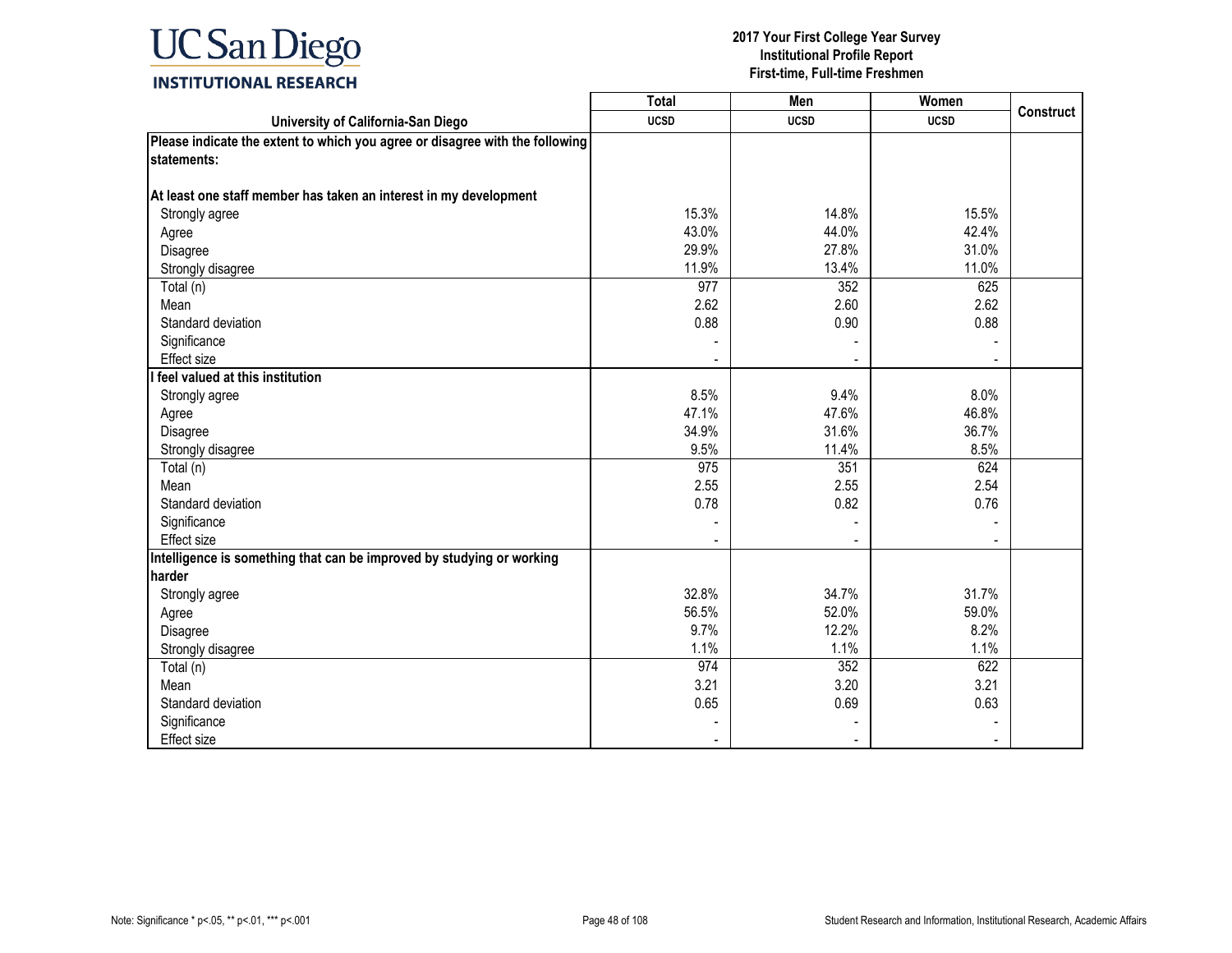| University of California-San Diego | Total | Men | Women | Construct |
|---|---|---|---|---|
| | UCSD | UCSD | UCSD | |
| **Please indicate the extent to which you agree or disagree with the following statements:** | | | | |
| **At least one staff member has taken an interest in my development** | | | | |
| Strongly agree | 15.3% | 14.8% | 15.5% | |
| Agree | 43.0% | 44.0% | 42.4% | |
| Disagree | 29.9% | 27.8% | 31.0% | |
| Strongly disagree | 11.9% | 13.4% | 11.0% | |
| Total (n) | 977 | 352 | 625 | |
| Mean | 2.62 | 2.60 | 2.62 | |
| Standard deviation | 0.88 | 0.90 | 0.88 | |
| Significance | - | - | - | |
| Effect size | - | - | - | |
| **I feel valued at this institution** | | | | |
| Strongly agree | 8.5% | 9.4% | 8.0% | |
| Agree | 47.1% | 47.6% | 46.8% | |
| Disagree | 34.9% | 31.6% | 36.7% | |
| Strongly disagree | 9.5% | 11.4% | 8.5% | |
| Total (n) | 975 | 351 | 624 | |
| Mean | 2.55 | 2.55 | 2.54 | |
| Standard deviation | 0.78 | 0.82 | 0.76 | |
| Significance | - | - | - | |
| Effect size | - | - | - | |
| **Intelligence is something that can be improved by studying or working harder** | | | | |
| Strongly agree | 32.8% | 34.7% | 31.7% | |
| Agree | 56.5% | 52.0% | 59.0% | |
| Disagree | 9.7% | 12.2% | 8.2% | |
| Strongly disagree | 1.1% | 1.1% | 1.1% | |
| Total (n) | 974 | 352 | 622 | |
| Mean | 3.21 | 3.20 | 3.21 | |
| Standard deviation | 0.65 | 0.69 | 0.63 | |
| Significance | - | - | - | |
| Effect size | - | - | - | |

Note: Significance * p<.05, ** p<.01, *** p<.001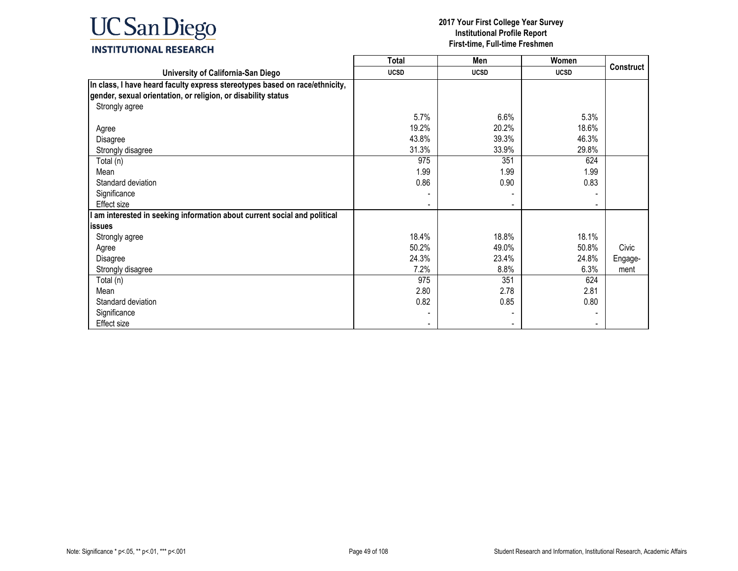**UC San Diego**
**INSTITUTIONAL RESEARCH**

**2017 Your First College Year Survey**
**Institutional Profile Report**
**First-time, Full-time Freshmen**

| University of California-San Diego | Total<br>UCSD | Men<br>UCSD | Women<br>UCSD | Construct |
|---|---|---|---|---|
| **In class, I have heard faculty express stereotypes based on race/ethnicity, gender, sexual orientation, or religion, or disability status** | | | | |
| Strongly agree | 5.7% | 6.6% | 5.3% | |
| Agree | 19.2% | 20.2% | 18.6% | |
| Disagree | 43.8% | 39.3% | 46.3% | |
| Strongly disagree | 31.3% | 33.9% | 29.8% | |
| Total (n) | 975 | 351 | 624 | |
| Mean | 1.99 | 1.99 | 1.99 | |
| Standard deviation | 0.86 | 0.90 | 0.83 | |
| Significance | - | - | - | |
| Effect size | - | - | - | |
| **I am interested in seeking information about current social and political issues** | | | | |
| Strongly agree | 18.4% | 18.8% | 18.1% | |
| Agree | 50.2% | 49.0% | 50.8% | Civic Engage-ment |
| Disagree | 24.3% | 23.4% | 24.8% | |
| Strongly disagree | 7.2% | 8.8% | 6.3% | |
| Total (n) | 975 | 351 | 624 | |
| Mean | 2.80 | 2.78 | 2.81 | |
| Standard deviation | 0.82 | 0.85 | 0.80 | |
| Significance | - | - | - | |
| Effect size | - | - | - | |

Note: Significance * p<.05, ** p<.01, *** p<.001

Student Research and Information, Institutional Research, Academic Affairs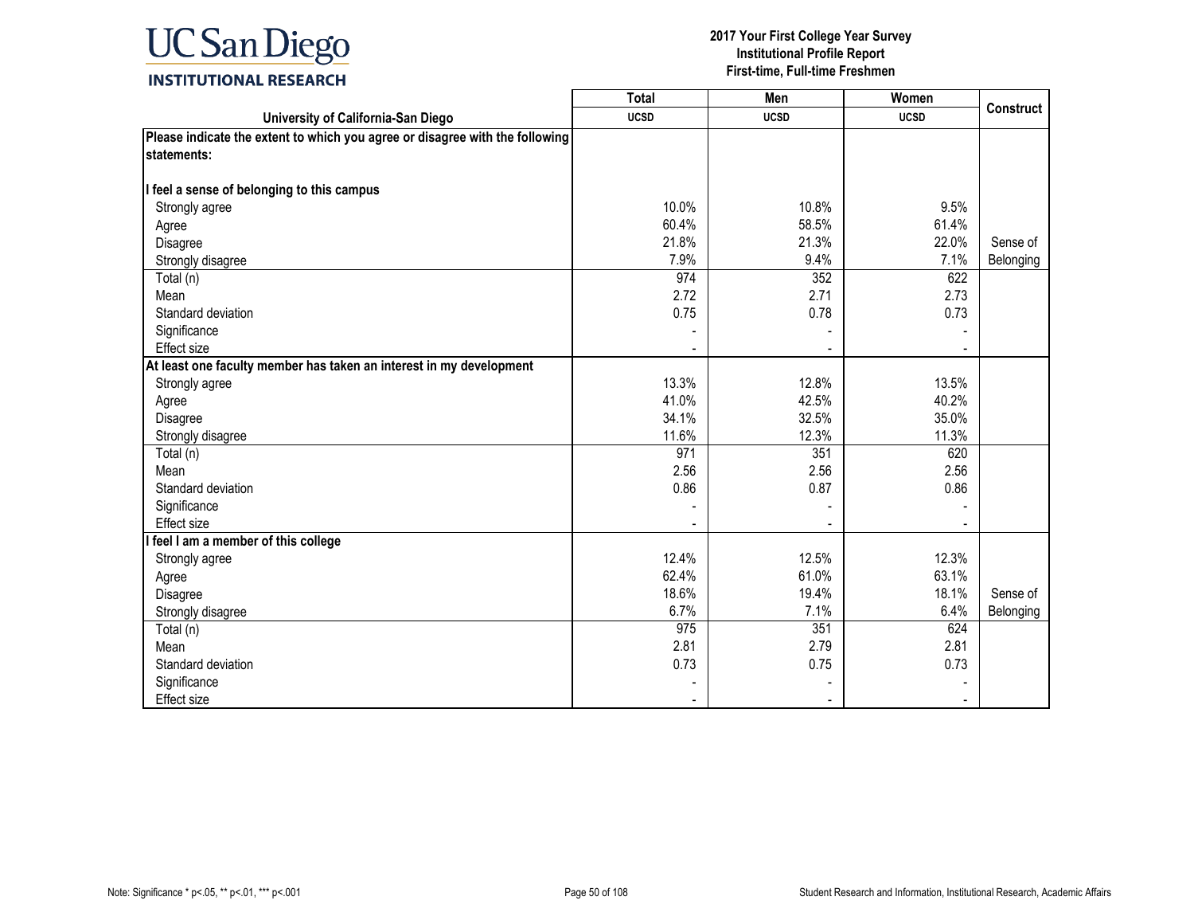| University of California-San Diego | Total<br>UCSD | Men<br>UCSD | Women<br>UCSD | Construct |
|---|---|---|---|---|
| **Please indicate the extent to which you agree or disagree with the following statements:** | | | | |
| **I feel a sense of belonging to this campus** | | | | |
| Strongly agree | 10.0% | 10.8% | 9.5% | |
| Agree | 60.4% | 58.5% | 61.4% | |
| Disagree | 21.8% | 21.3% | 22.0% | Sense of |
| Strongly disagree | 7.9% | 9.4% | 7.1% | Belonging |
| Total (n) | 974 | 352 | 622 | |
| Mean | 2.72 | 2.71 | 2.73 | |
| Standard deviation | 0.75 | 0.78 | 0.73 | |
| Significance | - | - | - | |
| Effect size | - | - | - | |
| **At least one faculty member has taken an interest in my development** | | | | |
| Strongly agree | 13.3% | 12.8% | 13.5% | |
| Agree | 41.0% | 42.5% | 40.2% | |
| Disagree | 34.1% | 32.5% | 35.0% | |
| Strongly disagree | 11.6% | 12.3% | 11.3% | |
| Total (n) | 971 | 351 | 620 | |
| Mean | 2.56 | 2.56 | 2.56 | |
| Standard deviation | 0.86 | 0.87 | 0.86 | |
| Significance | - | - | - | |
| Effect size | - | - | - | |
| **I feel I am a member of this college** | | | | |
| Strongly agree | 12.4% | 12.5% | 12.3% | |
| Agree | 62.4% | 61.0% | 63.1% | |
| Disagree | 18.6% | 19.4% | 18.1% | Sense of |
| Strongly disagree | 6.7% | 7.1% | 6.4% | Belonging |
| Total (n) | 975 | 351 | 624 | |
| Mean | 2.81 | 2.79 | 2.81 | |
| Standard deviation | 0.73 | 0.75 | 0.73 | |
| Significance | - | - | - | |
| Effect size | - | - | - | |

Note: Significance * p<.05, ** p<.01, *** p<.001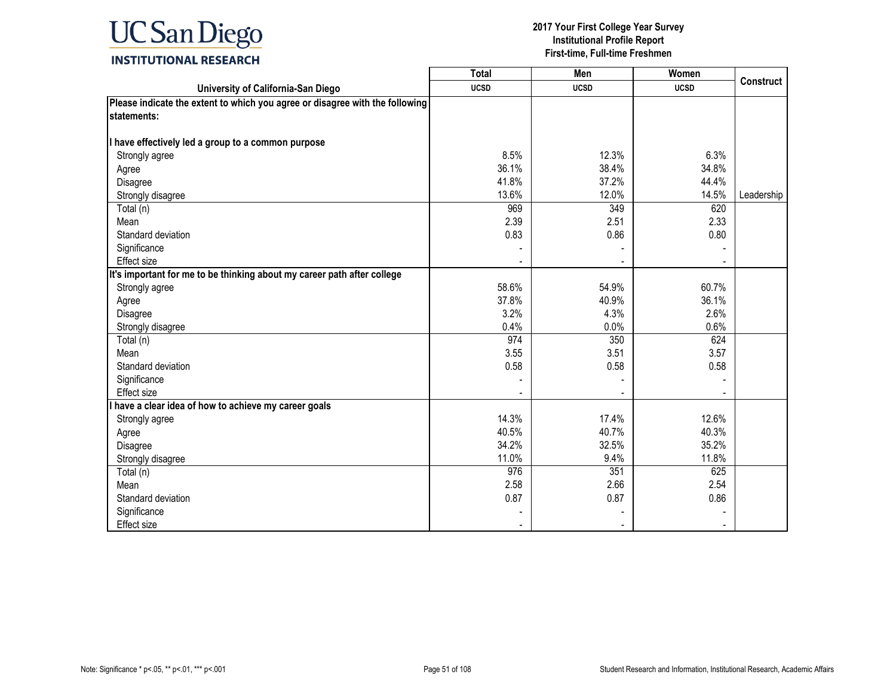| University of California-San Diego | Total UCSD | Men UCSD | Women UCSD | Construct |
|---|---|---|---|---|
| **Please indicate the extent to which you agree or disagree with the following statements:** | | | | |
| **I have effectively led a group to a common purpose** | | | | |
| Strongly agree | 8.5% | 12.3% | 6.3% | |
| Agree | 36.1% | 38.4% | 34.8% | |
| Disagree | 41.8% | 37.2% | 44.4% | |
| Strongly disagree | 13.6% | 12.0% | 14.5% | Leadership |
| Total (n) | 969 | 349 | 620 | |
| Mean | 2.39 | 2.51 | 2.33 | |
| Standard deviation | 0.83 | 0.86 | 0.80 | |
| Significance | - | - | - | |
| Effect size | - | - | - | |
| **It's important for me to be thinking about my career path after college** | | | | |
| Strongly agree | 58.6% | 54.9% | 60.7% | |
| Agree | 37.8% | 40.9% | 36.1% | |
| Disagree | 3.2% | 4.3% | 2.6% | |
| Strongly disagree | 0.4% | 0.0% | 0.6% | |
| Total (n) | 974 | 350 | 624 | |
| Mean | 3.55 | 3.51 | 3.57 | |
| Standard deviation | 0.58 | 0.58 | 0.58 | |
| Significance | - | - | - | |
| Effect size | - | - | - | |
| **I have a clear idea of how to achieve my career goals** | | | | |
| Strongly agree | 14.3% | 17.4% | 12.6% | |
| Agree | 40.5% | 40.7% | 40.3% | |
| Disagree | 34.2% | 32.5% | 35.2% | |
| Strongly disagree | 11.0% | 9.4% | 11.8% | |
| Total (n) | 976 | 351 | 625 | |
| Mean | 2.58 | 2.66 | 2.54 | |
| Standard deviation | 0.87 | 0.87 | 0.86 | |
| Significance | - | - | - | |
| Effect size | - | - | - | |

Note: Significance * p<.05, ** p<.01, *** p<.001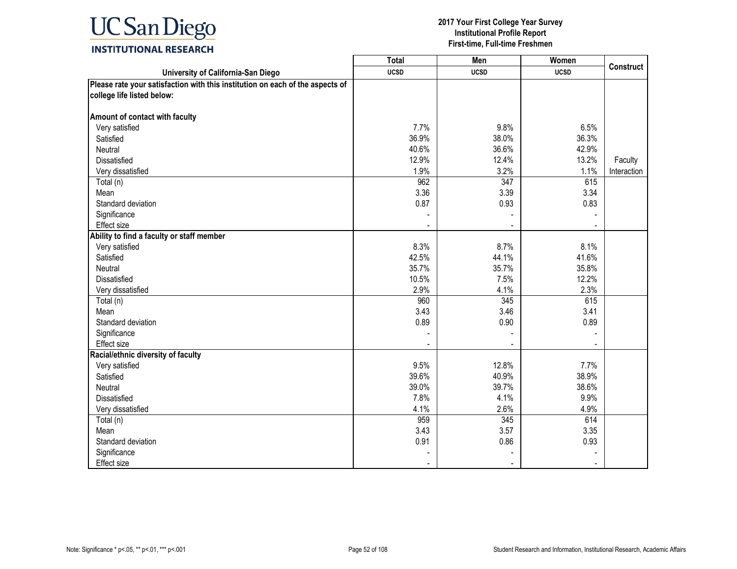**UC San Diego INSTITUTIONAL RESEARCH**

**2017 Your First College Year Survey**
**Institutional Profile Report**
**First-time, Full-time Freshmen**

| University of California-San Diego | Total UCSD | Men UCSD | Women UCSD | Construct |
|---|---|---|---|---|
| **Please rate your satisfaction with this institution on each of the aspects of college life listed below:** | | | | |
| **Amount of contact with faculty** | | | | |
| Very satisfied | 7.7% | 9.8% | 6.5% | |
| Satisfied | 36.9% | 38.0% | 36.3% | |
| Neutral | 40.6% | 36.6% | 42.9% | |
| Dissatisfied | 12.9% | 12.4% | 13.2% | Faculty |
| Very dissatisfied | 1.9% | 3.2% | 1.1% | Interaction |
| Total (n) | 962 | 347 | 615 | |
| Mean | 3.36 | 3.39 | 3.34 | |
| Standard deviation | 0.87 | 0.93 | 0.83 | |
| Significance | - | - | - | |
| Effect size | - | - | - | |
| **Ability to find a faculty or staff member** | | | | |
| Very satisfied | 8.3% | 8.7% | 8.1% | |
| Satisfied | 42.5% | 44.1% | 41.6% | |
| Neutral | 35.7% | 35.7% | 35.8% | |
| Dissatisfied | 10.5% | 7.5% | 12.2% | |
| Very dissatisfied | 2.9% | 4.1% | 2.3% | |
| Total (n) | 960 | 345 | 615 | |
| Mean | 3.43 | 3.46 | 3.41 | |
| Standard deviation | 0.89 | 0.90 | 0.89 | |
| Significance | - | - | - | |
| Effect size | - | - | - | |
| **Racial/ethnic diversity of faculty** | | | | |
| Very satisfied | 9.5% | 12.8% | 7.7% | |
| Satisfied | 39.6% | 40.9% | 38.9% | |
| Neutral | 39.0% | 39.7% | 38.6% | |
| Dissatisfied | 7.8% | 4.1% | 9.9% | |
| Very dissatisfied | 4.1% | 2.6% | 4.9% | |
| Total (n) | 959 | 345 | 614 | |
| Mean | 3.43 | 3.57 | 3.35 | |
| Standard deviation | 0.91 | 0.86 | 0.93 | |
| Significance | - | - | - | |
| Effect size | - | - | - | |

Note: Significance * p<.05, ** p<.01, *** p<.001

Student Research and Information, Institutional Research, Academic Affairs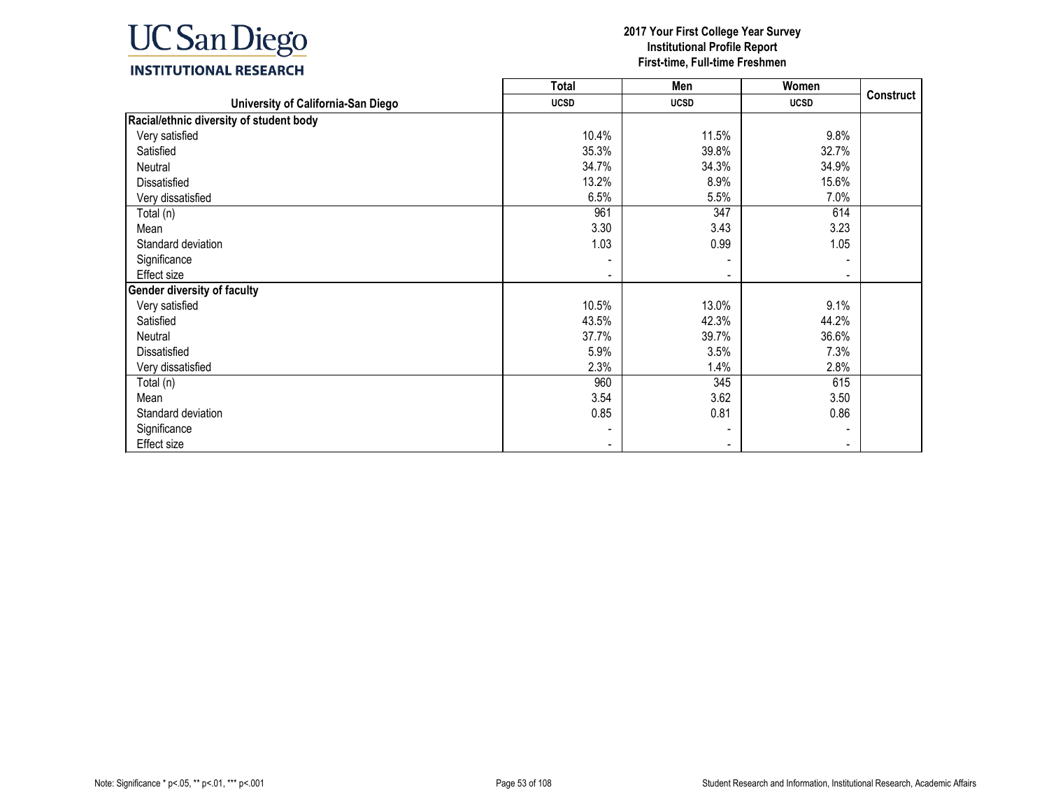UC San Diego
INSTITUTIONAL RESEARCH

**2017 Your First College Year Survey**
**Institutional Profile Report**
**First-time, Full-time Freshmen**

| | Total | Men | Women | Construct |
|---|---|---|---|---|
| **University of California-San Diego** | **UCSD** | **UCSD** | **UCSD** | |
| **Racial/ethnic diversity of student body** | | | | |
| Very satisfied | 10.4% | 11.5% | 9.8% | |
| Satisfied | 35.3% | 39.8% | 32.7% | |
| Neutral | 34.7% | 34.3% | 34.9% | |
| Dissatisfied | 13.2% | 8.9% | 15.6% | |
| Very dissatisfied | 6.5% | 5.5% | 7.0% | |
| Total (n) | 961 | 347 | 614 | |
| Mean | 3.30 | 3.43 | 3.23 | |
| Standard deviation | 1.03 | 0.99 | 1.05 | |
| Significance | - | - | - | |
| Effect size | - | - | - | |
| **Gender diversity of faculty** | | | | |
| Very satisfied | 10.5% | 13.0% | 9.1% | |
| Satisfied | 43.5% | 42.3% | 44.2% | |
| Neutral | 37.7% | 39.7% | 36.6% | |
| Dissatisfied | 5.9% | 3.5% | 7.3% | |
| Very dissatisfied | 2.3% | 1.4% | 2.8% | |
| Total (n) | 960 | 345 | 615 | |
| Mean | 3.54 | 3.62 | 3.50 | |
| Standard deviation | 0.85 | 0.81 | 0.86 | |
| Significance | - | - | - | |
| Effect size | - | - | - | |

Note: Significance * p<.05, ** p<.01, *** p<.001

Student Research and Information, Institutional Research, Academic Affairs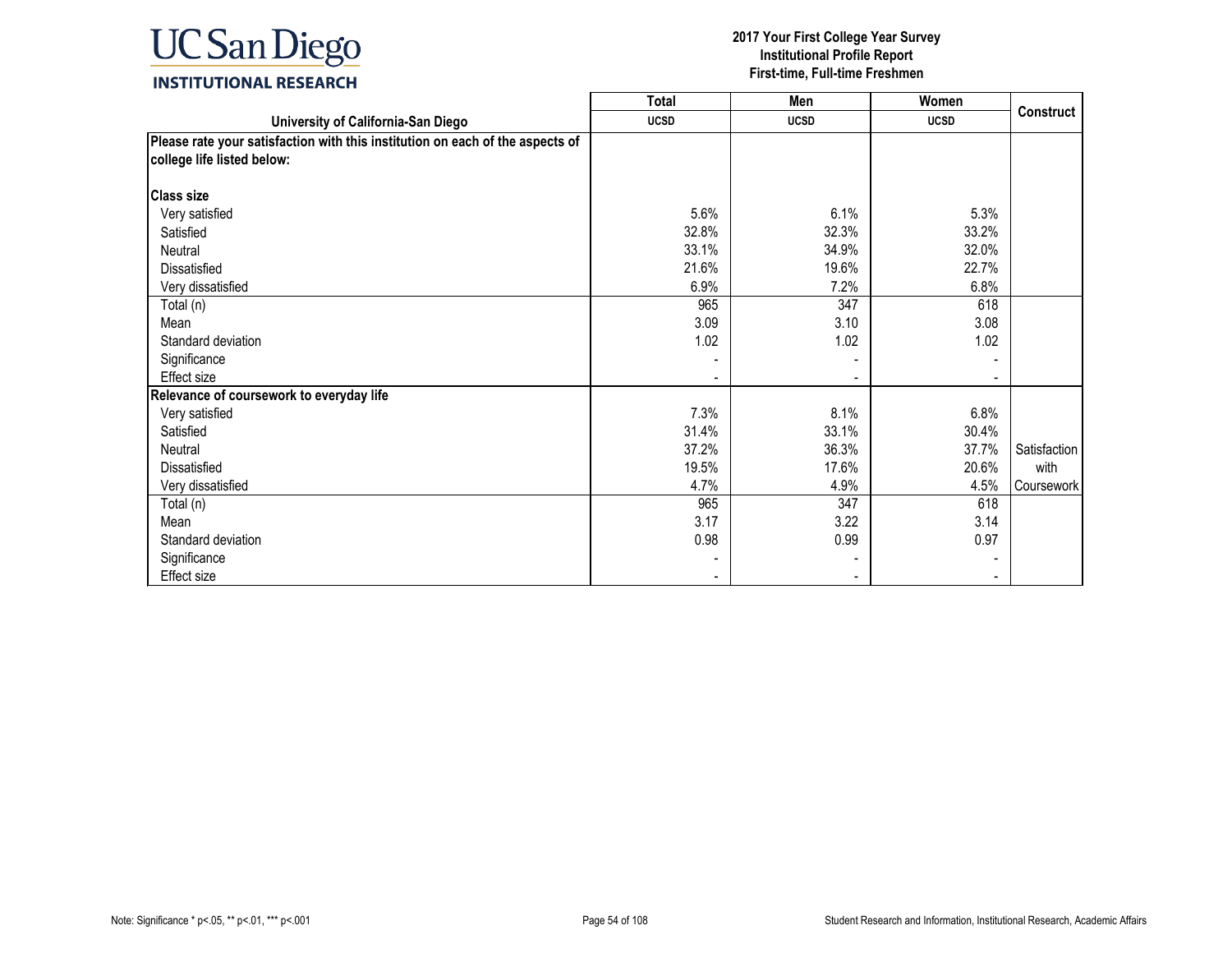UC San Diego
INSTITUTIONAL RESEARCH

**2017 Your First College Year Survey**
**Institutional Profile Report**
**First-time, Full-time Freshmen**

| | Total | Men | Women | Construct |
|---|---|---|---|---|
| **University of California-San Diego** | **UCSD** | **UCSD** | **UCSD** | |
| **Please rate your satisfaction with this institution on each of the aspects of college life listed below:** | | | | |
| **Class size** | | | | |
| Very satisfied | 5.6% | 6.1% | 5.3% | |
| Satisfied | 32.8% | 32.3% | 33.2% | |
| Neutral | 33.1% | 34.9% | 32.0% | |
| Dissatisfied | 21.6% | 19.6% | 22.7% | |
| Very dissatisfied | 6.9% | 7.2% | 6.8% | |
| Total (n) | 965 | 347 | 618 | |
| Mean | 3.09 | 3.10 | 3.08 | |
| Standard deviation | 1.02 | 1.02 | 1.02 | |
| Significance | - | - | - | |
| Effect size | - | - | - | |
| **Relevance of coursework to everyday life** | | | | |
| Very satisfied | 7.3% | 8.1% | 6.8% | |
| Satisfied | 31.4% | 33.1% | 30.4% | |
| Neutral | 37.2% | 36.3% | 37.7% | Satisfaction with Coursework |
| Dissatisfied | 19.5% | 17.6% | 20.6% | |
| Very dissatisfied | 4.7% | 4.9% | 4.5% | |
| Total (n) | 965 | 347 | 618 | |
| Mean | 3.17 | 3.22 | 3.14 | |
| Standard deviation | 0.98 | 0.99 | 0.97 | |
| Significance | - | - | - | |
| Effect size | - | - | - | |

Note: Significance * p<.05, ** p<.01, *** p<.001

Student Research and Information, Institutional Research, Academic Affairs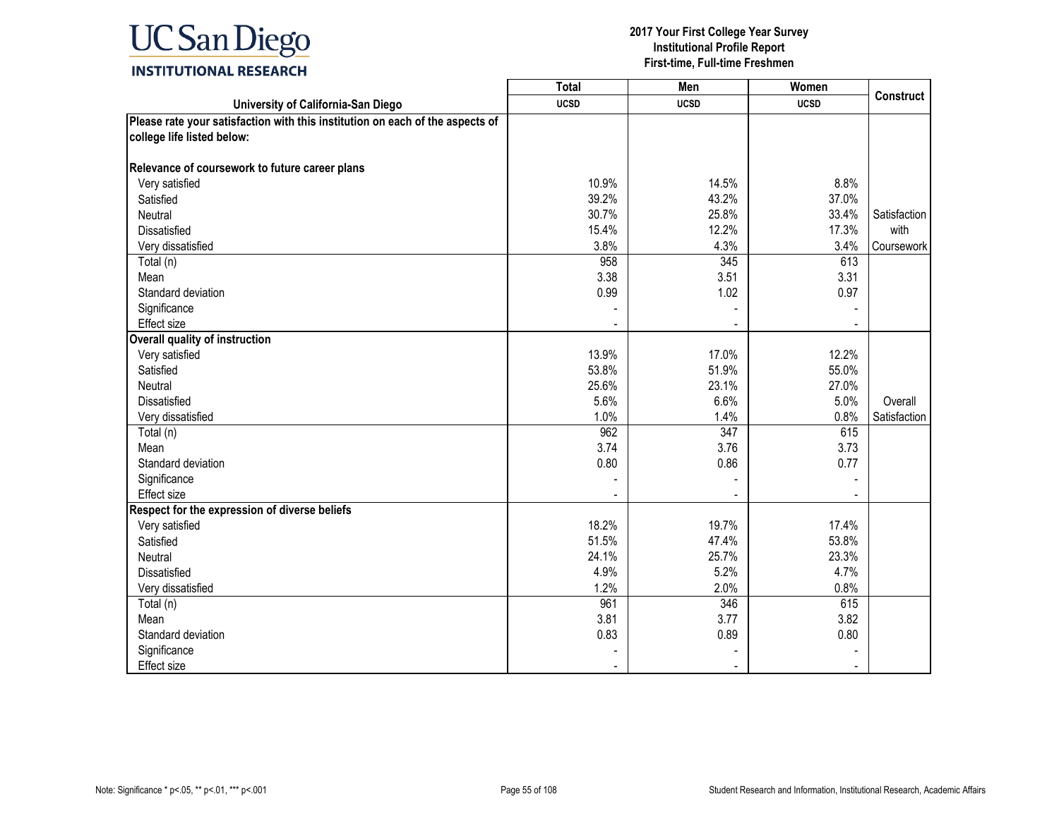**UC San Diego INSTITUTIONAL RESEARCH**

**2017 Your First College Year Survey**
**Institutional Profile Report**
**First-time, Full-time Freshmen**

| University of California-San Diego | Total UCSD | Men UCSD | Women UCSD | Construct |
|---|---|---|---|---|
| **Please rate your satisfaction with this institution on each of the aspects of college life listed below:** | | | | |
| **Relevance of coursework to future career plans** | | | | |
| Very satisfied | 10.9% | 14.5% | 8.8% | Satisfaction with Coursework |
| Satisfied | 39.2% | 43.2% | 37.0% | |
| Neutral | 30.7% | 25.8% | 33.4% | |
| Dissatisfied | 15.4% | 12.2% | 17.3% | |
| Very dissatisfied | 3.8% | 4.3% | 3.4% | |
| Total (n) | 958 | 345 | 613 | |
| Mean | 3.38 | 3.51 | 3.31 | |
| Standard deviation | 0.99 | 1.02 | 0.97 | |
| Significance | - | - | - | |
| Effect size | - | - | - | |
| **Overall quality of instruction** | | | | |
| Very satisfied | 13.9% | 17.0% | 12.2% | Overall Satisfaction |
| Satisfied | 53.8% | 51.9% | 55.0% | |
| Neutral | 25.6% | 23.1% | 27.0% | |
| Dissatisfied | 5.6% | 6.6% | 5.0% | |
| Very dissatisfied | 1.0% | 1.4% | 0.8% | |
| Total (n) | 962 | 347 | 615 | |
| Mean | 3.74 | 3.76 | 3.73 | |
| Standard deviation | 0.80 | 0.86 | 0.77 | |
| Significance | - | - | - | |
| Effect size | - | - | - | |
| **Respect for the expression of diverse beliefs** | | | | |
| Very satisfied | 18.2% | 19.7% | 17.4% | |
| Satisfied | 51.5% | 47.4% | 53.8% | |
| Neutral | 24.1% | 25.7% | 23.3% | |
| Dissatisfied | 4.9% | 5.2% | 4.7% | |
| Very dissatisfied | 1.2% | 2.0% | 0.8% | |
| Total (n) | 961 | 346 | 615 | |
| Mean | 3.81 | 3.77 | 3.82 | |
| Standard deviation | 0.83 | 0.89 | 0.80 | |
| Significance | - | - | - | |
| Effect size | - | - | - | |

Note: Significance * p<.05, ** p<.01, *** p<.001

Student Research and Information, Institutional Research, Academic Affairs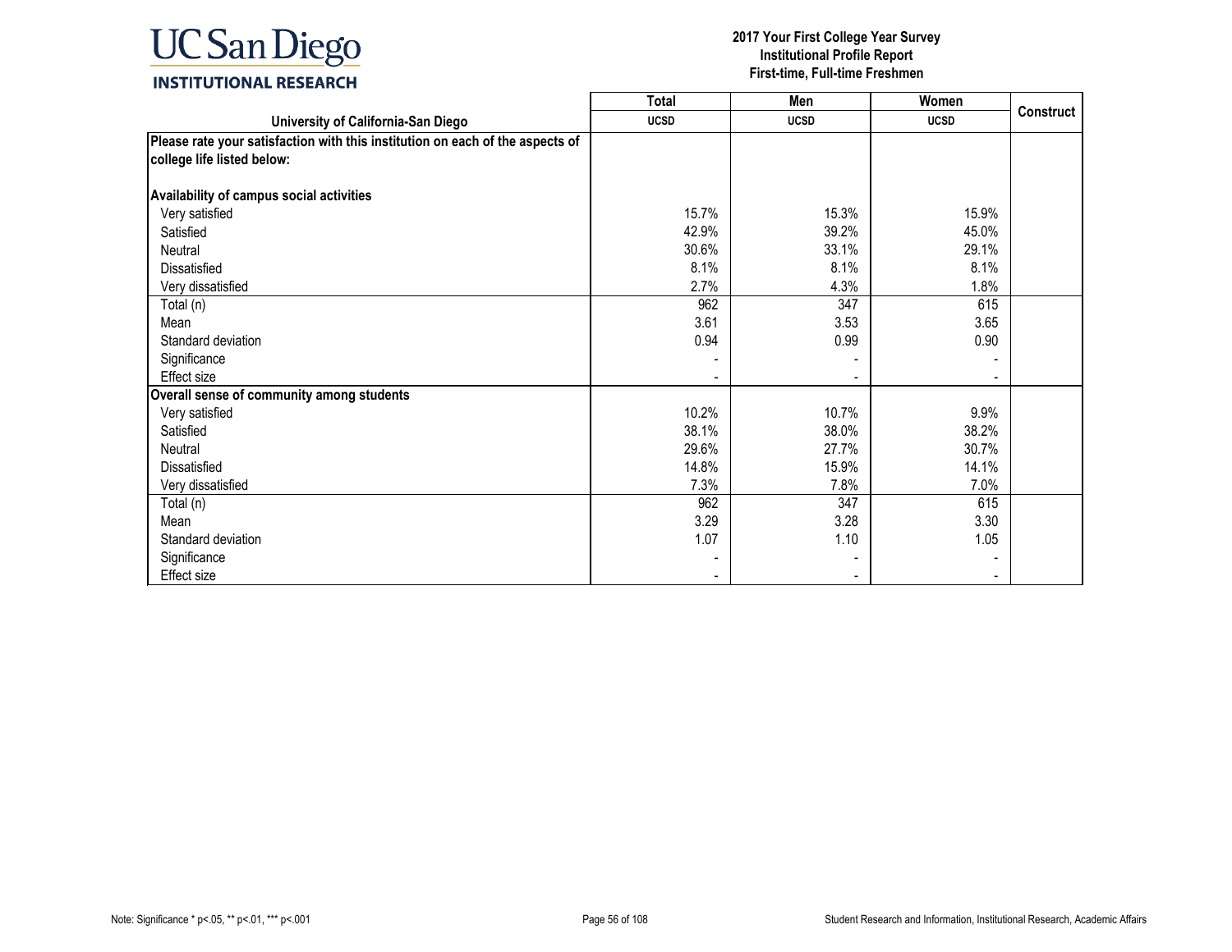| University of California-San Diego | Total UCSD | Men UCSD | Women UCSD | Construct |
|---|---|---|---|---|
| **Please rate your satisfaction with this institution on each of the aspects of college life listed below:** | | | | |
| **Availability of campus social activities** | | | | |
| Very satisfied | 15.7% | 15.3% | 15.9% | |
| Satisfied | 42.9% | 39.2% | 45.0% | |
| Neutral | 30.6% | 33.1% | 29.1% | |
| Dissatisfied | 8.1% | 8.1% | 8.1% | |
| Very dissatisfied | 2.7% | 4.3% | 1.8% | |
| Total (n) | 962 | 347 | 615 | |
| Mean | 3.61 | 3.53 | 3.65 | |
| Standard deviation | 0.94 | 0.99 | 0.90 | |
| Significance | - | - | - | |
| Effect size | - | - | - | |
| **Overall sense of community among students** | | | | |
| Very satisfied | 10.2% | 10.7% | 9.9% | |
| Satisfied | 38.1% | 38.0% | 38.2% | |
| Neutral | 29.6% | 27.7% | 30.7% | |
| Dissatisfied | 14.8% | 15.9% | 14.1% | |
| Very dissatisfied | 7.3% | 7.8% | 7.0% | |
| Total (n) | 962 | 347 | 615 | |
| Mean | 3.29 | 3.28 | 3.30 | |
| Standard deviation | 1.07 | 1.10 | 1.05 | |
| Significance | - | - | - | |
| Effect size | - | - | - | |

Note: Significance * p<.05, ** p<.01, *** p<.001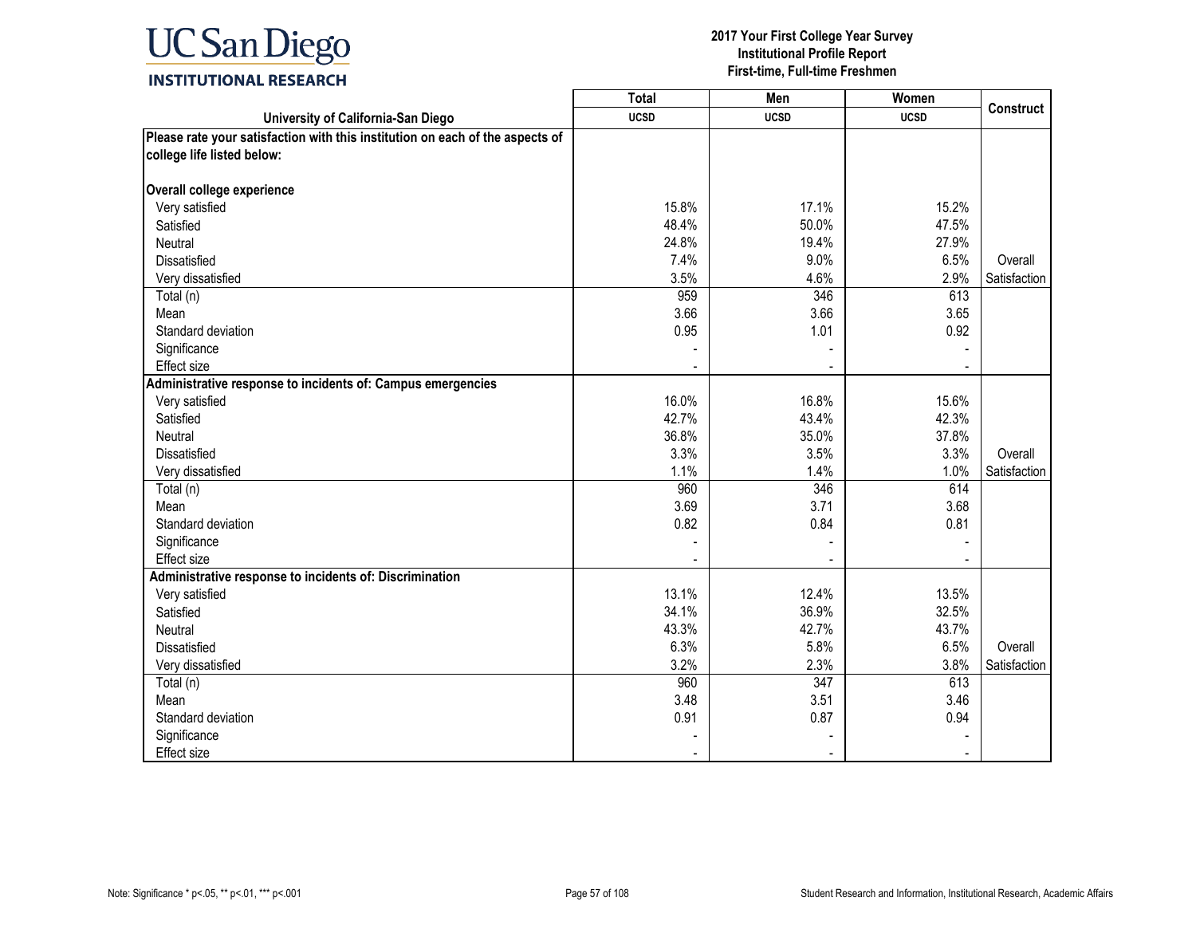**UC San Diego INSTITUTIONAL RESEARCH**

**2017 Your First College Year Survey**
**Institutional Profile Report**
**First-time, Full-time Freshmen**

| University of California-San Diego | Total UCSD | Men UCSD | Women UCSD | Construct |
|---|---|---|---|---|
| **Please rate your satisfaction with this institution on each of the aspects of college life listed below:** | | | | |
| **Overall college experience** | | | | |
| Very satisfied | 15.8% | 17.1% | 15.2% | |
| Satisfied | 48.4% | 50.0% | 47.5% | |
| Neutral | 24.8% | 19.4% | 27.9% | |
| Dissatisfied | 7.4% | 9.0% | 6.5% | Overall |
| Very dissatisfied | 3.5% | 4.6% | 2.9% | Satisfaction |
| Total (n) | 959 | 346 | 613 | |
| Mean | 3.66 | 3.66 | 3.65 | |
| Standard deviation | 0.95 | 1.01 | 0.92 | |
| Significance | - | - | - | |
| Effect size | - | - | - | |
| **Administrative response to incidents of: Campus emergencies** | | | | |
| Very satisfied | 16.0% | 16.8% | 15.6% | |
| Satisfied | 42.7% | 43.4% | 42.3% | |
| Neutral | 36.8% | 35.0% | 37.8% | |
| Dissatisfied | 3.3% | 3.5% | 3.3% | Overall |
| Very dissatisfied | 1.1% | 1.4% | 1.0% | Satisfaction |
| Total (n) | 960 | 346 | 614 | |
| Mean | 3.69 | 3.71 | 3.68 | |
| Standard deviation | 0.82 | 0.84 | 0.81 | |
| Significance | - | - | - | |
| Effect size | - | - | - | |
| **Administrative response to incidents of: Discrimination** | | | | |
| Very satisfied | 13.1% | 12.4% | 13.5% | |
| Satisfied | 34.1% | 36.9% | 32.5% | |
| Neutral | 43.3% | 42.7% | 43.7% | |
| Dissatisfied | 6.3% | 5.8% | 6.5% | Overall |
| Very dissatisfied | 3.2% | 2.3% | 3.8% | Satisfaction |
| Total (n) | 960 | 347 | 613 | |
| Mean | 3.48 | 3.51 | 3.46 | |
| Standard deviation | 0.91 | 0.87 | 0.94 | |
| Significance | - | - | - | |
| Effect size | - | - | - | |

Note: Significance * p<.05, ** p<.01, *** p<.001

Student Research and Information, Institutional Research, Academic Affairs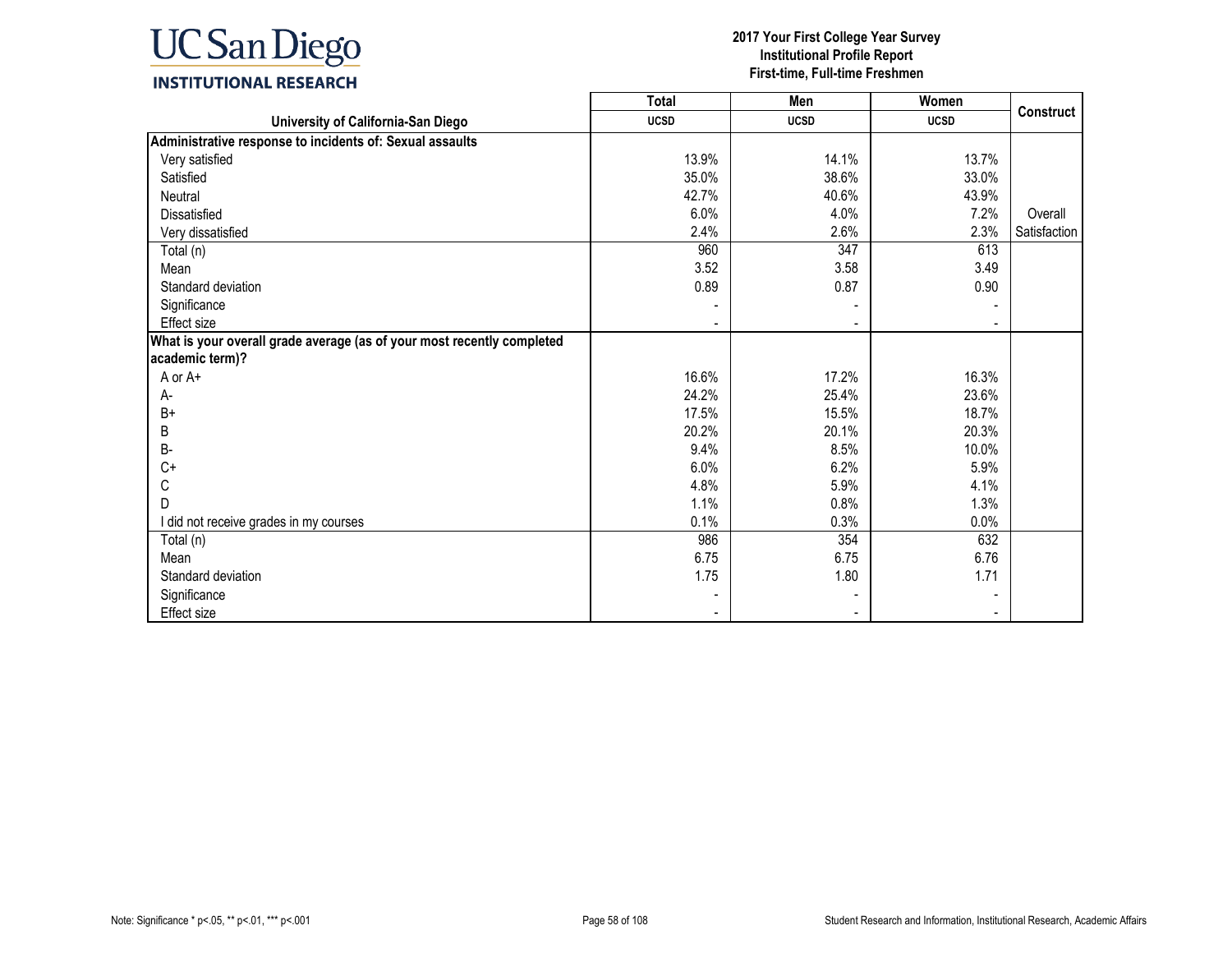UC San Diego
INSTITUTIONAL RESEARCH

**2017 Your First College Year Survey**
**Institutional Profile Report**
**First-time, Full-time Freshmen**

| | Total | Men | Women | Construct |
|---|---|---|---|---|
| **University of California-San Diego** | **UCSD** | **UCSD** | **UCSD** | |
| **Administrative response to incidents of: Sexual assaults** | | | | |
| Very satisfied | 13.9% | 14.1% | 13.7% | |
| Satisfied | 35.0% | 38.6% | 33.0% | |
| Neutral | 42.7% | 40.6% | 43.9% | |
| Dissatisfied | 6.0% | 4.0% | 7.2% | Overall |
| Very dissatisfied | 2.4% | 2.6% | 2.3% | Satisfaction |
| Total (n) | 960 | 347 | 613 | |
| Mean | 3.52 | 3.58 | 3.49 | |
| Standard deviation | 0.89 | 0.87 | 0.90 | |
| Significance | - | - | - | |
| Effect size | - | - | - | |
| **What is your overall grade average (as of your most recently completed academic term)?** | | | | |
| A or A+ | 16.6% | 17.2% | 16.3% | |
| A- | 24.2% | 25.4% | 23.6% | |
| B+ | 17.5% | 15.5% | 18.7% | |
| B | 20.2% | 20.1% | 20.3% | |
| B- | 9.4% | 8.5% | 10.0% | |
| C+ | 6.0% | 6.2% | 5.9% | |
| C | 4.8% | 5.9% | 4.1% | |
| D | 1.1% | 0.8% | 1.3% | |
| I did not receive grades in my courses | 0.1% | 0.3% | 0.0% | |
| Total (n) | 986 | 354 | 632 | |
| Mean | 6.75 | 6.75 | 6.76 | |
| Standard deviation | 1.75 | 1.80 | 1.71 | |
| Significance | - | - | - | |
| Effect size | - | - | - | |

Note: Significance * p<.05, ** p<.01, *** p<.001

Student Research and Information, Institutional Research, Academic Affairs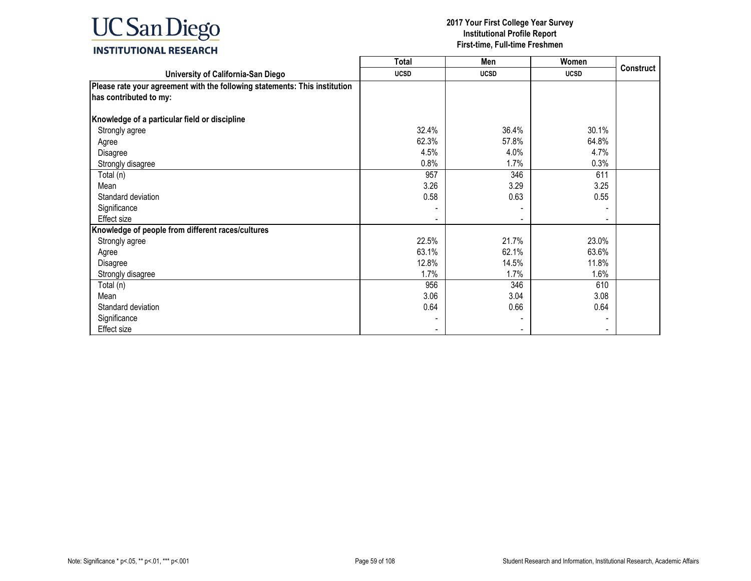**UC San Diego INSTITUTIONAL RESEARCH**

**2017 Your First College Year Survey**
**Institutional Profile Report**
**First-time, Full-time Freshmen**

| | Total | Men | Women | Construct |
|---|---|---|---|---|
| **University of California-San Diego** | **UCSD** | **UCSD** | **UCSD** | |
| **Please rate your agreement with the following statements: This institution has contributed to my:** | | | | |
| **Knowledge of a particular field or discipline** | | | | |
| Strongly agree | 32.4% | 36.4% | 30.1% | |
| Agree | 62.3% | 57.8% | 64.8% | |
| Disagree | 4.5% | 4.0% | 4.7% | |
| Strongly disagree | 0.8% | 1.7% | 0.3% | |
| Total (n) | 957 | 346 | 611 | |
| Mean | 3.26 | 3.29 | 3.25 | |
| Standard deviation | 0.58 | 0.63 | 0.55 | |
| Significance | - | - | - | |
| Effect size | - | - | - | |
| **Knowledge of people from different races/cultures** | | | | |
| Strongly agree | 22.5% | 21.7% | 23.0% | |
| Agree | 63.1% | 62.1% | 63.6% | |
| Disagree | 12.8% | 14.5% | 11.8% | |
| Strongly disagree | 1.7% | 1.7% | 1.6% | |
| Total (n) | 956 | 346 | 610 | |
| Mean | 3.06 | 3.04 | 3.08 | |
| Standard deviation | 0.64 | 0.66 | 0.64 | |
| Significance | - | - | - | |
| Effect size | - | - | - | |

Note: Significance * p<.05, ** p<.01, *** p<.001

Student Research and Information, Institutional Research, Academic Affairs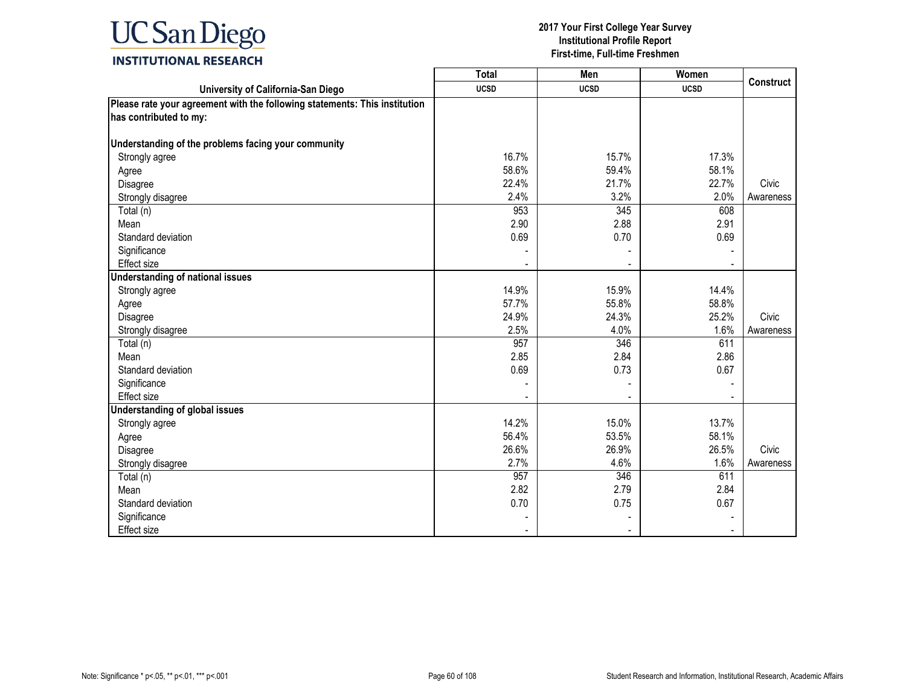UC San Diego
INSTITUTIONAL RESEARCH

**2017 Your First College Year Survey**
**Institutional Profile Report**
**First-time, Full-time Freshmen**

| University of California-San Diego | Total UCSD | Men UCSD | Women UCSD | Construct |
|---|---|---|---|---|
| **Please rate your agreement with the following statements: This institution has contributed to my:** | | | | |
| **Understanding of the problems facing your community** | | | | |
| Strongly agree | 16.7% | 15.7% | 17.3% | |
| Agree | 58.6% | 59.4% | 58.1% | |
| Disagree | 22.4% | 21.7% | 22.7% | Civic |
| Strongly disagree | 2.4% | 3.2% | 2.0% | Awareness |
| Total (n) | 953 | 345 | 608 | |
| Mean | 2.90 | 2.88 | 2.91 | |
| Standard deviation | 0.69 | 0.70 | 0.69 | |
| Significance | - | - | - | |
| Effect size | - | - | - | |
| **Understanding of national issues** | | | | |
| Strongly agree | 14.9% | 15.9% | 14.4% | |
| Agree | 57.7% | 55.8% | 58.8% | |
| Disagree | 24.9% | 24.3% | 25.2% | Civic |
| Strongly disagree | 2.5% | 4.0% | 1.6% | Awareness |
| Total (n) | 957 | 346 | 611 | |
| Mean | 2.85 | 2.84 | 2.86 | |
| Standard deviation | 0.69 | 0.73 | 0.67 | |
| Significance | - | - | - | |
| Effect size | - | - | - | |
| **Understanding of global issues** | | | | |
| Strongly agree | 14.2% | 15.0% | 13.7% | |
| Agree | 56.4% | 53.5% | 58.1% | |
| Disagree | 26.6% | 26.9% | 26.5% | Civic |
| Strongly disagree | 2.7% | 4.6% | 1.6% | Awareness |
| Total (n) | 957 | 346 | 611 | |
| Mean | 2.82 | 2.79 | 2.84 | |
| Standard deviation | 0.70 | 0.75 | 0.67 | |
| Significance | - | - | - | |
| Effect size | - | - | - | |

Note: Significance * p<.05, ** p<.01, *** p<.001

Student Research and Information, Institutional Research, Academic Affairs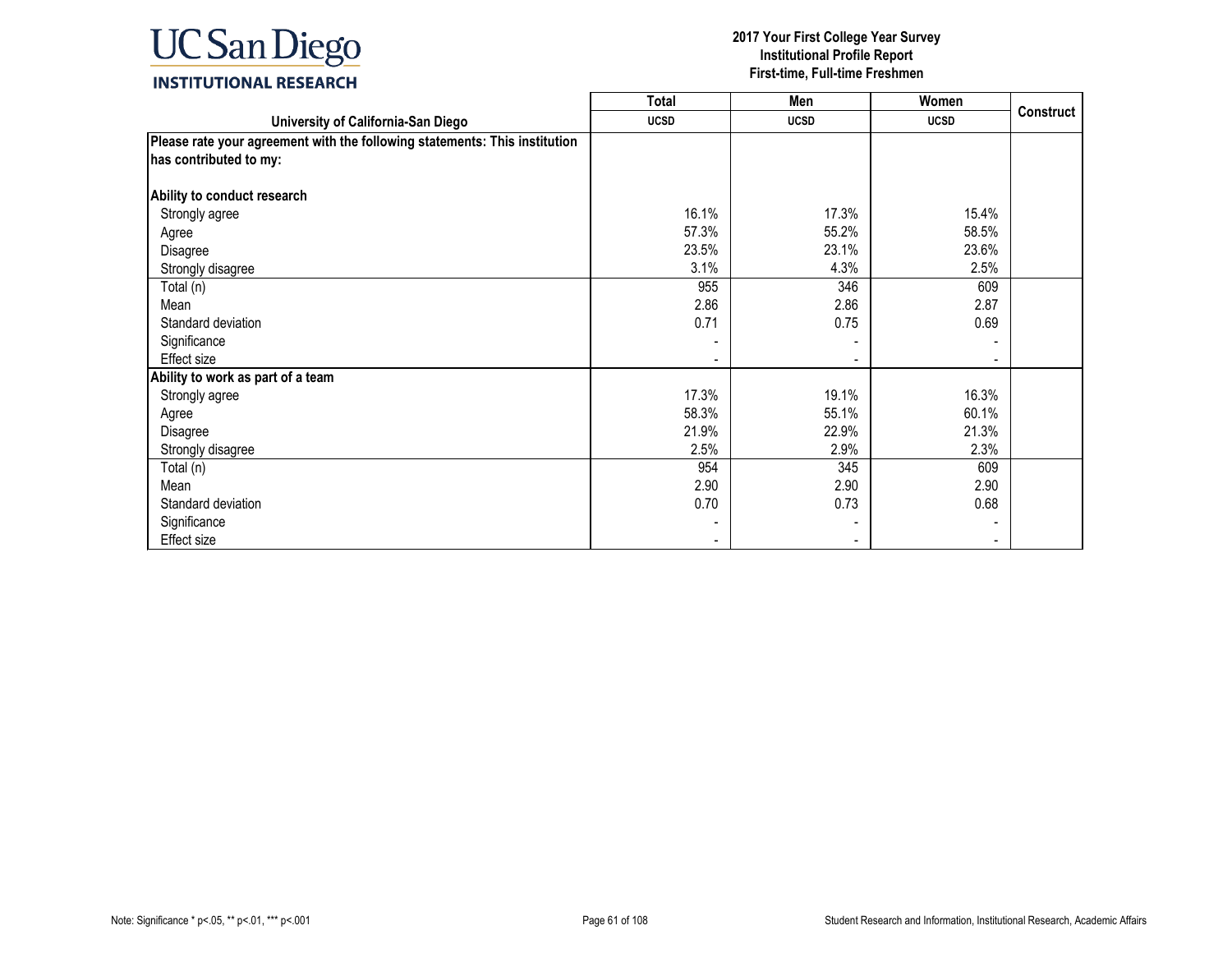**UC San Diego**
**INSTITUTIONAL RESEARCH**

**2017 Your First College Year Survey**
**Institutional Profile Report**
**First-time, Full-time Freshmen**

| University of California-San Diego | Total UCSD | Men UCSD | Women UCSD | Construct |
|---|---|---|---|---|
| **Please rate your agreement with the following statements: This institution has contributed to my:** | | | | |
| **Ability to conduct research** | | | | |
| Strongly agree | 16.1% | 17.3% | 15.4% | |
| Agree | 57.3% | 55.2% | 58.5% | |
| Disagree | 23.5% | 23.1% | 23.6% | |
| Strongly disagree | 3.1% | 4.3% | 2.5% | |
| Total (n) | 955 | 346 | 609 | |
| Mean | 2.86 | 2.86 | 2.87 | |
| Standard deviation | 0.71 | 0.75 | 0.69 | |
| Significance | - | - | - | |
| Effect size | - | - | - | |
| **Ability to work as part of a team** | | | | |
| Strongly agree | 17.3% | 19.1% | 16.3% | |
| Agree | 58.3% | 55.1% | 60.1% | |
| Disagree | 21.9% | 22.9% | 21.3% | |
| Strongly disagree | 2.5% | 2.9% | 2.3% | |
| Total (n) | 954 | 345 | 609 | |
| Mean | 2.90 | 2.90 | 2.90 | |
| Standard deviation | 0.70 | 0.73 | 0.68 | |
| Significance | - | - | - | |
| Effect size | - | - | - | |

Note: Significance * p<.05, ** p<.01, *** p<.001

Student Research and Information, Institutional Research, Academic Affairs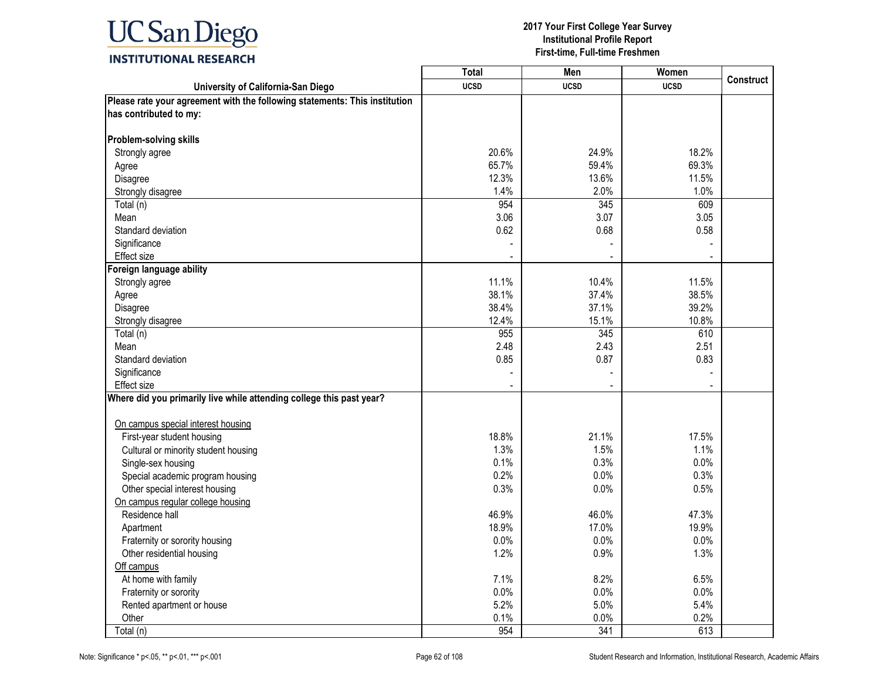UC San Diego
INSTITUTIONAL RESEARCH

**2017 Your First College Year Survey**
**Institutional Profile Report**
**First-time, Full-time Freshmen**

| University of California-San Diego | Total UCSD | Men UCSD | Women UCSD | Construct |
|---|---|---|---|---|
| **Please rate your agreement with the following statements: This institution has contributed to my:** | | | | |
| **Problem-solving skills** | | | | |
| Strongly agree | 20.6% | 24.9% | 18.2% | |
| Agree | 65.7% | 59.4% | 69.3% | |
| Disagree | 12.3% | 13.6% | 11.5% | |
| Strongly disagree | 1.4% | 2.0% | 1.0% | |
| Total (n) | 954 | 345 | 609 | |
| Mean | 3.06 | 3.07 | 3.05 | |
| Standard deviation | 0.62 | 0.68 | 0.58 | |
| Significance | - | - | - | |
| Effect size | - | - | - | |
| **Foreign language ability** | | | | |
| Strongly agree | 11.1% | 10.4% | 11.5% | |
| Agree | 38.1% | 37.4% | 38.5% | |
| Disagree | 38.4% | 37.1% | 39.2% | |
| Strongly disagree | 12.4% | 15.1% | 10.8% | |
| Total (n) | 955 | 345 | 610 | |
| Mean | 2.48 | 2.43 | 2.51 | |
| Standard deviation | 0.85 | 0.87 | 0.83 | |
| Significance | - | - | - | |
| Effect size | - | - | - | |
| **Where did you primarily live while attending college this past year?** | | | | |
| On campus special interest housing | | | | |
| First-year student housing | 18.8% | 21.1% | 17.5% | |
| Cultural or minority student housing | 1.3% | 1.5% | 1.1% | |
| Single-sex housing | 0.1% | 0.3% | 0.0% | |
| Special academic program housing | 0.2% | 0.0% | 0.3% | |
| Other special interest housing | 0.3% | 0.0% | 0.5% | |
| On campus regular college housing | | | | |
| Residence hall | 46.9% | 46.0% | 47.3% | |
| Apartment | 18.9% | 17.0% | 19.9% | |
| Fraternity or sorority housing | 0.0% | 0.0% | 0.0% | |
| Other residential housing | 1.2% | 0.9% | 1.3% | |
| Off campus | | | | |
| At home with family | 7.1% | 8.2% | 6.5% | |
| Fraternity or sorority | 0.0% | 0.0% | 0.0% | |
| Rented apartment or house | 5.2% | 5.0% | 5.4% | |
| Other | 0.1% | 0.0% | 0.2% | |
| Total (n) | 954 | 341 | 613 | |

Note: Significance * p<.05, ** p<.01, *** p<.001

Student Research and Information, Institutional Research, Academic Affairs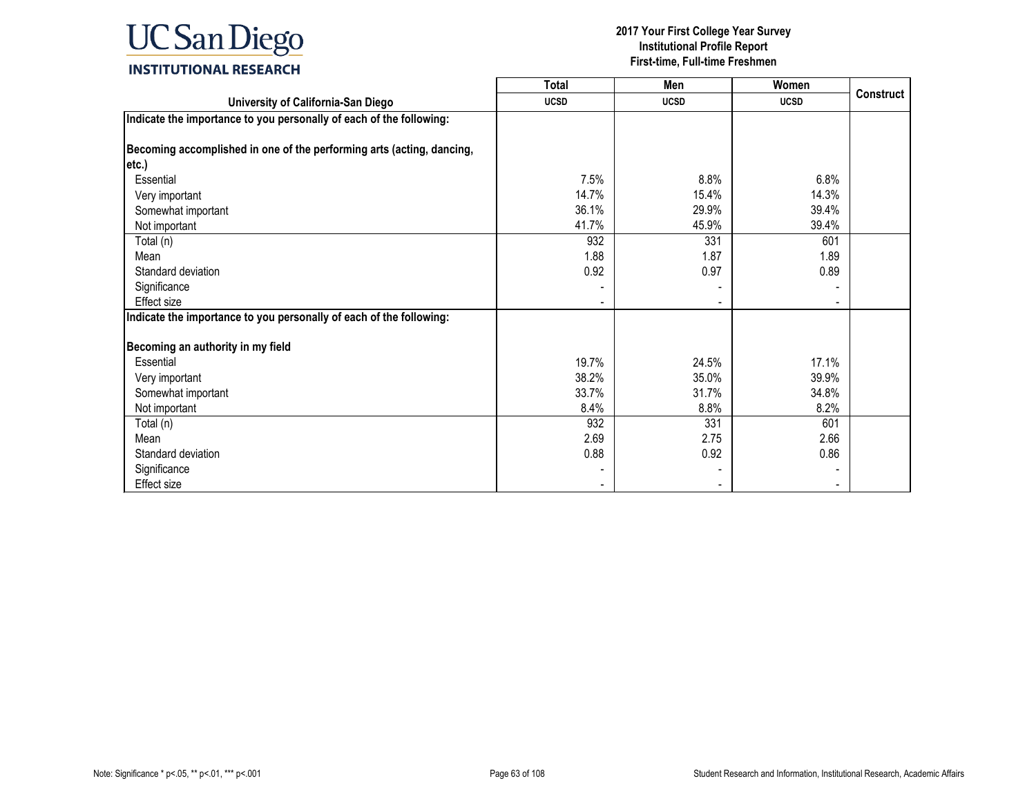**2017 Your First College Year Survey**
**Institutional Profile Report**
**First-time, Full-time Freshmen**

| University of California-San Diego | Total UCSD | Men UCSD | Women UCSD | Construct |
|---|---|---|---|---|
| **Indicate the importance to you personally of each of the following:** | | | | |
| **Becoming accomplished in one of the performing arts (acting, dancing, etc.)** | | | | |
| Essential | 7.5% | 8.8% | 6.8% | |
| Very important | 14.7% | 15.4% | 14.3% | |
| Somewhat important | 36.1% | 29.9% | 39.4% | |
| Not important | 41.7% | 45.9% | 39.4% | |
| Total (n) | 932 | 331 | 601 | |
| Mean | 1.88 | 1.87 | 1.89 | |
| Standard deviation | 0.92 | 0.97 | 0.89 | |
| Significance | - | - | - | |
| Effect size | - | - | - | |
| **Indicate the importance to you personally of each of the following:** | | | | |
| **Becoming an authority in my field** | | | | |
| Essential | 19.7% | 24.5% | 17.1% | |
| Very important | 38.2% | 35.0% | 39.9% | |
| Somewhat important | 33.7% | 31.7% | 34.8% | |
| Not important | 8.4% | 8.8% | 8.2% | |
| Total (n) | 932 | 331 | 601 | |
| Mean | 2.69 | 2.75 | 2.66 | |
| Standard deviation | 0.88 | 0.92 | 0.86 | |
| Significance | - | - | - | |
| Effect size | - | - | - | |

Note: Significance * p<.05, ** p<.01, *** p<.001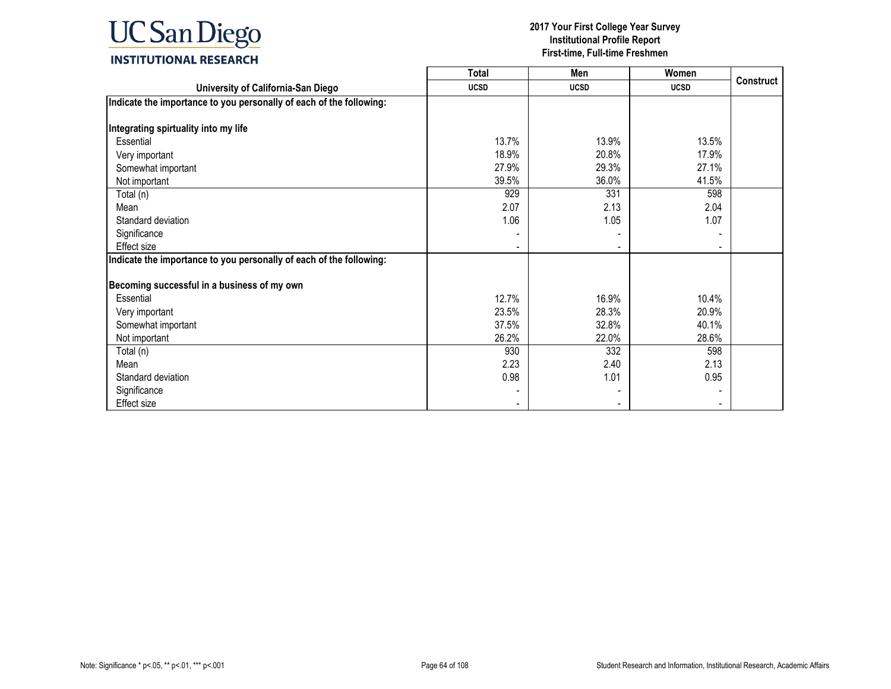# 2017 Your First College Year Survey
## Institutional Profile Report
## First-time, Full-time Freshmen

| University of California-San Diego | Total | Men | Women | Construct |
|---|---|---|---|---|
| | UCSD | UCSD | UCSD | |
| **Indicate the importance to you personally of each of the following:** | | | | |
| **Integrating spirtuality into my life** | | | | |
| Essential | 13.7% | 13.9% | 13.5% | |
| Very important | 18.9% | 20.8% | 17.9% | |
| Somewhat important | 27.9% | 29.3% | 27.1% | |
| Not important | 39.5% | 36.0% | 41.5% | |
| Total (n) | 929 | 331 | 598 | |
| Mean | 2.07 | 2.13 | 2.04 | |
| Standard deviation | 1.06 | 1.05 | 1.07 | |
| Significance | - | - | - | |
| Effect size | - | - | - | |
| **Indicate the importance to you personally of each of the following:** | | | | |
| **Becoming successful in a business of my own** | | | | |
| Essential | 12.7% | 16.9% | 10.4% | |
| Very important | 23.5% | 28.3% | 20.9% | |
| Somewhat important | 37.5% | 32.8% | 40.1% | |
| Not important | 26.2% | 22.0% | 28.6% | |
| Total (n) | 930 | 332 | 598 | |
| Mean | 2.23 | 2.40 | 2.13 | |
| Standard deviation | 0.98 | 1.01 | 0.95 | |
| Significance | - | - | - | |
| Effect size | - | - | - | |

Note: Significance * p<.05, ** p<.01, *** p<.001

Student Research and Information, Institutional Research, Academic Affairs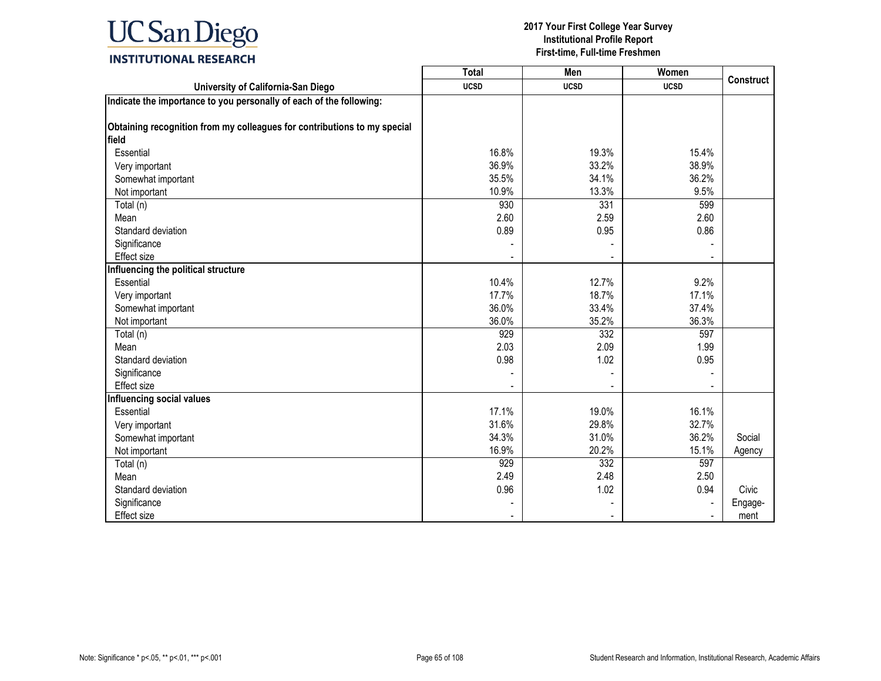# UC San Diego INSTITUTIONAL RESEARCH

**2017 Your First College Year Survey**
**Institutional Profile Report**
**First-time, Full-time Freshmen**

| University of California-San Diego | Total UCSD | Men UCSD | Women UCSD | Construct |
|---|---|---|---|---|
| **Indicate the importance to you personally of each of the following:** | | | | |
| **Obtaining recognition from my colleagues for contributions to my special field** | | | | |
| Essential | 16.8% | 19.3% | 15.4% | |
| Very important | 36.9% | 33.2% | 38.9% | |
| Somewhat important | 35.5% | 34.1% | 36.2% | |
| Not important | 10.9% | 13.3% | 9.5% | |
| Total (n) | 930 | 331 | 599 | |
| Mean | 2.60 | 2.59 | 2.60 | |
| Standard deviation | 0.89 | 0.95 | 0.86 | |
| Significance | - | - | - | |
| Effect size | - | - | - | |
| **Influencing the political structure** | | | | |
| Essential | 10.4% | 12.7% | 9.2% | |
| Very important | 17.7% | 18.7% | 17.1% | |
| Somewhat important | 36.0% | 33.4% | 37.4% | |
| Not important | 36.0% | 35.2% | 36.3% | |
| Total (n) | 929 | 332 | 597 | |
| Mean | 2.03 | 2.09 | 1.99 | |
| Standard deviation | 0.98 | 1.02 | 0.95 | |
| Significance | - | - | - | |
| Effect size | - | - | - | |
| **Influencing social values** | | | | |
| Essential | 17.1% | 19.0% | 16.1% | |
| Very important | 31.6% | 29.8% | 32.7% | |
| Somewhat important | 34.3% | 31.0% | 36.2% | Social |
| Not important | 16.9% | 20.2% | 15.1% | Agency |
| Total (n) | 929 | 332 | 597 | |
| Mean | 2.49 | 2.48 | 2.50 | |
| Standard deviation | 0.96 | 1.02 | 0.94 | Civic |
| Significance | - | - | - | Engage- |
| Effect size | - | - | - | ment |

Note: Significance * p<.05, ** p<.01, *** p<.001

Student Research and Information, Institutional Research, Academic Affairs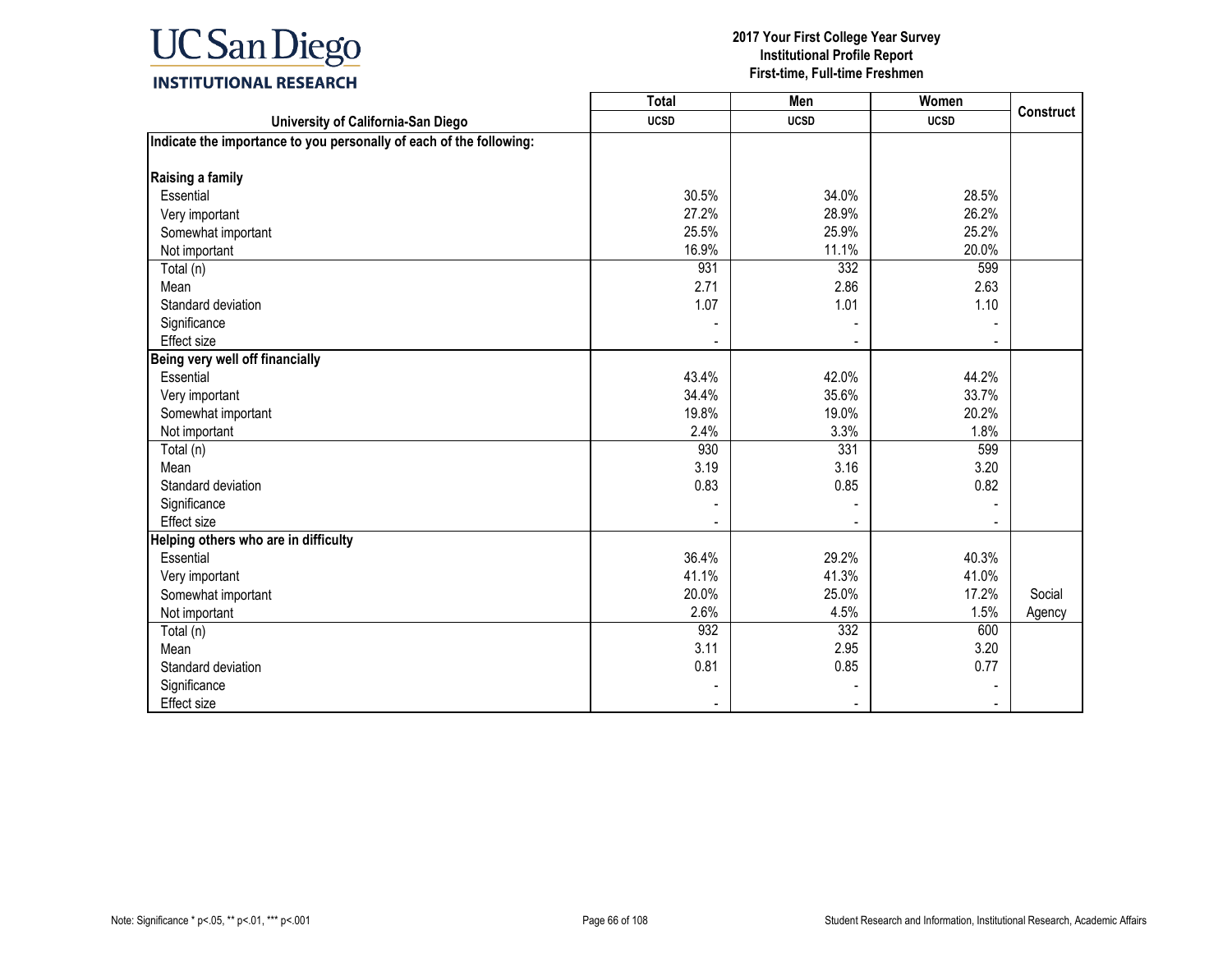| University of California-San Diego | Total UCSD | Men UCSD | Women UCSD | Construct |
|---|---|---|---|---|
| **Indicate the importance to you personally of each of the following:** | | | | |
| **Raising a family** | | | | |
| Essential | 30.5% | 34.0% | 28.5% | |
| Very important | 27.2% | 28.9% | 26.2% | |
| Somewhat important | 25.5% | 25.9% | 25.2% | |
| Not important | 16.9% | 11.1% | 20.0% | |
| Total (n) | 931 | 332 | 599 | |
| Mean | 2.71 | 2.86 | 2.63 | |
| Standard deviation | 1.07 | 1.01 | 1.10 | |
| Significance | - | - | - | |
| Effect size | - | - | - | |
| **Being very well off financially** | | | | |
| Essential | 43.4% | 42.0% | 44.2% | |
| Very important | 34.4% | 35.6% | 33.7% | |
| Somewhat important | 19.8% | 19.0% | 20.2% | |
| Not important | 2.4% | 3.3% | 1.8% | |
| Total (n) | 930 | 331 | 599 | |
| Mean | 3.19 | 3.16 | 3.20 | |
| Standard deviation | 0.83 | 0.85 | 0.82 | |
| Significance | - | - | - | |
| Effect size | - | - | - | |
| **Helping others who are in difficulty** | | | | |
| Essential | 36.4% | 29.2% | 40.3% | |
| Very important | 41.1% | 41.3% | 41.0% | |
| Somewhat important | 20.0% | 25.0% | 17.2% | Social |
| Not important | 2.6% | 4.5% | 1.5% | Agency |
| Total (n) | 932 | 332 | 600 | |
| Mean | 3.11 | 2.95 | 3.20 | |
| Standard deviation | 0.81 | 0.85 | 0.77 | |
| Significance | - | - | - | |
| Effect size | - | - | - | |

Note: Significance * p<.05, ** p<.01, *** p<.001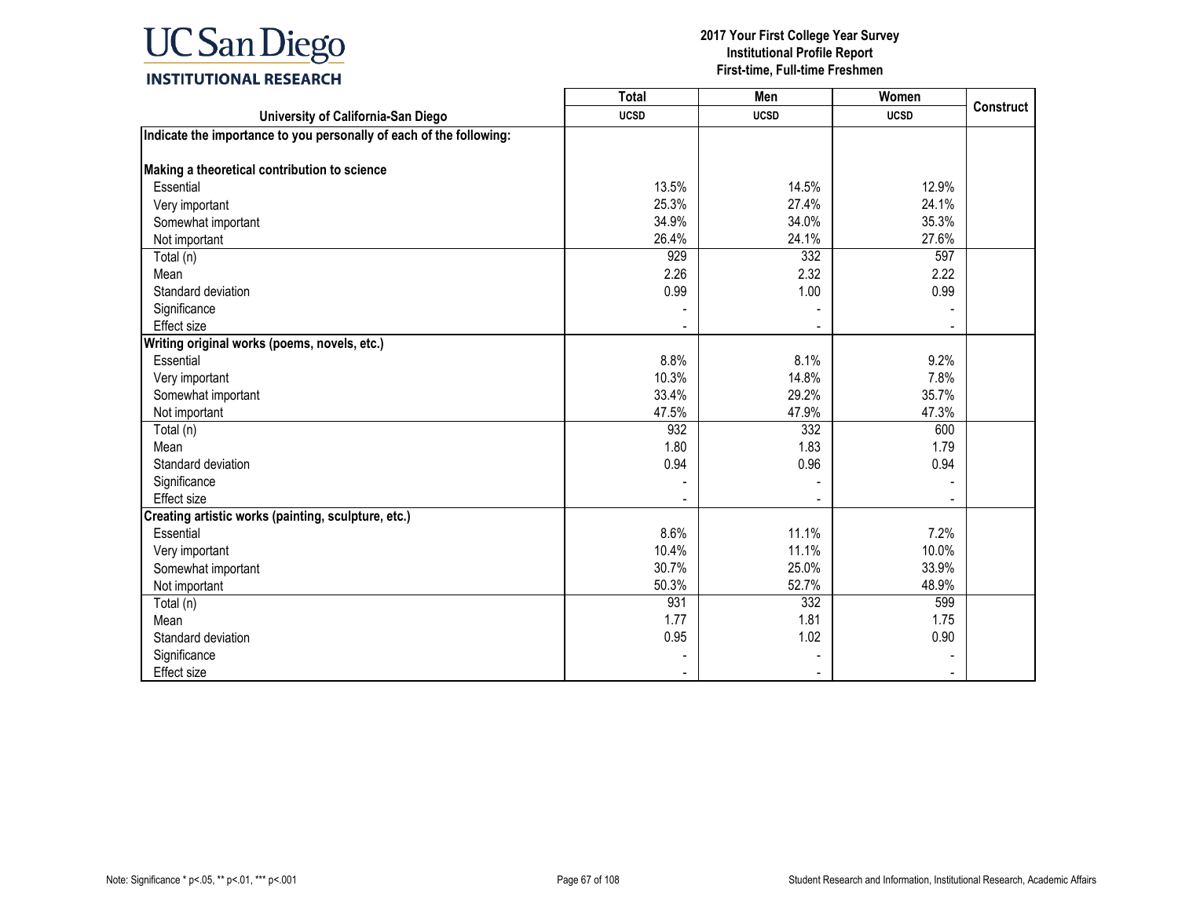**UC San Diego**
**INSTITUTIONAL RESEARCH**

**2017 Your First College Year Survey**
**Institutional Profile Report**
**First-time, Full-time Freshmen**

| University of California-San Diego | Total UCSD | Men UCSD | Women UCSD | Construct |
|---|---|---|---|---|
| **Indicate the importance to you personally of each of the following:** | | | | |
| **Making a theoretical contribution to science** | | | | |
| Essential | 13.5% | 14.5% | 12.9% | |
| Very important | 25.3% | 27.4% | 24.1% | |
| Somewhat important | 34.9% | 34.0% | 35.3% | |
| Not important | 26.4% | 24.1% | 27.6% | |
| Total (n) | 929 | 332 | 597 | |
| Mean | 2.26 | 2.32 | 2.22 | |
| Standard deviation | 0.99 | 1.00 | 0.99 | |
| Significance | - | - | - | |
| Effect size | - | - | - | |
| **Writing original works (poems, novels, etc.)** | | | | |
| Essential | 8.8% | 8.1% | 9.2% | |
| Very important | 10.3% | 14.8% | 7.8% | |
| Somewhat important | 33.4% | 29.2% | 35.7% | |
| Not important | 47.5% | 47.9% | 47.3% | |
| Total (n) | 932 | 332 | 600 | |
| Mean | 1.80 | 1.83 | 1.79 | |
| Standard deviation | 0.94 | 0.96 | 0.94 | |
| Significance | - | - | - | |
| Effect size | - | - | - | |
| **Creating artistic works (painting, sculpture, etc.)** | | | | |
| Essential | 8.6% | 11.1% | 7.2% | |
| Very important | 10.4% | 11.1% | 10.0% | |
| Somewhat important | 30.7% | 25.0% | 33.9% | |
| Not important | 50.3% | 52.7% | 48.9% | |
| Total (n) | 931 | 332 | 599 | |
| Mean | 1.77 | 1.81 | 1.75 | |
| Standard deviation | 0.95 | 1.02 | 0.90 | |
| Significance | - | - | - | |
| Effect size | - | - | - | |

Note: Significance * p<.05, ** p<.01, *** p<.001

Student Research and Information, Institutional Research, Academic Affairs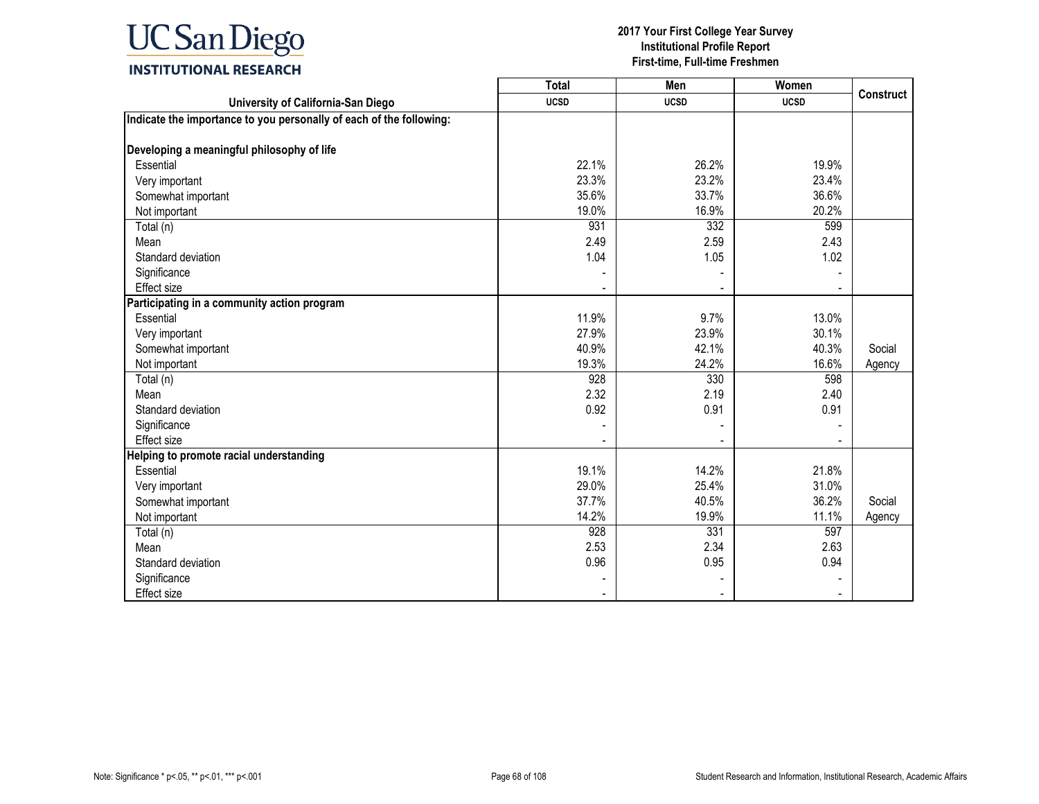# 2017 Your First College Year Survey
## Institutional Profile Report
### First-time, Full-time Freshmen

| University of California-San Diego | Total UCSD | Men UCSD | Women UCSD | Construct |
|---|---|---|---|---|
| **Indicate the importance to you personally of each of the following:** | | | | |
| **Developing a meaningful philosophy of life** | | | | |
| Essential | 22.1% | 26.2% | 19.9% | |
| Very important | 23.3% | 23.2% | 23.4% | |
| Somewhat important | 35.6% | 33.7% | 36.6% | |
| Not important | 19.0% | 16.9% | 20.2% | |
| Total (n) | 931 | 332 | 599 | |
| Mean | 2.49 | 2.59 | 2.43 | |
| Standard deviation | 1.04 | 1.05 | 1.02 | |
| Significance | - | - | - | |
| Effect size | - | - | - | |
| **Participating in a community action program** | | | | |
| Essential | 11.9% | 9.7% | 13.0% | |
| Very important | 27.9% | 23.9% | 30.1% | |
| Somewhat important | 40.9% | 42.1% | 40.3% | Social Agency |
| Not important | 19.3% | 24.2% | 16.6% | |
| Total (n) | 928 | 330 | 598 | |
| Mean | 2.32 | 2.19 | 2.40 | |
| Standard deviation | 0.92 | 0.91 | 0.91 | |
| Significance | - | - | - | |
| Effect size | - | - | - | |
| **Helping to promote racial understanding** | | | | |
| Essential | 19.1% | 14.2% | 21.8% | |
| Very important | 29.0% | 25.4% | 31.0% | |
| Somewhat important | 37.7% | 40.5% | 36.2% | Social Agency |
| Not important | 14.2% | 19.9% | 11.1% | |
| Total (n) | 928 | 331 | 597 | |
| Mean | 2.53 | 2.34 | 2.63 | |
| Standard deviation | 0.96 | 0.95 | 0.94 | |
| Significance | - | - | - | |
| Effect size | - | - | - | |

Note: Significance * p<.05, ** p<.01, *** p<.001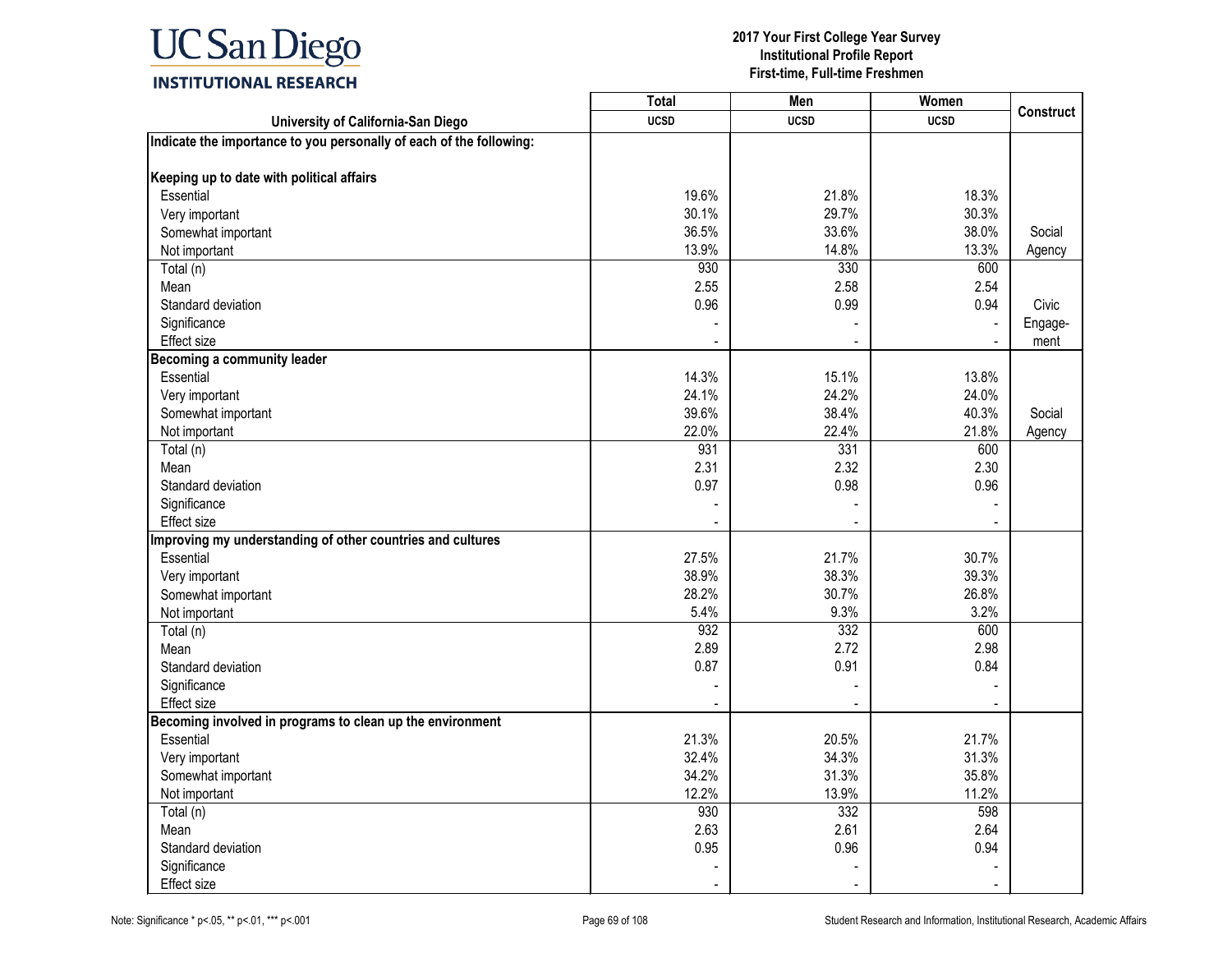**2017 Your First College Year Survey**
**Institutional Profile Report**
**First-time, Full-time Freshmen**

| University of California-San Diego | Total UCSD | Men UCSD | Women UCSD | Construct |
|---|---|---|---|---|
| **Indicate the importance to you personally of each of the following:** | | | | |
| **Keeping up to date with political affairs** | | | | |
| Essential | 19.6% | 21.8% | 18.3% | |
| Very important | 30.1% | 29.7% | 30.3% | |
| Somewhat important | 36.5% | 33.6% | 38.0% | Social |
| Not important | 13.9% | 14.8% | 13.3% | Agency |
| Total (n) | 930 | 330 | 600 | |
| Mean | 2.55 | 2.58 | 2.54 | |
| Standard deviation | 0.96 | 0.99 | 0.94 | Civic |
| Significance | - | - | - | Engage- |
| Effect size | - | - | - | ment |
| **Becoming a community leader** | | | | |
| Essential | 14.3% | 15.1% | 13.8% | |
| Very important | 24.1% | 24.2% | 24.0% | |
| Somewhat important | 39.6% | 38.4% | 40.3% | Social |
| Not important | 22.0% | 22.4% | 21.8% | Agency |
| Total (n) | 931 | 331 | 600 | |
| Mean | 2.31 | 2.32 | 2.30 | |
| Standard deviation | 0.97 | 0.98 | 0.96 | |
| Significance | - | - | - | |
| Effect size | - | - | - | |
| **Improving my understanding of other countries and cultures** | | | | |
| Essential | 27.5% | 21.7% | 30.7% | |
| Very important | 38.9% | 38.3% | 39.3% | |
| Somewhat important | 28.2% | 30.7% | 26.8% | |
| Not important | 5.4% | 9.3% | 3.2% | |
| Total (n) | 932 | 332 | 600 | |
| Mean | 2.89 | 2.72 | 2.98 | |
| Standard deviation | 0.87 | 0.91 | 0.84 | |
| Significance | - | - | - | |
| Effect size | - | - | - | |
| **Becoming involved in programs to clean up the environment** | | | | |
| Essential | 21.3% | 20.5% | 21.7% | |
| Very important | 32.4% | 34.3% | 31.3% | |
| Somewhat important | 34.2% | 31.3% | 35.8% | |
| Not important | 12.2% | 13.9% | 11.2% | |
| Total (n) | 930 | 332 | 598 | |
| Mean | 2.63 | 2.61 | 2.64 | |
| Standard deviation | 0.95 | 0.96 | 0.94 | |
| Significance | - | - | - | |
| Effect size | - | - | - | |

Note: Significance * p<.05, ** p<.01, *** p<.001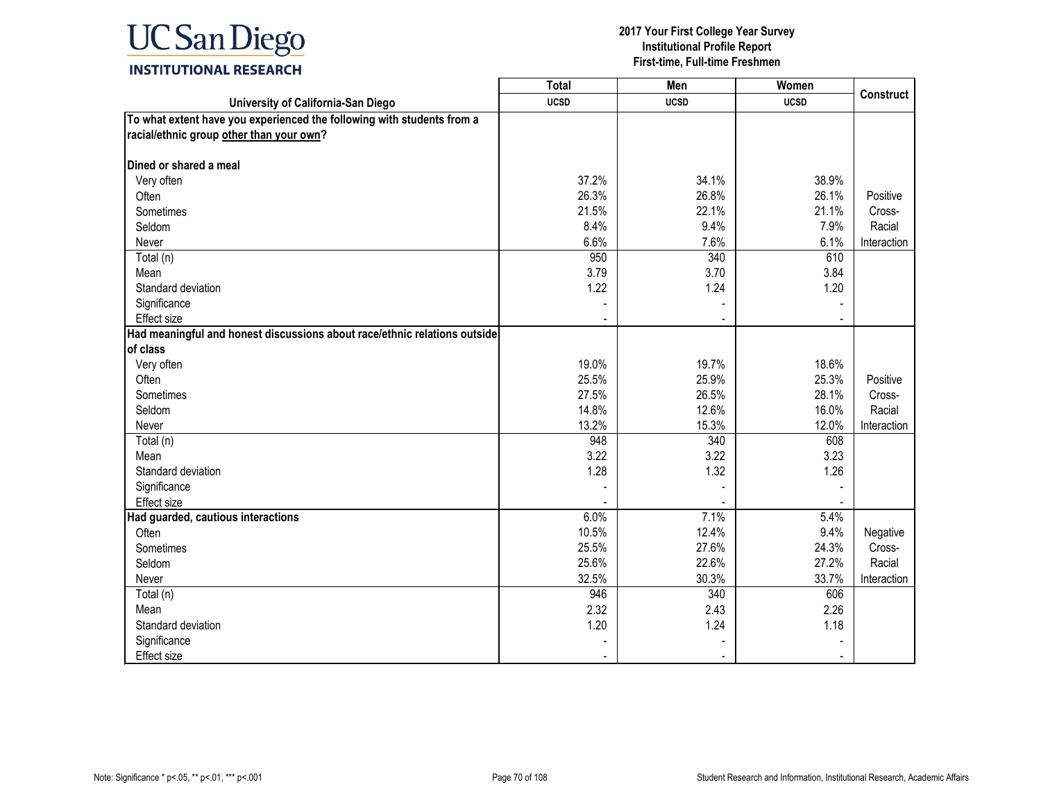**2017 Your First College Year Survey**
**Institutional Profile Report**
**First-time, Full-time Freshmen**

| University of California-San Diego | Total UCSD | Men UCSD | Women UCSD | Construct |
|---|---|---|---|---|
| **To what extent have you experienced the following with students from a racial/ethnic group other than your own?** | | | | |
| **Dined or shared a meal** | | | | |
| Very often | 37.2% | 34.1% | 38.9% | |
| Often | 26.3% | 26.8% | 26.1% | Positive |
| Sometimes | 21.5% | 22.1% | 21.1% | Cross- |
| Seldom | 8.4% | 9.4% | 7.9% | Racial |
| Never | 6.6% | 7.6% | 6.1% | Interaction |
| Total (n) | 950 | 340 | 610 | |
| Mean | 3.79 | 3.70 | 3.84 | |
| Standard deviation | 1.22 | 1.24 | 1.20 | |
| Significance | - | - | - | |
| Effect size | - | - | - | |
| **Had meaningful and honest discussions about race/ethnic relations outside of class** | | | | |
| Very often | 19.0% | 19.7% | 18.6% | |
| Often | 25.5% | 25.9% | 25.3% | Positive |
| Sometimes | 27.5% | 26.5% | 28.1% | Cross- |
| Seldom | 14.8% | 12.6% | 16.0% | Racial |
| Never | 13.2% | 15.3% | 12.0% | Interaction |
| Total (n) | 948 | 340 | 608 | |
| Mean | 3.22 | 3.22 | 3.23 | |
| Standard deviation | 1.28 | 1.32 | 1.26 | |
| Significance | - | - | - | |
| Effect size | - | - | - | |
| **Had guarded, cautious interactions** | 6.0% | 7.1% | 5.4% | |
| Often | 10.5% | 12.4% | 9.4% | Negative |
| Sometimes | 25.5% | 27.6% | 24.3% | Cross- |
| Seldom | 25.6% | 22.6% | 27.2% | Racial |
| Never | 32.5% | 30.3% | 33.7% | Interaction |
| Total (n) | 946 | 340 | 606 | |
| Mean | 2.32 | 2.43 | 2.26 | |
| Standard deviation | 1.20 | 1.24 | 1.18 | |
| Significance | - | - | - | |
| Effect size | - | - | - | |

Note: Significance * p<.05, ** p<.01, *** p<.001

Student Research and Information, Institutional Research, Academic Affairs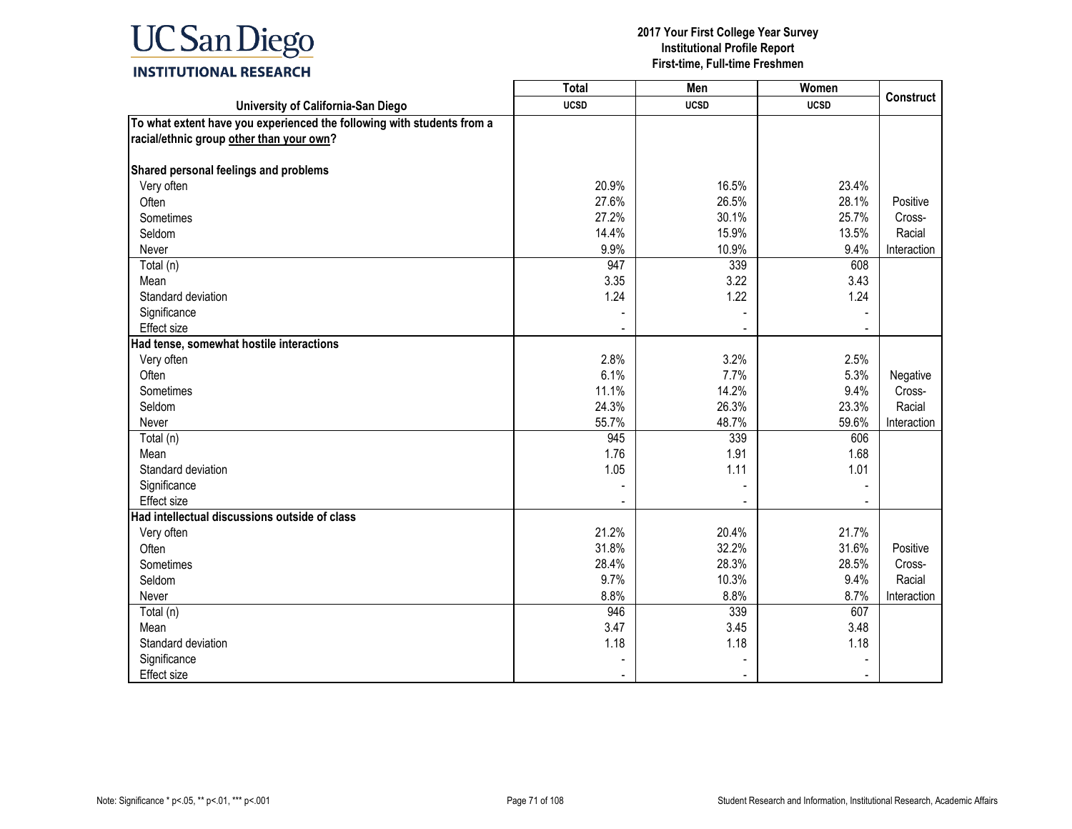2017 Your First College Year Survey
Institutional Profile Report
First-time, Full-time Freshmen

| University of California-San Diego | Total | Men | Women | Construct |
|---|---|---|---|---|
| | UCSD | UCSD | UCSD | |
| **To what extent have you experienced the following with students from a racial/ethnic group other than your own?** | | | | |
| **Shared personal feelings and problems** | | | | |
| Very often | 20.9% | 16.5% | 23.4% | Positive Cross-Racial Interaction |
| Often | 27.6% | 26.5% | 28.1% | |
| Sometimes | 27.2% | 30.1% | 25.7% | |
| Seldom | 14.4% | 15.9% | 13.5% | |
| Never | 9.9% | 10.9% | 9.4% | |
| Total (n) | 947 | 339 | 608 | |
| Mean | 3.35 | 3.22 | 3.43 | |
| Standard deviation | 1.24 | 1.22 | 1.24 | |
| Significance | - | - | - | |
| Effect size | - | - | - | |
| **Had tense, somewhat hostile interactions** | | | | |
| Very often | 2.8% | 3.2% | 2.5% | Negative Cross-Racial Interaction |
| Often | 6.1% | 7.7% | 5.3% | |
| Sometimes | 11.1% | 14.2% | 9.4% | |
| Seldom | 24.3% | 26.3% | 23.3% | |
| Never | 55.7% | 48.7% | 59.6% | |
| Total (n) | 945 | 339 | 606 | |
| Mean | 1.76 | 1.91 | 1.68 | |
| Standard deviation | 1.05 | 1.11 | 1.01 | |
| Significance | - | - | - | |
| Effect size | - | - | - | |
| **Had intellectual discussions outside of class** | | | | |
| Very often | 21.2% | 20.4% | 21.7% | Positive Cross-Racial Interaction |
| Often | 31.8% | 32.2% | 31.6% | |
| Sometimes | 28.4% | 28.3% | 28.5% | |
| Seldom | 9.7% | 10.3% | 9.4% | |
| Never | 8.8% | 8.8% | 8.7% | |
| Total (n) | 946 | 339 | 607 | |
| Mean | 3.47 | 3.45 | 3.48 | |
| Standard deviation | 1.18 | 1.18 | 1.18 | |
| Significance | - | - | - | |
| Effect size | - | - | - | |

Note: Significance * p<.05, ** p<.01, *** p<.001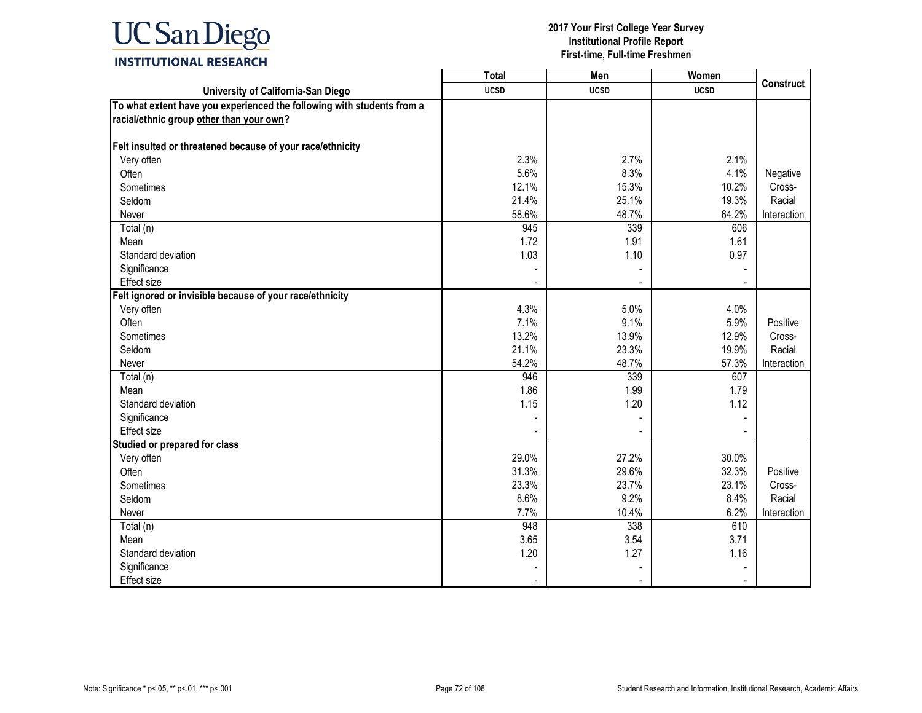| University of California-San Diego | Total UCSD | Men UCSD | Women UCSD | Construct |
|---|---|---|---|---|
| **To what extent have you experienced the following with students from a racial/ethnic group <u>other than your own</u>?** | | | | |
| **Felt insulted or threatened because of your race/ethnicity** | | | | |
| Very often | 2.3% | 2.7% | 2.1% | |
| Often | 5.6% | 8.3% | 4.1% | Negative |
| Sometimes | 12.1% | 15.3% | 10.2% | Cross- |
| Seldom | 21.4% | 25.1% | 19.3% | Racial |
| Never | 58.6% | 48.7% | 64.2% | Interaction |
| Total (n) | 945 | 339 | 606 | |
| Mean | 1.72 | 1.91 | 1.61 | |
| Standard deviation | 1.03 | 1.10 | 0.97 | |
| Significance | - | - | - | |
| Effect size | - | - | - | |
| **Felt ignored or invisible because of your race/ethnicity** | | | | |
| Very often | 4.3% | 5.0% | 4.0% | |
| Often | 7.1% | 9.1% | 5.9% | Positive |
| Sometimes | 13.2% | 13.9% | 12.9% | Cross- |
| Seldom | 21.1% | 23.3% | 19.9% | Racial |
| Never | 54.2% | 48.7% | 57.3% | Interaction |
| Total (n) | 946 | 339 | 607 | |
| Mean | 1.86 | 1.99 | 1.79 | |
| Standard deviation | 1.15 | 1.20 | 1.12 | |
| Significance | - | - | - | |
| Effect size | - | - | - | |
| **Studied or prepared for class** | | | | |
| Very often | 29.0% | 27.2% | 30.0% | |
| Often | 31.3% | 29.6% | 32.3% | Positive |
| Sometimes | 23.3% | 23.7% | 23.1% | Cross- |
| Seldom | 8.6% | 9.2% | 8.4% | Racial |
| Never | 7.7% | 10.4% | 6.2% | Interaction |
| Total (n) | 948 | 338 | 610 | |
| Mean | 3.65 | 3.54 | 3.71 | |
| Standard deviation | 1.20 | 1.27 | 1.16 | |
| Significance | - | - | - | |
| Effect size | - | - | - | |

Note: Significance * p<.05, ** p<.01, *** p<.001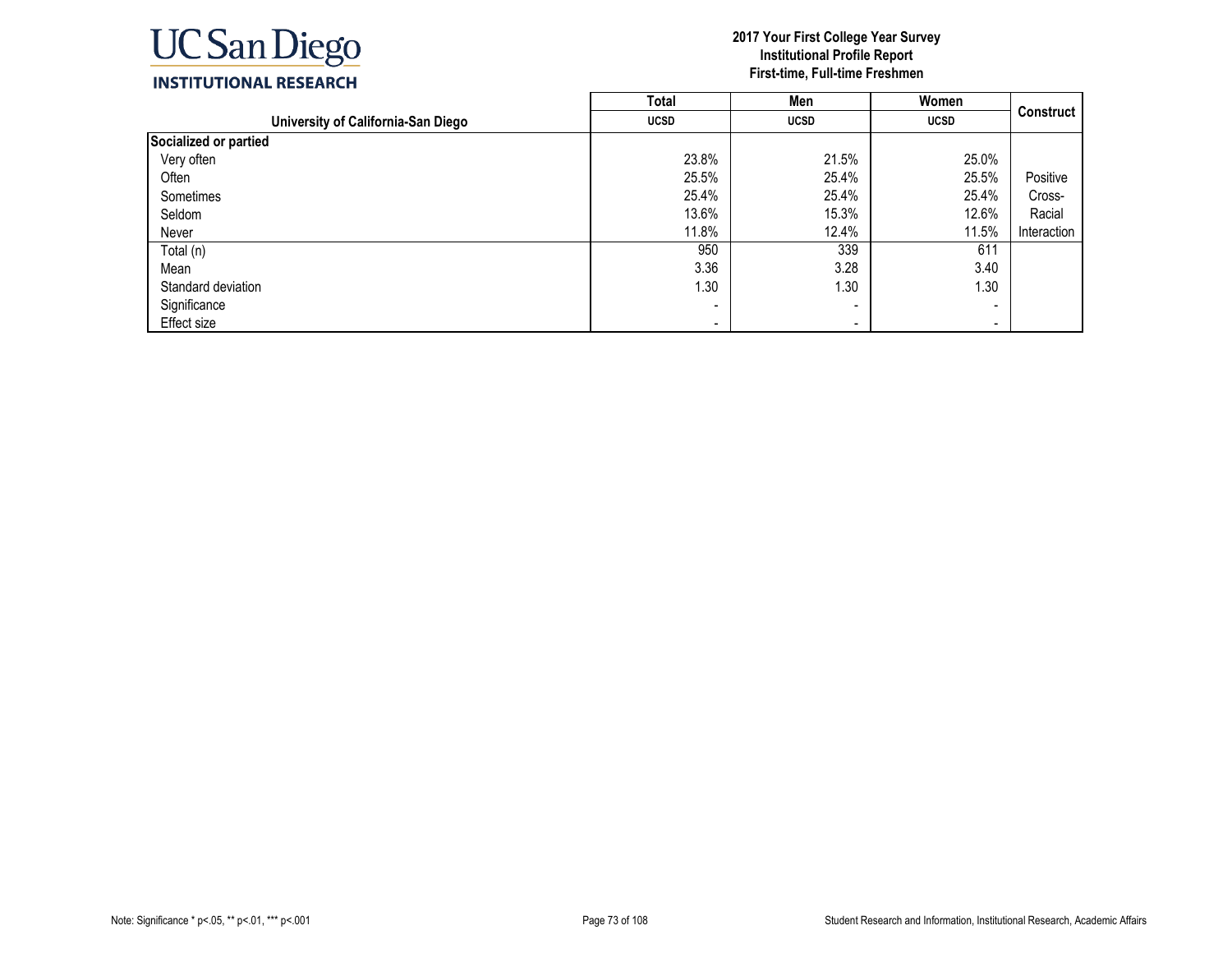UC San Diego
INSTITUTIONAL RESEARCH

**2017 Your First College Year Survey**
**Institutional Profile Report**
**First-time, Full-time Freshmen**

| University of California-San Diego | Total UCSD | Men UCSD | Women UCSD | Construct |
|---|---|---|---|---|
| **Socialized or partied** | | | | |
| Very often | 23.8% | 21.5% | 25.0% | |
| Often | 25.5% | 25.4% | 25.5% | Positive |
| Sometimes | 25.4% | 25.4% | 25.4% | Cross- |
| Seldom | 13.6% | 15.3% | 12.6% | Racial |
| Never | 11.8% | 12.4% | 11.5% | Interaction |
| Total (n) | 950 | 339 | 611 | |
| Mean | 3.36 | 3.28 | 3.40 | |
| Standard deviation | 1.30 | 1.30 | 1.30 | |
| Significance | - | - | - | |
| Effect size | - | - | - | |

Note: Significance * p<.05, ** p<.01, *** p<.001

Student Research and Information, Institutional Research, Academic Affairs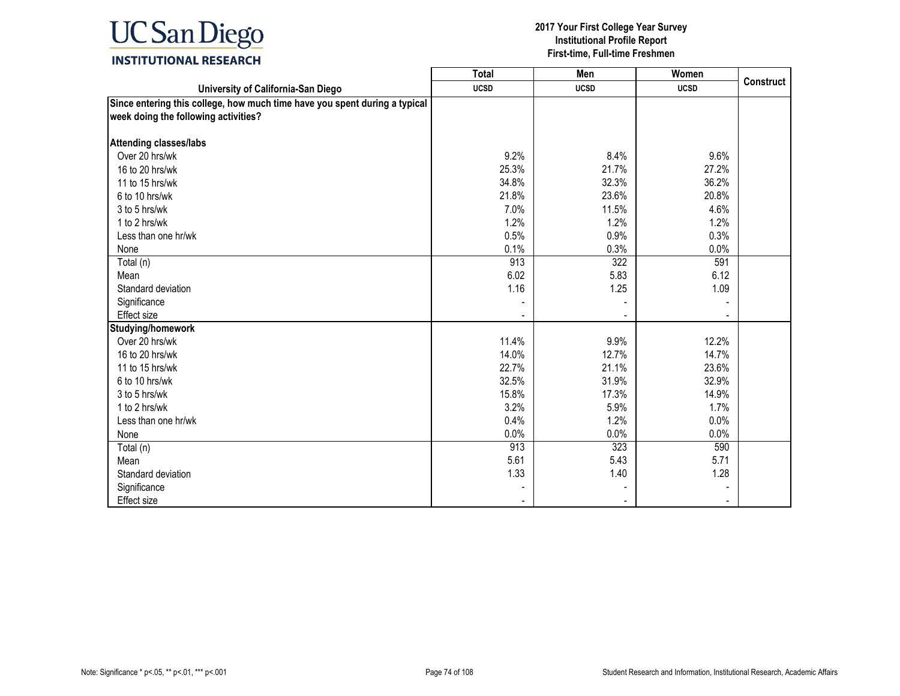| University of California-San Diego | Total UCSD | Men UCSD | Women UCSD | Construct |
|---|---|---|---|---|
| **Since entering this college, how much time have you spent during a typical week doing the following activities?** | | | | |
| **Attending classes/labs** | | | | |
| Over 20 hrs/wk | 9.2% | 8.4% | 9.6% | |
| 16 to 20 hrs/wk | 25.3% | 21.7% | 27.2% | |
| 11 to 15 hrs/wk | 34.8% | 32.3% | 36.2% | |
| 6 to 10 hrs/wk | 21.8% | 23.6% | 20.8% | |
| 3 to 5 hrs/wk | 7.0% | 11.5% | 4.6% | |
| 1 to 2 hrs/wk | 1.2% | 1.2% | 1.2% | |
| Less than one hr/wk | 0.5% | 0.9% | 0.3% | |
| None | 0.1% | 0.3% | 0.0% | |
| Total (n) | 913 | 322 | 591 | |
| Mean | 6.02 | 5.83 | 6.12 | |
| Standard deviation | 1.16 | 1.25 | 1.09 | |
| Significance | - | - | - | |
| Effect size | - | - | - | |
| **Studying/homework** | | | | |
| Over 20 hrs/wk | 11.4% | 9.9% | 12.2% | |
| 16 to 20 hrs/wk | 14.0% | 12.7% | 14.7% | |
| 11 to 15 hrs/wk | 22.7% | 21.1% | 23.6% | |
| 6 to 10 hrs/wk | 32.5% | 31.9% | 32.9% | |
| 3 to 5 hrs/wk | 15.8% | 17.3% | 14.9% | |
| 1 to 2 hrs/wk | 3.2% | 5.9% | 1.7% | |
| Less than one hr/wk | 0.4% | 1.2% | 0.0% | |
| None | 0.0% | 0.0% | 0.0% | |
| Total (n) | 913 | 323 | 590 | |
| Mean | 5.61 | 5.43 | 5.71 | |
| Standard deviation | 1.33 | 1.40 | 1.28 | |
| Significance | - | - | - | |
| Effect size | - | - | - | |

Note: Significance * p<.05, ** p<.01, *** p<.001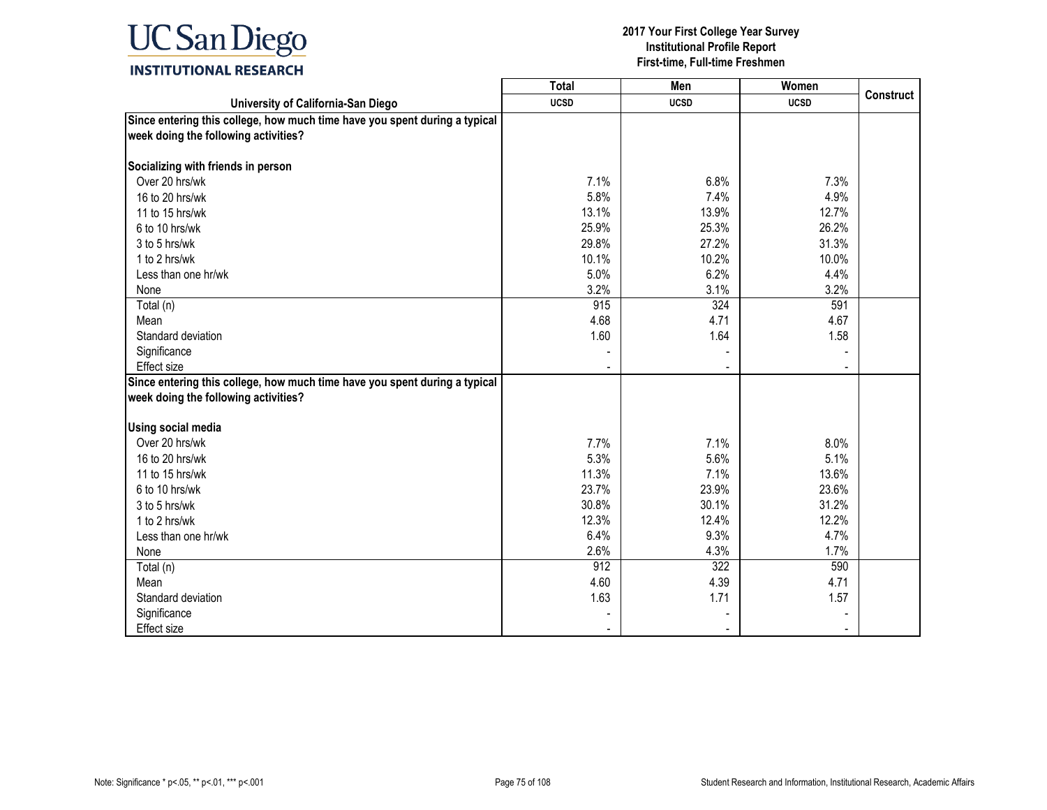| University of California-San Diego | Total<br>UCSD | Men<br>UCSD | Women<br>UCSD | Construct |
|---|---|---|---|---|
| **Since entering this college, how much time have you spent during a typical week doing the following activities?** | | | | |
| **Socializing with friends in person** | | | | |
| Over 20 hrs/wk | 7.1% | 6.8% | 7.3% | |
| 16 to 20 hrs/wk | 5.8% | 7.4% | 4.9% | |
| 11 to 15 hrs/wk | 13.1% | 13.9% | 12.7% | |
| 6 to 10 hrs/wk | 25.9% | 25.3% | 26.2% | |
| 3 to 5 hrs/wk | 29.8% | 27.2% | 31.3% | |
| 1 to 2 hrs/wk | 10.1% | 10.2% | 10.0% | |
| Less than one hr/wk | 5.0% | 6.2% | 4.4% | |
| None | 3.2% | 3.1% | 3.2% | |
| Total (n) | 915 | 324 | 591 | |
| Mean | 4.68 | 4.71 | 4.67 | |
| Standard deviation | 1.60 | 1.64 | 1.58 | |
| Significance | - | - | - | |
| Effect size | - | - | - | |
| **Since entering this college, how much time have you spent during a typical week doing the following activities?** | | | | |
| **Using social media** | | | | |
| Over 20 hrs/wk | 7.7% | 7.1% | 8.0% | |
| 16 to 20 hrs/wk | 5.3% | 5.6% | 5.1% | |
| 11 to 15 hrs/wk | 11.3% | 7.1% | 13.6% | |
| 6 to 10 hrs/wk | 23.7% | 23.9% | 23.6% | |
| 3 to 5 hrs/wk | 30.8% | 30.1% | 31.2% | |
| 1 to 2 hrs/wk | 12.3% | 12.4% | 12.2% | |
| Less than one hr/wk | 6.4% | 9.3% | 4.7% | |
| None | 2.6% | 4.3% | 1.7% | |
| Total (n) | 912 | 322 | 590 | |
| Mean | 4.60 | 4.39 | 4.71 | |
| Standard deviation | 1.63 | 1.71 | 1.57 | |
| Significance | - | - | - | |
| Effect size | - | - | - | |

Note: Significance * p<.05, ** p<.01, *** p<.001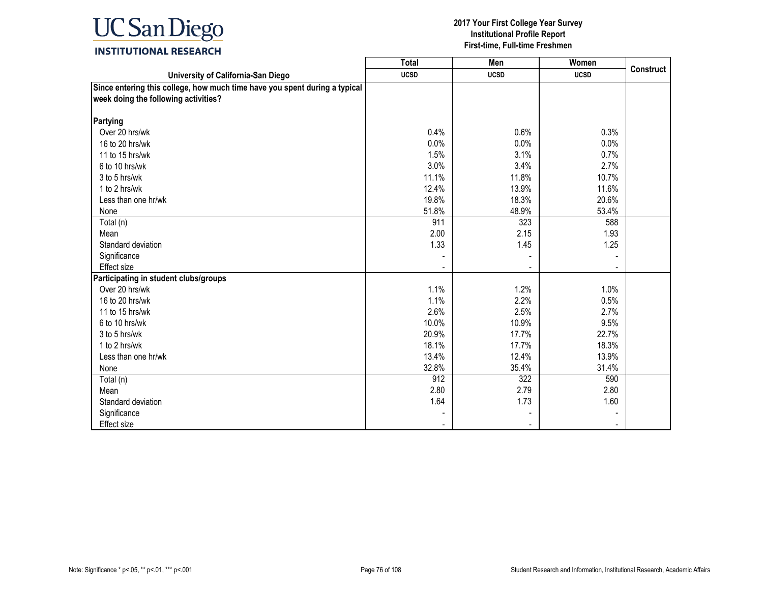# 2017 Your First College Year Survey
## Institutional Profile Report
## First-time, Full-time Freshmen

| University of California-San Diego | Total UCSD | Men UCSD | Women UCSD | Construct |
|---|---|---|---|---|
| **Since entering this college, how much time have you spent during a typical week doing the following activities?** | | | | |
| **Partying** | | | | |
| Over 20 hrs/wk | 0.4% | 0.6% | 0.3% | |
| 16 to 20 hrs/wk | 0.0% | 0.0% | 0.0% | |
| 11 to 15 hrs/wk | 1.5% | 3.1% | 0.7% | |
| 6 to 10 hrs/wk | 3.0% | 3.4% | 2.7% | |
| 3 to 5 hrs/wk | 11.1% | 11.8% | 10.7% | |
| 1 to 2 hrs/wk | 12.4% | 13.9% | 11.6% | |
| Less than one hr/wk | 19.8% | 18.3% | 20.6% | |
| None | 51.8% | 48.9% | 53.4% | |
| Total (n) | 911 | 323 | 588 | |
| Mean | 2.00 | 2.15 | 1.93 | |
| Standard deviation | 1.33 | 1.45 | 1.25 | |
| Significance | - | - | - | |
| Effect size | - | - | - | |
| **Participating in student clubs/groups** | | | | |
| Over 20 hrs/wk | 1.1% | 1.2% | 1.0% | |
| 16 to 20 hrs/wk | 1.1% | 2.2% | 0.5% | |
| 11 to 15 hrs/wk | 2.6% | 2.5% | 2.7% | |
| 6 to 10 hrs/wk | 10.0% | 10.9% | 9.5% | |
| 3 to 5 hrs/wk | 20.9% | 17.7% | 22.7% | |
| 1 to 2 hrs/wk | 18.1% | 17.7% | 18.3% | |
| Less than one hr/wk | 13.4% | 12.4% | 13.9% | |
| None | 32.8% | 35.4% | 31.4% | |
| Total (n) | 912 | 322 | 590 | |
| Mean | 2.80 | 2.79 | 2.80 | |
| Standard deviation | 1.64 | 1.73 | 1.60 | |
| Significance | - | - | - | |
| Effect size | - | - | - | |

Note: Significance * p<.05, ** p<.01, *** p<.001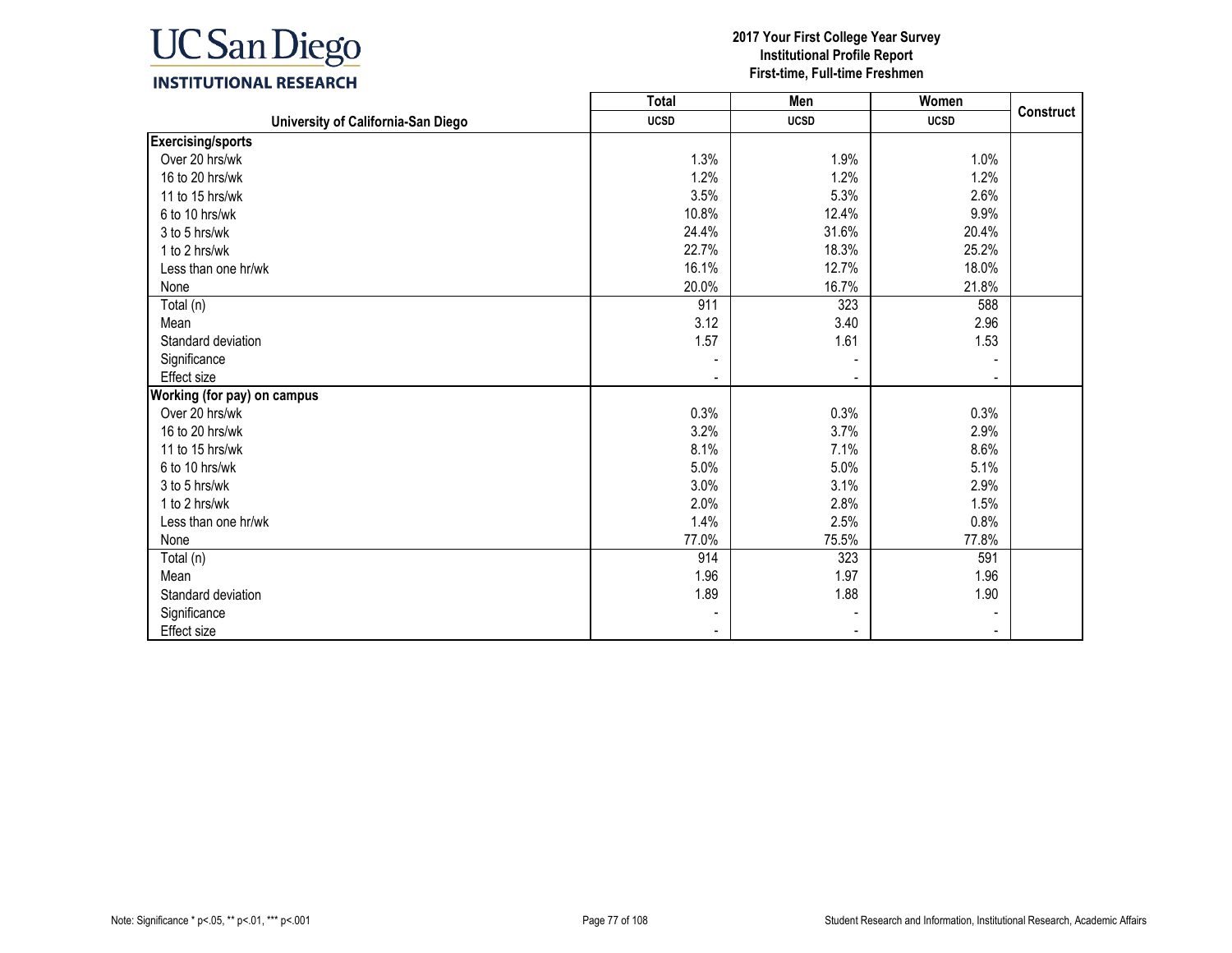**2017 Your First College Year Survey**
**Institutional Profile Report**
**First-time, Full-time Freshmen**

| University of California-San Diego | Total UCSD | Men UCSD | Women UCSD | Construct |
|---|---|---|---|---|
| **Exercising/sports** | | | | |
| Over 20 hrs/wk | 1.3% | 1.9% | 1.0% | |
| 16 to 20 hrs/wk | 1.2% | 1.2% | 1.2% | |
| 11 to 15 hrs/wk | 3.5% | 5.3% | 2.6% | |
| 6 to 10 hrs/wk | 10.8% | 12.4% | 9.9% | |
| 3 to 5 hrs/wk | 24.4% | 31.6% | 20.4% | |
| 1 to 2 hrs/wk | 22.7% | 18.3% | 25.2% | |
| Less than one hr/wk | 16.1% | 12.7% | 18.0% | |
| None | 20.0% | 16.7% | 21.8% | |
| Total (n) | 911 | 323 | 588 | |
| Mean | 3.12 | 3.40 | 2.96 | |
| Standard deviation | 1.57 | 1.61 | 1.53 | |
| Significance | - | - | - | |
| Effect size | - | - | - | |
| **Working (for pay) on campus** | | | | |
| Over 20 hrs/wk | 0.3% | 0.3% | 0.3% | |
| 16 to 20 hrs/wk | 3.2% | 3.7% | 2.9% | |
| 11 to 15 hrs/wk | 8.1% | 7.1% | 8.6% | |
| 6 to 10 hrs/wk | 5.0% | 5.0% | 5.1% | |
| 3 to 5 hrs/wk | 3.0% | 3.1% | 2.9% | |
| 1 to 2 hrs/wk | 2.0% | 2.8% | 1.5% | |
| Less than one hr/wk | 1.4% | 2.5% | 0.8% | |
| None | 77.0% | 75.5% | 77.8% | |
| Total (n) | 914 | 323 | 591 | |
| Mean | 1.96 | 1.97 | 1.96 | |
| Standard deviation | 1.89 | 1.88 | 1.90 | |
| Significance | - | - | - | |
| Effect size | - | - | - | |

Note: Significance * p<.05, ** p<.01, *** p<.001

Student Research and Information, Institutional Research, Academic Affairs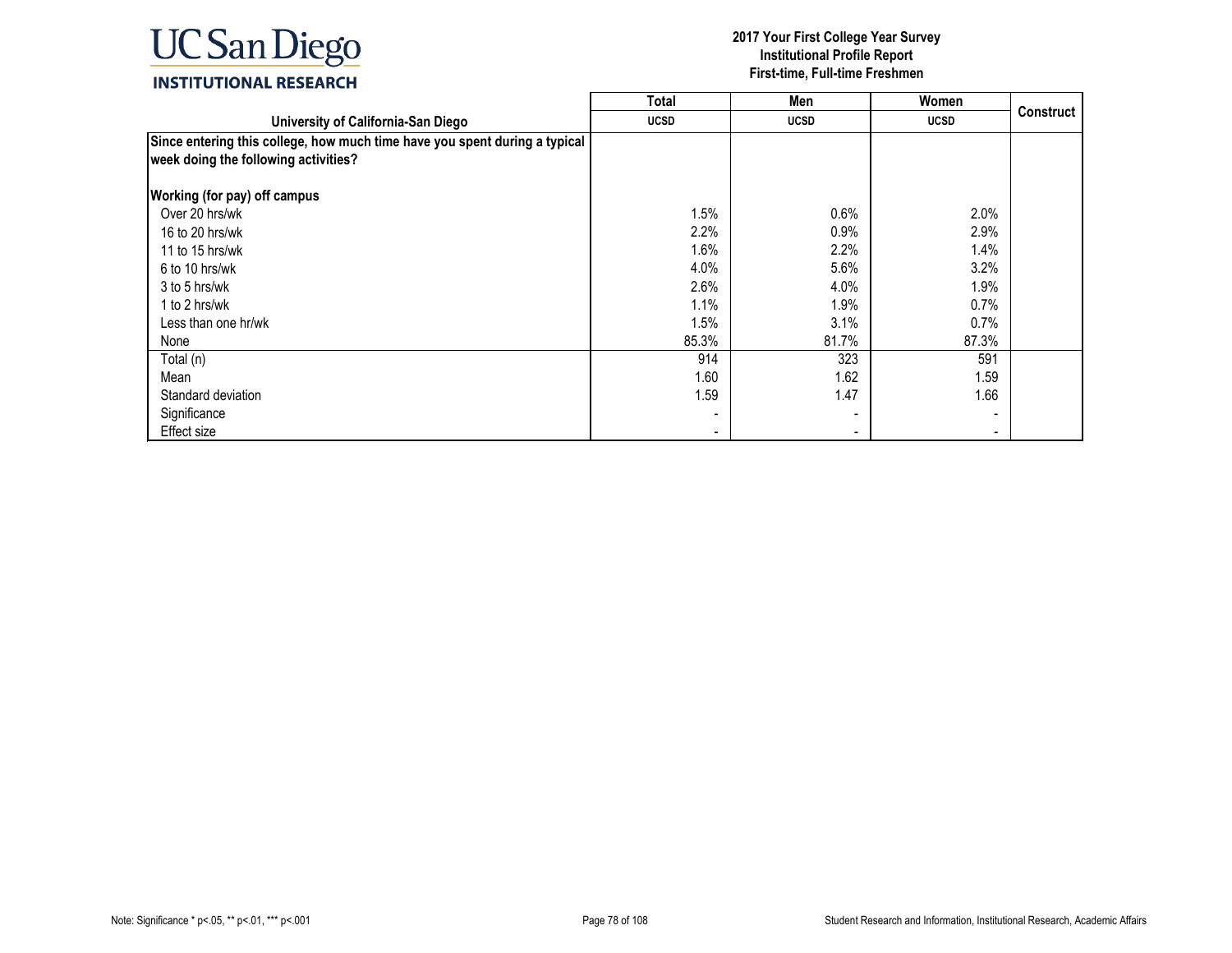| University of California-San Diego | Total<br>UCSD | Men<br>UCSD | Women<br>UCSD | Construct |
|---|---|---|---|---|
| **Since entering this college, how much time have you spent during a typical week doing the following activities?** | | | | |
| **Working (for pay) off campus** | | | | |
| Over 20 hrs/wk | 1.5% | 0.6% | 2.0% | |
| 16 to 20 hrs/wk | 2.2% | 0.9% | 2.9% | |
| 11 to 15 hrs/wk | 1.6% | 2.2% | 1.4% | |
| 6 to 10 hrs/wk | 4.0% | 5.6% | 3.2% | |
| 3 to 5 hrs/wk | 2.6% | 4.0% | 1.9% | |
| 1 to 2 hrs/wk | 1.1% | 1.9% | 0.7% | |
| Less than one hr/wk | 1.5% | 3.1% | 0.7% | |
| None | 85.3% | 81.7% | 87.3% | |
| Total (n) | 914 | 323 | 591 | |
| Mean | 1.60 | 1.62 | 1.59 | |
| Standard deviation | 1.59 | 1.47 | 1.66 | |
| Significance | - | - | - | |
| Effect size | - | - | - | |

Note: Significance * p<.05, ** p<.01, *** p<.001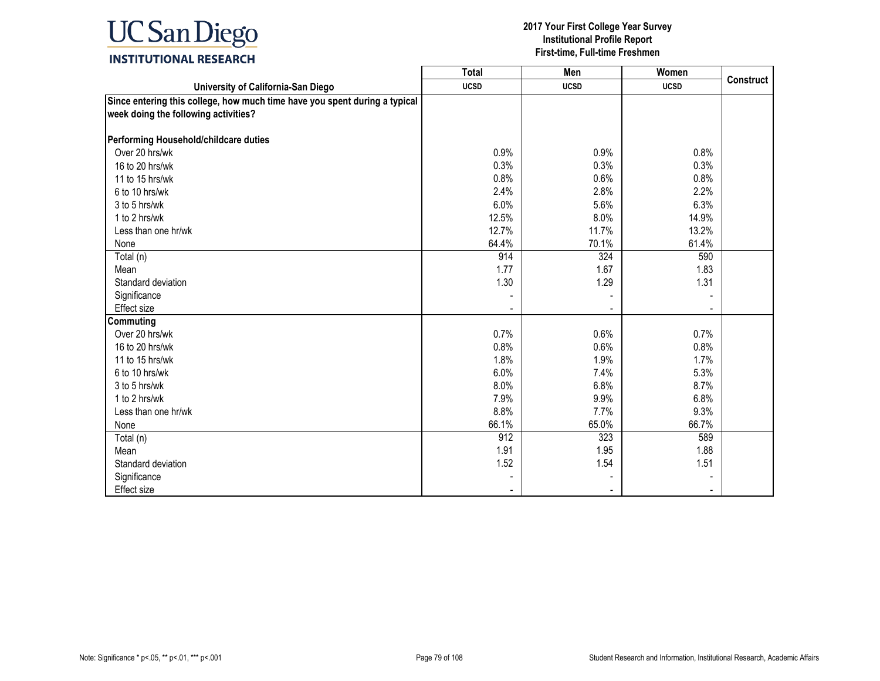| University of California-San Diego | Total | Men | Women | Construct |
|---|---|---|---|---|
| | UCSD | UCSD | UCSD | |
| **Since entering this college, how much time have you spent during a typical week doing the following activities?** | | | | |
| **Performing Household/childcare duties** | | | | |
| Over 20 hrs/wk | 0.9% | 0.9% | 0.8% | |
| 16 to 20 hrs/wk | 0.3% | 0.3% | 0.3% | |
| 11 to 15 hrs/wk | 0.8% | 0.6% | 0.8% | |
| 6 to 10 hrs/wk | 2.4% | 2.8% | 2.2% | |
| 3 to 5 hrs/wk | 6.0% | 5.6% | 6.3% | |
| 1 to 2 hrs/wk | 12.5% | 8.0% | 14.9% | |
| Less than one hr/wk | 12.7% | 11.7% | 13.2% | |
| None | 64.4% | 70.1% | 61.4% | |
| Total (n) | 914 | 324 | 590 | |
| Mean | 1.77 | 1.67 | 1.83 | |
| Standard deviation | 1.30 | 1.29 | 1.31 | |
| Significance | - | - | - | |
| Effect size | - | - | - | |
| **Commuting** | | | | |
| Over 20 hrs/wk | 0.7% | 0.6% | 0.7% | |
| 16 to 20 hrs/wk | 0.8% | 0.6% | 0.8% | |
| 11 to 15 hrs/wk | 1.8% | 1.9% | 1.7% | |
| 6 to 10 hrs/wk | 6.0% | 7.4% | 5.3% | |
| 3 to 5 hrs/wk | 8.0% | 6.8% | 8.7% | |
| 1 to 2 hrs/wk | 7.9% | 9.9% | 6.8% | |
| Less than one hr/wk | 8.8% | 7.7% | 9.3% | |
| None | 66.1% | 65.0% | 66.7% | |
| Total (n) | 912 | 323 | 589 | |
| Mean | 1.91 | 1.95 | 1.88 | |
| Standard deviation | 1.52 | 1.54 | 1.51 | |
| Significance | - | - | - | |
| Effect size | - | - | - | |

Note: Significance * p<.05, ** p<.01, *** p<.001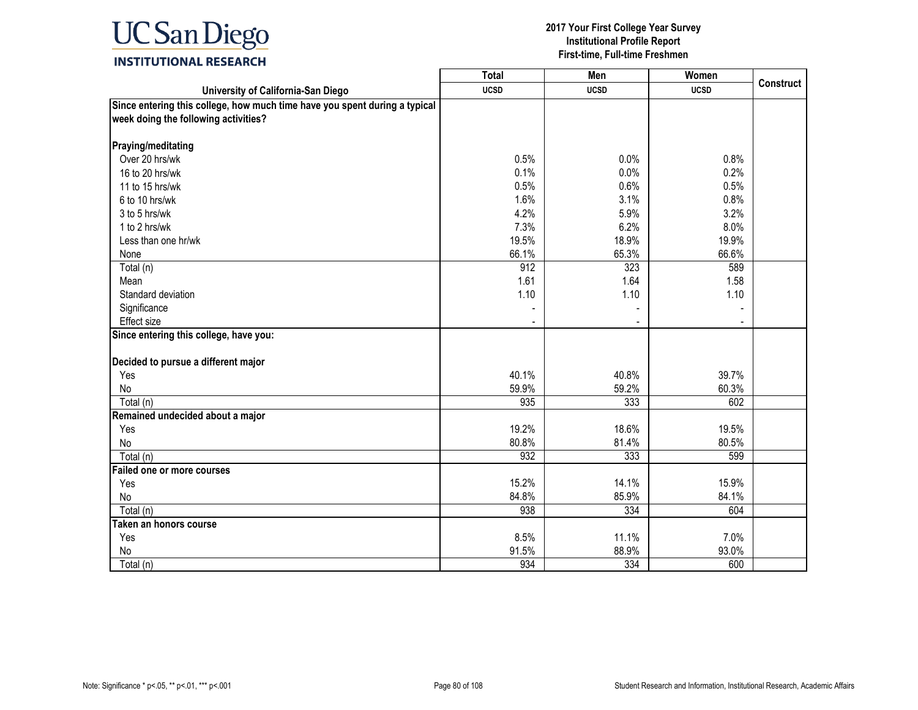**UC San Diego INSTITUTIONAL RESEARCH**

**2017 Your First College Year Survey**
**Institutional Profile Report**
**First-time, Full-time Freshmen**

| University of California-San Diego | Total UCSD | Men UCSD | Women UCSD | Construct |
|---|---|---|---|---|
| **Since entering this college, how much time have you spent during a typical week doing the following activities?** | | | | |
| **Praying/meditating** | | | | |
| Over 20 hrs/wk | 0.5% | 0.0% | 0.8% | |
| 16 to 20 hrs/wk | 0.1% | 0.0% | 0.2% | |
| 11 to 15 hrs/wk | 0.5% | 0.6% | 0.5% | |
| 6 to 10 hrs/wk | 1.6% | 3.1% | 0.8% | |
| 3 to 5 hrs/wk | 4.2% | 5.9% | 3.2% | |
| 1 to 2 hrs/wk | 7.3% | 6.2% | 8.0% | |
| Less than one hr/wk | 19.5% | 18.9% | 19.9% | |
| None | 66.1% | 65.3% | 66.6% | |
| Total (n) | 912 | 323 | 589 | |
| Mean | 1.61 | 1.64 | 1.58 | |
| Standard deviation | 1.10 | 1.10 | 1.10 | |
| Significance | - | - | - | |
| Effect size | - | - | - | |
| **Since entering this college, have you:** | | | | |
| **Decided to pursue a different major** | | | | |
| Yes | 40.1% | 40.8% | 39.7% | |
| No | 59.9% | 59.2% | 60.3% | |
| Total (n) | 935 | 333 | 602 | |
| **Remained undecided about a major** | | | | |
| Yes | 19.2% | 18.6% | 19.5% | |
| No | 80.8% | 81.4% | 80.5% | |
| Total (n) | 932 | 333 | 599 | |
| **Failed one or more courses** | | | | |
| Yes | 15.2% | 14.1% | 15.9% | |
| No | 84.8% | 85.9% | 84.1% | |
| Total (n) | 938 | 334 | 604 | |
| **Taken an honors course** | | | | |
| Yes | 8.5% | 11.1% | 7.0% | |
| No | 91.5% | 88.9% | 93.0% | |
| Total (n) | 934 | 334 | 600 | |

Note: Significance * p<.05, ** p<.01, *** p<.001

Student Research and Information, Institutional Research, Academic Affairs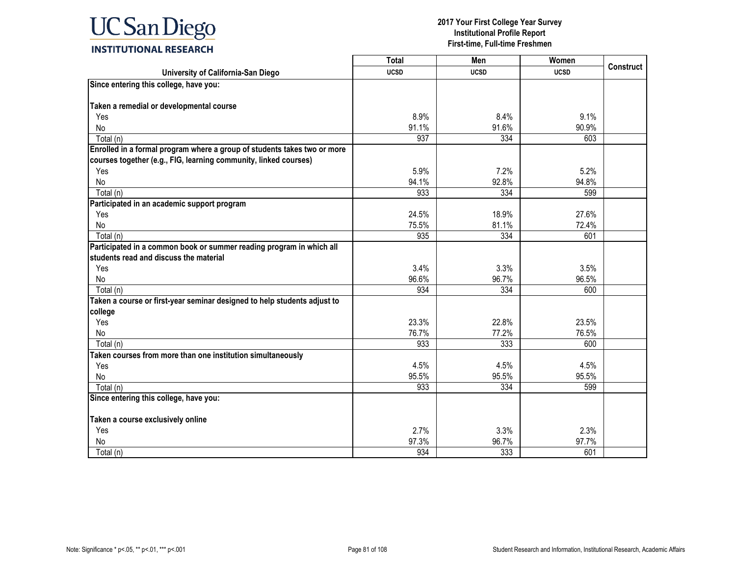**UC San Diego INSTITUTIONAL RESEARCH**

**2017 Your First College Year Survey**
**Institutional Profile Report**
**First-time, Full-time Freshmen**

| University of California-San Diego | Total UCSD | Men UCSD | Women UCSD | Construct |
|---|---|---|---|---|
| **Since entering this college, have you:** | | | | |
| **Taken a remedial or developmental course** | | | | |
| Yes | 8.9% | 8.4% | 9.1% | |
| No | 91.1% | 91.6% | 90.9% | |
| Total (n) | 937 | 334 | 603 | |
| **Enrolled in a formal program where a group of students takes two or more courses together (e.g., FIG, learning community, linked courses)** | | | | |
| Yes | 5.9% | 7.2% | 5.2% | |
| No | 94.1% | 92.8% | 94.8% | |
| Total (n) | 933 | 334 | 599 | |
| **Participated in an academic support program** | | | | |
| Yes | 24.5% | 18.9% | 27.6% | |
| No | 75.5% | 81.1% | 72.4% | |
| Total (n) | 935 | 334 | 601 | |
| **Participated in a common book or summer reading program in which all students read and discuss the material** | | | | |
| Yes | 3.4% | 3.3% | 3.5% | |
| No | 96.6% | 96.7% | 96.5% | |
| Total (n) | 934 | 334 | 600 | |
| **Taken a course or first-year seminar designed to help students adjust to college** | | | | |
| Yes | 23.3% | 22.8% | 23.5% | |
| No | 76.7% | 77.2% | 76.5% | |
| Total (n) | 933 | 333 | 600 | |
| **Taken courses from more than one institution simultaneously** | | | | |
| Yes | 4.5% | 4.5% | 4.5% | |
| No | 95.5% | 95.5% | 95.5% | |
| Total (n) | 933 | 334 | 599 | |
| **Since entering this college, have you:** | | | | |
| **Taken a course exclusively online** | | | | |
| Yes | 2.7% | 3.3% | 2.3% | |
| No | 97.3% | 96.7% | 97.7% | |
| Total (n) | 934 | 333 | 601 | |

Note: Significance * p<.05, ** p<.01, *** p<.001

Student Research and Information, Institutional Research, Academic Affairs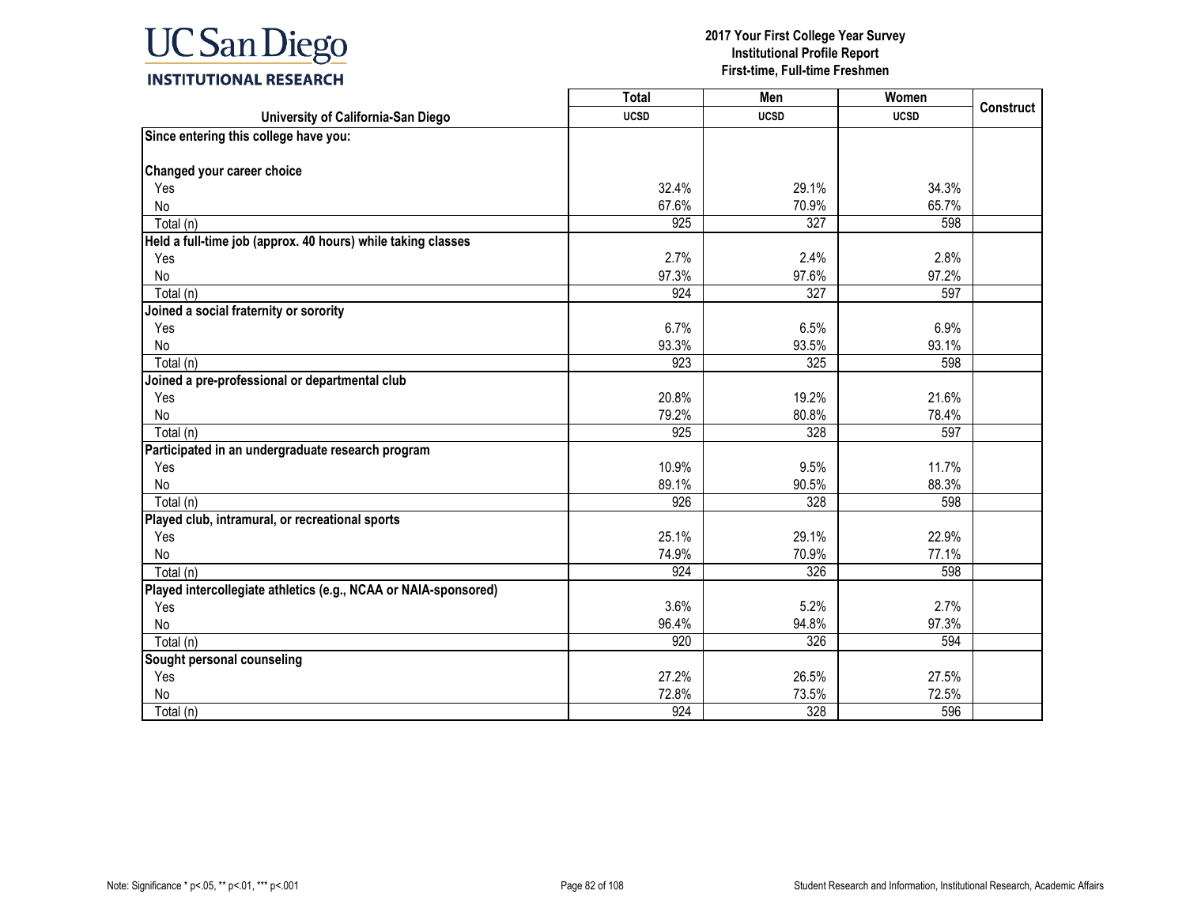# 2017 Your First College Year Survey
## Institutional Profile Report
### First-time, Full-time Freshmen

| University of California-San Diego | Total UCSD | Men UCSD | Women UCSD | Construct |
|---|---|---|---|---|
| **Since entering this college have you:** | | | | |
| **Changed your career choice** | | | | |
| Yes | 32.4% | 29.1% | 34.3% | |
| No | 67.6% | 70.9% | 65.7% | |
| Total (n) | 925 | 327 | 598 | |
| **Held a full-time job (approx. 40 hours) while taking classes** | | | | |
| Yes | 2.7% | 2.4% | 2.8% | |
| No | 97.3% | 97.6% | 97.2% | |
| Total (n) | 924 | 327 | 597 | |
| **Joined a social fraternity or sorority** | | | | |
| Yes | 6.7% | 6.5% | 6.9% | |
| No | 93.3% | 93.5% | 93.1% | |
| Total (n) | 923 | 325 | 598 | |
| **Joined a pre-professional or departmental club** | | | | |
| Yes | 20.8% | 19.2% | 21.6% | |
| No | 79.2% | 80.8% | 78.4% | |
| Total (n) | 925 | 328 | 597 | |
| **Participated in an undergraduate research program** | | | | |
| Yes | 10.9% | 9.5% | 11.7% | |
| No | 89.1% | 90.5% | 88.3% | |
| Total (n) | 926 | 328 | 598 | |
| **Played club, intramural, or recreational sports** | | | | |
| Yes | 25.1% | 29.1% | 22.9% | |
| No | 74.9% | 70.9% | 77.1% | |
| Total (n) | 924 | 326 | 598 | |
| **Played intercollegiate athletics (e.g., NCAA or NAIA-sponsored)** | | | | |
| Yes | 3.6% | 5.2% | 2.7% | |
| No | 96.4% | 94.8% | 97.3% | |
| Total (n) | 920 | 326 | 594 | |
| **Sought personal counseling** | | | | |
| Yes | 27.2% | 26.5% | 27.5% | |
| No | 72.8% | 73.5% | 72.5% | |
| Total (n) | 924 | 328 | 596 | |

Note: Significance * p<.05, ** p<.01, *** p<.001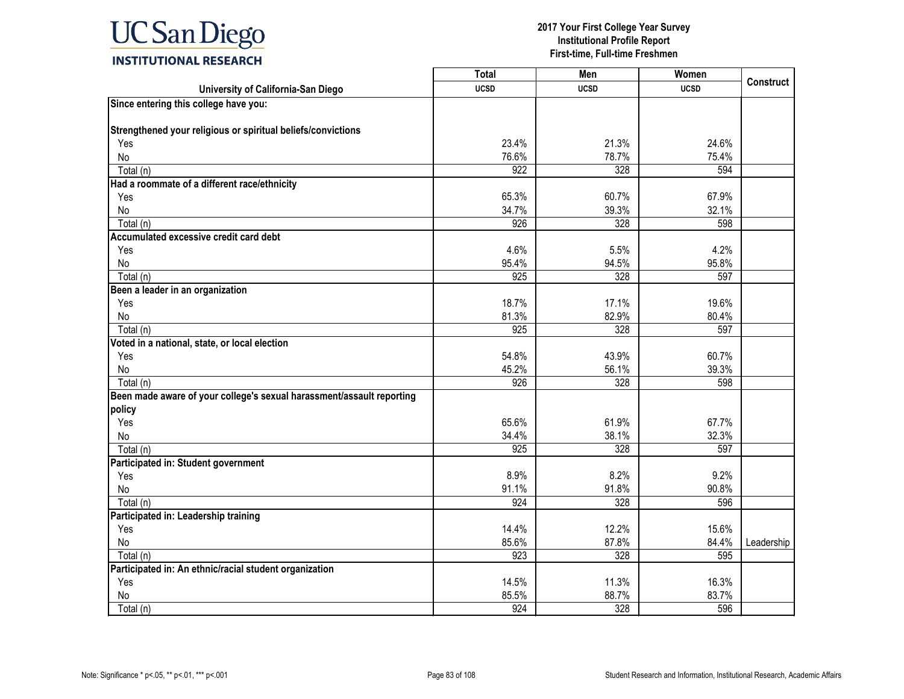**2017 Your First College Year Survey**
**Institutional Profile Report**
**First-time, Full-time Freshmen**

| University of California-San Diego | Total UCSD | Men UCSD | Women UCSD | Construct |
|---|---|---|---|---|
| **Since entering this college have you:** | | | | |
| **Strengthened your religious or spiritual beliefs/convictions** | | | | |
| Yes | 23.4% | 21.3% | 24.6% | |
| No | 76.6% | 78.7% | 75.4% | |
| Total (n) | 922 | 328 | 594 | |
| **Had a roommate of a different race/ethnicity** | | | | |
| Yes | 65.3% | 60.7% | 67.9% | |
| No | 34.7% | 39.3% | 32.1% | |
| Total (n) | 926 | 328 | 598 | |
| **Accumulated excessive credit card debt** | | | | |
| Yes | 4.6% | 5.5% | 4.2% | |
| No | 95.4% | 94.5% | 95.8% | |
| Total (n) | 925 | 328 | 597 | |
| **Been a leader in an organization** | | | | |
| Yes | 18.7% | 17.1% | 19.6% | |
| No | 81.3% | 82.9% | 80.4% | |
| Total (n) | 925 | 328 | 597 | |
| **Voted in a national, state, or local election** | | | | |
| Yes | 54.8% | 43.9% | 60.7% | |
| No | 45.2% | 56.1% | 39.3% | |
| Total (n) | 926 | 328 | 598 | |
| **Been made aware of your college's sexual harassment/assault reporting policy** | | | | |
| Yes | 65.6% | 61.9% | 67.7% | |
| No | 34.4% | 38.1% | 32.3% | |
| Total (n) | 925 | 328 | 597 | |
| **Participated in: Student government** | | | | |
| Yes | 8.9% | 8.2% | 9.2% | |
| No | 91.1% | 91.8% | 90.8% | |
| Total (n) | 924 | 328 | 596 | |
| **Participated in: Leadership training** | | | | |
| Yes | 14.4% | 12.2% | 15.6% | |
| No | 85.6% | 87.8% | 84.4% | Leadership |
| Total (n) | 923 | 328 | 595 | |
| **Participated in: An ethnic/racial student organization** | | | | |
| Yes | 14.5% | 11.3% | 16.3% | |
| No | 85.5% | 88.7% | 83.7% | |
| Total (n) | 924 | 328 | 596 | |

Note: Significance * p<.05, ** p<.01, *** p<.001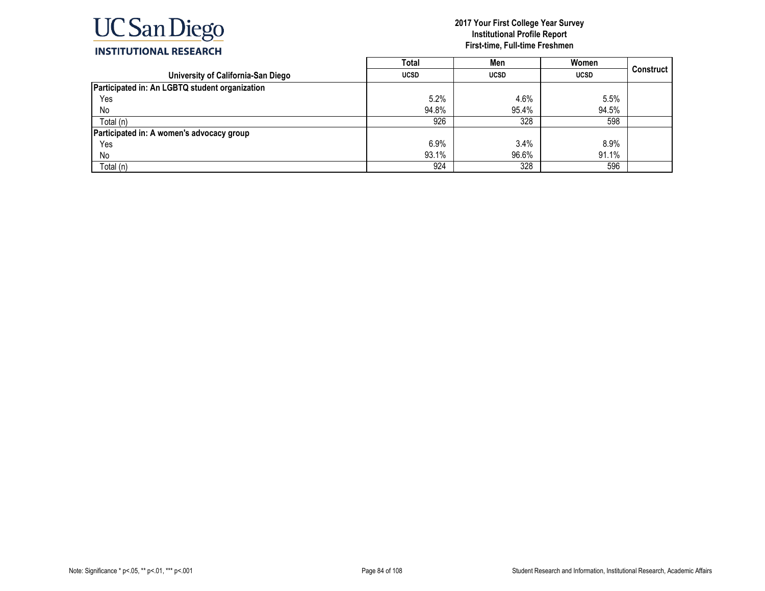**2017 Your First College Year Survey**
**Institutional Profile Report**
**First-time, Full-time Freshmen**

| University of California-San Diego | Total | Men | Women | Construct |
|---|---|---|---|---|
| | UCSD | UCSD | UCSD | |
| **Participated in: An LGBTQ student organization** | | | | |
| Yes | 5.2% | 4.6% | 5.5% | |
| No | 94.8% | 95.4% | 94.5% | |
| Total (n) | 926 | 328 | 598 | |
| **Participated in: A women's advocacy group** | | | | |
| Yes | 6.9% | 3.4% | 8.9% | |
| No | 93.1% | 96.6% | 91.1% | |
| Total (n) | 924 | 328 | 596 | |

Note: Significance * p<.05, ** p<.01, *** p<.001

Student Research and Information, Institutional Research, Academic Affairs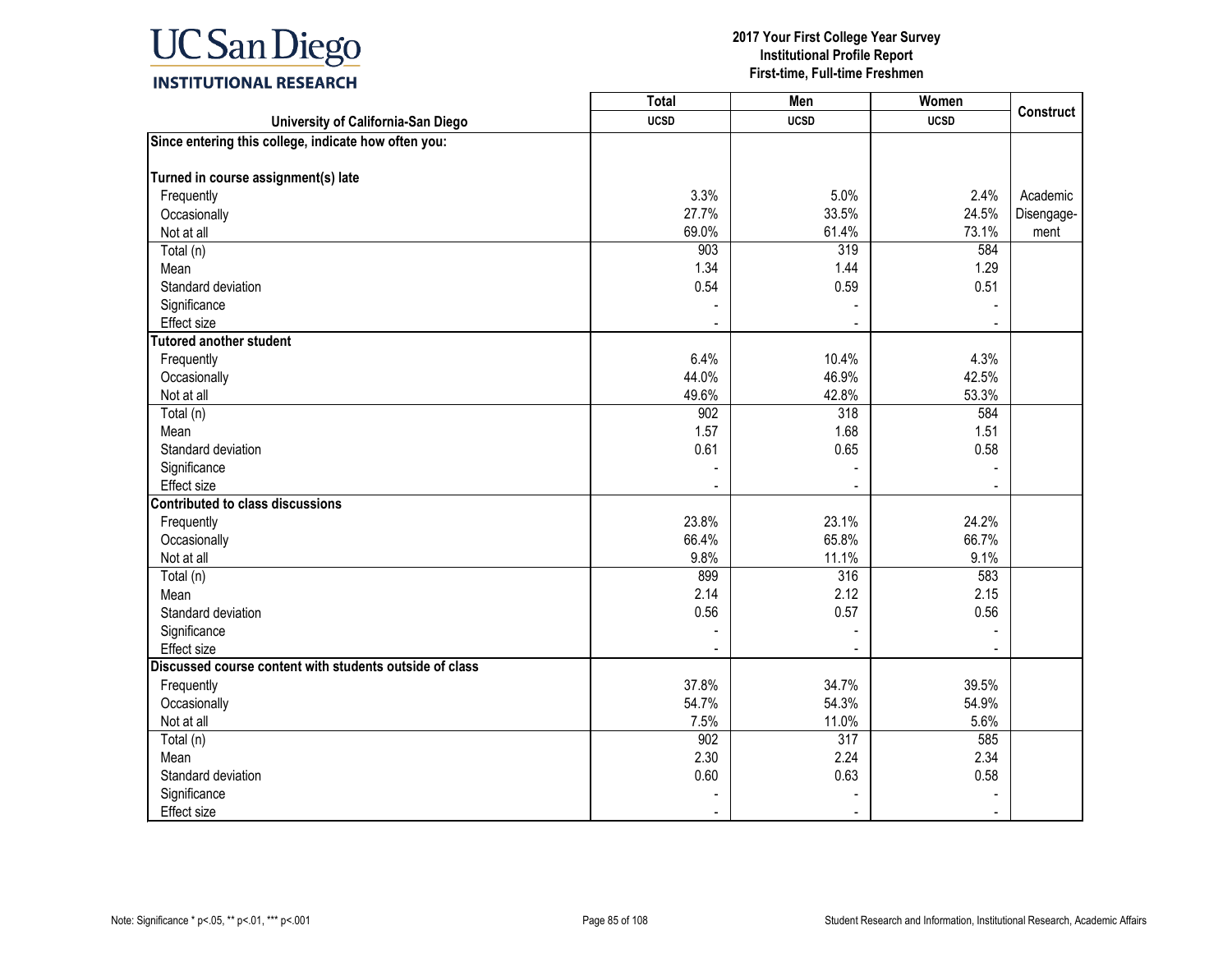# 2017 Your First College Year Survey
## Institutional Profile Report
### First-time, Full-time Freshmen

| University of California-San Diego | Total UCSD | Men UCSD | Women UCSD | Construct |
|---|---|---|---|---|
| **Since entering this college, indicate how often you:** | | | | |
| **Turned in course assignment(s) late** | | | | |
| Frequently | 3.3% | 5.0% | 2.4% | Academic Disengagement |
| Occasionally | 27.7% | 33.5% | 24.5% | |
| Not at all | 69.0% | 61.4% | 73.1% | |
| Total (n) | 903 | 319 | 584 | |
| Mean | 1.34 | 1.44 | 1.29 | |
| Standard deviation | 0.54 | 0.59 | 0.51 | |
| Significance | - | - | - | |
| Effect size | - | - | - | |
| **Tutored another student** | | | | |
| Frequently | 6.4% | 10.4% | 4.3% | |
| Occasionally | 44.0% | 46.9% | 42.5% | |
| Not at all | 49.6% | 42.8% | 53.3% | |
| Total (n) | 902 | 318 | 584 | |
| Mean | 1.57 | 1.68 | 1.51 | |
| Standard deviation | 0.61 | 0.65 | 0.58 | |
| Significance | - | - | - | |
| Effect size | - | - | - | |
| **Contributed to class discussions** | | | | |
| Frequently | 23.8% | 23.1% | 24.2% | |
| Occasionally | 66.4% | 65.8% | 66.7% | |
| Not at all | 9.8% | 11.1% | 9.1% | |
| Total (n) | 899 | 316 | 583 | |
| Mean | 2.14 | 2.12 | 2.15 | |
| Standard deviation | 0.56 | 0.57 | 0.56 | |
| Significance | - | - | - | |
| Effect size | - | - | - | |
| **Discussed course content with students outside of class** | | | | |
| Frequently | 37.8% | 34.7% | 39.5% | |
| Occasionally | 54.7% | 54.3% | 54.9% | |
| Not at all | 7.5% | 11.0% | 5.6% | |
| Total (n) | 902 | 317 | 585 | |
| Mean | 2.30 | 2.24 | 2.34 | |
| Standard deviation | 0.60 | 0.63 | 0.58 | |
| Significance | - | - | - | |
| Effect size | - | - | - | |

Note: Significance * p<.05, ** p<.01, *** p<.001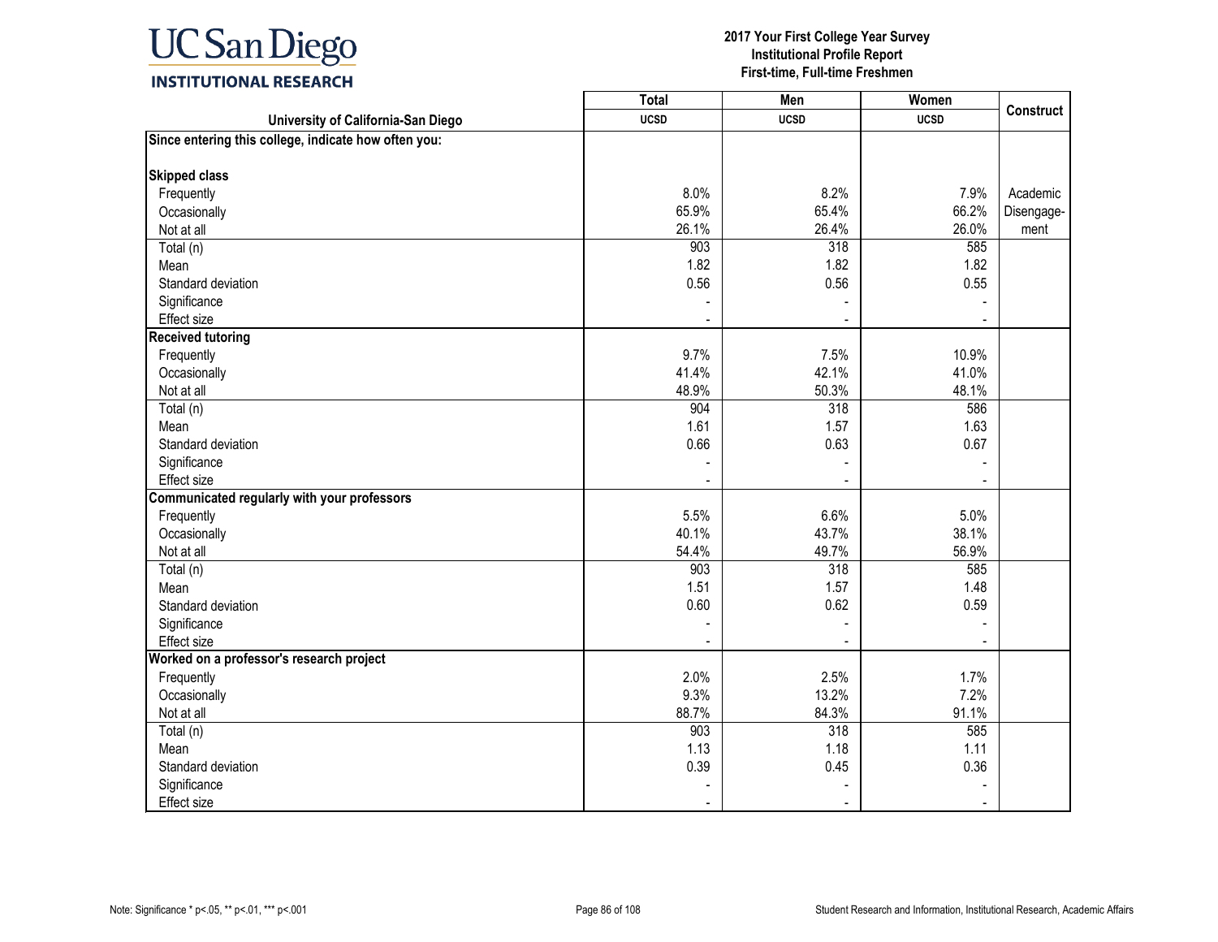2017 Your First College Year Survey
Institutional Profile Report
First-time, Full-time Freshmen

| University of California-San Diego | Total UCSD | Men UCSD | Women UCSD | Construct |
|---|---|---|---|---|
| **Since entering this college, indicate how often you:** | | | | |
| **Skipped class** | | | | |
| Frequently | 8.0% | 8.2% | 7.9% | Academic Disengage-ment |
| Occasionally | 65.9% | 65.4% | 66.2% | |
| Not at all | 26.1% | 26.4% | 26.0% | |
| Total (n) | 903 | 318 | 585 | |
| Mean | 1.82 | 1.82 | 1.82 | |
| Standard deviation | 0.56 | 0.56 | 0.55 | |
| Significance | - | - | - | |
| Effect size | - | - | - | |
| **Received tutoring** | | | | |
| Frequently | 9.7% | 7.5% | 10.9% | |
| Occasionally | 41.4% | 42.1% | 41.0% | |
| Not at all | 48.9% | 50.3% | 48.1% | |
| Total (n) | 904 | 318 | 586 | |
| Mean | 1.61 | 1.57 | 1.63 | |
| Standard deviation | 0.66 | 0.63 | 0.67 | |
| Significance | - | - | - | |
| Effect size | - | - | - | |
| **Communicated regularly with your professors** | | | | |
| Frequently | 5.5% | 6.6% | 5.0% | |
| Occasionally | 40.1% | 43.7% | 38.1% | |
| Not at all | 54.4% | 49.7% | 56.9% | |
| Total (n) | 903 | 318 | 585 | |
| Mean | 1.51 | 1.57 | 1.48 | |
| Standard deviation | 0.60 | 0.62 | 0.59 | |
| Significance | - | - | - | |
| Effect size | - | - | - | |
| **Worked on a professor's research project** | | | | |
| Frequently | 2.0% | 2.5% | 1.7% | |
| Occasionally | 9.3% | 13.2% | 7.2% | |
| Not at all | 88.7% | 84.3% | 91.1% | |
| Total (n) | 903 | 318 | 585 | |
| Mean | 1.13 | 1.18 | 1.11 | |
| Standard deviation | 0.39 | 0.45 | 0.36 | |
| Significance | - | - | - | |
| Effect size | - | - | - | |

Note: Significance * p<.05, ** p<.01, *** p<.001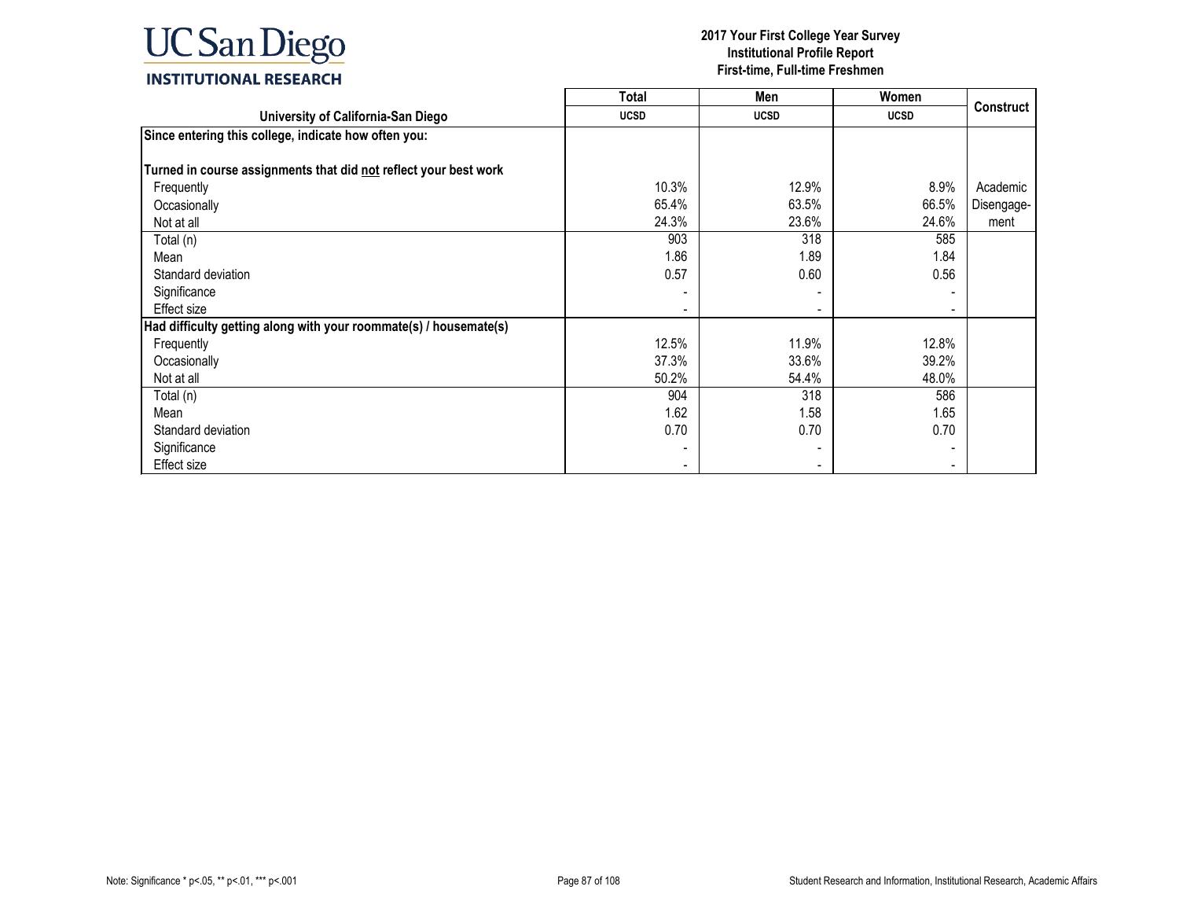**2017 Your First College Year Survey**
**Institutional Profile Report**
**First-time, Full-time Freshmen**

| University of California-San Diego | Total | Men | Women | Construct |
|---|---|---|---|---|
| | UCSD | UCSD | UCSD | |
| **Since entering this college, indicate how often you:** | | | | |
| **Turned in course assignments that did not reflect your best work** | | | | |
| Frequently | 10.3% | 12.9% | 8.9% | Academic Disengage-ment |
| Occasionally | 65.4% | 63.5% | 66.5% | |
| Not at all | 24.3% | 23.6% | 24.6% | |
| Total (n) | 903 | 318 | 585 | |
| Mean | 1.86 | 1.89 | 1.84 | |
| Standard deviation | 0.57 | 0.60 | 0.56 | |
| Significance | - | - | - | |
| Effect size | - | - | - | |
| **Had difficulty getting along with your roommate(s) / housemate(s)** | | | | |
| Frequently | 12.5% | 11.9% | 12.8% | |
| Occasionally | 37.3% | 33.6% | 39.2% | |
| Not at all | 50.2% | 54.4% | 48.0% | |
| Total (n) | 904 | 318 | 586 | |
| Mean | 1.62 | 1.58 | 1.65 | |
| Standard deviation | 0.70 | 0.70 | 0.70 | |
| Significance | - | - | - | |
| Effect size | - | - | - | |

Note: Significance * p<.05, ** p<.01, *** p<.001

Student Research and Information, Institutional Research, Academic Affairs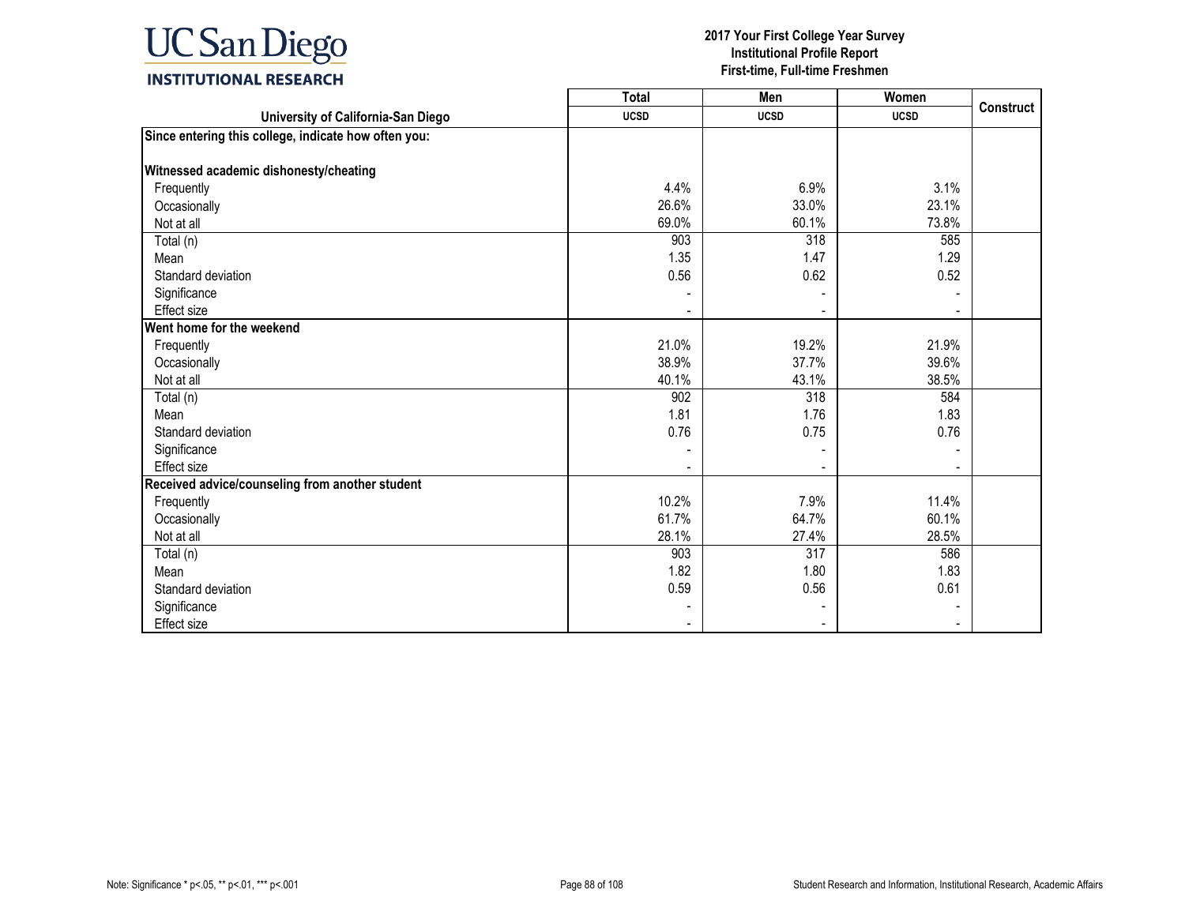| University of California-San Diego | Total UCSD | Men UCSD | Women UCSD | Construct |
|---|---|---|---|---|
| **Since entering this college, indicate how often you:** | | | | |
| **Witnessed academic dishonesty/cheating** | | | | |
| Frequently | 4.4% | 6.9% | 3.1% | |
| Occasionally | 26.6% | 33.0% | 23.1% | |
| Not at all | 69.0% | 60.1% | 73.8% | |
| Total (n) | 903 | 318 | 585 | |
| Mean | 1.35 | 1.47 | 1.29 | |
| Standard deviation | 0.56 | 0.62 | 0.52 | |
| Significance | - | - | - | |
| Effect size | - | - | - | |
| **Went home for the weekend** | | | | |
| Frequently | 21.0% | 19.2% | 21.9% | |
| Occasionally | 38.9% | 37.7% | 39.6% | |
| Not at all | 40.1% | 43.1% | 38.5% | |
| Total (n) | 902 | 318 | 584 | |
| Mean | 1.81 | 1.76 | 1.83 | |
| Standard deviation | 0.76 | 0.75 | 0.76 | |
| Significance | - | - | - | |
| Effect size | - | - | - | |
| **Received advice/counseling from another student** | | | | |
| Frequently | 10.2% | 7.9% | 11.4% | |
| Occasionally | 61.7% | 64.7% | 60.1% | |
| Not at all | 28.1% | 27.4% | 28.5% | |
| Total (n) | 903 | 317 | 586 | |
| Mean | 1.82 | 1.80 | 1.83 | |
| Standard deviation | 0.59 | 0.56 | 0.61 | |
| Significance | - | - | - | |
| Effect size | - | - | - | |

Note: Significance * p<.05, ** p<.01, *** p<.001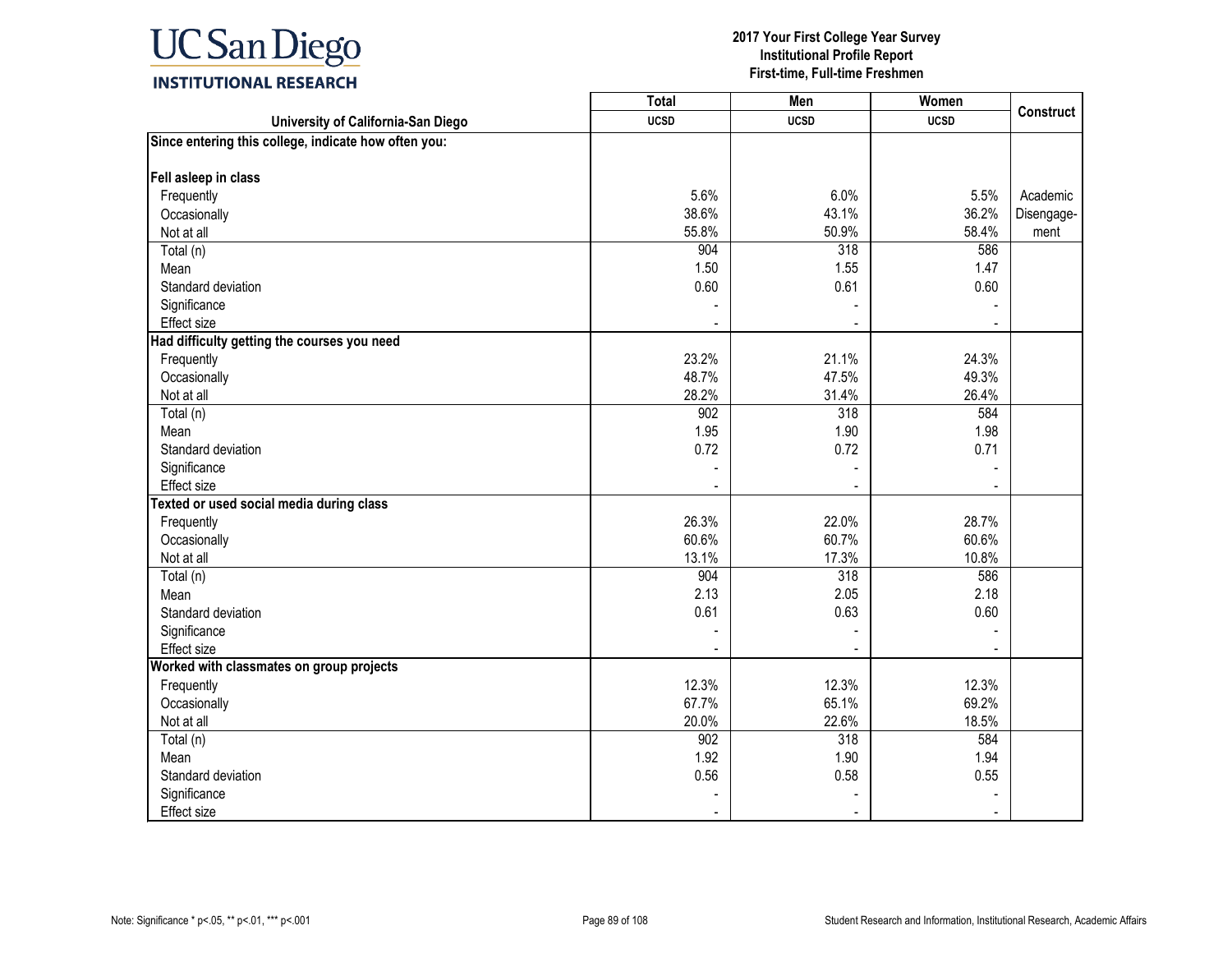UC San Diego
INSTITUTIONAL RESEARCH

**2017 Your First College Year Survey**
**Institutional Profile Report**
**First-time, Full-time Freshmen**

| University of California-San Diego | Total UCSD | Men UCSD | Women UCSD | Construct |
|---|---|---|---|---|
| **Since entering this college, indicate how often you:** | | | | |
| **Fell asleep in class** | | | | |
| Frequently | 5.6% | 6.0% | 5.5% | Academic Disengagement |
| Occasionally | 38.6% | 43.1% | 36.2% | |
| Not at all | 55.8% | 50.9% | 58.4% | |
| Total (n) | 904 | 318 | 586 | |
| Mean | 1.50 | 1.55 | 1.47 | |
| Standard deviation | 0.60 | 0.61 | 0.60 | |
| Significance | - | - | - | |
| Effect size | - | - | - | |
| **Had difficulty getting the courses you need** | | | | |
| Frequently | 23.2% | 21.1% | 24.3% | |
| Occasionally | 48.7% | 47.5% | 49.3% | |
| Not at all | 28.2% | 31.4% | 26.4% | |
| Total (n) | 902 | 318 | 584 | |
| Mean | 1.95 | 1.90 | 1.98 | |
| Standard deviation | 0.72 | 0.72 | 0.71 | |
| Significance | - | - | - | |
| Effect size | - | - | - | |
| **Texted or used social media during class** | | | | |
| Frequently | 26.3% | 22.0% | 28.7% | |
| Occasionally | 60.6% | 60.7% | 60.6% | |
| Not at all | 13.1% | 17.3% | 10.8% | |
| Total (n) | 904 | 318 | 586 | |
| Mean | 2.13 | 2.05 | 2.18 | |
| Standard deviation | 0.61 | 0.63 | 0.60 | |
| Significance | - | - | - | |
| Effect size | - | - | - | |
| **Worked with classmates on group projects** | | | | |
| Frequently | 12.3% | 12.3% | 12.3% | |
| Occasionally | 67.7% | 65.1% | 69.2% | |
| Not at all | 20.0% | 22.6% | 18.5% | |
| Total (n) | 902 | 318 | 584 | |
| Mean | 1.92 | 1.90 | 1.94 | |
| Standard deviation | 0.56 | 0.58 | 0.55 | |
| Significance | - | - | - | |
| Effect size | - | - | - | |

Note: Significance * p<.05, ** p<.01, *** p<.001

Student Research and Information, Institutional Research, Academic Affairs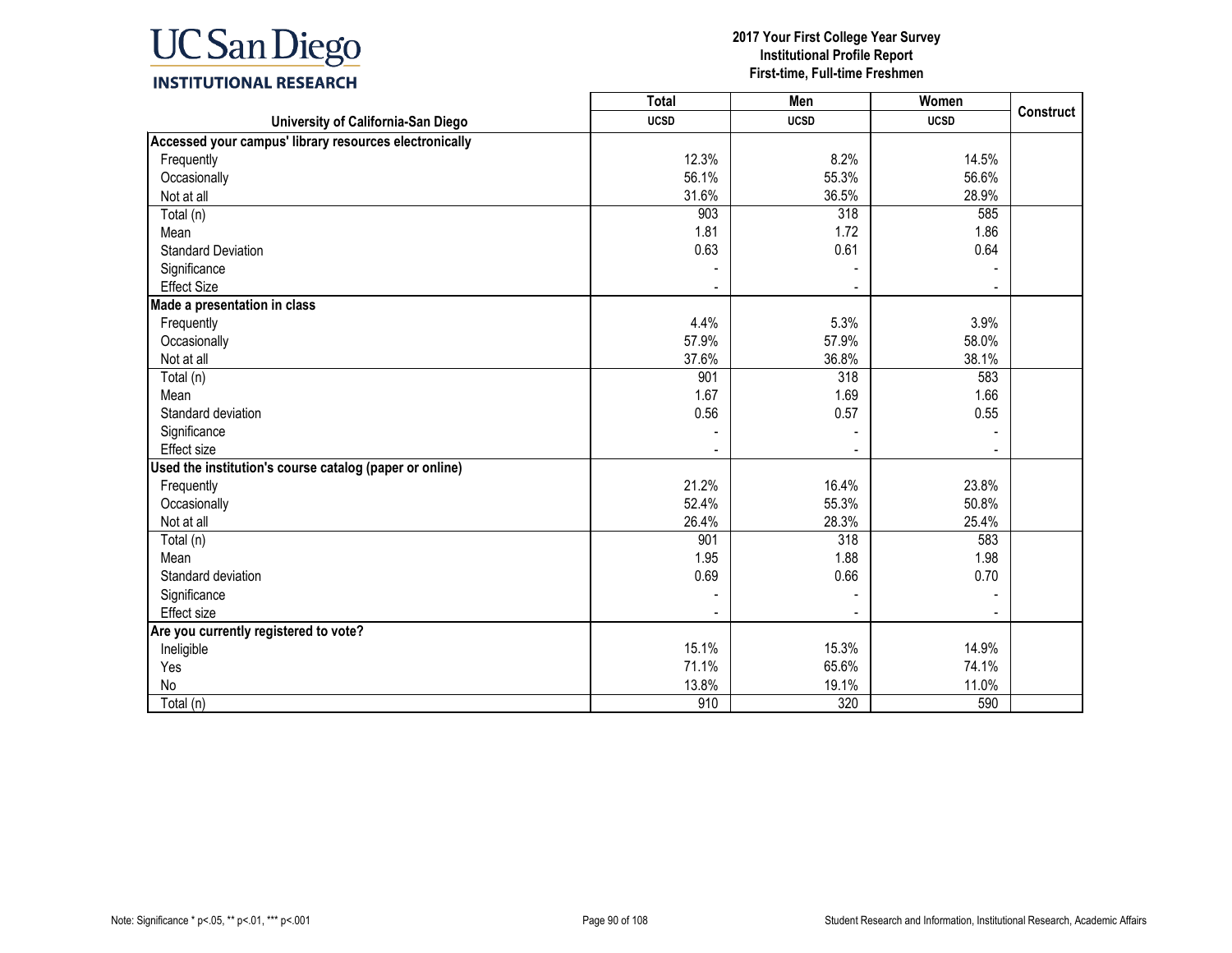# UC San Diego INSTITUTIONAL RESEARCH

**2017 Your First College Year Survey**
**Institutional Profile Report**
**First-time, Full-time Freshmen**

| University of California-San Diego | Total UCSD | Men UCSD | Women UCSD | Construct |
|---|---|---|---|---|
| **Accessed your campus' library resources electronically** | | | | |
| Frequently | 12.3% | 8.2% | 14.5% | |
| Occasionally | 56.1% | 55.3% | 56.6% | |
| Not at all | 31.6% | 36.5% | 28.9% | |
| Total (n) | 903 | 318 | 585 | |
| Mean | 1.81 | 1.72 | 1.86 | |
| Standard Deviation | 0.63 | 0.61 | 0.64 | |
| Significance | - | - | - | |
| Effect Size | - | - | - | |
| **Made a presentation in class** | | | | |
| Frequently | 4.4% | 5.3% | 3.9% | |
| Occasionally | 57.9% | 57.9% | 58.0% | |
| Not at all | 37.6% | 36.8% | 38.1% | |
| Total (n) | 901 | 318 | 583 | |
| Mean | 1.67 | 1.69 | 1.66 | |
| Standard deviation | 0.56 | 0.57 | 0.55 | |
| Significance | - | - | - | |
| Effect size | - | - | - | |
| **Used the institution's course catalog (paper or online)** | | | | |
| Frequently | 21.2% | 16.4% | 23.8% | |
| Occasionally | 52.4% | 55.3% | 50.8% | |
| Not at all | 26.4% | 28.3% | 25.4% | |
| Total (n) | 901 | 318 | 583 | |
| Mean | 1.95 | 1.88 | 1.98 | |
| Standard deviation | 0.69 | 0.66 | 0.70 | |
| Significance | - | - | - | |
| Effect size | - | - | - | |
| **Are you currently registered to vote?** | | | | |
| Ineligible | 15.1% | 15.3% | 14.9% | |
| Yes | 71.1% | 65.6% | 74.1% | |
| No | 13.8% | 19.1% | 11.0% | |
| Total (n) | 910 | 320 | 590 | |

Note: Significance * p<.05, ** p<.01, *** p<.001

Student Research and Information, Institutional Research, Academic Affairs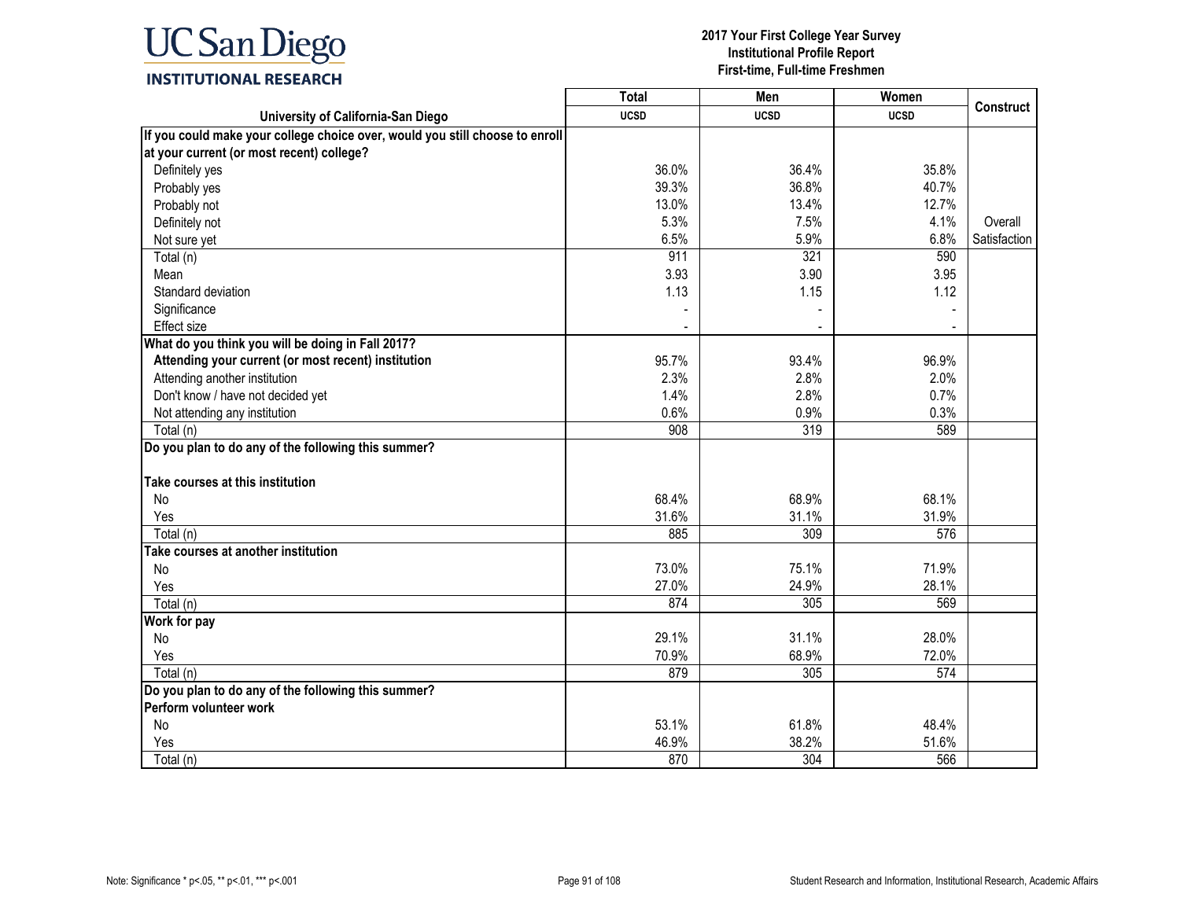**UC San Diego INSTITUTIONAL RESEARCH**

**2017 Your First College Year Survey**
**Institutional Profile Report**
**First-time, Full-time Freshmen**

| University of California-San Diego | Total UCSD | Men UCSD | Women UCSD | Construct |
|---|---|---|---|---|
| **If you could make your college choice over, would you still choose to enroll at your current (or most recent) college?** | | | | |
| Definitely yes | 36.0% | 36.4% | 35.8% | |
| Probably yes | 39.3% | 36.8% | 40.7% | |
| Probably not | 13.0% | 13.4% | 12.7% | |
| Definitely not | 5.3% | 7.5% | 4.1% | Overall |
| Not sure yet | 6.5% | 5.9% | 6.8% | Satisfaction |
| Total (n) | 911 | 321 | 590 | |
| Mean | 3.93 | 3.90 | 3.95 | |
| Standard deviation | 1.13 | 1.15 | 1.12 | |
| Significance | - | - | - | |
| Effect size | - | - | - | |
| **What do you think you will be doing in Fall 2017?** | | | | |
| **Attending your current (or most recent) institution** | 95.7% | 93.4% | 96.9% | |
| Attending another institution | 2.3% | 2.8% | 2.0% | |
| Don't know / have not decided yet | 1.4% | 2.8% | 0.7% | |
| Not attending any institution | 0.6% | 0.9% | 0.3% | |
| Total (n) | 908 | 319 | 589 | |
| **Do you plan to do any of the following this summer?** | | | | |
| **Take courses at this institution** | | | | |
| No | 68.4% | 68.9% | 68.1% | |
| Yes | 31.6% | 31.1% | 31.9% | |
| Total (n) | 885 | 309 | 576 | |
| **Take courses at another institution** | | | | |
| No | 73.0% | 75.1% | 71.9% | |
| Yes | 27.0% | 24.9% | 28.1% | |
| Total (n) | 874 | 305 | 569 | |
| **Work for pay** | | | | |
| No | 29.1% | 31.1% | 28.0% | |
| Yes | 70.9% | 68.9% | 72.0% | |
| Total (n) | 879 | 305 | 574 | |
| **Do you plan to do any of the following this summer? Perform volunteer work** | | | | |
| No | 53.1% | 61.8% | 48.4% | |
| Yes | 46.9% | 38.2% | 51.6% | |
| Total (n) | 870 | 304 | 566 | |

Note: Significance * p<.05, ** p<.01, *** p<.001

Student Research and Information, Institutional Research, Academic Affairs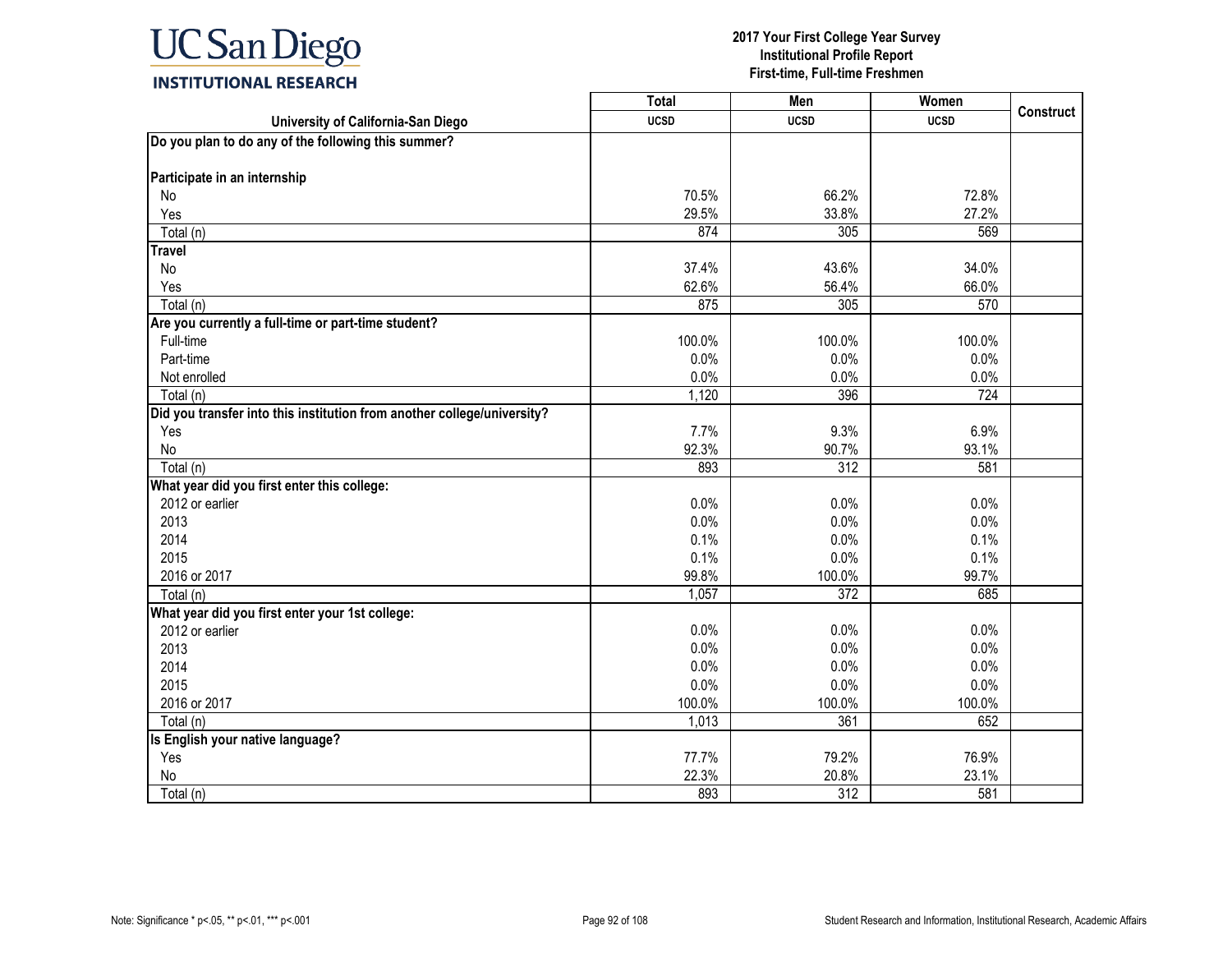UC San Diego
INSTITUTIONAL RESEARCH

**2017 Your First College Year Survey**
**Institutional Profile Report**
**First-time, Full-time Freshmen**

| University of California-San Diego | Total | Men | Women | Construct |
|---|---|---|---|---|
| | UCSD | UCSD | UCSD | |
| **Do you plan to do any of the following this summer?** | | | | |
| **Participate in an internship** | | | | |
| No | 70.5% | 66.2% | 72.8% | |
| Yes | 29.5% | 33.8% | 27.2% | |
| Total (n) | 874 | 305 | 569 | |
| **Travel** | | | | |
| No | 37.4% | 43.6% | 34.0% | |
| Yes | 62.6% | 56.4% | 66.0% | |
| Total (n) | 875 | 305 | 570 | |
| **Are you currently a full-time or part-time student?** | | | | |
| Full-time | 100.0% | 100.0% | 100.0% | |
| Part-time | 0.0% | 0.0% | 0.0% | |
| Not enrolled | 0.0% | 0.0% | 0.0% | |
| Total (n) | 1,120 | 396 | 724 | |
| **Did you transfer into this institution from another college/university?** | | | | |
| Yes | 7.7% | 9.3% | 6.9% | |
| No | 92.3% | 90.7% | 93.1% | |
| Total (n) | 893 | 312 | 581 | |
| **What year did you first enter this college:** | | | | |
| 2012 or earlier | 0.0% | 0.0% | 0.0% | |
| 2013 | 0.0% | 0.0% | 0.0% | |
| 2014 | 0.1% | 0.0% | 0.1% | |
| 2015 | 0.1% | 0.0% | 0.1% | |
| 2016 or 2017 | 99.8% | 100.0% | 99.7% | |
| Total (n) | 1,057 | 372 | 685 | |
| **What year did you first enter your 1st college:** | | | | |
| 2012 or earlier | 0.0% | 0.0% | 0.0% | |
| 2013 | 0.0% | 0.0% | 0.0% | |
| 2014 | 0.0% | 0.0% | 0.0% | |
| 2015 | 0.0% | 0.0% | 0.0% | |
| 2016 or 2017 | 100.0% | 100.0% | 100.0% | |
| Total (n) | 1,013 | 361 | 652 | |
| **Is English your native language?** | | | | |
| Yes | 77.7% | 79.2% | 76.9% | |
| No | 22.3% | 20.8% | 23.1% | |
| Total (n) | 893 | 312 | 581 | |

Note: Significance * p<.05, ** p<.01, *** p<.001

Student Research and Information, Institutional Research, Academic Affairs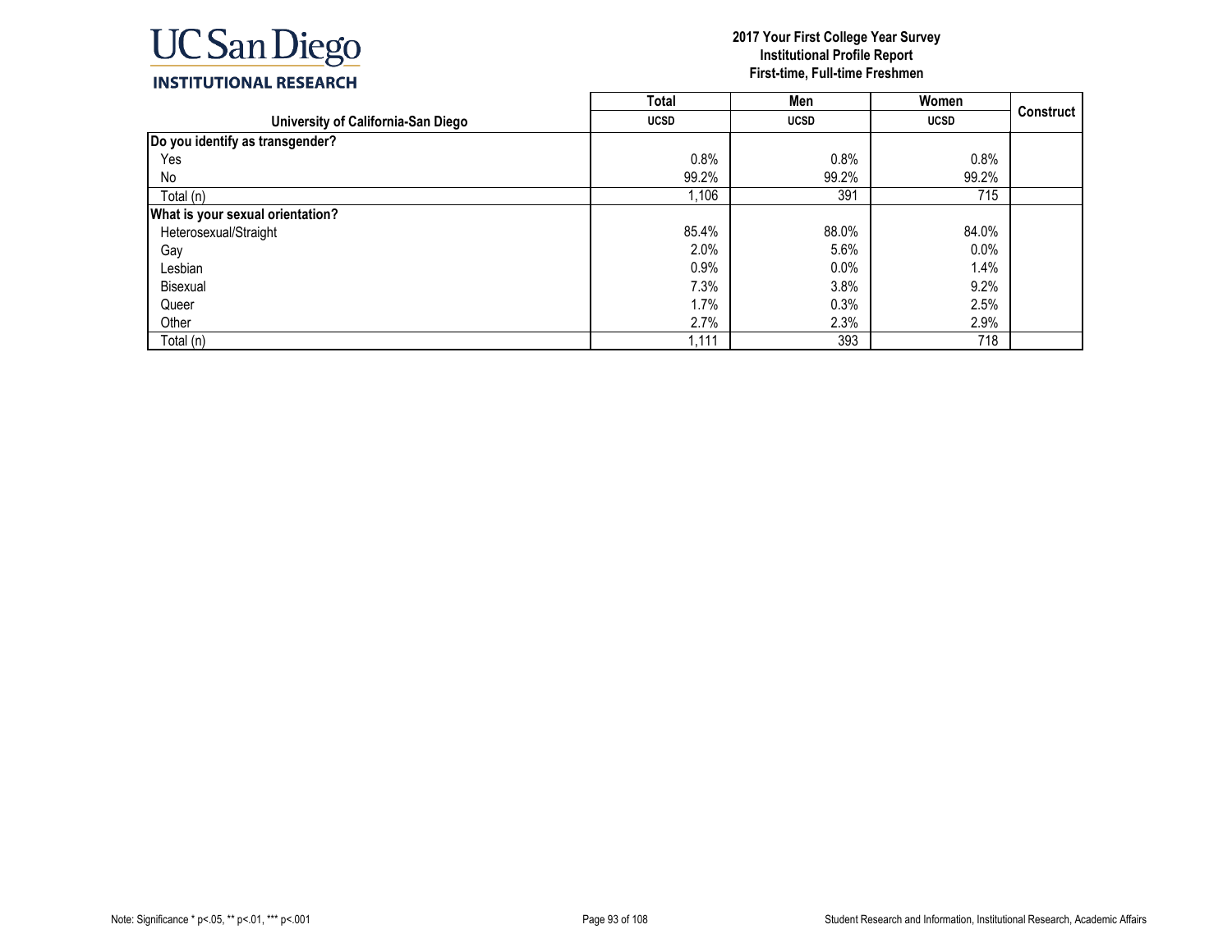UC San Diego
INSTITUTIONAL RESEARCH

**2017 Your First College Year Survey**
**Institutional Profile Report**
**First-time, Full-time Freshmen**

| University of California-San Diego | Total | Men | Women | Construct |
|---|---|---|---|---|
| | UCSD | UCSD | UCSD | |
| **Do you identify as transgender?** | | | | |
| Yes | 0.8% | 0.8% | 0.8% | |
| No | 99.2% | 99.2% | 99.2% | |
| Total (n) | 1,106 | 391 | 715 | |
| **What is your sexual orientation?** | | | | |
| Heterosexual/Straight | 85.4% | 88.0% | 84.0% | |
| Gay | 2.0% | 5.6% | 0.0% | |
| Lesbian | 0.9% | 0.0% | 1.4% | |
| Bisexual | 7.3% | 3.8% | 9.2% | |
| Queer | 1.7% | 0.3% | 2.5% | |
| Other | 2.7% | 2.3% | 2.9% | |
| Total (n) | 1,111 | 393 | 718 | |

Note: Significance * p<.05, ** p<.01, *** p<.001

Student Research and Information, Institutional Research, Academic Affairs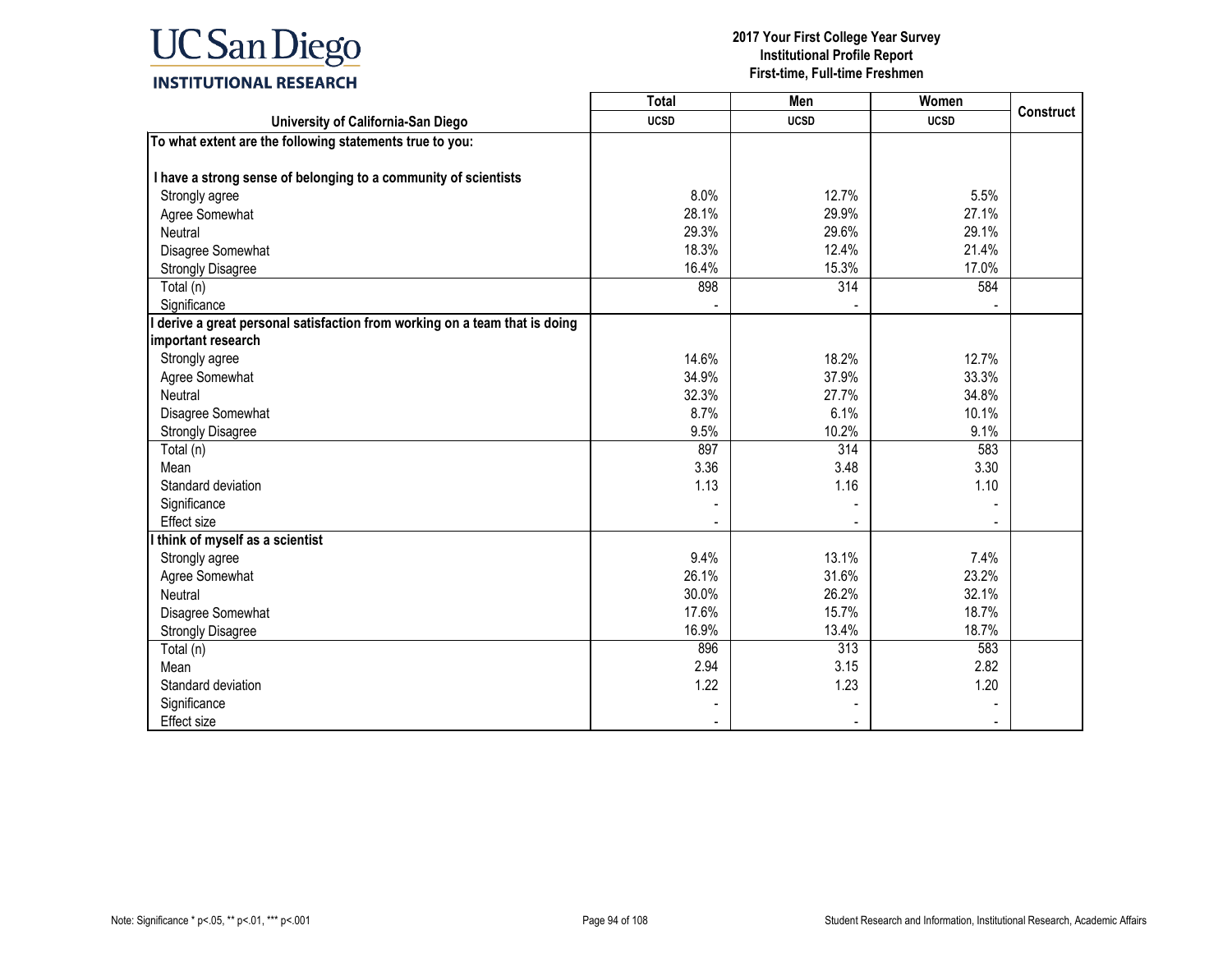# UC San Diego INSTITUTIONAL RESEARCH

**2017 Your First College Year Survey**
**Institutional Profile Report**
**First-time, Full-time Freshmen**

| University of California-San Diego | Total | Men | Women | Construct |
|---|---|---|---|---|
| | UCSD | UCSD | UCSD | |
| **To what extent are the following statements true to you:** | | | | |
| **I have a strong sense of belonging to a community of scientists** | | | | |
| Strongly agree | 8.0% | 12.7% | 5.5% | |
| Agree Somewhat | 28.1% | 29.9% | 27.1% | |
| Neutral | 29.3% | 29.6% | 29.1% | |
| Disagree Somewhat | 18.3% | 12.4% | 21.4% | |
| Strongly Disagree | 16.4% | 15.3% | 17.0% | |
| Total (n) | 898 | 314 | 584 | |
| Significance | - | - | - | |
| **I derive a great personal satisfaction from working on a team that is doing important research** | | | | |
| Strongly agree | 14.6% | 18.2% | 12.7% | |
| Agree Somewhat | 34.9% | 37.9% | 33.3% | |
| Neutral | 32.3% | 27.7% | 34.8% | |
| Disagree Somewhat | 8.7% | 6.1% | 10.1% | |
| Strongly Disagree | 9.5% | 10.2% | 9.1% | |
| Total (n) | 897 | 314 | 583 | |
| Mean | 3.36 | 3.48 | 3.30 | |
| Standard deviation | 1.13 | 1.16 | 1.10 | |
| Significance | - | - | - | |
| Effect size | - | - | - | |
| **I think of myself as a scientist** | | | | |
| Strongly agree | 9.4% | 13.1% | 7.4% | |
| Agree Somewhat | 26.1% | 31.6% | 23.2% | |
| Neutral | 30.0% | 26.2% | 32.1% | |
| Disagree Somewhat | 17.6% | 15.7% | 18.7% | |
| Strongly Disagree | 16.9% | 13.4% | 18.7% | |
| Total (n) | 896 | 313 | 583 | |
| Mean | 2.94 | 3.15 | 2.82 | |
| Standard deviation | 1.22 | 1.23 | 1.20 | |
| Significance | - | - | - | |
| Effect size | - | - | - | |

Note: Significance * p<.05, ** p<.01, *** p<.001

Student Research and Information, Institutional Research, Academic Affairs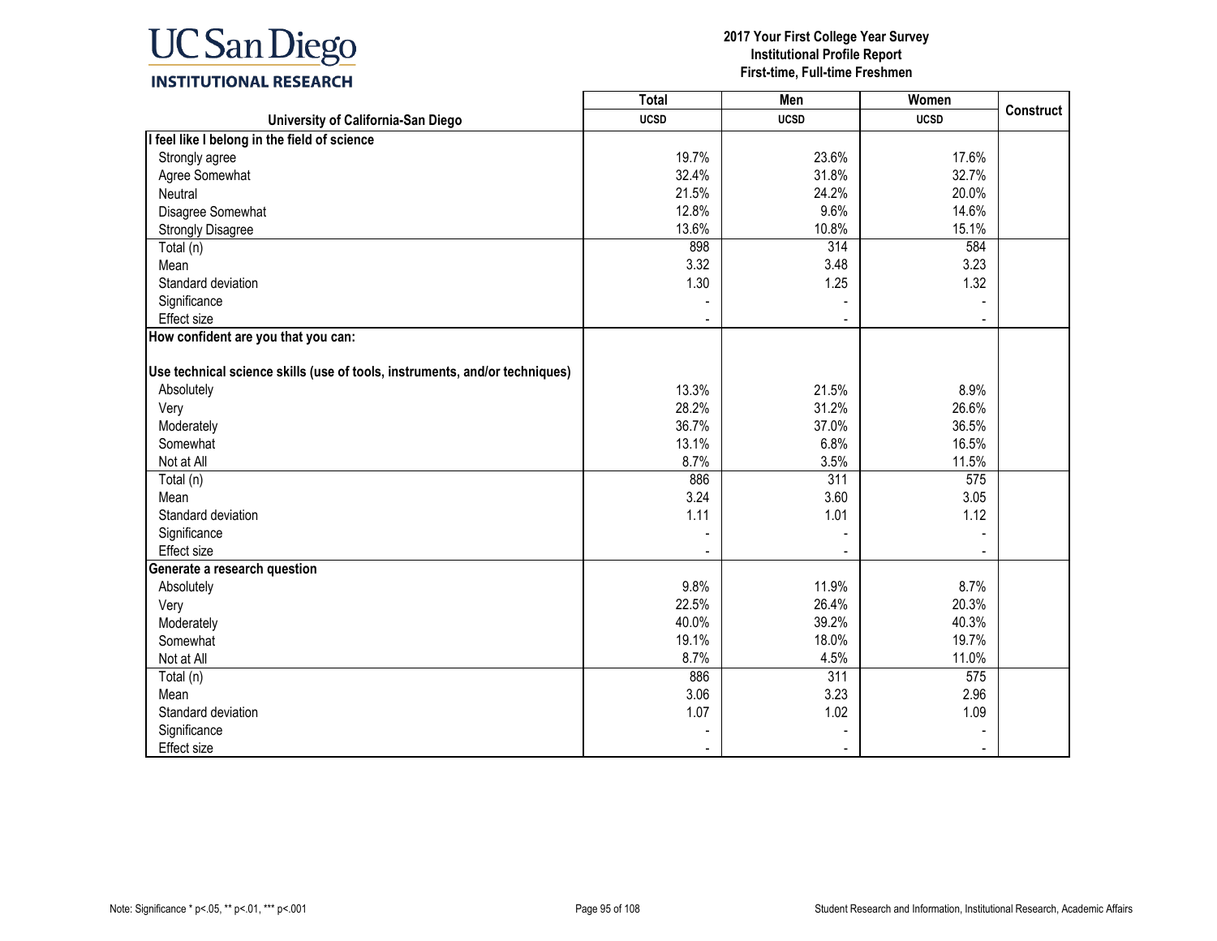| University of California-San Diego | Total UCSD | Men UCSD | Women UCSD | Construct |
|---|---|---|---|---|
| **I feel like I belong in the field of science** | | | | |
| Strongly agree | 19.7% | 23.6% | 17.6% | |
| Agree Somewhat | 32.4% | 31.8% | 32.7% | |
| Neutral | 21.5% | 24.2% | 20.0% | |
| Disagree Somewhat | 12.8% | 9.6% | 14.6% | |
| Strongly Disagree | 13.6% | 10.8% | 15.1% | |
| Total (n) | 898 | 314 | 584 | |
| Mean | 3.32 | 3.48 | 3.23 | |
| Standard deviation | 1.30 | 1.25 | 1.32 | |
| Significance | - | - | - | |
| Effect size | - | - | - | |
| **How confident are you that you can:** | | | | |
| **Use technical science skills (use of tools, instruments, and/or techniques)** | | | | |
| Absolutely | 13.3% | 21.5% | 8.9% | |
| Very | 28.2% | 31.2% | 26.6% | |
| Moderately | 36.7% | 37.0% | 36.5% | |
| Somewhat | 13.1% | 6.8% | 16.5% | |
| Not at All | 8.7% | 3.5% | 11.5% | |
| Total (n) | 886 | 311 | 575 | |
| Mean | 3.24 | 3.60 | 3.05 | |
| Standard deviation | 1.11 | 1.01 | 1.12 | |
| Significance | - | - | - | |
| Effect size | - | - | - | |
| **Generate a research question** | | | | |
| Absolutely | 9.8% | 11.9% | 8.7% | |
| Very | 22.5% | 26.4% | 20.3% | |
| Moderately | 40.0% | 39.2% | 40.3% | |
| Somewhat | 19.1% | 18.0% | 19.7% | |
| Not at All | 8.7% | 4.5% | 11.0% | |
| Total (n) | 886 | 311 | 575 | |
| Mean | 3.06 | 3.23 | 2.96 | |
| Standard deviation | 1.07 | 1.02 | 1.09 | |
| Significance | - | - | - | |
| Effect size | - | - | - | |

Note: Significance * p<.05, ** p<.01, *** p<.001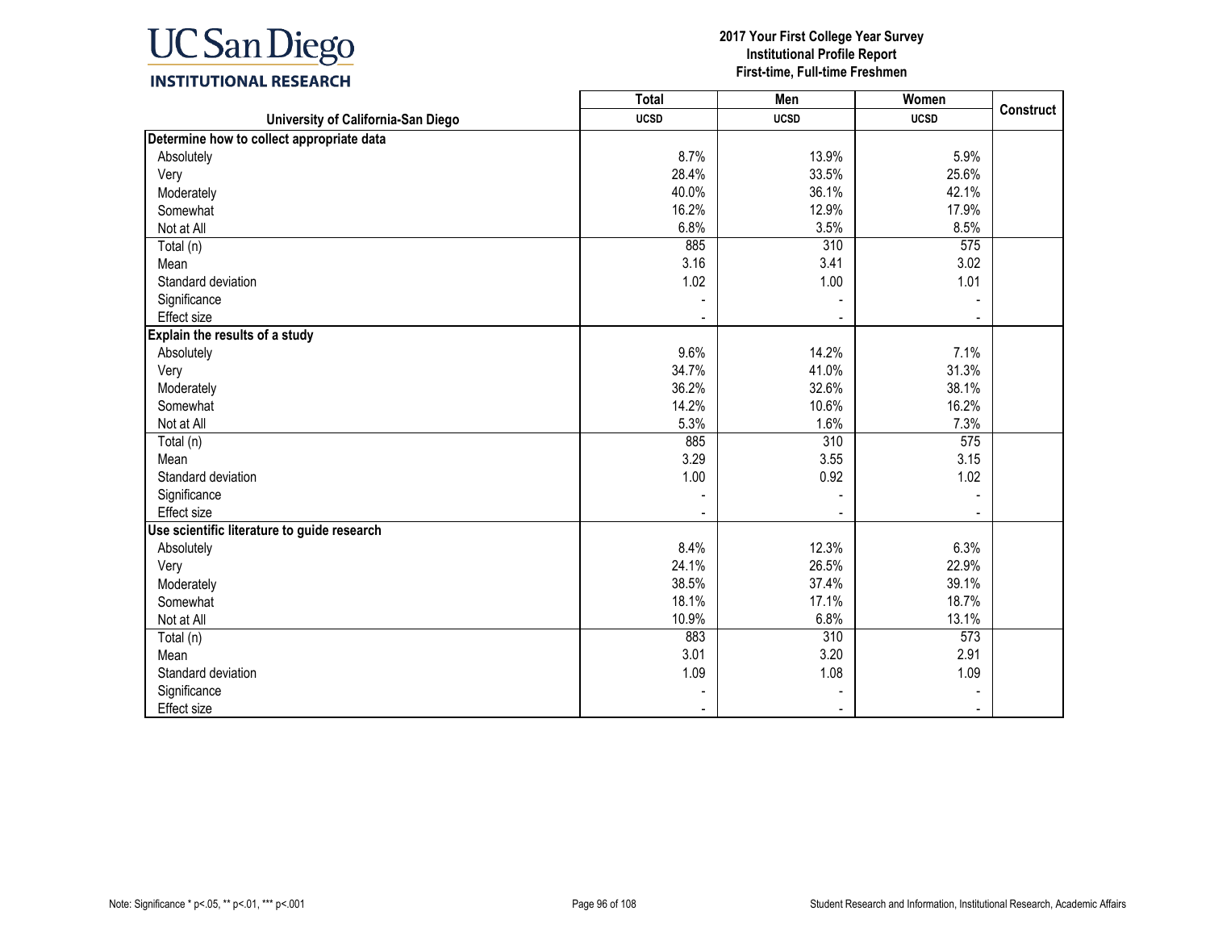| University of California-San Diego | Total UCSD | Men UCSD | Women UCSD | Construct |
|---|---|---|---|---|
| **Determine how to collect appropriate data** | | | | |
| Absolutely | 8.7% | 13.9% | 5.9% | |
| Very | 28.4% | 33.5% | 25.6% | |
| Moderately | 40.0% | 36.1% | 42.1% | |
| Somewhat | 16.2% | 12.9% | 17.9% | |
| Not at All | 6.8% | 3.5% | 8.5% | |
| Total (n) | 885 | 310 | 575 | |
| Mean | 3.16 | 3.41 | 3.02 | |
| Standard deviation | 1.02 | 1.00 | 1.01 | |
| Significance | - | - | - | |
| Effect size | - | - | - | |
| **Explain the results of a study** | | | | |
| Absolutely | 9.6% | 14.2% | 7.1% | |
| Very | 34.7% | 41.0% | 31.3% | |
| Moderately | 36.2% | 32.6% | 38.1% | |
| Somewhat | 14.2% | 10.6% | 16.2% | |
| Not at All | 5.3% | 1.6% | 7.3% | |
| Total (n) | 885 | 310 | 575 | |
| Mean | 3.29 | 3.55 | 3.15 | |
| Standard deviation | 1.00 | 0.92 | 1.02 | |
| Significance | - | - | - | |
| Effect size | - | - | - | |
| **Use scientific literature to guide research** | | | | |
| Absolutely | 8.4% | 12.3% | 6.3% | |
| Very | 24.1% | 26.5% | 22.9% | |
| Moderately | 38.5% | 37.4% | 39.1% | |
| Somewhat | 18.1% | 17.1% | 18.7% | |
| Not at All | 10.9% | 6.8% | 13.1% | |
| Total (n) | 883 | 310 | 573 | |
| Mean | 3.01 | 3.20 | 2.91 | |
| Standard deviation | 1.09 | 1.08 | 1.09 | |
| Significance | - | - | - | |
| Effect size | - | - | - | |

Note: Significance * p<.05, ** p<.01, *** p<.001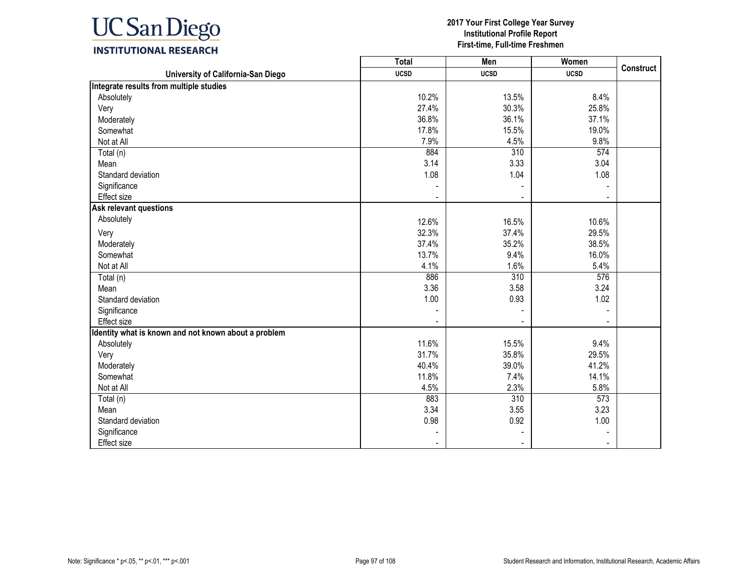| University of California-San Diego | Total UCSD | Men UCSD | Women UCSD | Construct |
|---|---|---|---|---|
| **Integrate results from multiple studies** | | | | |
| Absolutely | 10.2% | 13.5% | 8.4% | |
| Very | 27.4% | 30.3% | 25.8% | |
| Moderately | 36.8% | 36.1% | 37.1% | |
| Somewhat | 17.8% | 15.5% | 19.0% | |
| Not at All | 7.9% | 4.5% | 9.8% | |
| Total (n) | 884 | 310 | 574 | |
| Mean | 3.14 | 3.33 | 3.04 | |
| Standard deviation | 1.08 | 1.04 | 1.08 | |
| Significance | - | - | - | |
| Effect size | - | - | - | |
| **Ask relevant questions** | | | | |
| Absolutely | 12.6% | 16.5% | 10.6% | |
| Very | 32.3% | 37.4% | 29.5% | |
| Moderately | 37.4% | 35.2% | 38.5% | |
| Somewhat | 13.7% | 9.4% | 16.0% | |
| Not at All | 4.1% | 1.6% | 5.4% | |
| Total (n) | 886 | 310 | 576 | |
| Mean | 3.36 | 3.58 | 3.24 | |
| Standard deviation | 1.00 | 0.93 | 1.02 | |
| Significance | - | - | - | |
| Effect size | - | - | - | |
| **Identity what is known and not known about a problem** | | | | |
| Absolutely | 11.6% | 15.5% | 9.4% | |
| Very | 31.7% | 35.8% | 29.5% | |
| Moderately | 40.4% | 39.0% | 41.2% | |
| Somewhat | 11.8% | 7.4% | 14.1% | |
| Not at All | 4.5% | 2.3% | 5.8% | |
| Total (n) | 883 | 310 | 573 | |
| Mean | 3.34 | 3.55 | 3.23 | |
| Standard deviation | 0.98 | 0.92 | 1.00 | |
| Significance | - | - | - | |
| Effect size | - | - | - | |

Note: Significance * p<.05, ** p<.01, *** p<.001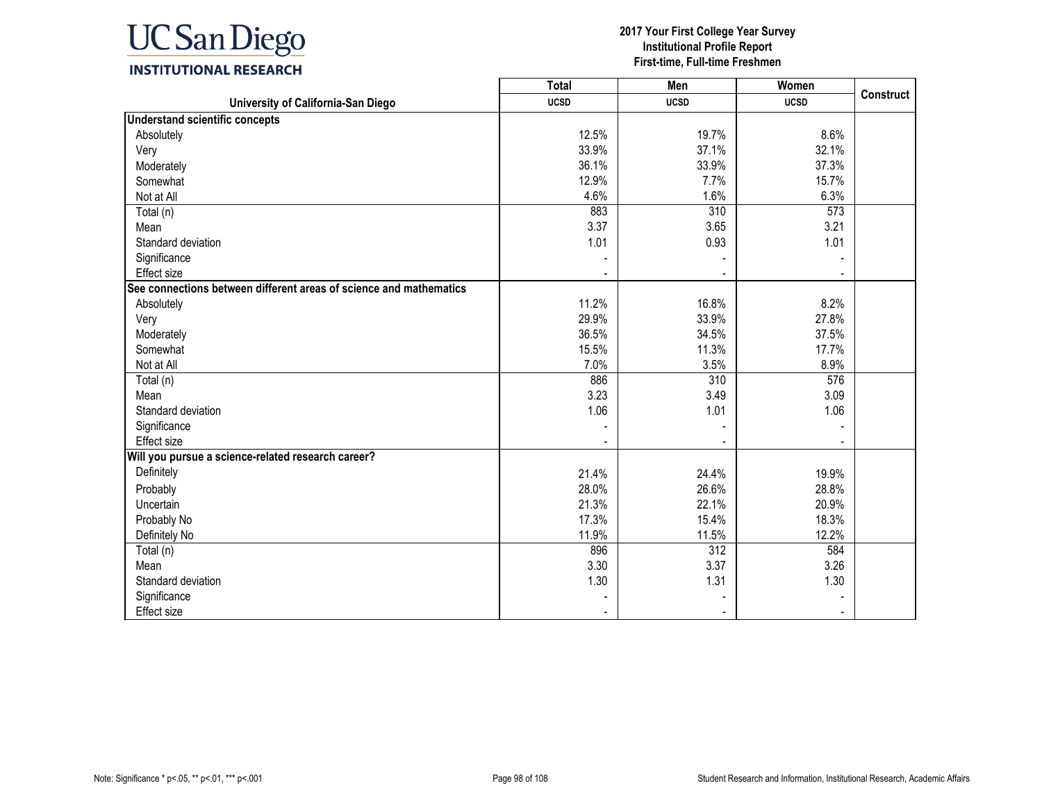**2017 Your First College Year Survey**
**Institutional Profile Report**
**First-time, Full-time Freshmen**

| University of California-San Diego | Total UCSD | Men UCSD | Women UCSD | Construct |
|---|---|---|---|---|
| **Understand scientific concepts** | | | | |
| Absolutely | 12.5% | 19.7% | 8.6% | |
| Very | 33.9% | 37.1% | 32.1% | |
| Moderately | 36.1% | 33.9% | 37.3% | |
| Somewhat | 12.9% | 7.7% | 15.7% | |
| Not at All | 4.6% | 1.6% | 6.3% | |
| Total (n) | 883 | 310 | 573 | |
| Mean | 3.37 | 3.65 | 3.21 | |
| Standard deviation | 1.01 | 0.93 | 1.01 | |
| Significance | - | - | - | |
| Effect size | - | - | - | |
| **See connections between different areas of science and mathematics** | | | | |
| Absolutely | 11.2% | 16.8% | 8.2% | |
| Very | 29.9% | 33.9% | 27.8% | |
| Moderately | 36.5% | 34.5% | 37.5% | |
| Somewhat | 15.5% | 11.3% | 17.7% | |
| Not at All | 7.0% | 3.5% | 8.9% | |
| Total (n) | 886 | 310 | 576 | |
| Mean | 3.23 | 3.49 | 3.09 | |
| Standard deviation | 1.06 | 1.01 | 1.06 | |
| Significance | - | - | - | |
| Effect size | - | - | - | |
| **Will you pursue a science-related research career?** | | | | |
| Definitely | 21.4% | 24.4% | 19.9% | |
| Probably | 28.0% | 26.6% | 28.8% | |
| Uncertain | 21.3% | 22.1% | 20.9% | |
| Probably No | 17.3% | 15.4% | 18.3% | |
| Definitely No | 11.9% | 11.5% | 12.2% | |
| Total (n) | 896 | 312 | 584 | |
| Mean | 3.30 | 3.37 | 3.26 | |
| Standard deviation | 1.30 | 1.31 | 1.30 | |
| Significance | - | - | - | |
| Effect size | - | - | - | |

Note: Significance * p<.05, ** p<.01, *** p<.001

Student Research and Information, Institutional Research, Academic Affairs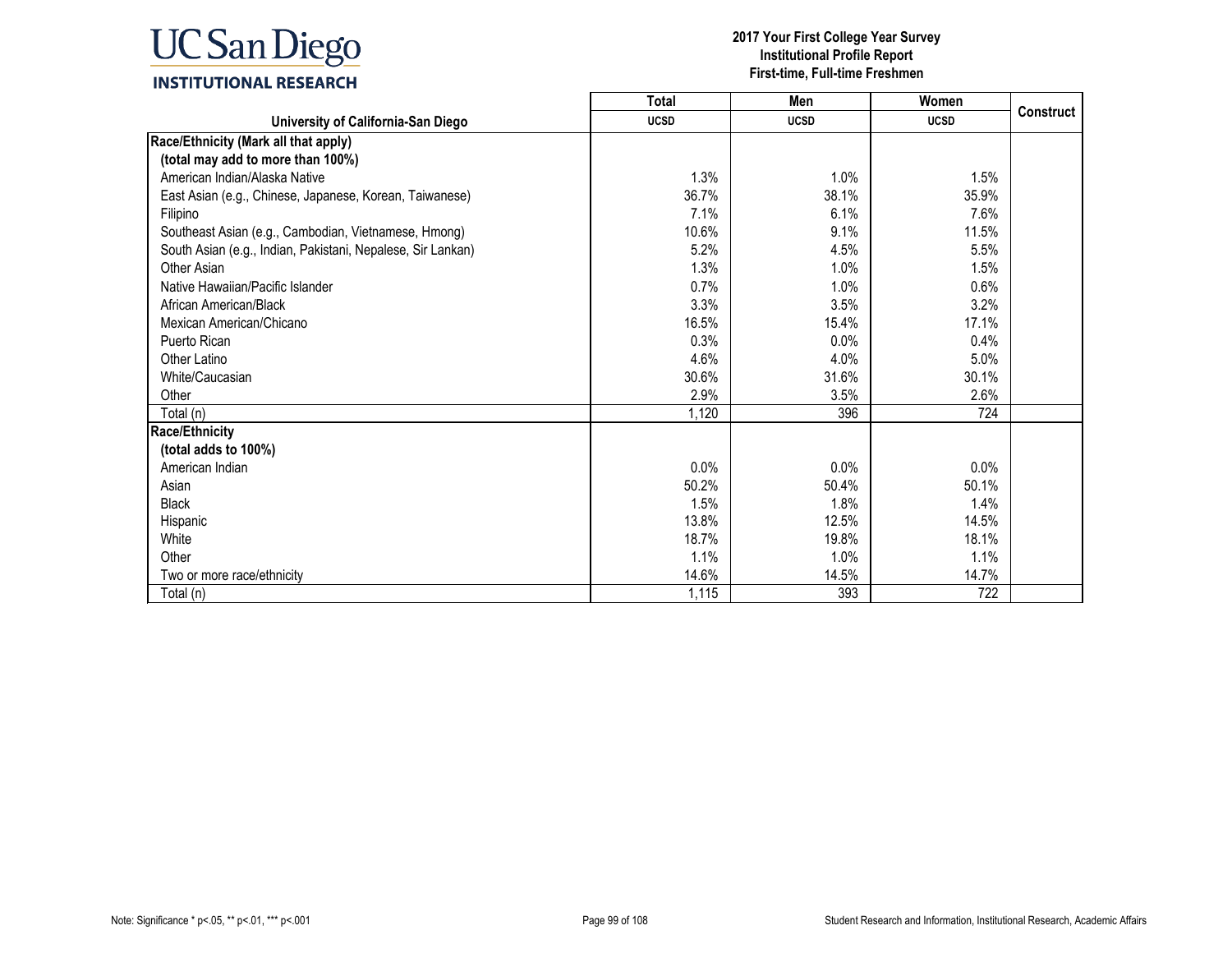# UC San Diego INSTITUTIONAL RESEARCH

**2017 Your First College Year Survey**
**Institutional Profile Report**
**First-time, Full-time Freshmen**

| University of California-San Diego | Total UCSD | Men UCSD | Women UCSD | Construct |
|---|---|---|---|---|
| **Race/Ethnicity (Mark all that apply)** | | | | |
| **(total may add to more than 100%)** | | | | |
| American Indian/Alaska Native | 1.3% | 1.0% | 1.5% | |
| East Asian (e.g., Chinese, Japanese, Korean, Taiwanese) | 36.7% | 38.1% | 35.9% | |
| Filipino | 7.1% | 6.1% | 7.6% | |
| Southeast Asian (e.g., Cambodian, Vietnamese, Hmong) | 10.6% | 9.1% | 11.5% | |
| South Asian (e.g., Indian, Pakistani, Nepalese, Sir Lankan) | 5.2% | 4.5% | 5.5% | |
| Other Asian | 1.3% | 1.0% | 1.5% | |
| Native Hawaiian/Pacific Islander | 0.7% | 1.0% | 0.6% | |
| African American/Black | 3.3% | 3.5% | 3.2% | |
| Mexican American/Chicano | 16.5% | 15.4% | 17.1% | |
| Puerto Rican | 0.3% | 0.0% | 0.4% | |
| Other Latino | 4.6% | 4.0% | 5.0% | |
| White/Caucasian | 30.6% | 31.6% | 30.1% | |
| Other | 2.9% | 3.5% | 2.6% | |
| Total (n) | 1,120 | 396 | 724 | |
| **Race/Ethnicity** | | | | |
| **(total adds to 100%)** | | | | |
| American Indian | 0.0% | 0.0% | 0.0% | |
| Asian | 50.2% | 50.4% | 50.1% | |
| Black | 1.5% | 1.8% | 1.4% | |
| Hispanic | 13.8% | 12.5% | 14.5% | |
| White | 18.7% | 19.8% | 18.1% | |
| Other | 1.1% | 1.0% | 1.1% | |
| Two or more race/ethnicity | 14.6% | 14.5% | 14.7% | |
| Total (n) | 1,115 | 393 | 722 | |

Note: Significance * p<.05, ** p<.01, *** p<.001

Student Research and Information, Institutional Research, Academic Affairs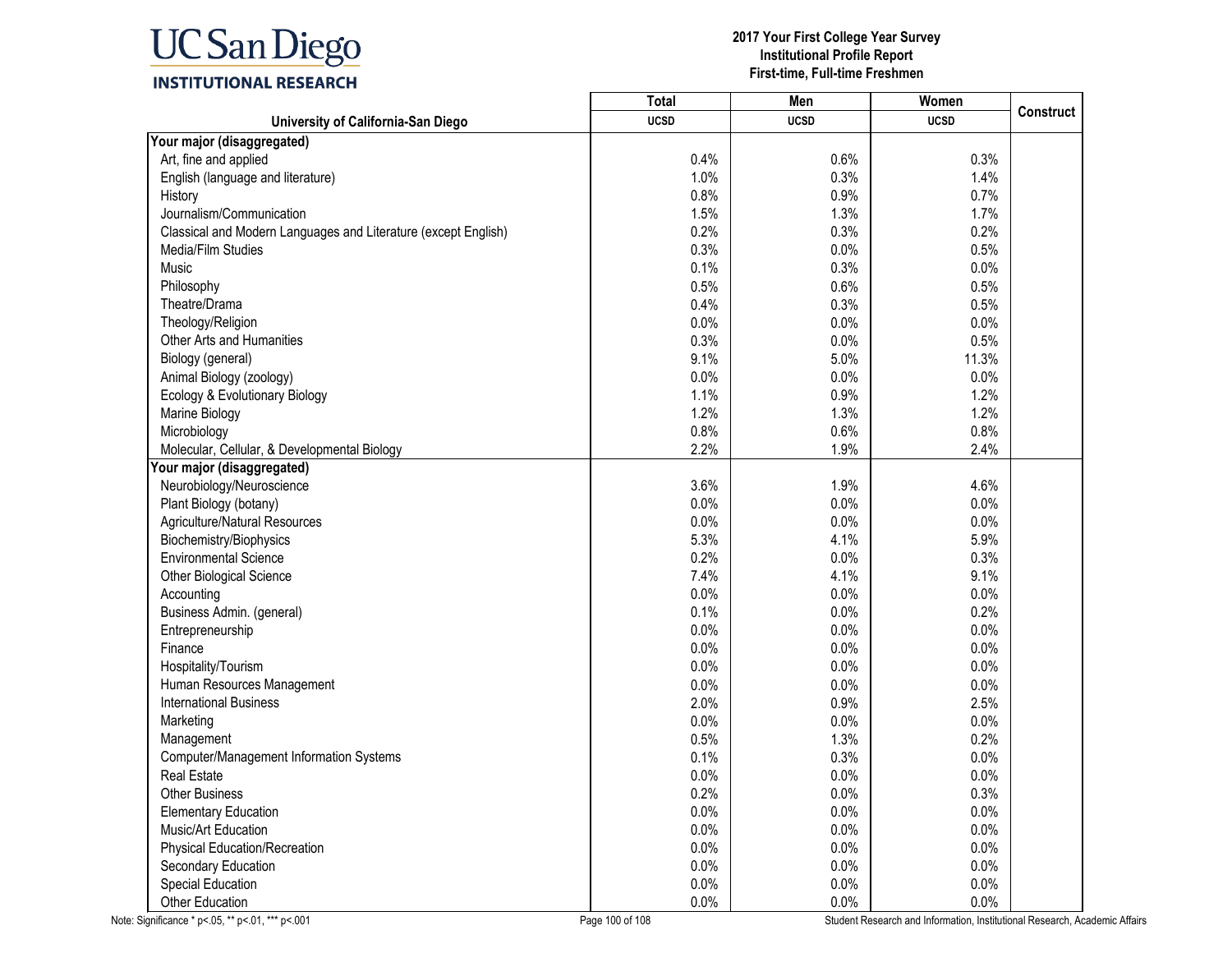UC San Diego
INSTITUTIONAL RESEARCH

**2017 Your First College Year Survey**
**Institutional Profile Report**
**First-time, Full-time Freshmen**

| University of California-San Diego | Total UCSD | Men UCSD | Women UCSD | Construct |
|---|---|---|---|---|
| **Your major (disaggregated)** | | | | |
| Art, fine and applied | 0.4% | 0.6% | 0.3% | |
| English (language and literature) | 1.0% | 0.3% | 1.4% | |
| History | 0.8% | 0.9% | 0.7% | |
| Journalism/Communication | 1.5% | 1.3% | 1.7% | |
| Classical and Modern Languages and Literature (except English) | 0.2% | 0.3% | 0.2% | |
| Media/Film Studies | 0.3% | 0.0% | 0.5% | |
| Music | 0.1% | 0.3% | 0.0% | |
| Philosophy | 0.5% | 0.6% | 0.5% | |
| Theatre/Drama | 0.4% | 0.3% | 0.5% | |
| Theology/Religion | 0.0% | 0.0% | 0.0% | |
| Other Arts and Humanities | 0.3% | 0.0% | 0.5% | |
| Biology (general) | 9.1% | 5.0% | 11.3% | |
| Animal Biology (zoology) | 0.0% | 0.0% | 0.0% | |
| Ecology & Evolutionary Biology | 1.1% | 0.9% | 1.2% | |
| Marine Biology | 1.2% | 1.3% | 1.2% | |
| Microbiology | 0.8% | 0.6% | 0.8% | |
| Molecular, Cellular, & Developmental Biology | 2.2% | 1.9% | 2.4% | |
| **Your major (disaggregated)** | | | | |
| Neurobiology/Neuroscience | 3.6% | 1.9% | 4.6% | |
| Plant Biology (botany) | 0.0% | 0.0% | 0.0% | |
| Agriculture/Natural Resources | 0.0% | 0.0% | 0.0% | |
| Biochemistry/Biophysics | 5.3% | 4.1% | 5.9% | |
| Environmental Science | 0.2% | 0.0% | 0.3% | |
| Other Biological Science | 7.4% | 4.1% | 9.1% | |
| Accounting | 0.0% | 0.0% | 0.0% | |
| Business Admin. (general) | 0.1% | 0.0% | 0.2% | |
| Entrepreneurship | 0.0% | 0.0% | 0.0% | |
| Finance | 0.0% | 0.0% | 0.0% | |
| Hospitality/Tourism | 0.0% | 0.0% | 0.0% | |
| Human Resources Management | 0.0% | 0.0% | 0.0% | |
| International Business | 2.0% | 0.9% | 2.5% | |
| Marketing | 0.0% | 0.0% | 0.0% | |
| Management | 0.5% | 1.3% | 0.2% | |
| Computer/Management Information Systems | 0.1% | 0.3% | 0.0% | |
| Real Estate | 0.0% | 0.0% | 0.0% | |
| Other Business | 0.2% | 0.0% | 0.3% | |
| Elementary Education | 0.0% | 0.0% | 0.0% | |
| Music/Art Education | 0.0% | 0.0% | 0.0% | |
| Physical Education/Recreation | 0.0% | 0.0% | 0.0% | |
| Secondary Education | 0.0% | 0.0% | 0.0% | |
| Special Education | 0.0% | 0.0% | 0.0% | |
| Other Education | 0.0% | 0.0% | 0.0% | |

Note: Significance * p<.05, ** p<.01, *** p<.001

Student Research and Information, Institutional Research, Academic Affairs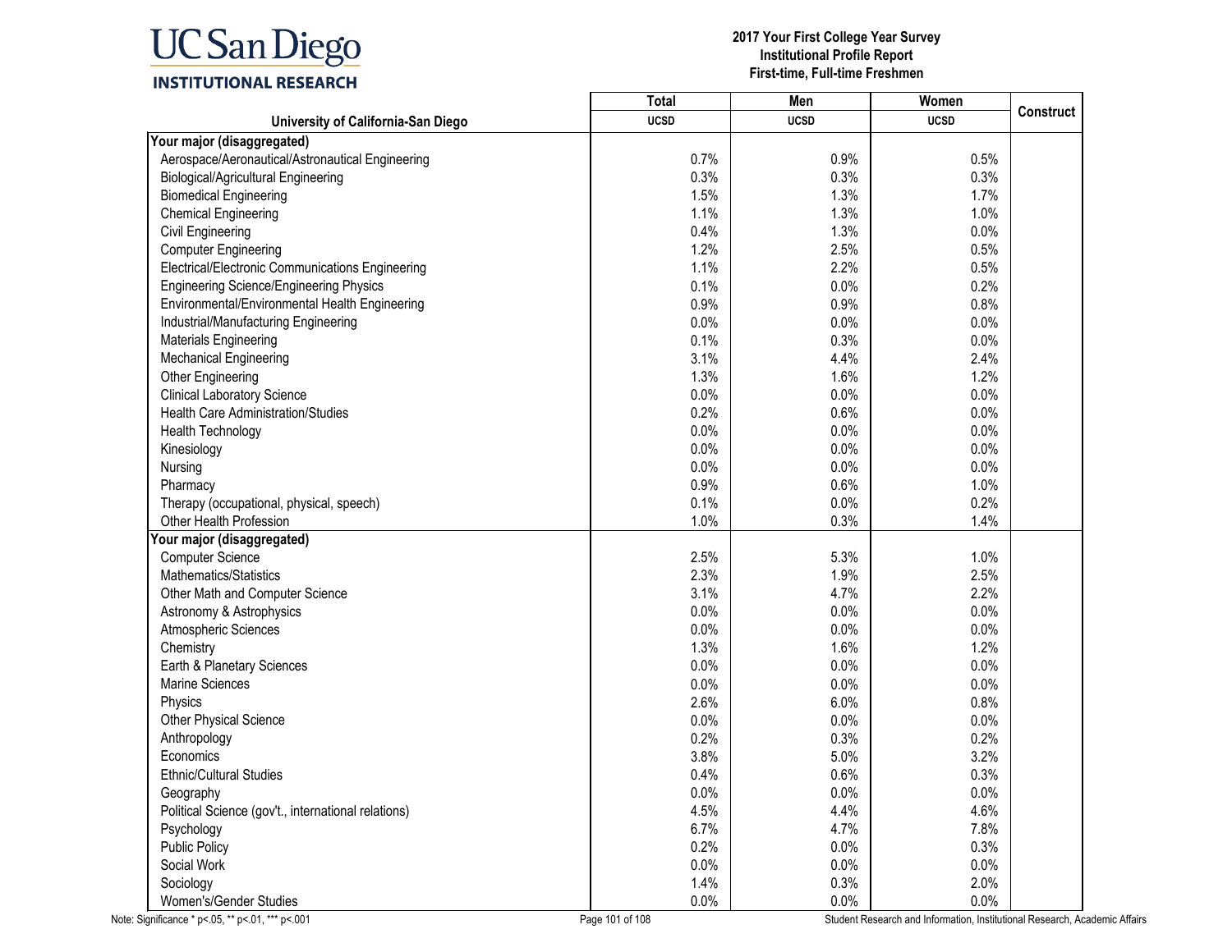UC San Diego
INSTITUTIONAL RESEARCH

**2017 Your First College Year Survey**
**Institutional Profile Report**
**First-time, Full-time Freshmen**

| University of California-San Diego | Total UCSD | Men UCSD | Women UCSD | Construct |
|---|---|---|---|---|
| **Your major (disaggregated)** | | | | |
| Aerospace/Aeronautical/Astronautical Engineering | 0.7% | 0.9% | 0.5% | |
| Biological/Agricultural Engineering | 0.3% | 0.3% | 0.3% | |
| Biomedical Engineering | 1.5% | 1.3% | 1.7% | |
| Chemical Engineering | 1.1% | 1.3% | 1.0% | |
| Civil Engineering | 0.4% | 1.3% | 0.0% | |
| Computer Engineering | 1.2% | 2.5% | 0.5% | |
| Electrical/Electronic Communications Engineering | 1.1% | 2.2% | 0.5% | |
| Engineering Science/Engineering Physics | 0.1% | 0.0% | 0.2% | |
| Environmental/Environmental Health Engineering | 0.9% | 0.9% | 0.8% | |
| Industrial/Manufacturing Engineering | 0.0% | 0.0% | 0.0% | |
| Materials Engineering | 0.1% | 0.3% | 0.0% | |
| Mechanical Engineering | 3.1% | 4.4% | 2.4% | |
| Other Engineering | 1.3% | 1.6% | 1.2% | |
| Clinical Laboratory Science | 0.0% | 0.0% | 0.0% | |
| Health Care Administration/Studies | 0.2% | 0.6% | 0.0% | |
| Health Technology | 0.0% | 0.0% | 0.0% | |
| Kinesiology | 0.0% | 0.0% | 0.0% | |
| Nursing | 0.0% | 0.0% | 0.0% | |
| Pharmacy | 0.9% | 0.6% | 1.0% | |
| Therapy (occupational, physical, speech) | 0.1% | 0.0% | 0.2% | |
| Other Health Profession | 1.0% | 0.3% | 1.4% | |
| **Your major (disaggregated)** | | | | |
| Computer Science | 2.5% | 5.3% | 1.0% | |
| Mathematics/Statistics | 2.3% | 1.9% | 2.5% | |
| Other Math and Computer Science | 3.1% | 4.7% | 2.2% | |
| Astronomy & Astrophysics | 0.0% | 0.0% | 0.0% | |
| Atmospheric Sciences | 0.0% | 0.0% | 0.0% | |
| Chemistry | 1.3% | 1.6% | 1.2% | |
| Earth & Planetary Sciences | 0.0% | 0.0% | 0.0% | |
| Marine Sciences | 0.0% | 0.0% | 0.0% | |
| Physics | 2.6% | 6.0% | 0.8% | |
| Other Physical Science | 0.0% | 0.0% | 0.0% | |
| Anthropology | 0.2% | 0.3% | 0.2% | |
| Economics | 3.8% | 5.0% | 3.2% | |
| Ethnic/Cultural Studies | 0.4% | 0.6% | 0.3% | |
| Geography | 0.0% | 0.0% | 0.0% | |
| Political Science (gov't., international relations) | 4.5% | 4.4% | 4.6% | |
| Psychology | 6.7% | 4.7% | 7.8% | |
| Public Policy | 0.2% | 0.0% | 0.3% | |
| Social Work | 0.0% | 0.0% | 0.0% | |
| Sociology | 1.4% | 0.3% | 2.0% | |
| Women's/Gender Studies | 0.0% | 0.0% | 0.0% | |

Note: Significance * p<.05, ** p<.01, *** p<.001

Student Research and Information, Institutional Research, Academic Affairs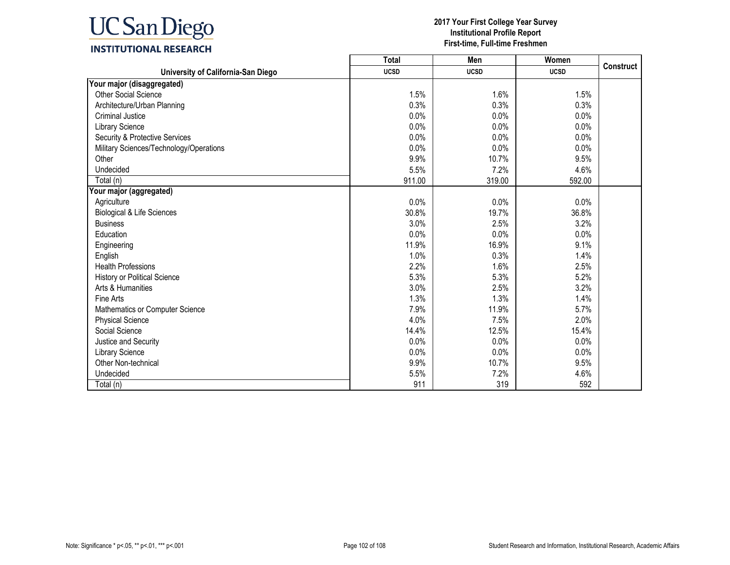| University of California-San Diego | Total | Men | Women | Construct |
|---|---|---|---|---|
| | UCSD | UCSD | UCSD | |
| **Your major (disaggregated)** | | | | |
| Other Social Science | 1.5% | 1.6% | 1.5% | |
| Architecture/Urban Planning | 0.3% | 0.3% | 0.3% | |
| Criminal Justice | 0.0% | 0.0% | 0.0% | |
| Library Science | 0.0% | 0.0% | 0.0% | |
| Security & Protective Services | 0.0% | 0.0% | 0.0% | |
| Military Sciences/Technology/Operations | 0.0% | 0.0% | 0.0% | |
| Other | 9.9% | 10.7% | 9.5% | |
| Undecided | 5.5% | 7.2% | 4.6% | |
| Total (n) | 911.00 | 319.00 | 592.00 | |
| **Your major (aggregated)** | | | | |
| Agriculture | 0.0% | 0.0% | 0.0% | |
| Biological & Life Sciences | 30.8% | 19.7% | 36.8% | |
| Business | 3.0% | 2.5% | 3.2% | |
| Education | 0.0% | 0.0% | 0.0% | |
| Engineering | 11.9% | 16.9% | 9.1% | |
| English | 1.0% | 0.3% | 1.4% | |
| Health Professions | 2.2% | 1.6% | 2.5% | |
| History or Political Science | 5.3% | 5.3% | 5.2% | |
| Arts & Humanities | 3.0% | 2.5% | 3.2% | |
| Fine Arts | 1.3% | 1.3% | 1.4% | |
| Mathematics or Computer Science | 7.9% | 11.9% | 5.7% | |
| Physical Science | 4.0% | 7.5% | 2.0% | |
| Social Science | 14.4% | 12.5% | 15.4% | |
| Justice and Security | 0.0% | 0.0% | 0.0% | |
| Library Science | 0.0% | 0.0% | 0.0% | |
| Other Non-technical | 9.9% | 10.7% | 9.5% | |
| Undecided | 5.5% | 7.2% | 4.6% | |
| Total (n) | 911 | 319 | 592 | |

Note: Significance * p<.05, ** p<.01, *** p<.001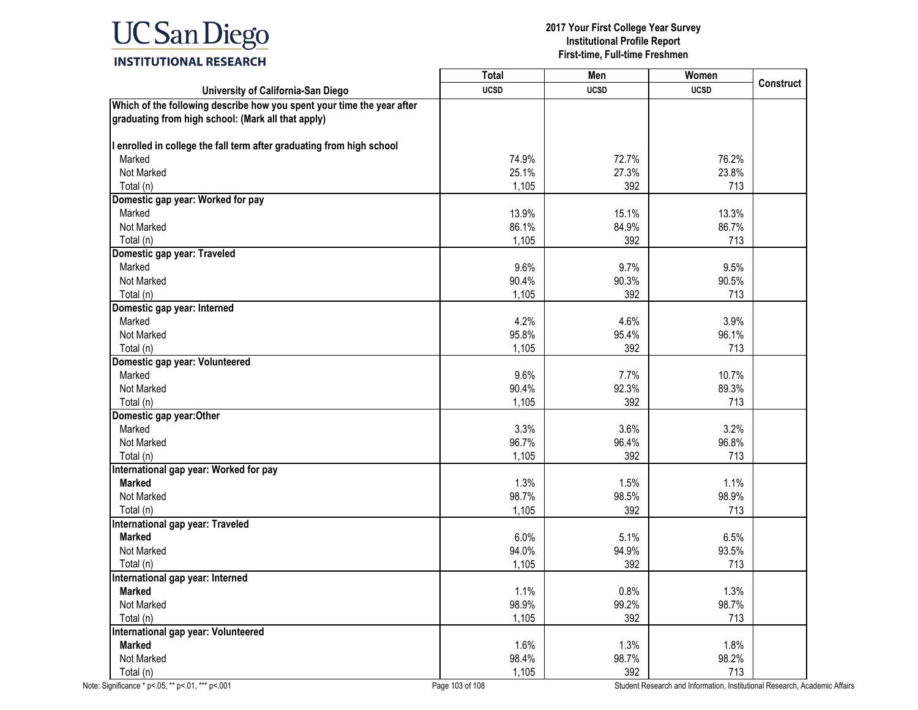| University of California-San Diego | Total UCSD | Men UCSD | Women UCSD | Construct |
|---|---|---|---|---|
| **Which of the following describe how you spent your time the year after graduating from high school: (Mark all that apply)** | | | | |
| **I enrolled in college the fall term after graduating from high school** | | | | |
| Marked | 74.9% | 72.7% | 76.2% | |
| Not Marked | 25.1% | 27.3% | 23.8% | |
| Total (n) | 1,105 | 392 | 713 | |
| **Domestic gap year: Worked for pay** | | | | |
| Marked | 13.9% | 15.1% | 13.3% | |
| Not Marked | 86.1% | 84.9% | 86.7% | |
| Total (n) | 1,105 | 392 | 713 | |
| **Domestic gap year: Traveled** | | | | |
| Marked | 9.6% | 9.7% | 9.5% | |
| Not Marked | 90.4% | 90.3% | 90.5% | |
| Total (n) | 1,105 | 392 | 713 | |
| **Domestic gap year: Interned** | | | | |
| Marked | 4.2% | 4.6% | 3.9% | |
| Not Marked | 95.8% | 95.4% | 96.1% | |
| Total (n) | 1,105 | 392 | 713 | |
| **Domestic gap year: Volunteered** | | | | |
| Marked | 9.6% | 7.7% | 10.7% | |
| Not Marked | 90.4% | 92.3% | 89.3% | |
| Total (n) | 1,105 | 392 | 713 | |
| **Domestic gap year:Other** | | | | |
| Marked | 3.3% | 3.6% | 3.2% | |
| Not Marked | 96.7% | 96.4% | 96.8% | |
| Total (n) | 1,105 | 392 | 713 | |
| **International gap year: Worked for pay** | | | | |
| **Marked** | 1.3% | 1.5% | 1.1% | |
| Not Marked | 98.7% | 98.5% | 98.9% | |
| Total (n) | 1,105 | 392 | 713 | |
| **International gap year: Traveled** | | | | |
| **Marked** | 6.0% | 5.1% | 6.5% | |
| Not Marked | 94.0% | 94.9% | 93.5% | |
| Total (n) | 1,105 | 392 | 713 | |
| **International gap year: Interned** | | | | |
| **Marked** | 1.1% | 0.8% | 1.3% | |
| Not Marked | 98.9% | 99.2% | 98.7% | |
| Total (n) | 1,105 | 392 | 713 | |
| **International gap year: Volunteered** | | | | |
| **Marked** | 1.6% | 1.3% | 1.8% | |
| Not Marked | 98.4% | 98.7% | 98.2% | |
| Total (n) | 1,105 | 392 | 713 | |

Note: Significance * p<.05, ** p<.01, *** p<.001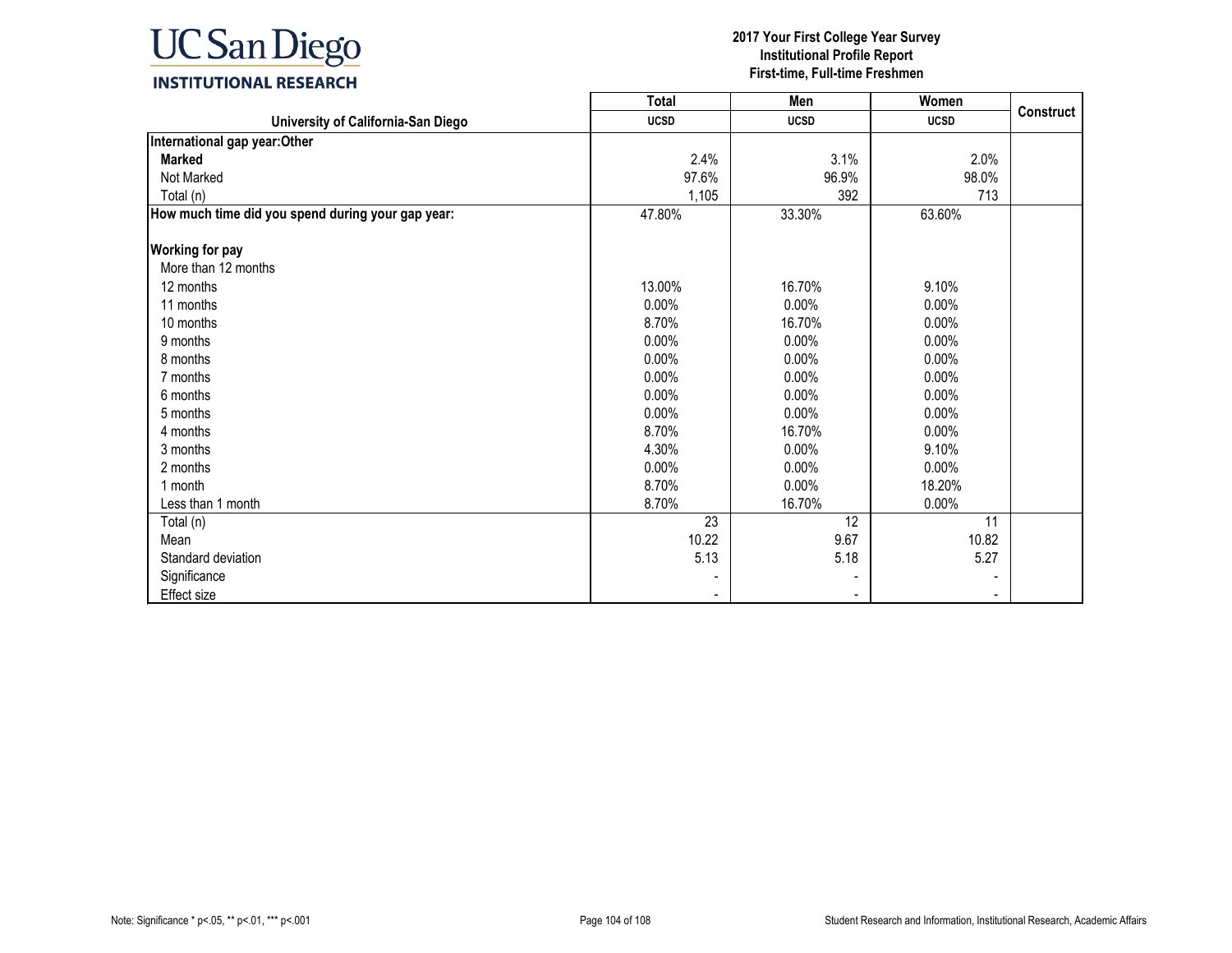**2017 Your First College Year Survey**
**Institutional Profile Report**
**First-time, Full-time Freshmen**

| University of California-San Diego | Total UCSD | Men UCSD | Women UCSD | Construct |
|---|---|---|---|---|
| **International gap year:Other** | | | | |
| **Marked** | 2.4% | 3.1% | 2.0% | |
| Not Marked | 97.6% | 96.9% | 98.0% | |
| Total (n) | 1,105 | 392 | 713 | |
| **How much time did you spend during your gap year:** | 47.80% | 33.30% | 63.60% | |
| **Working for pay** | | | | |
| More than 12 months | | | | |
| 12 months | 13.00% | 16.70% | 9.10% | |
| 11 months | 0.00% | 0.00% | 0.00% | |
| 10 months | 8.70% | 16.70% | 0.00% | |
| 9 months | 0.00% | 0.00% | 0.00% | |
| 8 months | 0.00% | 0.00% | 0.00% | |
| 7 months | 0.00% | 0.00% | 0.00% | |
| 6 months | 0.00% | 0.00% | 0.00% | |
| 5 months | 0.00% | 0.00% | 0.00% | |
| 4 months | 8.70% | 16.70% | 0.00% | |
| 3 months | 4.30% | 0.00% | 9.10% | |
| 2 months | 0.00% | 0.00% | 0.00% | |
| 1 month | 8.70% | 0.00% | 18.20% | |
| Less than 1 month | 8.70% | 16.70% | 0.00% | |
| Total (n) | 23 | 12 | 11 | |
| Mean | 10.22 | 9.67 | 10.82 | |
| Standard deviation | 5.13 | 5.18 | 5.27 | |
| Significance | - | - | - | |
| Effect size | - | - | - | |

Note: Significance * p<.05, ** p<.01, *** p<.001

Student Research and Information, Institutional Research, Academic Affairs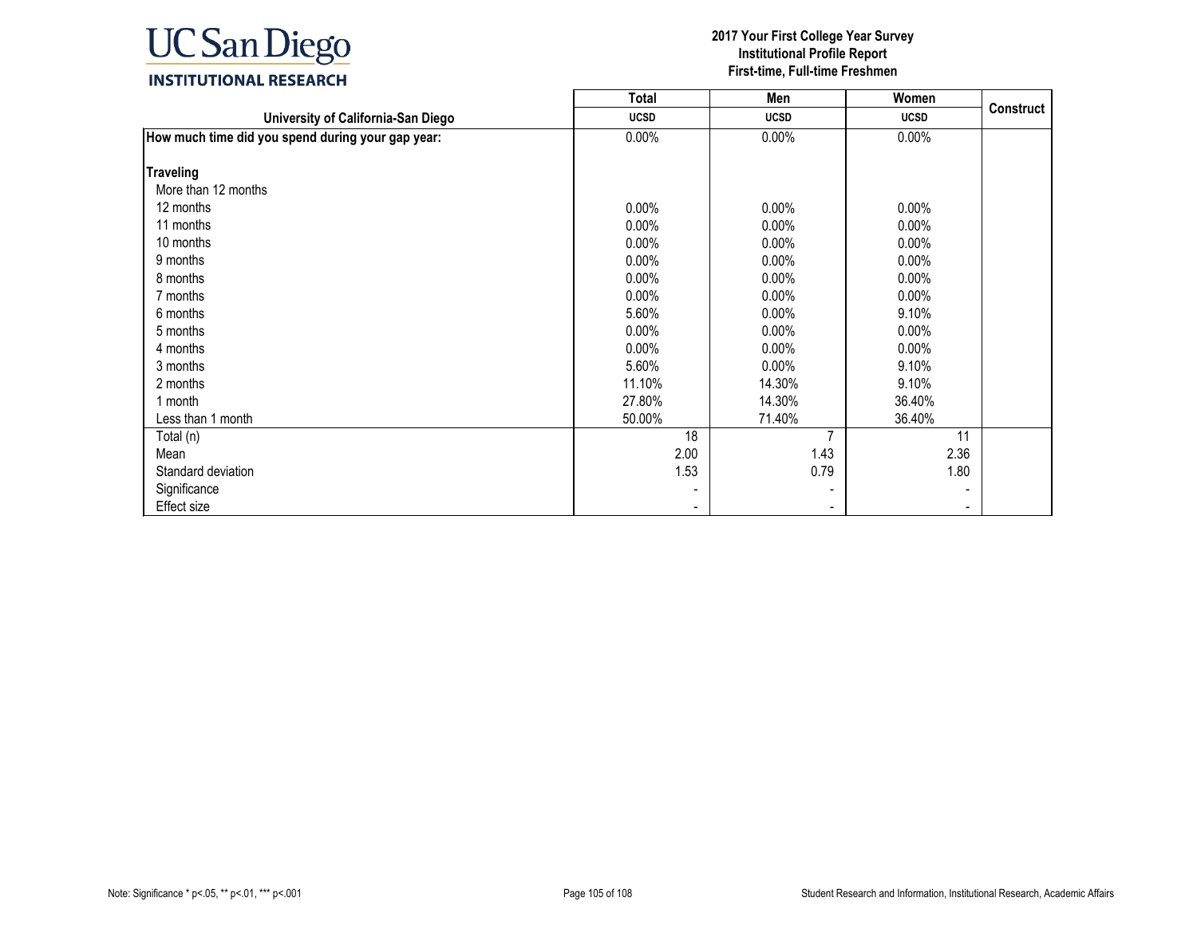# 2017 Your First College Year Survey
## Institutional Profile Report
### First-time, Full-time Freshmen

| University of California-San Diego | Total UCSD | Men UCSD | Women UCSD | Construct |
|---|---|---|---|---|
| **How much time did you spend during your gap year:** | 0.00% | 0.00% | 0.00% | |
| **Traveling** | | | | |
| More than 12 months | | | | |
| 12 months | 0.00% | 0.00% | 0.00% | |
| 11 months | 0.00% | 0.00% | 0.00% | |
| 10 months | 0.00% | 0.00% | 0.00% | |
| 9 months | 0.00% | 0.00% | 0.00% | |
| 8 months | 0.00% | 0.00% | 0.00% | |
| 7 months | 0.00% | 0.00% | 0.00% | |
| 6 months | 5.60% | 0.00% | 9.10% | |
| 5 months | 0.00% | 0.00% | 0.00% | |
| 4 months | 0.00% | 0.00% | 0.00% | |
| 3 months | 5.60% | 0.00% | 9.10% | |
| 2 months | 11.10% | 14.30% | 9.10% | |
| 1 month | 27.80% | 14.30% | 36.40% | |
| Less than 1 month | 50.00% | 71.40% | 36.40% | |
| Total (n) | 18 | 7 | 11 | |
| Mean | 2.00 | 1.43 | 2.36 | |
| Standard deviation | 1.53 | 0.79 | 1.80 | |
| Significance | - | - | - | |
| Effect size | - | - | - | |

Note: Significance * p<.05, ** p<.01, *** p<.001

Student Research and Information, Institutional Research, Academic Affairs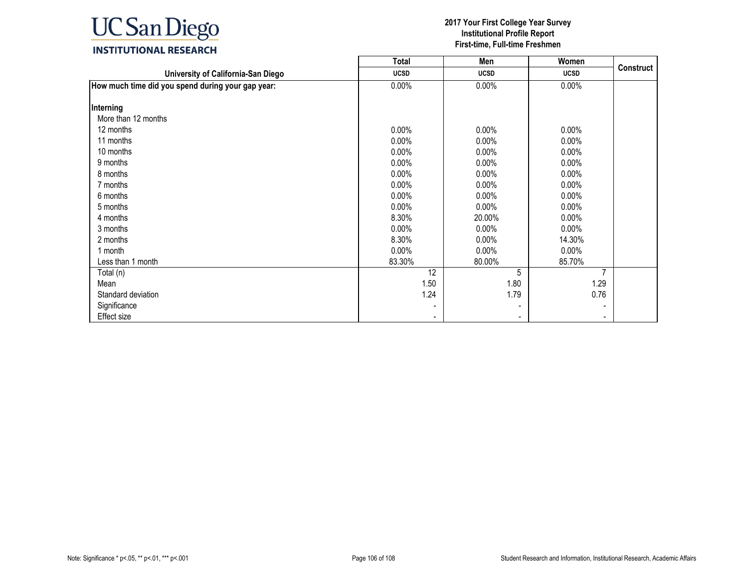**2017 Your First College Year Survey**
**Institutional Profile Report**
**First-time, Full-time Freshmen**

| University of California-San Diego | Total UCSD | Men UCSD | Women UCSD | Construct |
|---|---|---|---|---|
| **How much time did you spend during your gap year:** | 0.00% | 0.00% | 0.00% | |
| **Interning** | | | | |
| More than 12 months | | | | |
| 12 months | 0.00% | 0.00% | 0.00% | |
| 11 months | 0.00% | 0.00% | 0.00% | |
| 10 months | 0.00% | 0.00% | 0.00% | |
| 9 months | 0.00% | 0.00% | 0.00% | |
| 8 months | 0.00% | 0.00% | 0.00% | |
| 7 months | 0.00% | 0.00% | 0.00% | |
| 6 months | 0.00% | 0.00% | 0.00% | |
| 5 months | 0.00% | 0.00% | 0.00% | |
| 4 months | 8.30% | 20.00% | 0.00% | |
| 3 months | 0.00% | 0.00% | 0.00% | |
| 2 months | 8.30% | 0.00% | 14.30% | |
| 1 month | 0.00% | 0.00% | 0.00% | |
| Less than 1 month | 83.30% | 80.00% | 85.70% | |
| Total (n) | 12 | 5 | 7 | |
| Mean | 1.50 | 1.80 | 1.29 | |
| Standard deviation | 1.24 | 1.79 | 0.76 | |
| Significance | - | - | - | |
| Effect size | - | - | - | |

Note: Significance * p<.05, ** p<.01, *** p<.001

Student Research and Information, Institutional Research, Academic Affairs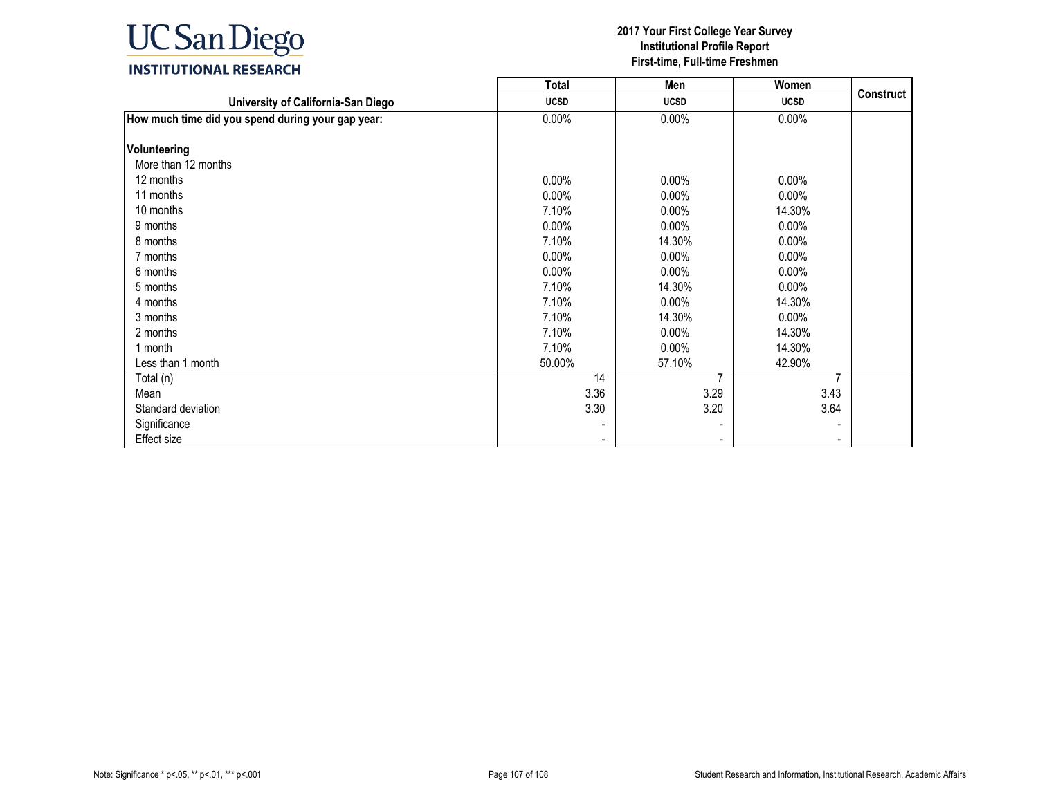# UC San Diego INSTITUTIONAL RESEARCH

**2017 Your First College Year Survey**
**Institutional Profile Report**
**First-time, Full-time Freshmen**

| | Total | Men | Women | Construct |
|---|---|---|---|---|
| **University of California-San Diego** | **UCSD** | **UCSD** | **UCSD** | |
| **How much time did you spend during your gap year:** | 0.00% | 0.00% | 0.00% | |
| **Volunteering** | | | | |
| More than 12 months | | | | |
| 12 months | 0.00% | 0.00% | 0.00% | |
| 11 months | 0.00% | 0.00% | 0.00% | |
| 10 months | 7.10% | 0.00% | 14.30% | |
| 9 months | 0.00% | 0.00% | 0.00% | |
| 8 months | 7.10% | 14.30% | 0.00% | |
| 7 months | 0.00% | 0.00% | 0.00% | |
| 6 months | 0.00% | 0.00% | 0.00% | |
| 5 months | 7.10% | 14.30% | 0.00% | |
| 4 months | 7.10% | 0.00% | 14.30% | |
| 3 months | 7.10% | 14.30% | 0.00% | |
| 2 months | 7.10% | 0.00% | 14.30% | |
| 1 month | 7.10% | 0.00% | 14.30% | |
| Less than 1 month | 50.00% | 57.10% | 42.90% | |
| Total (n) | 14 | 7 | 7 | |
| Mean | 3.36 | 3.29 | 3.43 | |
| Standard deviation | 3.30 | 3.20 | 3.64 | |
| Significance | - | - | - | |
| Effect size | - | - | - | |

Note: Significance * p<.05, ** p<.01, *** p<.001

Student Research and Information, Institutional Research, Academic Affairs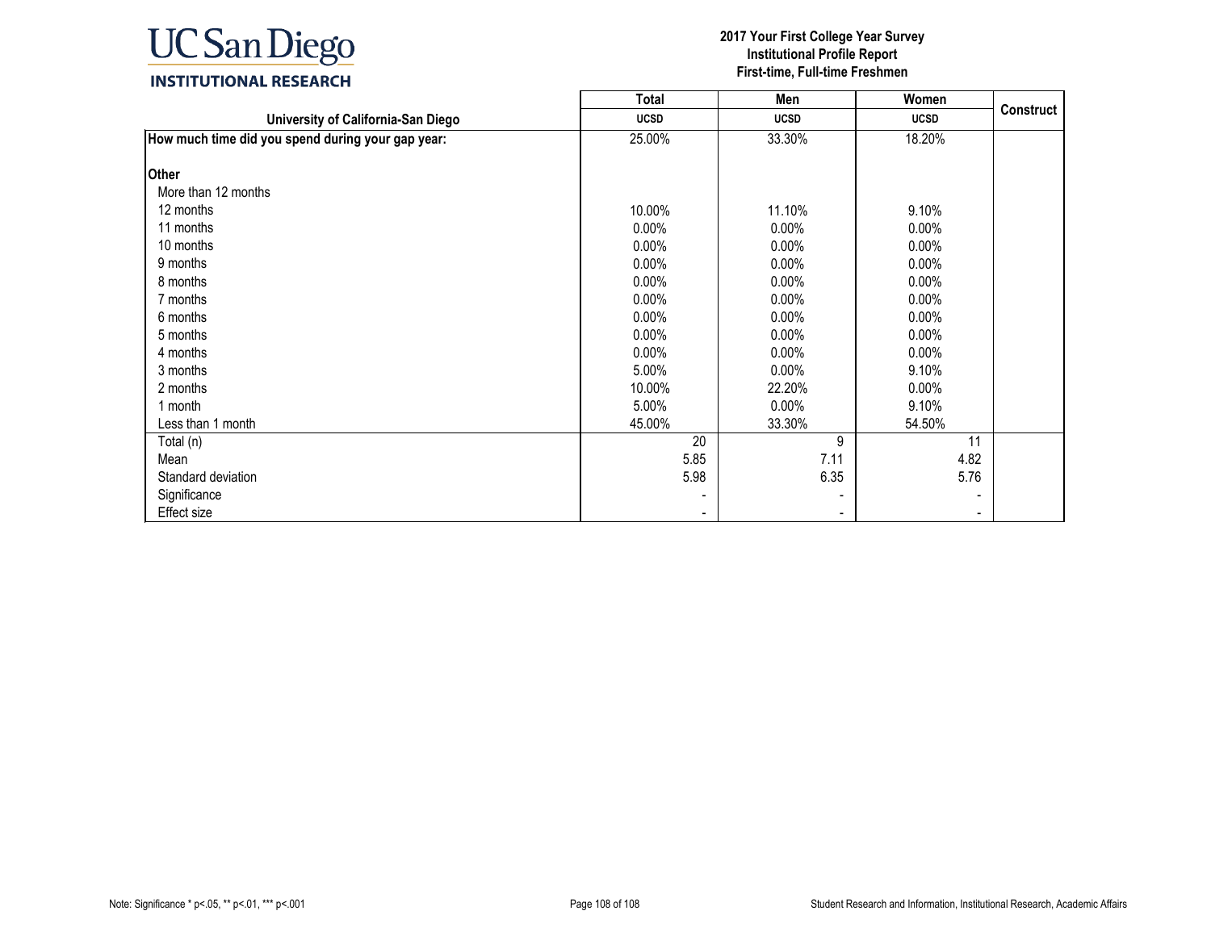| University of California-San Diego | Total UCSD | Men UCSD | Women UCSD | Construct |
|---|---|---|---|---|
| **How much time did you spend during your gap year:** | 25.00% | 33.30% | 18.20% | |
| **Other** | | | | |
| More than 12 months | | | | |
| 12 months | 10.00% | 11.10% | 9.10% | |
| 11 months | 0.00% | 0.00% | 0.00% | |
| 10 months | 0.00% | 0.00% | 0.00% | |
| 9 months | 0.00% | 0.00% | 0.00% | |
| 8 months | 0.00% | 0.00% | 0.00% | |
| 7 months | 0.00% | 0.00% | 0.00% | |
| 6 months | 0.00% | 0.00% | 0.00% | |
| 5 months | 0.00% | 0.00% | 0.00% | |
| 4 months | 0.00% | 0.00% | 0.00% | |
| 3 months | 5.00% | 0.00% | 9.10% | |
| 2 months | 10.00% | 22.20% | 0.00% | |
| 1 month | 5.00% | 0.00% | 9.10% | |
| Less than 1 month | 45.00% | 33.30% | 54.50% | |
| Total (n) | 20 | 9 | 11 | |
| Mean | 5.85 | 7.11 | 4.82 | |
| Standard deviation | 5.98 | 6.35 | 5.76 | |
| Significance | - | - | - | |
| Effect size | - | - | - | |

Note: Significance * p<.05, ** p<.01, *** p<.001